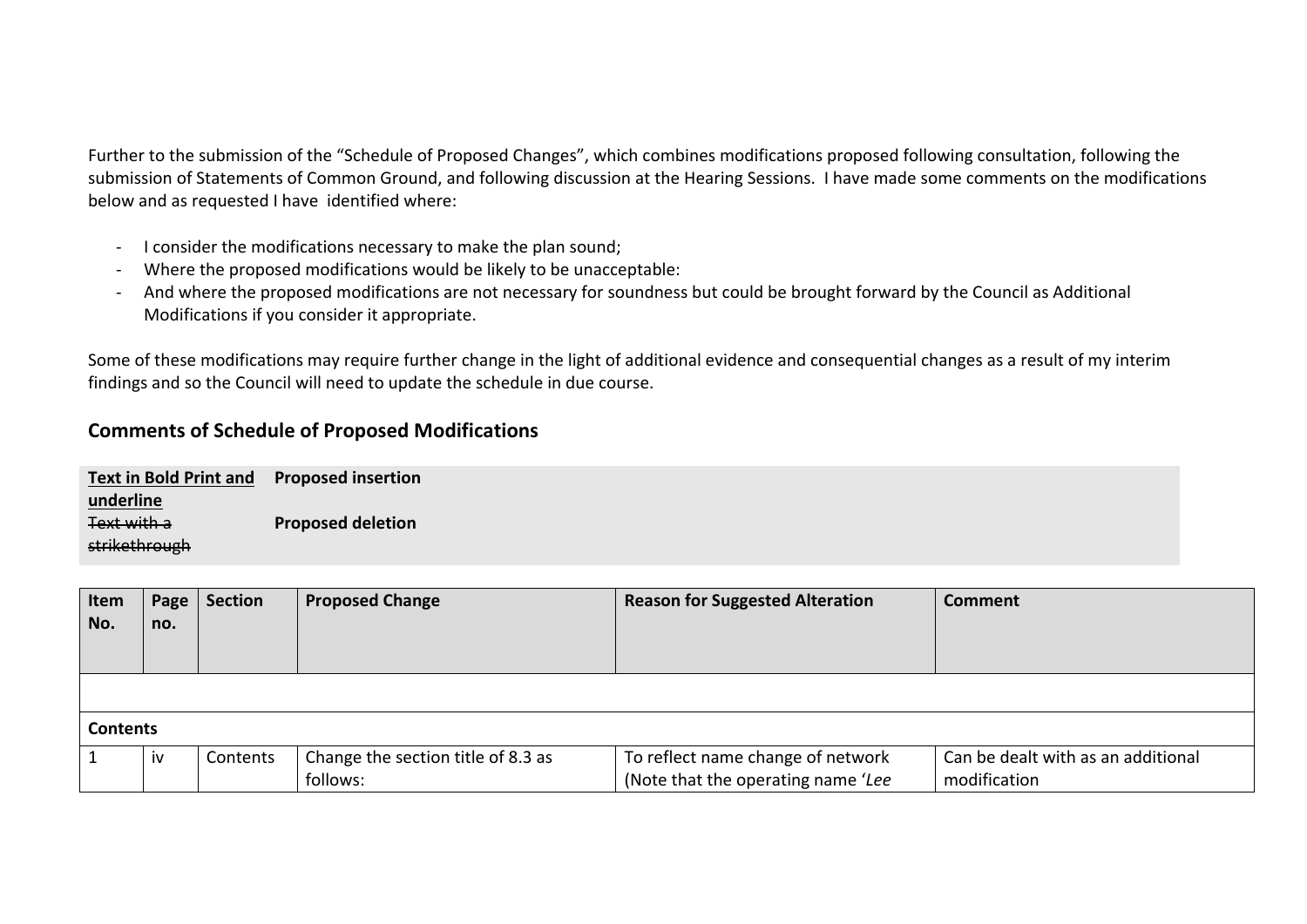Further to the submission of the "Schedule of Proposed Changes", which combines modifications proposed following consultation, following the submission of Statements of Common Ground, and following discussion at the Hearing Sessions. I have made some comments on the modifications below and as requested I have identified where:

- I consider the modifications necessary to make the plan sound;
- Where the proposed modifications would be likely to be unacceptable:
- And where the proposed modifications are not necessary for soundness but could be brought forward by the Council as Additional Modifications if you consider it appropriate.

Some of these modifications may require further change in the light of additional evidence and consequential changes as a result of my interim findings and so the Council will need to update the schedule in due course.

## Comments of Schedule of Proposed Modifications

| | |
|---|---|
| **<u>Text in Bold Print and underline</u>** | **Proposed insertion** |
| ~~Text with a strikethrough~~ | **Proposed deletion** |

| Item No. | Page no. | Section | Proposed Change | Reason for Suggested Alteration | Comment |
|---|---|---|---|---|---|
| | | | | | |
| **Contents** | | | | | |
| 1 | iv | Contents | Change the section title of 8.3 as follows: | To reflect name change of network (Note that the operating name '*Lee* | Can be dealt with as an additional modification |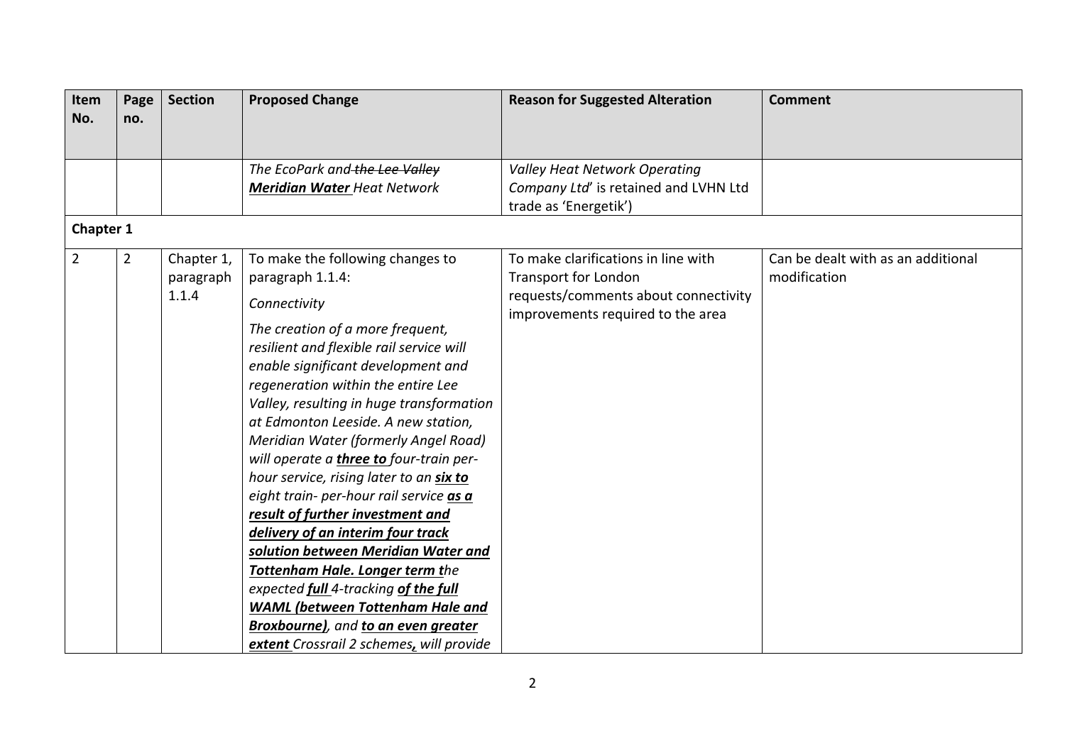| Item No. | Page no. | Section | Proposed Change | Reason for Suggested Alteration | Comment |
|---|---|---|---|---|---|
| | | | *The EcoPark and ~~the Lee Valley~~ **Meridian Water** Heat Network* | *Valley Heat Network Operating Company Ltd*' is retained and LVHN Ltd trade as 'Energetik') | |
| **Chapter 1** | | | | | |
| 2 | 2 | Chapter 1, paragraph 1.1.4 | To make the following changes to paragraph 1.1.4:<br><br>*Connectivity*<br><br>*The creation of a more frequent, resilient and flexible rail service will enable significant development and regeneration within the entire Lee Valley, resulting in huge transformation at Edmonton Leeside. A new station, Meridian Water (formerly Angel Road) will operate a* ***three to*** *four-train per-hour service, rising later to an* ***six to*** *eight train- per-hour rail service* ***as a result of further investment and delivery of an interim four track solution between Meridian Water and Tottenham Hale. Longer term t****he expected* ***full*** *4-tracking* ***of the full WAML (between Tottenham Hale and Broxbourne)****, and* ***to an even greater extent*** *Crossrail 2 schemes****,*** *will provide* | To make clarifications in line with Transport for London requests/comments about connectivity improvements required to the area | Can be dealt with as an additional modification |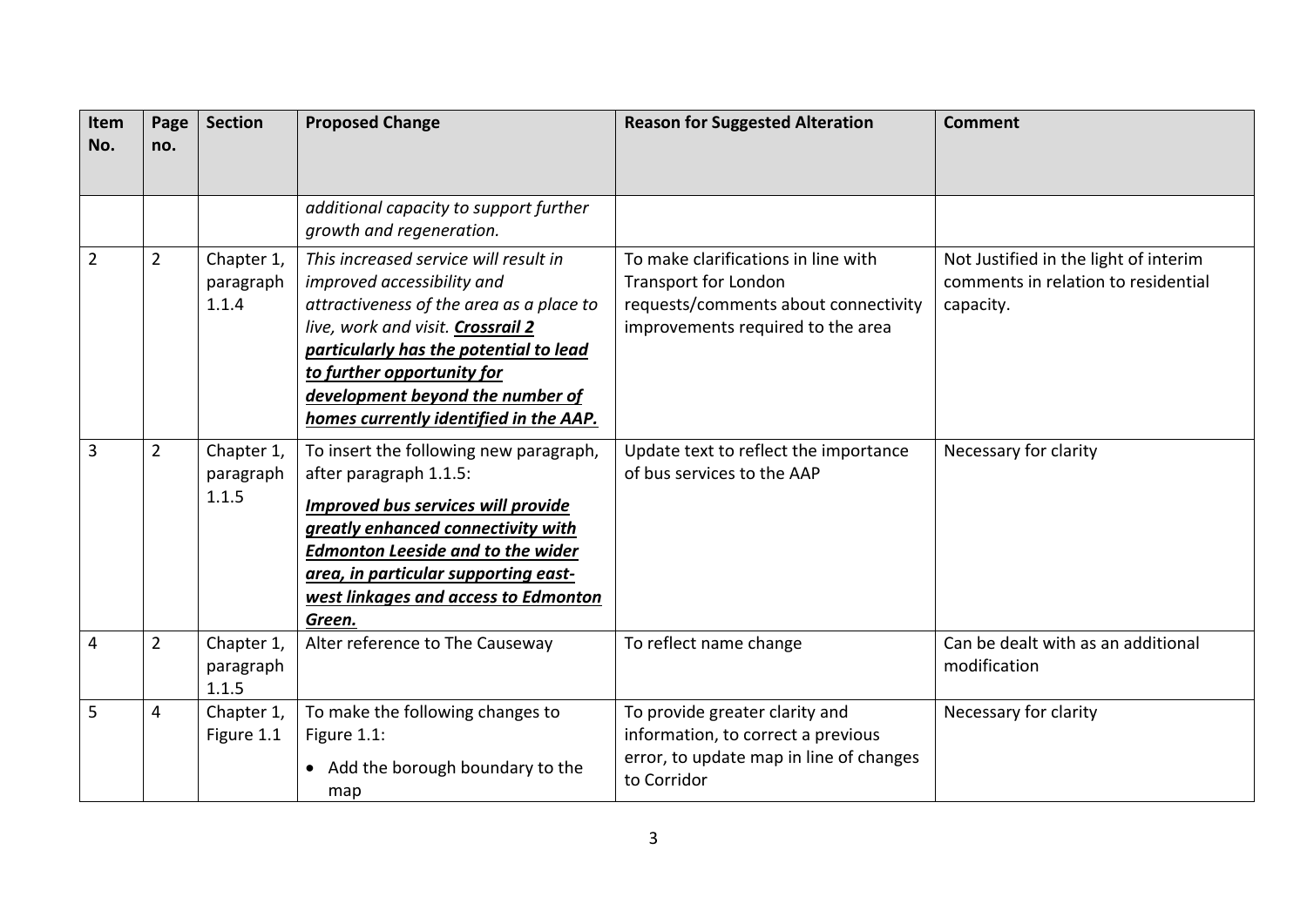| Item No. | Page no. | Section | Proposed Change | Reason for Suggested Alteration | Comment |
|---|---|---|---|---|---|
| | | | *additional capacity to support further growth and regeneration.* | | |
| 2 | 2 | Chapter 1, paragraph 1.1.4 | *This increased service will result in improved accessibility and attractiveness of the area as a place to live, work and visit.* ***<u>Crossrail 2 particularly has the potential to lead to further opportunity for development beyond the number of homes currently identified in the AAP.</u>*** | To make clarifications in line with Transport for London requests/comments about connectivity improvements required to the area | Not Justified in the light of interim comments in relation to residential capacity. |
| 3 | 2 | Chapter 1, paragraph 1.1.5 | To insert the following new paragraph, after paragraph 1.1.5: ***<u>Improved bus services will provide greatly enhanced connectivity with Edmonton Leeside and to the wider area, in particular supporting east-west linkages and access to Edmonton Green.</u>*** | Update text to reflect the importance of bus services to the AAP | Necessary for clarity |
| 4 | 2 | Chapter 1, paragraph 1.1.5 | Alter reference to The Causeway | To reflect name change | Can be dealt with as an additional modification |
| 5 | 4 | Chapter 1, Figure 1.1 | To make the following changes to Figure 1.1: <br>• Add the borough boundary to the map | To provide greater clarity and information, to correct a previous error, to update map in line of changes to Corridor | Necessary for clarity |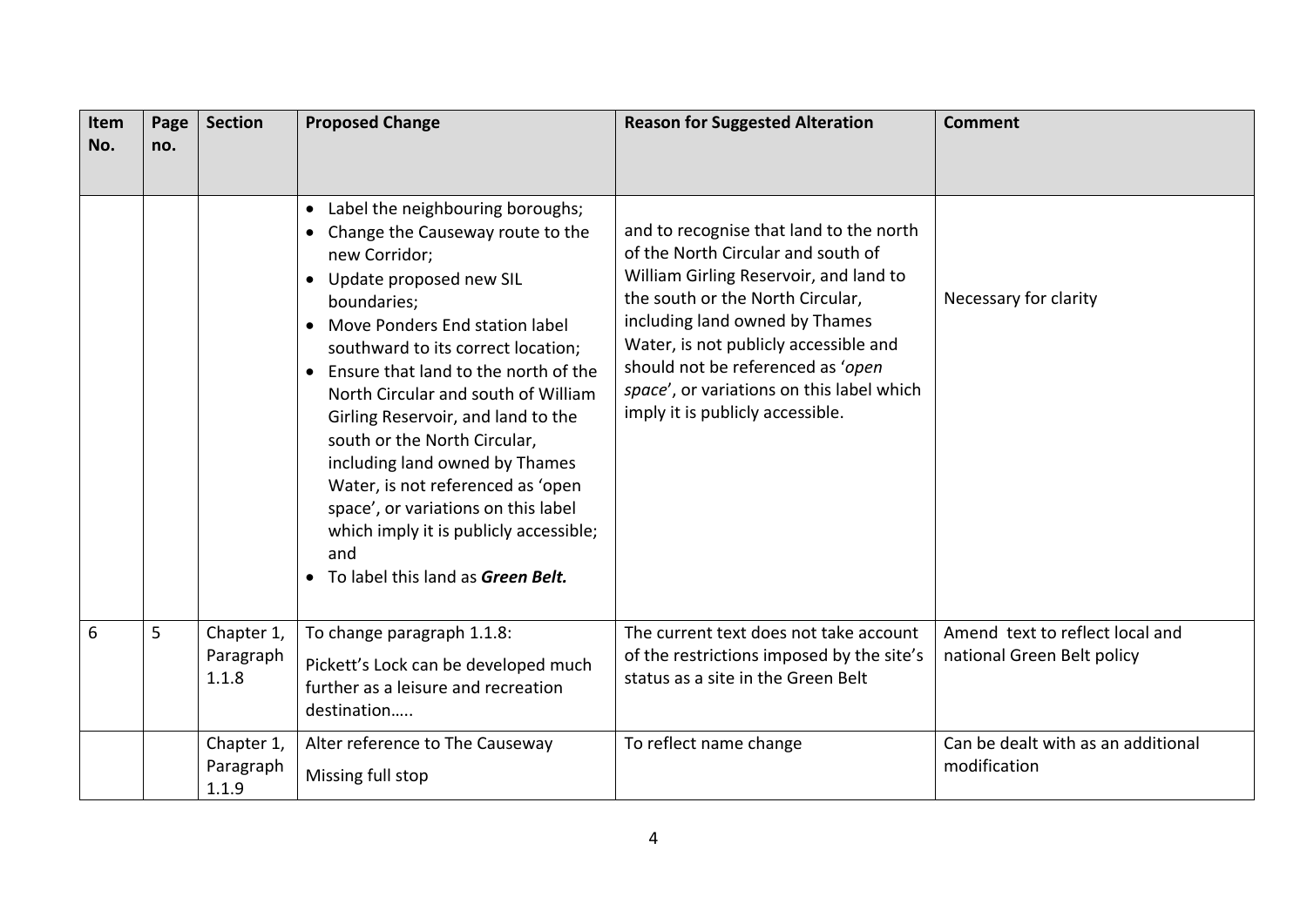| Item No. | Page no. | Section | Proposed Change | Reason for Suggested Alteration | Comment |
|---|---|---|---|---|---|
| | | | • Label the neighbouring boroughs;<br>• Change the Causeway route to the new Corridor;<br>• Update proposed new SIL boundaries;<br>• Move Ponders End station label southward to its correct location;<br>• Ensure that land to the north of the North Circular and south of William Girling Reservoir, and land to the south or the North Circular, including land owned by Thames Water, is not referenced as 'open space', or variations on this label which imply it is publicly accessible; and<br>• To label this land as ***Green Belt.*** | and to recognise that land to the north of the North Circular and south of William Girling Reservoir, and land to the south or the North Circular, including land owned by Thames Water, is not publicly accessible and should not be referenced as '*open space*', or variations on this label which imply it is publicly accessible. | Necessary for clarity |
| 6 | 5 | Chapter 1, Paragraph 1.1.8 | To change paragraph 1.1.8:<br>Pickett's Lock can be developed much further as a leisure and recreation destination….. | The current text does not take account of the restrictions imposed by the site's status as a site in the Green Belt | Amend text to reflect local and national Green Belt policy |
| | | Chapter 1, Paragraph 1.1.9 | Alter reference to The Causeway<br>Missing full stop | To reflect name change | Can be dealt with as an additional modification |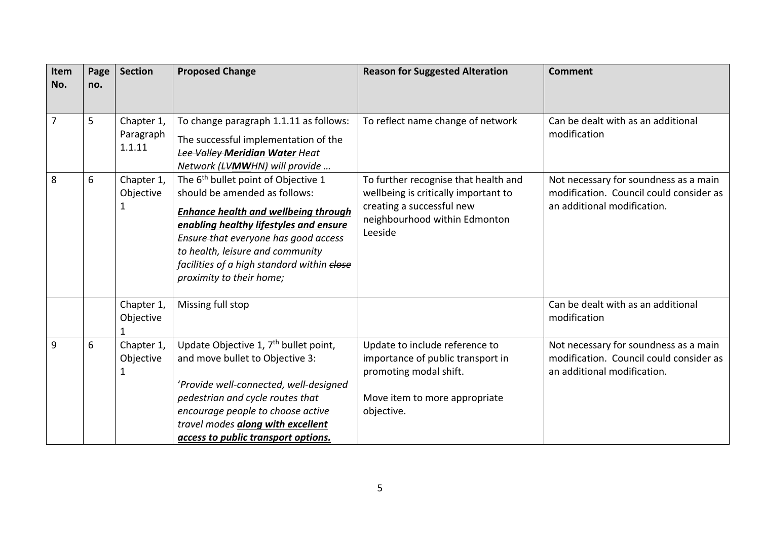| Item No. | Page no. | Section | Proposed Change | Reason for Suggested Alteration | Comment |
|---|---|---|---|---|---|
| 7 | 5 | Chapter 1, Paragraph 1.1.11 | To change paragraph 1.1.11 as follows: The successful implementation of the ~~*Lee Valley*~~ ***Meridian Water*** *Heat Network (*~~*LV*~~***MW****HN) will provide …* | To reflect name change of network | Can be dealt with as an additional modification |
| 8 | 6 | Chapter 1, Objective 1 | The 6th bullet point of Objective 1 should be amended as follows: ***Enhance health and wellbeing through enabling healthy lifestyles and ensure*** ~~*Ensure*~~ *that everyone has good access to health, leisure and community facilities of a high standard within* ~~*close*~~ *proximity to their home;* | To further recognise that health and wellbeing is critically important to creating a successful new neighbourhood within Edmonton Leeside | Not necessary for soundness as a main modification. Council could consider as an additional modification. |
| | | Chapter 1, Objective 1 | Missing full stop | | Can be dealt with as an additional modification |
| 9 | 6 | Chapter 1, Objective 1 | Update Objective 1, 7th bullet point, and move bullet to Objective 3: '*Provide well-connected, well-designed pedestrian and cycle routes that encourage people to choose active travel modes* ***along with excellent access to public transport options.*** | Update to include reference to importance of public transport in promoting modal shift. Move item to more appropriate objective. | Not necessary for soundness as a main modification. Council could consider as an additional modification. |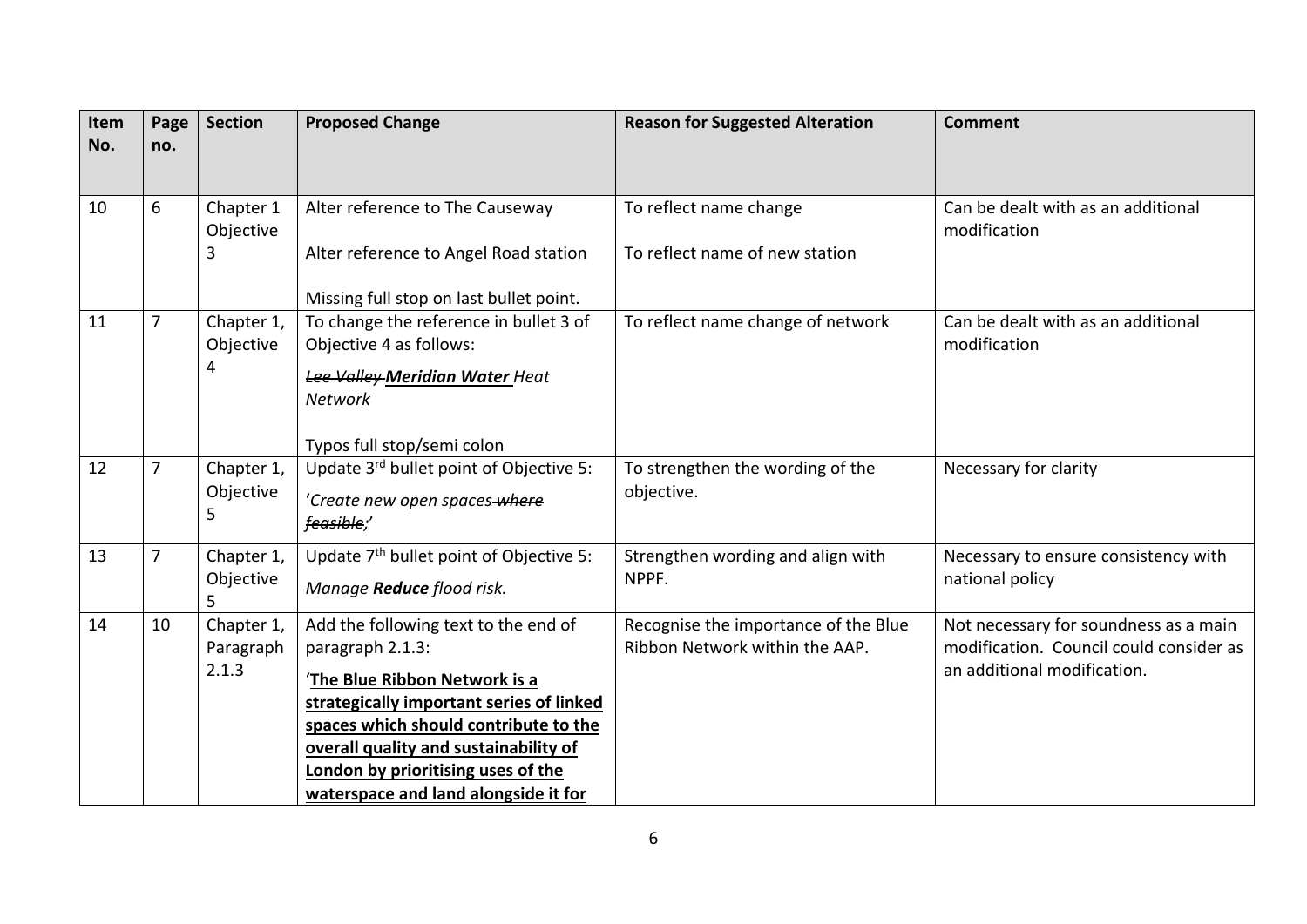| Item No. | Page no. | Section | Proposed Change | Reason for Suggested Alteration | Comment |
| --- | --- | --- | --- | --- | --- |
| 10 | 6 | Chapter 1 Objective 3 | Alter reference to The Causeway<br><br>Alter reference to Angel Road station<br><br>Missing full stop on last bullet point. | To reflect name change<br><br>To reflect name of new station | Can be dealt with as an additional modification |
| 11 | 7 | Chapter 1, Objective 4 | To change the reference in bullet 3 of Objective 4 as follows:<br>~~*Lee Valley*~~ ***<u>Meridian Water</u>*** *Heat Network*<br><br>Typos full stop/semi colon | To reflect name change of network | Can be dealt with as an additional modification |
| 12 | 7 | Chapter 1, Objective 5 | Update 3rd bullet point of Objective 5:<br>'*Create new open spaces* ~~*where feasible*~~*;*' | To strengthen the wording of the objective. | Necessary for clarity |
| 13 | 7 | Chapter 1, Objective 5 | Update 7th bullet point of Objective 5:<br>~~*Manage*~~ ***<u>Reduce</u>*** *flood risk.* | Strengthen wording and align with NPPF. | Necessary to ensure consistency with national policy |
| 14 | 10 | Chapter 1, Paragraph 2.1.3 | Add the following text to the end of paragraph 2.1.3:<br>'**<u>The Blue Ribbon Network is a strategically important series of linked spaces which should contribute to the overall quality and sustainability of London by prioritising uses of the waterspace and land alongside it for</u>** | Recognise the importance of the Blue Ribbon Network within the AAP. | Not necessary for soundness as a main modification. Council could consider as an additional modification. |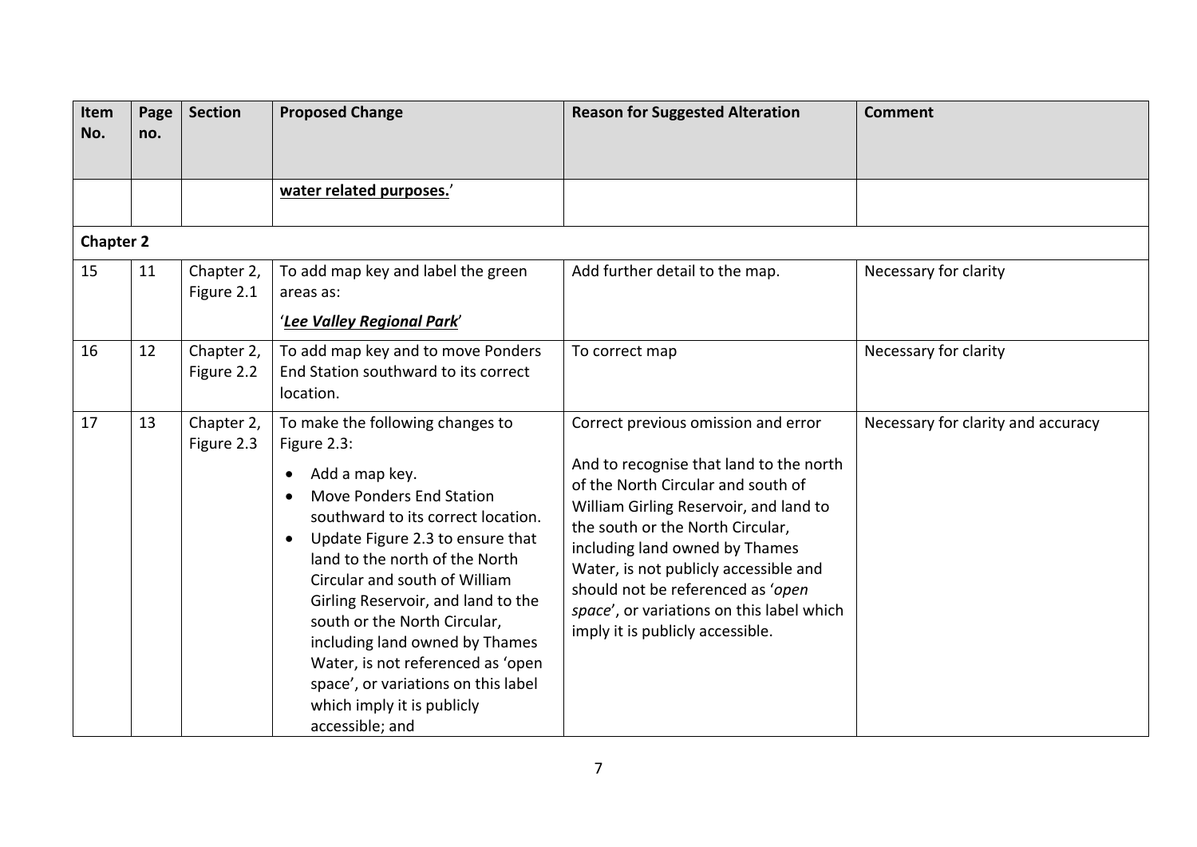| Item No. | Page no. | Section | Proposed Change | Reason for Suggested Alteration | Comment |
|---|---|---|---|---|---|
| | | | **<u>water related purposes.</u>**' | | |
| **Chapter 2** | | | | | |
| 15 | 11 | Chapter 2, Figure 2.1 | To add map key and label the green areas as: '***<u>Lee Valley Regional Park</u>***' | Add further detail to the map. | Necessary for clarity |
| 16 | 12 | Chapter 2, Figure 2.2 | To add map key and to move Ponders End Station southward to its correct location. | To correct map | Necessary for clarity |
| 17 | 13 | Chapter 2, Figure 2.3 | To make the following changes to Figure 2.3: <br>• Add a map key. <br>• Move Ponders End Station southward to its correct location. <br>• Update Figure 2.3 to ensure that land to the north of the North Circular and south of William Girling Reservoir, and land to the south or the North Circular, including land owned by Thames Water, is not referenced as 'open space', or variations on this label which imply it is publicly accessible; and | Correct previous omission and error <br><br>And to recognise that land to the north of the North Circular and south of William Girling Reservoir, and land to the south or the North Circular, including land owned by Thames Water, is not publicly accessible and should not be referenced as '*open space*', or variations on this label which imply it is publicly accessible. | Necessary for clarity and accuracy |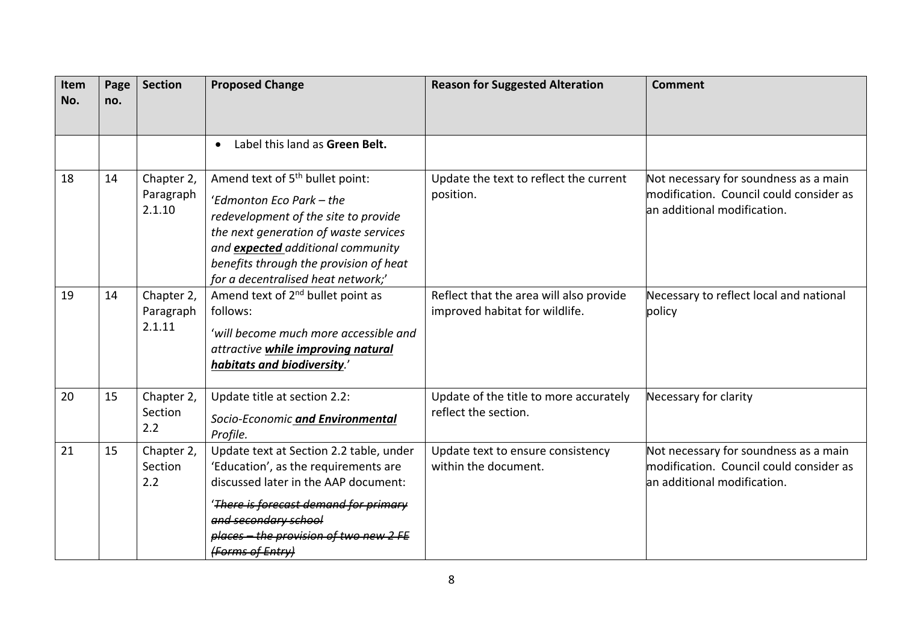| Item No. | Page no. | Section | Proposed Change | Reason for Suggested Alteration | Comment |
|---|---|---|---|---|---|
| | | | • Label this land as **Green Belt.** | | |
| 18 | 14 | Chapter 2, Paragraph 2.1.10 | Amend text of 5th bullet point: 'Edmonton Eco Park – the redevelopment of the site to provide the next generation of waste services and ***<u>expected</u>*** additional community benefits through the provision of heat for a decentralised heat network;' | Update the text to reflect the current position. | Not necessary for soundness as a main modification. Council could consider as an additional modification. |
| 19 | 14 | Chapter 2, Paragraph 2.1.11 | Amend text of 2nd bullet point as follows: 'will become much more accessible and attractive ***<u>while improving natural habitats and biodiversity</u>***.' | Reflect that the area will also provide improved habitat for wildlife. | Necessary to reflect local and national policy |
| 20 | 15 | Chapter 2, Section 2.2 | Update title at section 2.2: *Socio-Economic* ***<u>and Environmental</u>*** *Profile.* | Update of the title to more accurately reflect the section. | Necessary for clarity |
| 21 | 15 | Chapter 2, Section 2.2 | Update text at Section 2.2 table, under 'Education', as the requirements are discussed later in the AAP document: '~~There is forecast demand for primary and secondary school places – the provision of two new 2 FE (Forms of Entry)~~ | Update text to ensure consistency within the document. | Not necessary for soundness as a main modification. Council could consider as an additional modification. |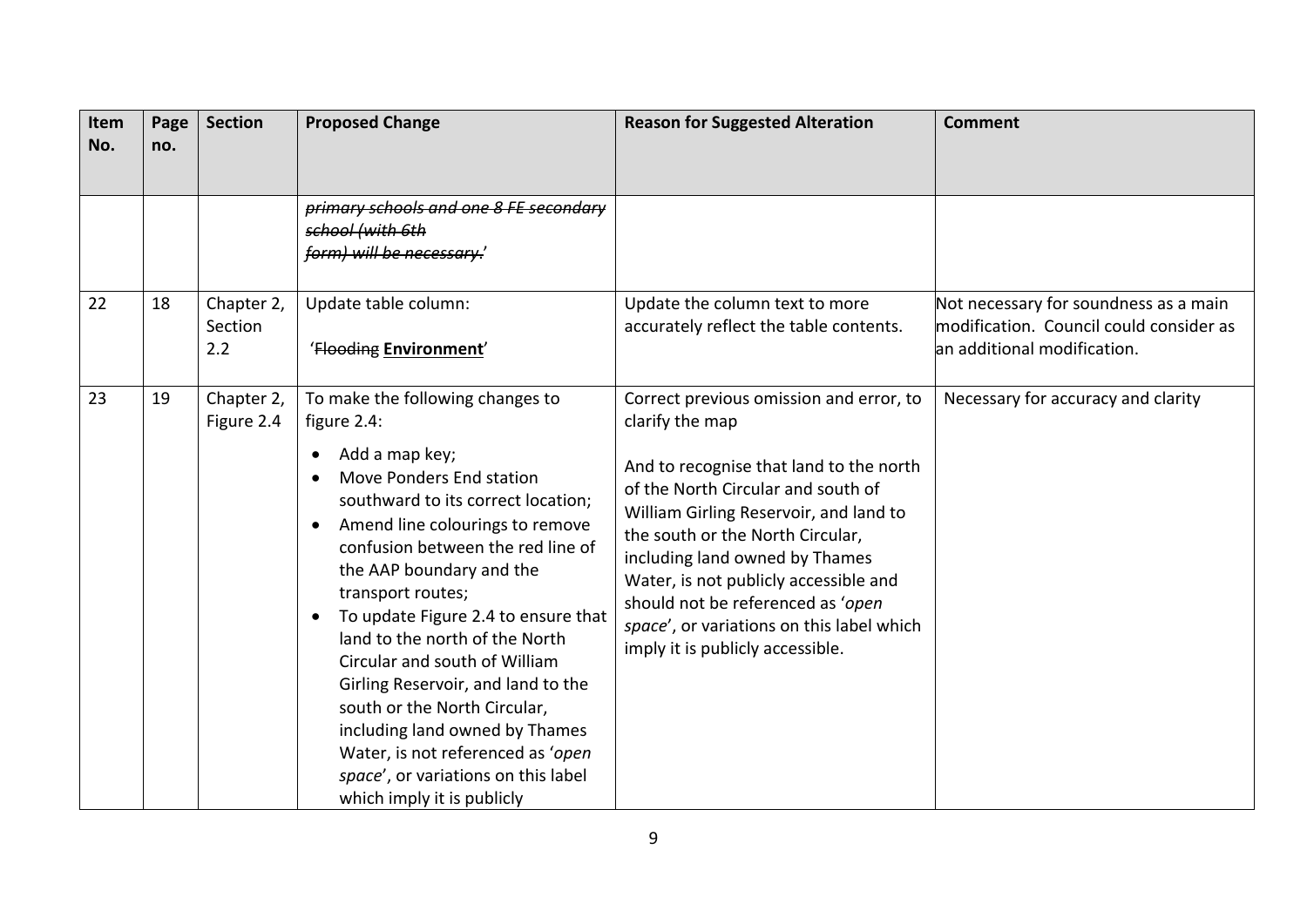| Item No. | Page no. | Section | Proposed Change | Reason for Suggested Alteration | Comment |
|---|---|---|---|---|---|
| | | | ~~primary schools and one 8 FE secondary school (with 6th form) will be necessary.~~' | | |
| 22 | 18 | Chapter 2, Section 2.2 | Update table column:<br><br>'~~Flooding~~ **Environment**' | Update the column text to more accurately reflect the table contents. | Not necessary for soundness as a main modification. Council could consider as an additional modification. |
| 23 | 19 | Chapter 2, Figure 2.4 | To make the following changes to figure 2.4:<br>• Add a map key;<br>• Move Ponders End station southward to its correct location;<br>• Amend line colourings to remove confusion between the red line of the AAP boundary and the transport routes;<br>• To update Figure 2.4 to ensure that land to the north of the North Circular and south of William Girling Reservoir, and land to the south or the North Circular, including land owned by Thames Water, is not referenced as '*open space*', or variations on this label which imply it is publicly | Correct previous omission and error, to clarify the map<br><br>And to recognise that land to the north of the North Circular and south of William Girling Reservoir, and land to the south or the North Circular, including land owned by Thames Water, is not publicly accessible and should not be referenced as '*open space*', or variations on this label which imply it is publicly accessible. | Necessary for accuracy and clarity |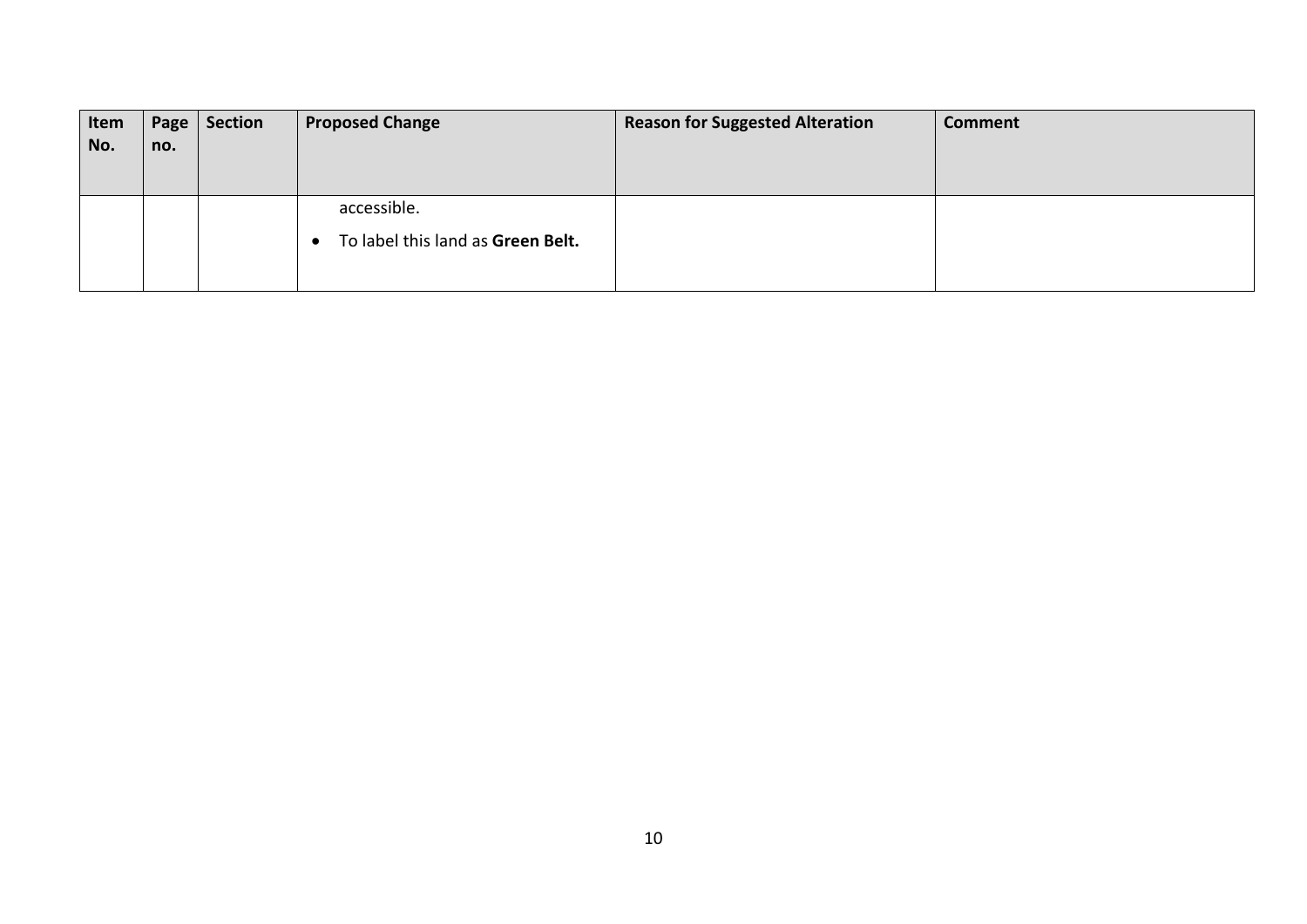| Item No. | Page no. | Section | Proposed Change | Reason for Suggested Alteration | Comment |
|---|---|---|---|---|---|
| | | | accessible.<br>• To label this land as **Green Belt.** | | |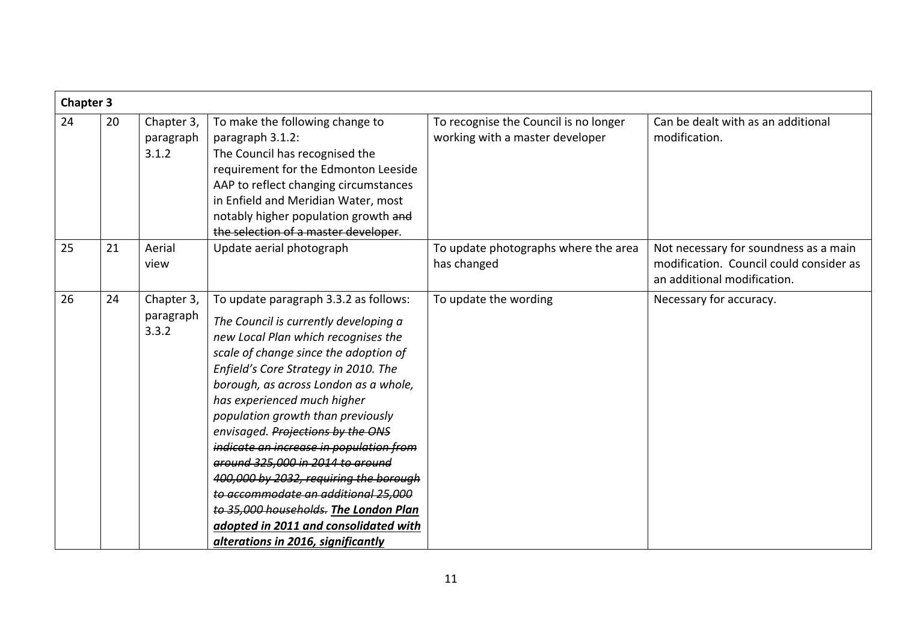| Chapter 3 | | | | | |
|---|---|---|---|---|---|
| 24 | 20 | Chapter 3, paragraph 3.1.2 | To make the following change to paragraph 3.1.2: The Council has recognised the requirement for the Edmonton Leeside AAP to reflect changing circumstances in Enfield and Meridian Water, most notably higher population growth ~~and the selection of a master developer~~. | To recognise the Council is no longer working with a master developer | Can be dealt with as an additional modification. |
| 25 | 21 | Aerial view | Update aerial photograph | To update photographs where the area has changed | Not necessary for soundness as a main modification. Council could consider as an additional modification. |
| 26 | 24 | Chapter 3, paragraph 3.3.2 | To update paragraph 3.3.2 as follows: *The Council is currently developing a new Local Plan which recognises the scale of change since the adoption of Enfield's Core Strategy in 2010. The borough, as across London as a whole, has experienced much higher population growth than previously envisaged. ~~Projections by the ONS indicate an increase in population from around 325,000 in 2014 to around 400,000 by 2032, requiring the borough to accommodate an additional 25,000 to 35,000 households.~~ **<u>The London Plan adopted in 2011 and consolidated with alterations in 2016, significantly</u>*** | To update the wording | Necessary for accuracy. |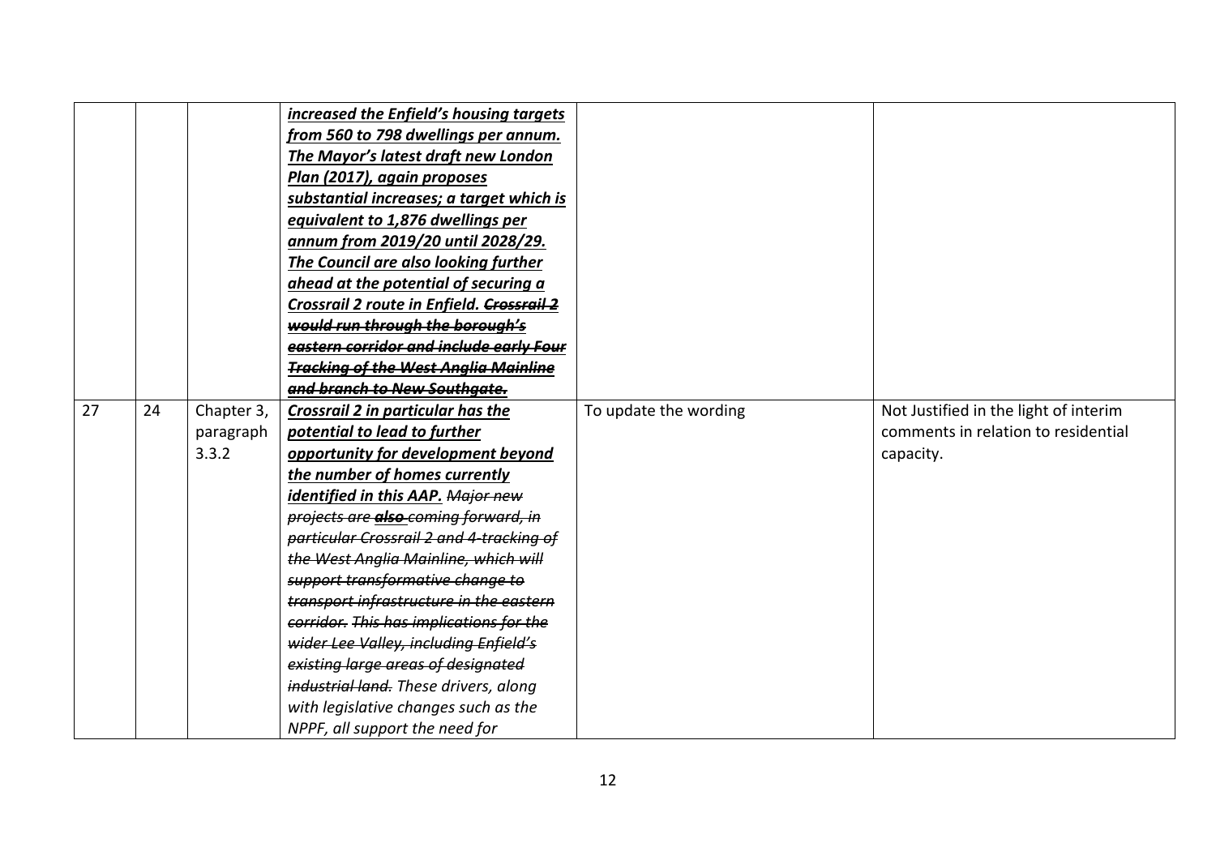| | | | | | |
|---|---|---|---|---|---|
| | | | ***increased the Enfield's housing targets from 560 to 798 dwellings per annum. The Mayor's latest draft new London Plan (2017), again proposes substantial increases; a target which is equivalent to 1,876 dwellings per annum from 2019/20 until 2028/29. The Council are also looking further ahead at the potential of securing a Crossrail 2 route in Enfield.*** ~~***Crossrail 2 would run through the borough's eastern corridor and include early Four Tracking of the West Anglia Mainline and branch to New Southgate.***~~ | | |
| 27 | 24 | Chapter 3, paragraph 3.3.2 | ***Crossrail 2 in particular has the potential to lead to further opportunity for development beyond the number of homes currently identified in this AAP.*** ~~*Major new projects are **also** coming forward, in particular Crossrail 2 and 4-tracking of the West Anglia Mainline, which will support transformative change to transport infrastructure in the eastern corridor. This has implications for the wider Lee Valley, including Enfield's existing large areas of designated industrial land.*~~ *These drivers, along with legislative changes such as the NPPF, all support the need for* | To update the wording | Not Justified in the light of interim comments in relation to residential capacity. |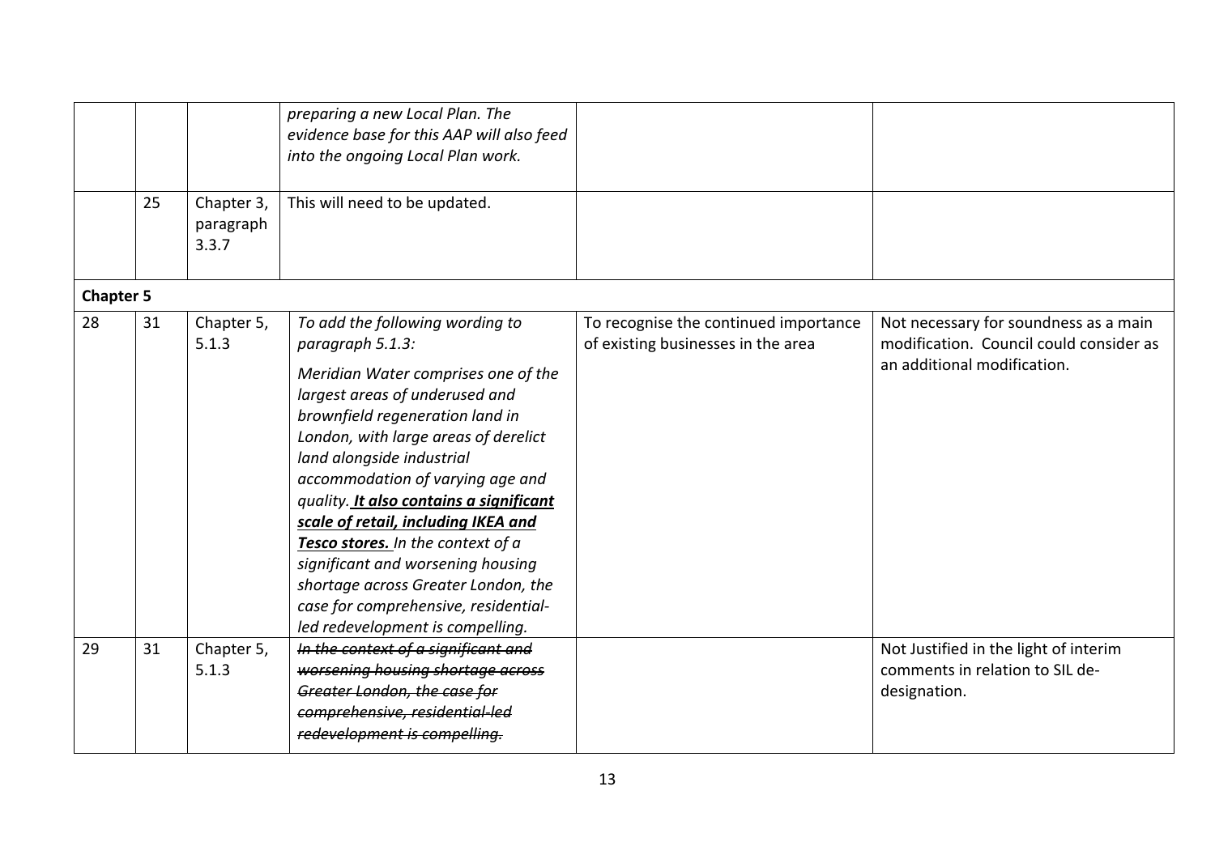| | | | | | |
|---|---|---|---|---|---|
| | | | *preparing a new Local Plan. The evidence base for this AAP will also feed into the ongoing Local Plan work.* | | |
| | 25 | Chapter 3, paragraph 3.3.7 | This will need to be updated. | | |
| **Chapter 5** | | | | | |
| 28 | 31 | Chapter 5, 5.1.3 | *To add the following wording to paragraph 5.1.3:*<br><br>*Meridian Water comprises one of the largest areas of underused and brownfield regeneration land in London, with large areas of derelict land alongside industrial accommodation of varying age and quality.* ***<u>It also contains a significant scale of retail, including IKEA and Tesco stores.</u>*** *In the context of a significant and worsening housing shortage across Greater London, the case for comprehensive, residential-led redevelopment is compelling.* | To recognise the continued importance of existing businesses in the area | Not necessary for soundness as a main modification. Council could consider as an additional modification. |
| 29 | 31 | Chapter 5, 5.1.3 | *~~In the context of a significant and worsening housing shortage across Greater London, the case for comprehensive, residential-led redevelopment is compelling.~~* | | Not Justified in the light of interim comments in relation to SIL de-designation. |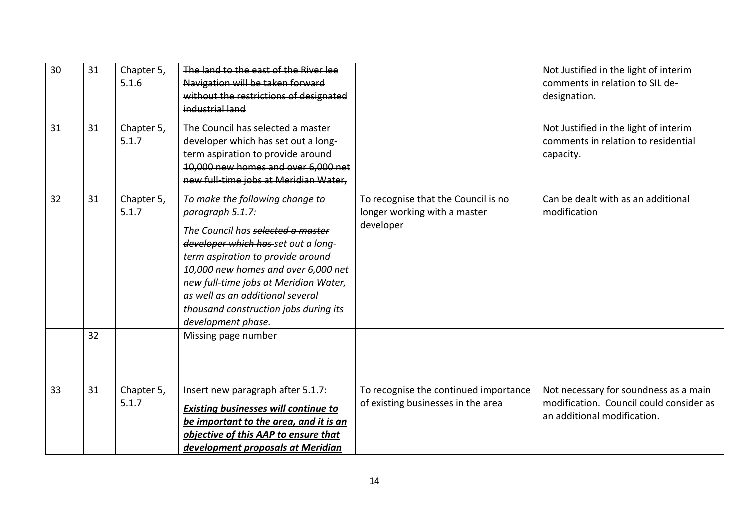| 30 | 31 | Chapter 5, 5.1.6 | ~~The land to the east of the River lee Navigation will be taken forward without the restrictions of designated industrial land~~ | | Not Justified in the light of interim comments in relation to SIL de-designation. |
|---|---|---|---|---|---|
| 31 | 31 | Chapter 5, 5.1.7 | The Council has selected a master developer which has set out a long-term aspiration to provide around ~~10,000 new homes and over 6,000 net new full-time jobs at Meridian Water,~~ | | Not Justified in the light of interim comments in relation to residential capacity. |
| 32 | 31 | Chapter 5, 5.1.7 | *To make the following change to paragraph 5.1.7:*<br><br>*The Council has ~~selected a master developer which has~~ set out a long-term aspiration to provide around 10,000 new homes and over 6,000 net new full-time jobs at Meridian Water, as well as an additional several thousand construction jobs during its development phase.* | To recognise that the Council is no longer working with a master developer | Can be dealt with as an additional modification |
| | 32 | | Missing page number | | |
| 33 | 31 | Chapter 5, 5.1.7 | Insert new paragraph after 5.1.7:<br>***<u>Existing businesses will continue to be important to the area, and it is an objective of this AAP to ensure that development proposals at Meridian</u>*** | To recognise the continued importance of existing businesses in the area | Not necessary for soundness as a main modification. Council could consider as an additional modification. |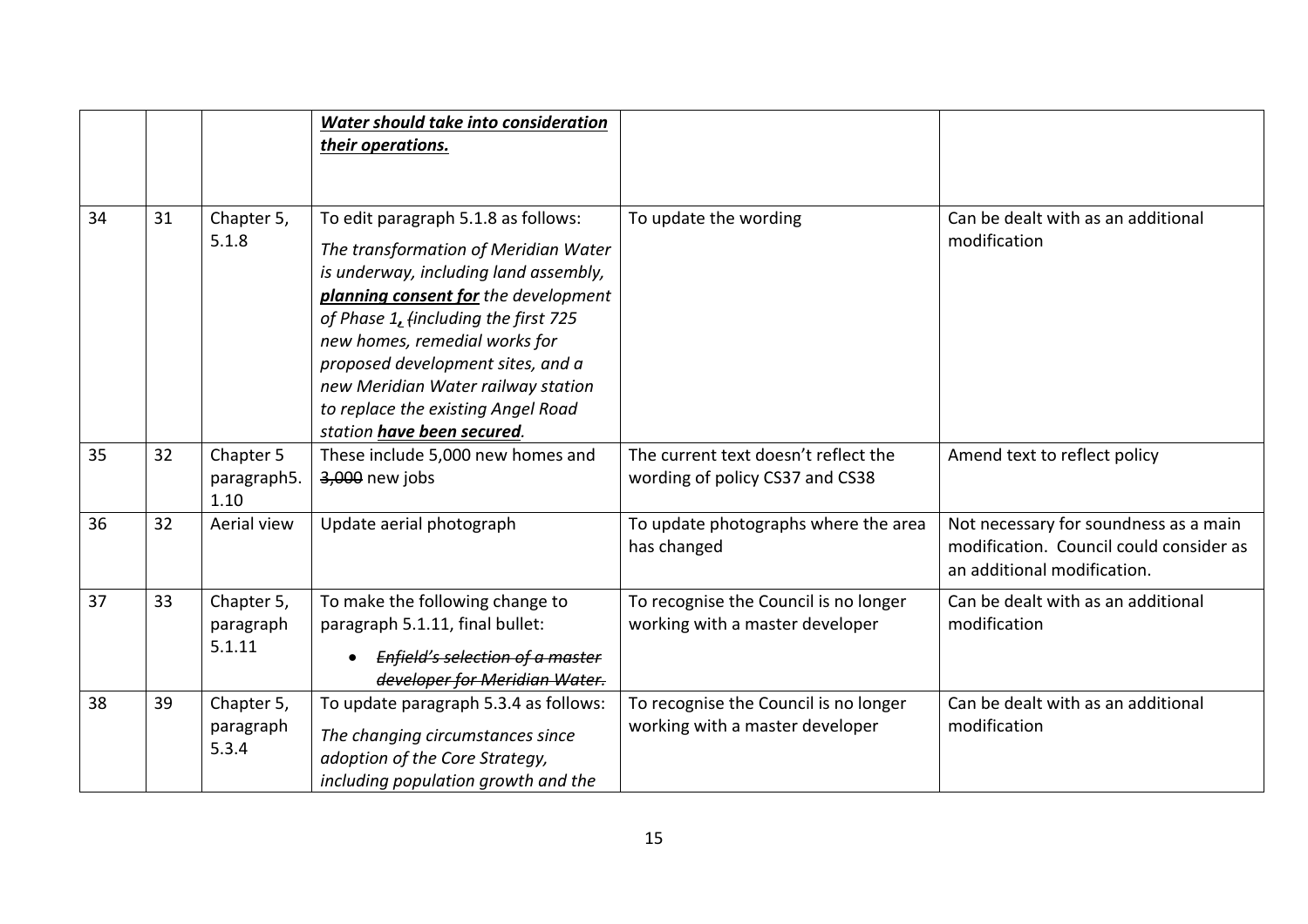| | | | | | |
|---|---|---|---|---|---|
| | | | ***<u>Water should take into consideration their operations.</u>*** | | |
| 34 | 31 | Chapter 5, 5.1.8 | To edit paragraph 5.1.8 as follows: *The transformation of Meridian Water is underway, including land assembly, **<u>planning consent for</u>** the development of Phase 1**<u>,</u>** ~~(~~including the first 725 new homes, remedial works for proposed development sites, and a new Meridian Water railway station to replace the existing Angel Road station **<u>have been secured</u>**.* | To update the wording | Can be dealt with as an additional modification |
| 35 | 32 | Chapter 5 paragraph5.1.10 | These include 5,000 new homes and ~~3,000~~ new jobs | The current text doesn't reflect the wording of policy CS37 and CS38 | Amend text to reflect policy |
| 36 | 32 | Aerial view | Update aerial photograph | To update photographs where the area has changed | Not necessary for soundness as a main modification. Council could consider as an additional modification. |
| 37 | 33 | Chapter 5, paragraph 5.1.11 | To make the following change to paragraph 5.1.11, final bullet: <br>• *~~Enfield's selection of a master developer for Meridian Water.~~* | To recognise the Council is no longer working with a master developer | Can be dealt with as an additional modification |
| 38 | 39 | Chapter 5, paragraph 5.3.4 | To update paragraph 5.3.4 as follows: *The changing circumstances since adoption of the Core Strategy, including population growth and the* | To recognise the Council is no longer working with a master developer | Can be dealt with as an additional modification |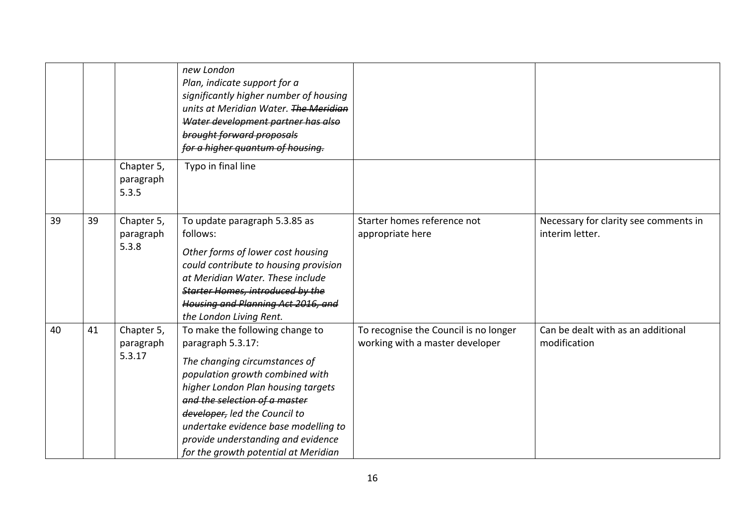| | | | | | |
|---|---|---|---|---|---|
| | | | *new London Plan, indicate support for a significantly higher number of housing units at Meridian Water. ~~The Meridian Water development partner has also brought forward proposals for a higher quantum of housing.~~* | | |
| | | Chapter 5, paragraph 5.3.5 | Typo in final line | | |
| 39 | 39 | Chapter 5, paragraph 5.3.8 | To update paragraph 5.3.85 as follows:<br>*Other forms of lower cost housing could contribute to housing provision at Meridian Water. These include ~~Starter Homes, introduced by the Housing and Planning Act 2016, and~~ the London Living Rent.* | Starter homes reference not appropriate here | Necessary for clarity see comments in interim letter. |
| 40 | 41 | Chapter 5, paragraph 5.3.17 | To make the following change to paragraph 5.3.17:<br>*The changing circumstances of population growth combined with higher London Plan housing targets ~~and the selection of a master developer,~~ led the Council to undertake evidence base modelling to provide understanding and evidence for the growth potential at Meridian* | To recognise the Council is no longer working with a master developer | Can be dealt with as an additional modification |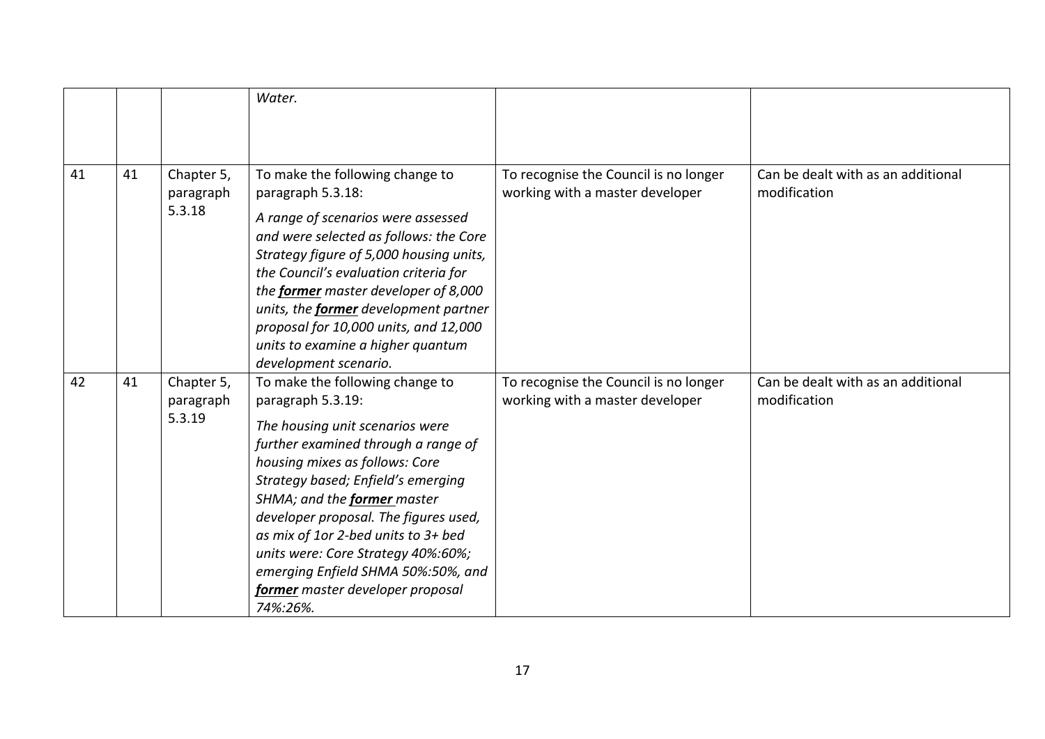|  |  |  |  |  |  |
|---|---|---|---|---|---|
|  |  |  | *Water.* |  |  |
| 41 | 41 | Chapter 5, paragraph 5.3.18 | To make the following change to paragraph 5.3.18:<br><br>*A range of scenarios were assessed and were selected as follows: the Core Strategy figure of 5,000 housing units, the Council's evaluation criteria for the **former** master developer of 8,000 units, the **former** development partner proposal for 10,000 units, and 12,000 units to examine a higher quantum development scenario.* | To recognise the Council is no longer working with a master developer | Can be dealt with as an additional modification |
| 42 | 41 | Chapter 5, paragraph 5.3.19 | To make the following change to paragraph 5.3.19:<br><br>*The housing unit scenarios were further examined through a range of housing mixes as follows: Core Strategy based; Enfield's emerging SHMA; and the **former** master developer proposal. The figures used, as mix of 1or 2-bed units to 3+ bed units were: Core Strategy 40%:60%; emerging Enfield SHMA 50%:50%, and **former** master developer proposal 74%:26%.* | To recognise the Council is no longer working with a master developer | Can be dealt with as an additional modification |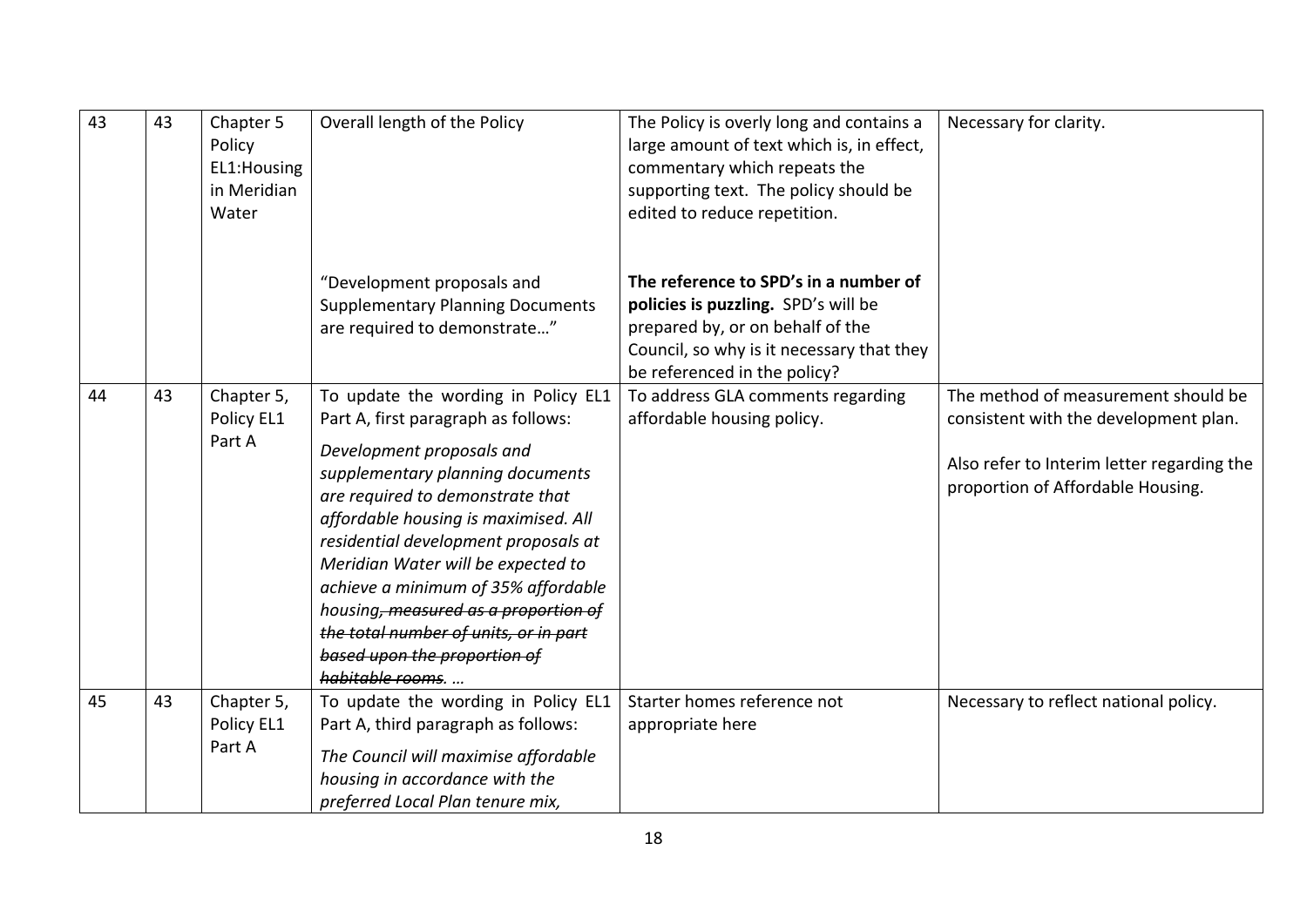| 43 | 43 | Chapter 5 Policy EL1:Housing in Meridian Water | Overall length of the Policy<br><br>"Development proposals and Supplementary Planning Documents are required to demonstrate…" | The Policy is overly long and contains a large amount of text which is, in effect, commentary which repeats the supporting text. The policy should be edited to reduce repetition.<br><br>**The reference to SPD's in a number of policies is puzzling.** SPD's will be prepared by, or on behalf of the Council, so why is it necessary that they be referenced in the policy? | Necessary for clarity. |
|---|---|---|---|---|---|
| 44 | 43 | Chapter 5, Policy EL1 Part A | To update the wording in Policy EL1 Part A, first paragraph as follows:<br>*Development proposals and supplementary planning documents are required to demonstrate that affordable housing is maximised. All residential development proposals at Meridian Water will be expected to achieve a minimum of 35% affordable housing~~, measured as a proportion of the total number of units, or in part based upon the proportion of habitable rooms~~. …* | To address GLA comments regarding affordable housing policy. | The method of measurement should be consistent with the development plan.<br><br>Also refer to Interim letter regarding the proportion of Affordable Housing. |
| 45 | 43 | Chapter 5, Policy EL1 Part A | To update the wording in Policy EL1 Part A, third paragraph as follows:<br>*The Council will maximise affordable housing in accordance with the preferred Local Plan tenure mix,* | Starter homes reference not appropriate here | Necessary to reflect national policy. |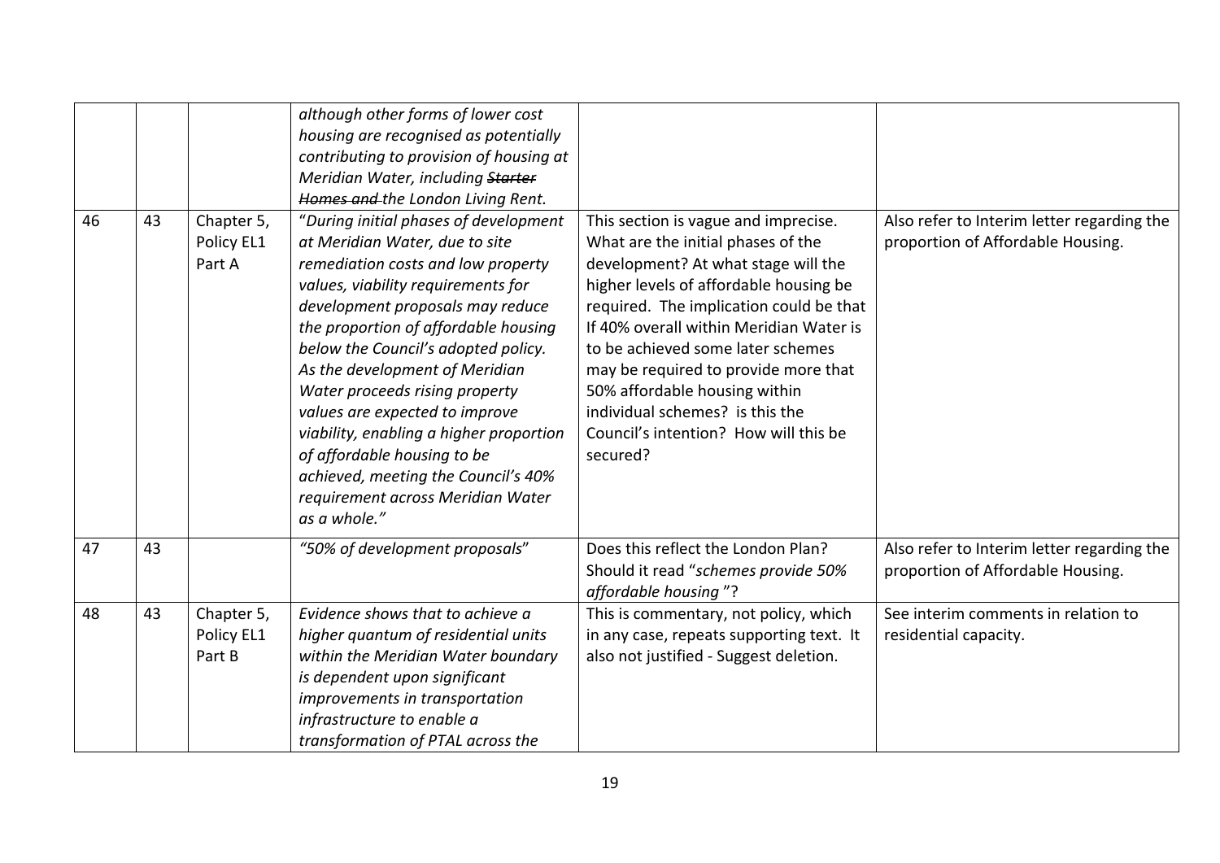| | | | | | |
|---|---|---|---|---|---|
| | | | *although other forms of lower cost housing are recognised as potentially contributing to provision of housing at Meridian Water, including ~~Starter Homes and~~ the London Living Rent.* | | |
| 46 | 43 | Chapter 5, Policy EL1 Part A | "*During initial phases of development at Meridian Water, due to site remediation costs and low property values, viability requirements for development proposals may reduce the proportion of affordable housing below the Council's adopted policy. As the development of Meridian Water proceeds rising property values are expected to improve viability, enabling a higher proportion of affordable housing to be achieved, meeting the Council's 40% requirement across Meridian Water as a whole.*" | This section is vague and imprecise. What are the initial phases of the development? At what stage will the higher levels of affordable housing be required. The implication could be that If 40% overall within Meridian Water is to be achieved some later schemes may be required to provide more that 50% affordable housing within individual schemes? is this the Council's intention? How will this be secured? | Also refer to Interim letter regarding the proportion of Affordable Housing. |
| 47 | 43 | | *"50% of development proposals*" | Does this reflect the London Plan? Should it read "*schemes provide 50% affordable housing* "? | Also refer to Interim letter regarding the proportion of Affordable Housing. |
| 48 | 43 | Chapter 5, Policy EL1 Part B | *Evidence shows that to achieve a higher quantum of residential units within the Meridian Water boundary is dependent upon significant improvements in transportation infrastructure to enable a transformation of PTAL across the* | This is commentary, not policy, which in any case, repeats supporting text. It also not justified - Suggest deletion. | See interim comments in relation to residential capacity. |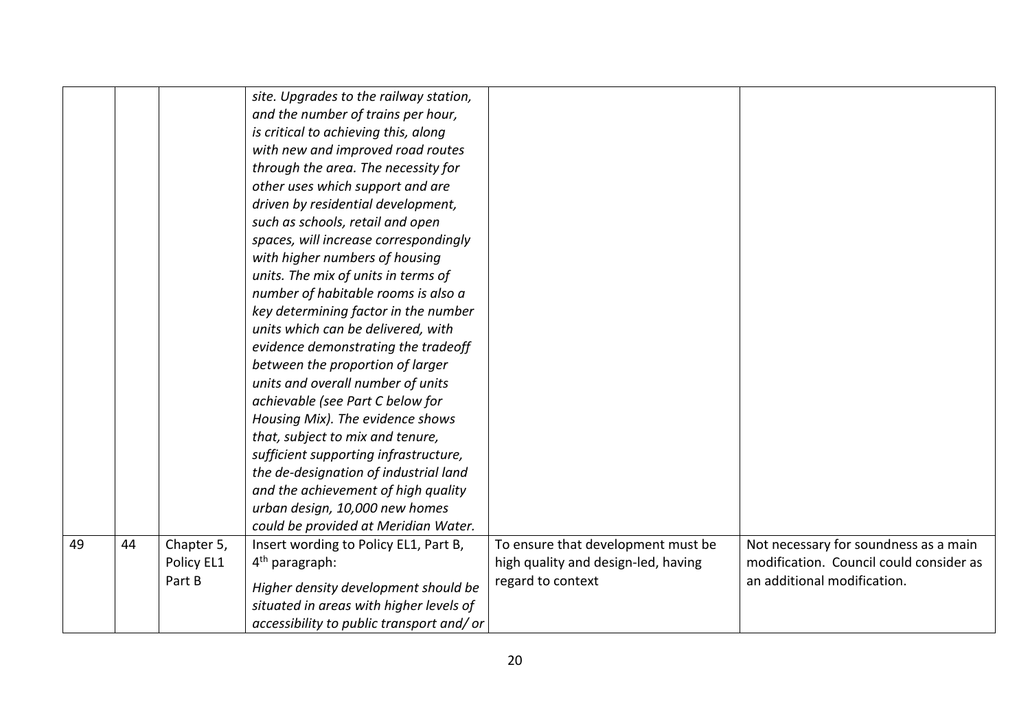| | | | | | |
|---|---|---|---|---|---|
| | | | *site. Upgrades to the railway station, and the number of trains per hour, is critical to achieving this, along with new and improved road routes through the area. The necessity for other uses which support and are driven by residential development, such as schools, retail and open spaces, will increase correspondingly with higher numbers of housing units. The mix of units in terms of number of habitable rooms is also a key determining factor in the number units which can be delivered, with evidence demonstrating the tradeoff between the proportion of larger units and overall number of units achievable (see Part C below for Housing Mix). The evidence shows that, subject to mix and tenure, sufficient supporting infrastructure, the de-designation of industrial land and the achievement of high quality urban design, 10,000 new homes could be provided at Meridian Water.* | | |
| 49 | 44 | Chapter 5, Policy EL1 Part B | Insert wording to Policy EL1, Part B, 4th paragraph:<br><br>*Higher density development should be situated in areas with higher levels of accessibility to public transport and/ or* | To ensure that development must be high quality and design-led, having regard to context | Not necessary for soundness as a main modification. Council could consider as an additional modification. |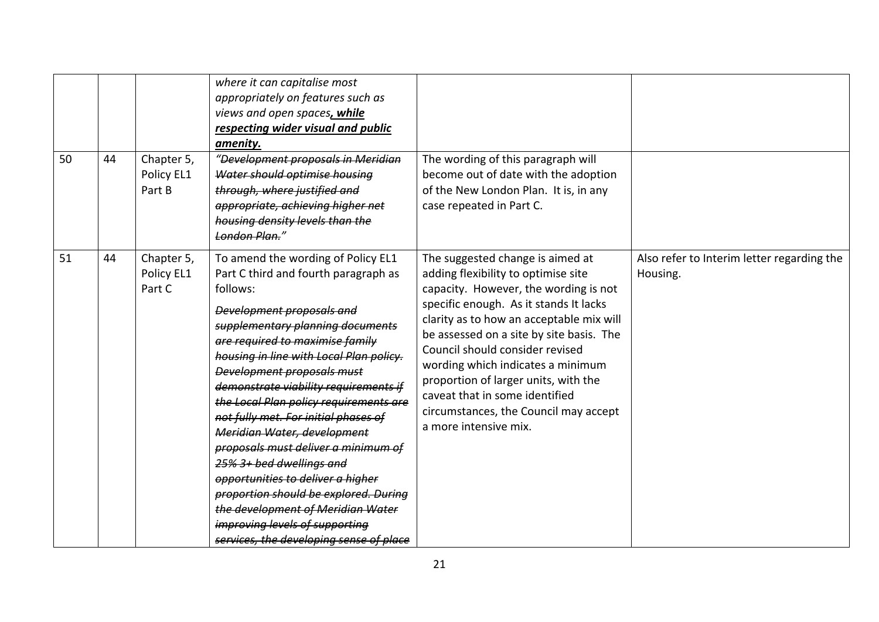| | | | | | |
|---|---|---|---|---|---|
| | | | *where it can capitalise most appropriately on features such as views and open spaces**, while respecting wider visual and public amenity.*** | | |
| 50 | 44 | Chapter 5, Policy EL1 Part B | *"~~Development proposals in Meridian Water should optimise housing through, where justified and appropriate, achieving higher net housing density levels than the London Plan.~~"* | The wording of this paragraph will become out of date with the adoption of the New London Plan. It is, in any case repeated in Part C. | |
| 51 | 44 | Chapter 5, Policy EL1 Part C | To amend the wording of Policy EL1 Part C third and fourth paragraph as follows:<br><br>*~~Development proposals and supplementary planning documents are required to maximise family housing in line with Local Plan policy. Development proposals must demonstrate viability requirements if the Local Plan policy requirements are not fully met. For initial phases of Meridian Water, development proposals must deliver a minimum of 25% 3+ bed dwellings and opportunities to deliver a higher proportion should be explored. During the development of Meridian Water improving levels of supporting services, the developing sense of place~~* | The suggested change is aimed at adding flexibility to optimise site capacity. However, the wording is not specific enough. As it stands It lacks clarity as to how an acceptable mix will be assessed on a site by site basis. The Council should consider revised wording which indicates a minimum proportion of larger units, with the caveat that in some identified circumstances, the Council may accept a more intensive mix. | Also refer to Interim letter regarding the Housing. |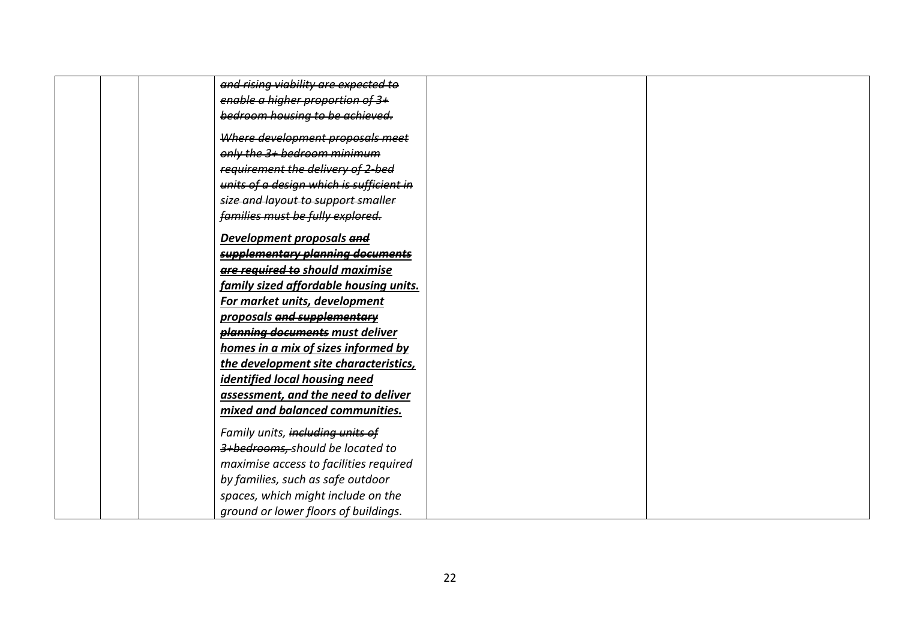|  |  |  | ~~*and rising viability are expected to enable a higher proportion of 3+ bedroom housing to be achieved.*~~<br><br>~~*Where development proposals meet only the 3+ bedroom minimum requirement the delivery of 2-bed units of a design which is sufficient in size and layout to support smaller families must be fully explored.*~~<br><br>***<u>Development proposals</u>*** ~~***and supplementary planning documents are required to***~~ ***<u>should maximise family sized affordable housing units. For market units, development proposals</u>*** ~~***and supplementary planning documents***~~ ***<u>must deliver homes in a mix of sizes informed by the development site characteristics, identified local housing need assessment, and the need to deliver mixed and balanced communities.</u>***<br><br>*Family units,* ~~*including units of 3+bedrooms,*~~ *should be located to maximise access to facilities required by families, such as safe outdoor spaces, which might include on the ground or lower floors of buildings.* |  |  |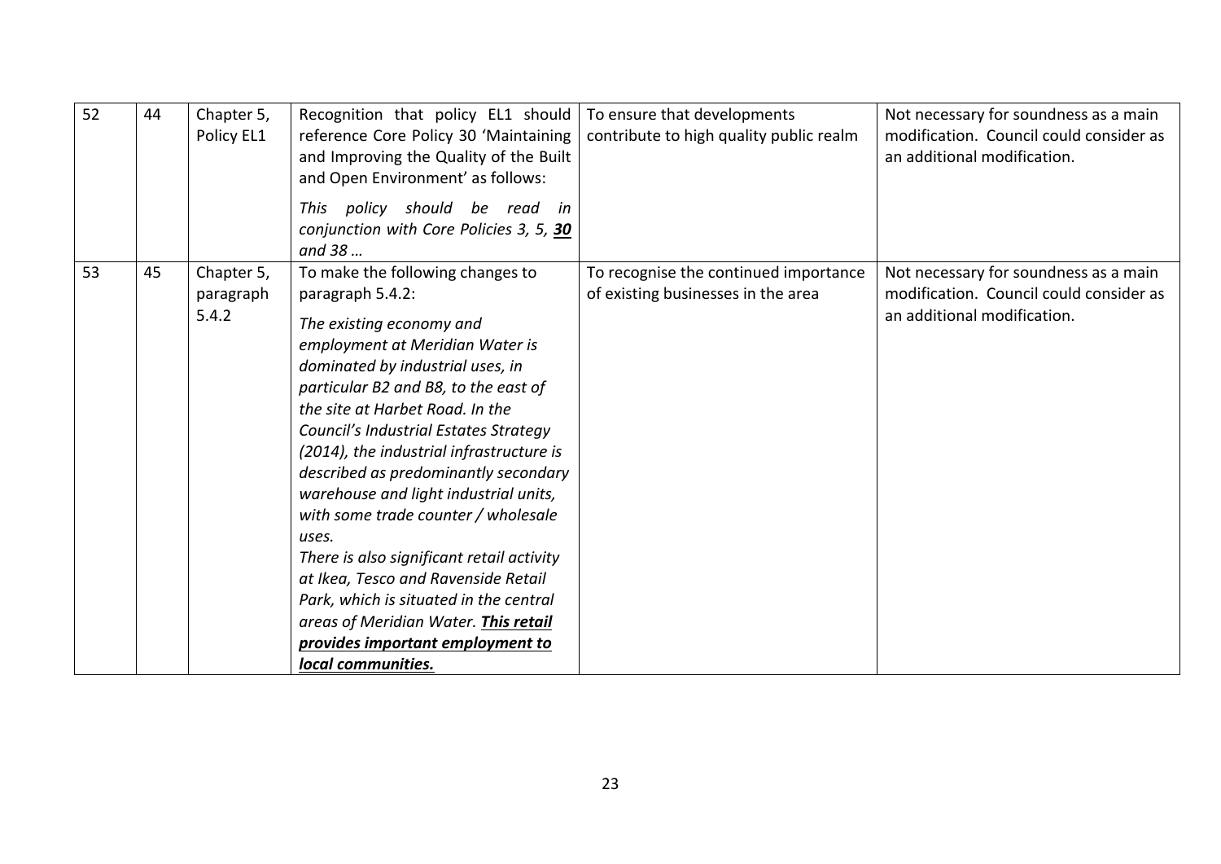| 52 | 44 | Chapter 5, Policy EL1 | Recognition that policy EL1 should reference Core Policy 30 'Maintaining and Improving the Quality of the Built and Open Environment' as follows:<br><br>*This policy should be read in conjunction with Core Policies 3, 5,* ***<u>30</u>*** *and 38 …* | To ensure that developments contribute to high quality public realm | Not necessary for soundness as a main modification. Council could consider as an additional modification. |
|---|---|---|---|---|---|
| 53 | 45 | Chapter 5, paragraph 5.4.2 | To make the following changes to paragraph 5.4.2:<br><br>*The existing economy and employment at Meridian Water is dominated by industrial uses, in particular B2 and B8, to the east of the site at Harbet Road. In the Council's Industrial Estates Strategy (2014), the industrial infrastructure is described as predominantly secondary warehouse and light industrial units, with some trade counter / wholesale uses.*<br>*There is also significant retail activity at Ikea, Tesco and Ravenside Retail Park, which is situated in the central areas of Meridian Water.* ***<u>This retail provides important employment to local communities.</u>*** | To recognise the continued importance of existing businesses in the area | Not necessary for soundness as a main modification. Council could consider as an additional modification. |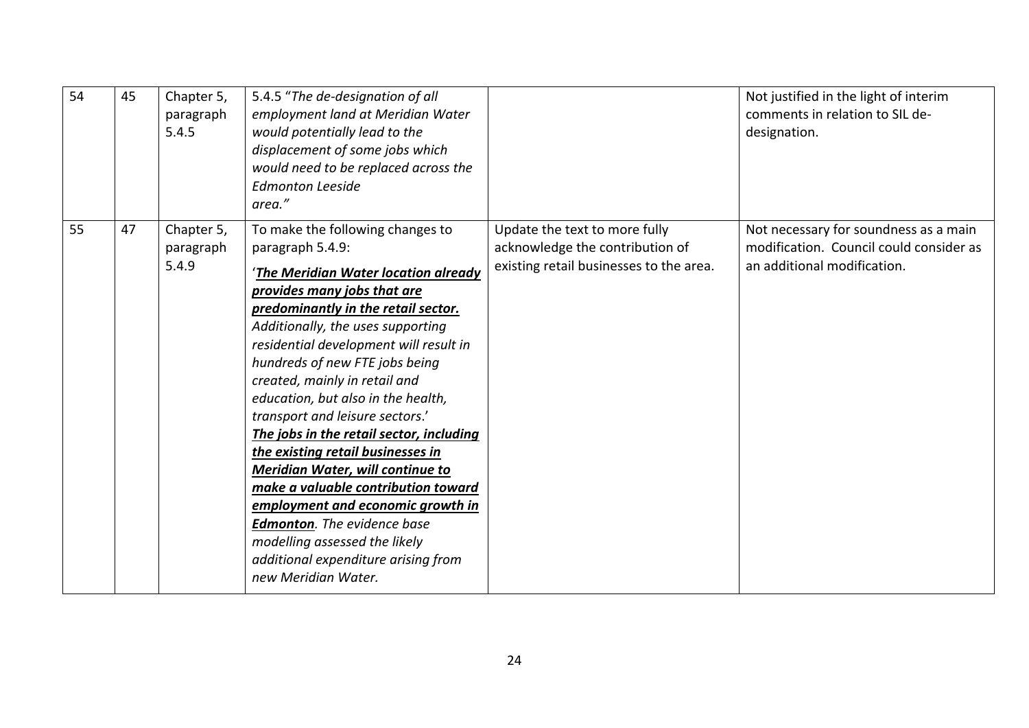| 54 | 45 | Chapter 5, paragraph 5.4.5 | 5.4.5 "*The de-designation of all employment land at Meridian Water would potentially lead to the displacement of some jobs which would need to be replaced across the Edmonton Leeside area.*" | | Not justified in the light of interim comments in relation to SIL de-designation. |
|---|---|---|---|---|---|
| 55 | 47 | Chapter 5, paragraph 5.4.9 | To make the following changes to paragraph 5.4.9:<br><br>'***<u>The Meridian Water location already provides many jobs that are predominantly in the retail sector.</u>*** *Additionally, the uses supporting residential development will result in hundreds of new FTE jobs being created, mainly in retail and education, but also in the health, transport and leisure sectors.*' ***<u>The jobs in the retail sector, including the existing retail businesses in Meridian Water, will continue to make a valuable contribution toward employment and economic growth in Edmonton</u>****. The evidence base modelling assessed the likely additional expenditure arising from new Meridian Water.* | Update the text to more fully acknowledge the contribution of existing retail businesses to the area. | Not necessary for soundness as a main modification. Council could consider as an additional modification. |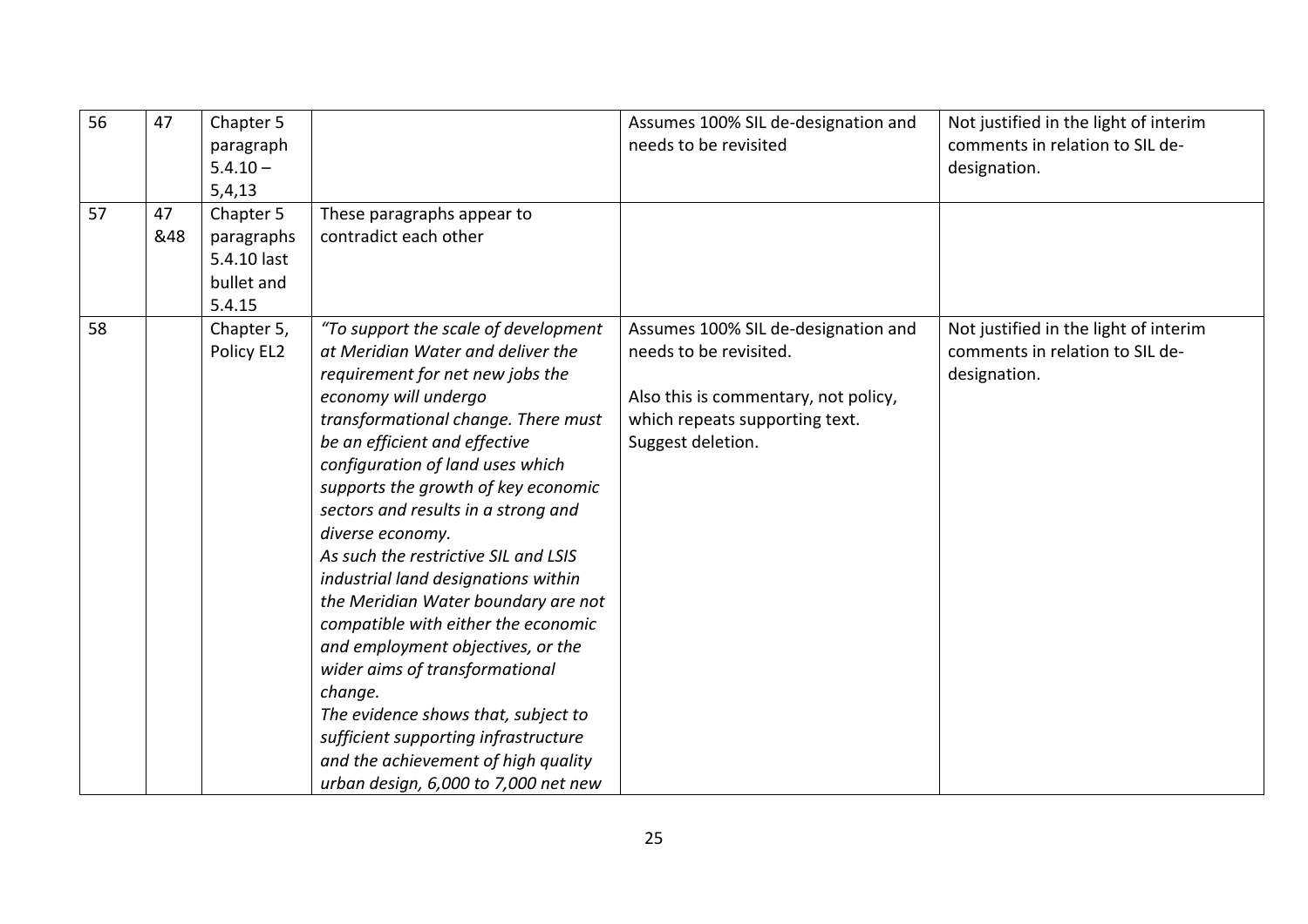| 56 | 47 | Chapter 5 paragraph 5.4.10 – 5,4,13 | | Assumes 100% SIL de-designation and needs to be revisited | Not justified in the light of interim comments in relation to SIL de-designation. |
|---|---|---|---|---|---|
| 57 | 47 &48 | Chapter 5 paragraphs 5.4.10 last bullet and 5.4.15 | These paragraphs appear to contradict each other | | |
| 58 | | Chapter 5, Policy EL2 | *"To support the scale of development at Meridian Water and deliver the requirement for net new jobs the economy will undergo transformational change. There must be an efficient and effective configuration of land uses which supports the growth of key economic sectors and results in a strong and diverse economy.*<br>*As such the restrictive SIL and LSIS industrial land designations within the Meridian Water boundary are not compatible with either the economic and employment objectives, or the wider aims of transformational change.*<br>*The evidence shows that, subject to sufficient supporting infrastructure and the achievement of high quality urban design, 6,000 to 7,000 net new* | Assumes 100% SIL de-designation and needs to be revisited.<br><br>Also this is commentary, not policy, which repeats supporting text. Suggest deletion. | Not justified in the light of interim comments in relation to SIL de-designation. |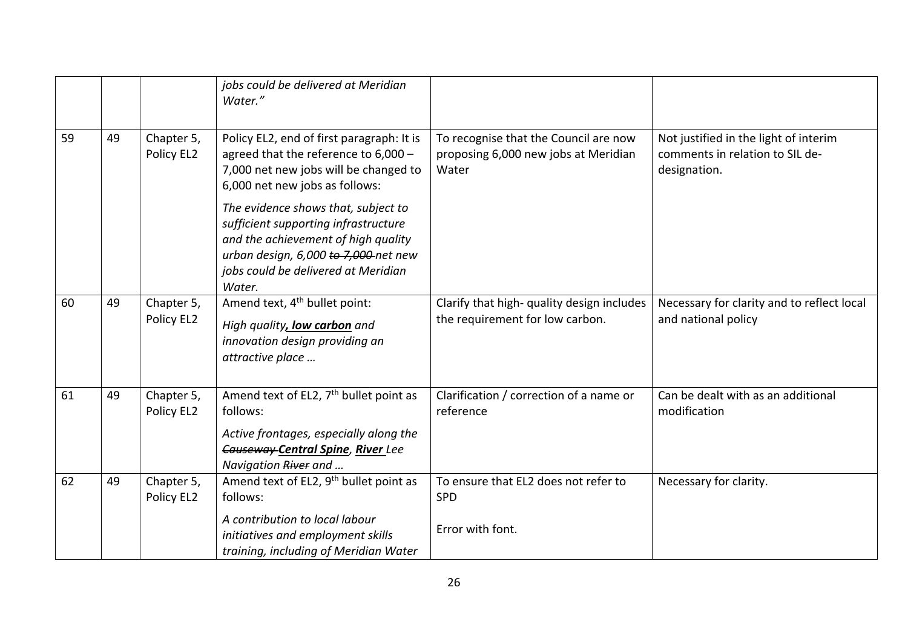| | | | | | |
|---|---|---|---|---|---|
| | | | *jobs could be delivered at Meridian Water."* | | |
| 59 | 49 | Chapter 5, Policy EL2 | Policy EL2, end of first paragraph: It is agreed that the reference to 6,000 – 7,000 net new jobs will be changed to 6,000 net new jobs as follows:<br><br>*The evidence shows that, subject to sufficient supporting infrastructure and the achievement of high quality urban design, 6,000 ~~to 7,000~~ net new jobs could be delivered at Meridian Water.* | To recognise that the Council are now proposing 6,000 new jobs at Meridian Water | Not justified in the light of interim comments in relation to SIL de-designation. |
| 60 | 49 | Chapter 5, Policy EL2 | Amend text, 4th bullet point:<br><br>*High quality**, low carbon** and innovation design providing an attractive place …* | Clarify that high- quality design includes the requirement for low carbon. | Necessary for clarity and to reflect local and national policy |
| 61 | 49 | Chapter 5, Policy EL2 | Amend text of EL2, 7th bullet point as follows:<br><br>*Active frontages, especially along the ~~Causeway~~ **Central Spine**, **River** Lee Navigation ~~River~~ and …* | Clarification / correction of a name or reference | Can be dealt with as an additional modification |
| 62 | 49 | Chapter 5, Policy EL2 | Amend text of EL2, 9th bullet point as follows:<br><br>*A contribution to local labour initiatives and employment skills training, including of Meridian Water* | To ensure that EL2 does not refer to SPD<br><br>Error with font. | Necessary for clarity. |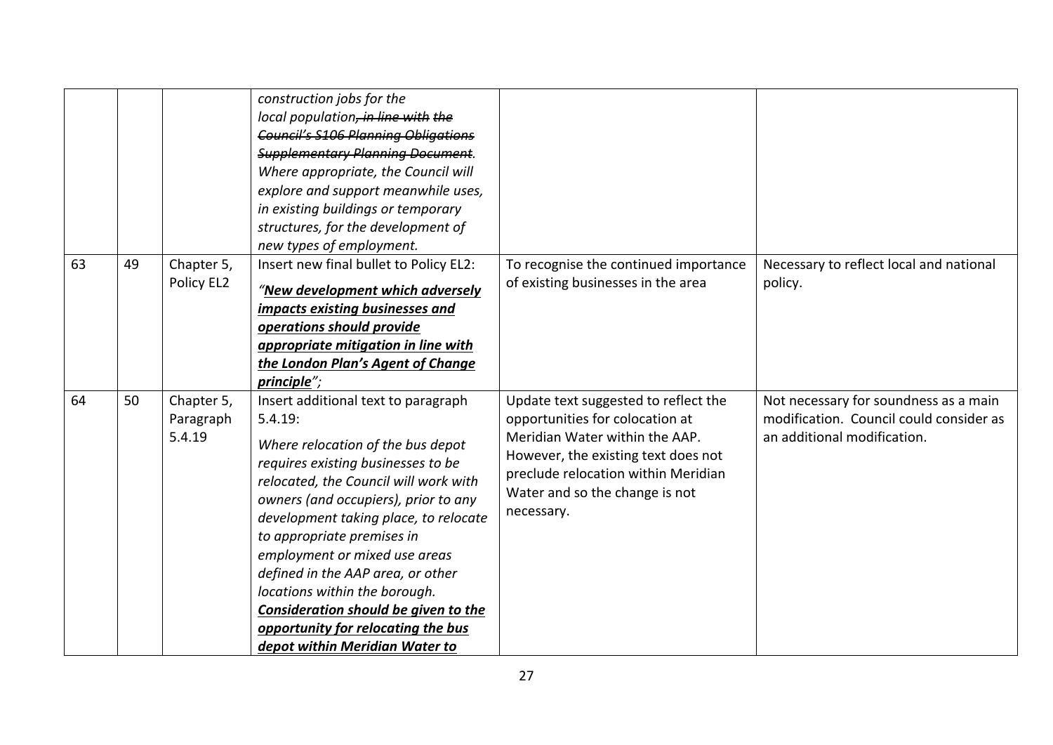| | | | | | |
|---|---|---|---|---|---|
| | | | *construction jobs for the local population~~, in line with the Council's S106 Planning Obligations Supplementary Planning Document~~. Where appropriate, the Council will explore and support meanwhile uses, in existing buildings or temporary structures, for the development of new types of employment.* | | |
| 63 | 49 | Chapter 5, Policy EL2 | Insert new final bullet to Policy EL2: *"**New development which adversely impacts existing businesses and operations should provide appropriate mitigation in line with the London Plan's Agent of Change principle**";* | To recognise the continued importance of existing businesses in the area | Necessary to reflect local and national policy. |
| 64 | 50 | Chapter 5, Paragraph 5.4.19 | Insert additional text to paragraph 5.4.19: *Where relocation of the bus depot requires existing businesses to be relocated, the Council will work with owners (and occupiers), prior to any development taking place, to relocate to appropriate premises in employment or mixed use areas defined in the AAP area, or other locations within the borough. **Consideration should be given to the opportunity for relocating the bus depot within Meridian Water to*** | Update text suggested to reflect the opportunities for colocation at Meridian Water within the AAP. However, the existing text does not preclude relocation within Meridian Water and so the change is not necessary. | Not necessary for soundness as a main modification. Council could consider as an additional modification. |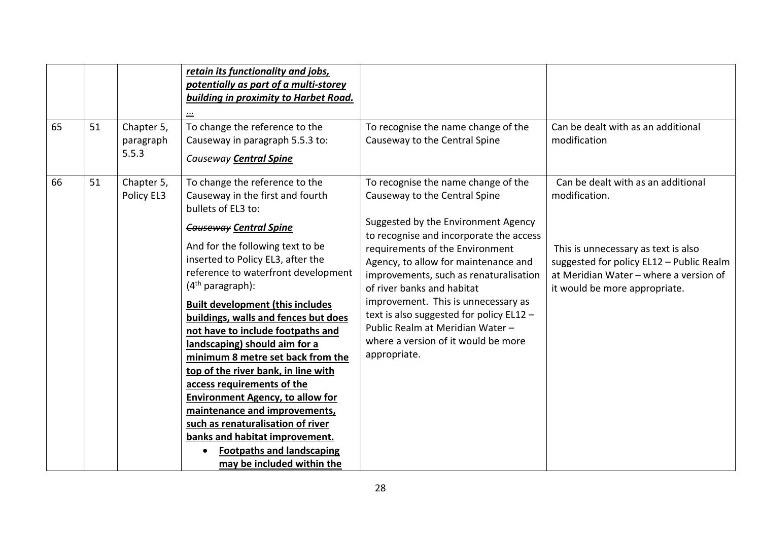| | | | | | |
|---|---|---|---|---|---|
| | | | ***retain its functionality and jobs, potentially as part of a multi-storey building in proximity to Harbet Road.*** <br> … | | |
| 65 | 51 | Chapter 5, paragraph 5.5.3 | To change the reference to the Causeway in paragraph 5.5.3 to: <br> ~~*Causeway*~~ ***Central Spine*** | To recognise the name change of the Causeway to the Central Spine | Can be dealt with as an additional modification |
| 66 | 51 | Chapter 5, Policy EL3 | To change the reference to the Causeway in the first and fourth bullets of EL3 to: <br> ~~*Causeway*~~ ***Central Spine*** <br> And for the following text to be inserted to Policy EL3, after the reference to waterfront development (4th paragraph): <br> **Built development (this includes buildings, walls and fences but does not have to include footpaths and landscaping) should aim for a minimum 8 metre set back from the top of the river bank, in line with access requirements of the Environment Agency, to allow for maintenance and improvements, such as renaturalisation of river banks and habitat improvement.** <br> • **Footpaths and landscaping may be included within the** | To recognise the name change of the Causeway to the Central Spine <br> Suggested by the Environment Agency to recognise and incorporate the access requirements of the Environment Agency, to allow for maintenance and improvements, such as renaturalisation of river banks and habitat improvement. This is unnecessary as text is also suggested for policy EL12 – Public Realm at Meridian Water – where a version of it would be more appropriate. | Can be dealt with as an additional modification. <br> This is unnecessary as text is also suggested for policy EL12 – Public Realm at Meridian Water – where a version of it would be more appropriate. |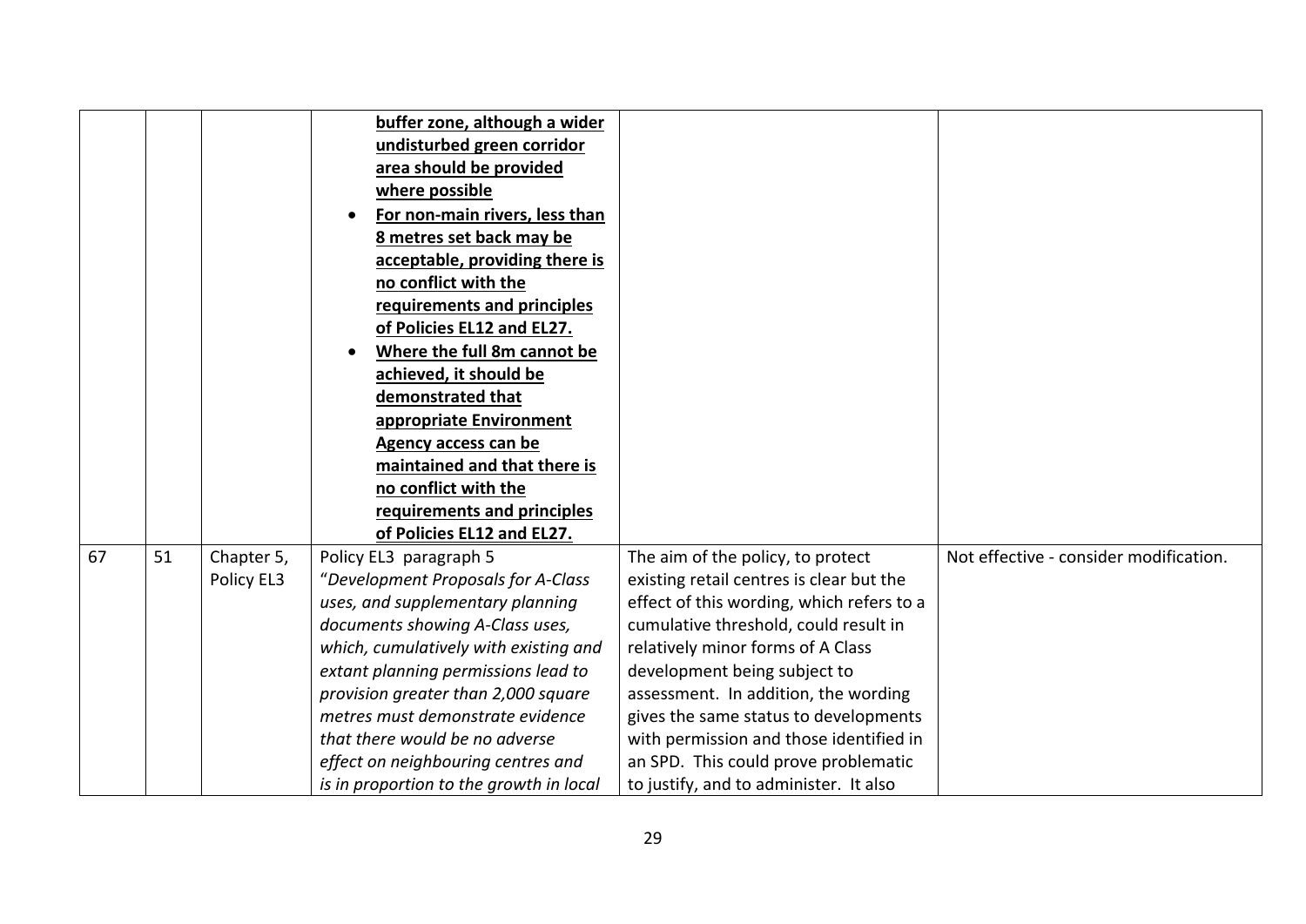| | | | | | |
|---|---|---|---|---|---|
| | | | <ins>**buffer zone, although a wider undisturbed green corridor area should be provided where possible**</ins><br>• <ins>**For non-main rivers, less than 8 metres set back may be acceptable, providing there is no conflict with the requirements and principles of Policies EL12 and EL27.**</ins><br>• <ins>**Where the full 8m cannot be achieved, it should be demonstrated that appropriate Environment Agency access can be maintained and that there is no conflict with the requirements and principles of Policies EL12 and EL27.**</ins> | | |
| 67 | 51 | Chapter 5, Policy EL3 | Policy EL3 paragraph 5<br>"*Development Proposals for A-Class uses, and supplementary planning documents showing A-Class uses, which, cumulatively with existing and extant planning permissions lead to provision greater than 2,000 square metres must demonstrate evidence that there would be no adverse effect on neighbouring centres and is in proportion to the growth in local* | The aim of the policy, to protect existing retail centres is clear but the effect of this wording, which refers to a cumulative threshold, could result in relatively minor forms of A Class development being subject to assessment. In addition, the wording gives the same status to developments with permission and those identified in an SPD. This could prove problematic to justify, and to administer. It also | Not effective - consider modification. |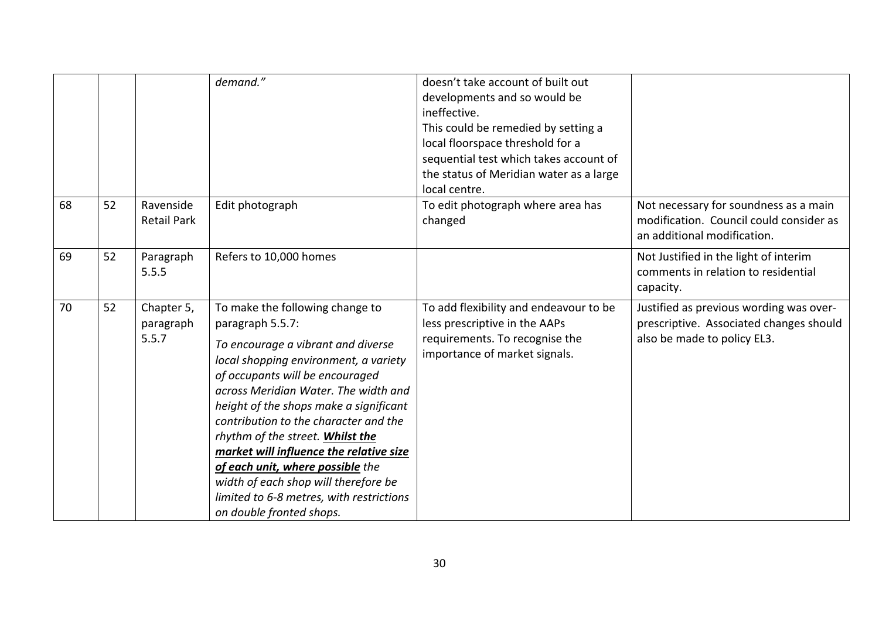|  |  |  | *demand."* | doesn't take account of built out developments and so would be ineffective. This could be remedied by setting a local floorspace threshold for a sequential test which takes account of the status of Meridian water as a large local centre. |  |
|---|---|---|---|---|---|
| 68 | 52 | Ravenside Retail Park | Edit photograph | To edit photograph where area has changed | Not necessary for soundness as a main modification. Council could consider as an additional modification. |
| 69 | 52 | Paragraph 5.5.5 | Refers to 10,000 homes |  | Not Justified in the light of interim comments in relation to residential capacity. |
| 70 | 52 | Chapter 5, paragraph 5.5.7 | To make the following change to paragraph 5.5.7: *To encourage a vibrant and diverse local shopping environment, a variety of occupants will be encouraged across Meridian Water. The width and height of the shops make a significant contribution to the character and the rhythm of the street.* ***<u>Whilst the market will influence the relative size of each unit, where possible</u>*** *the width of each shop will therefore be limited to 6-8 metres, with restrictions on double fronted shops.* | To add flexibility and endeavour to be less prescriptive in the AAPs requirements. To recognise the importance of market signals. | Justified as previous wording was over-prescriptive. Associated changes should also be made to policy EL3. |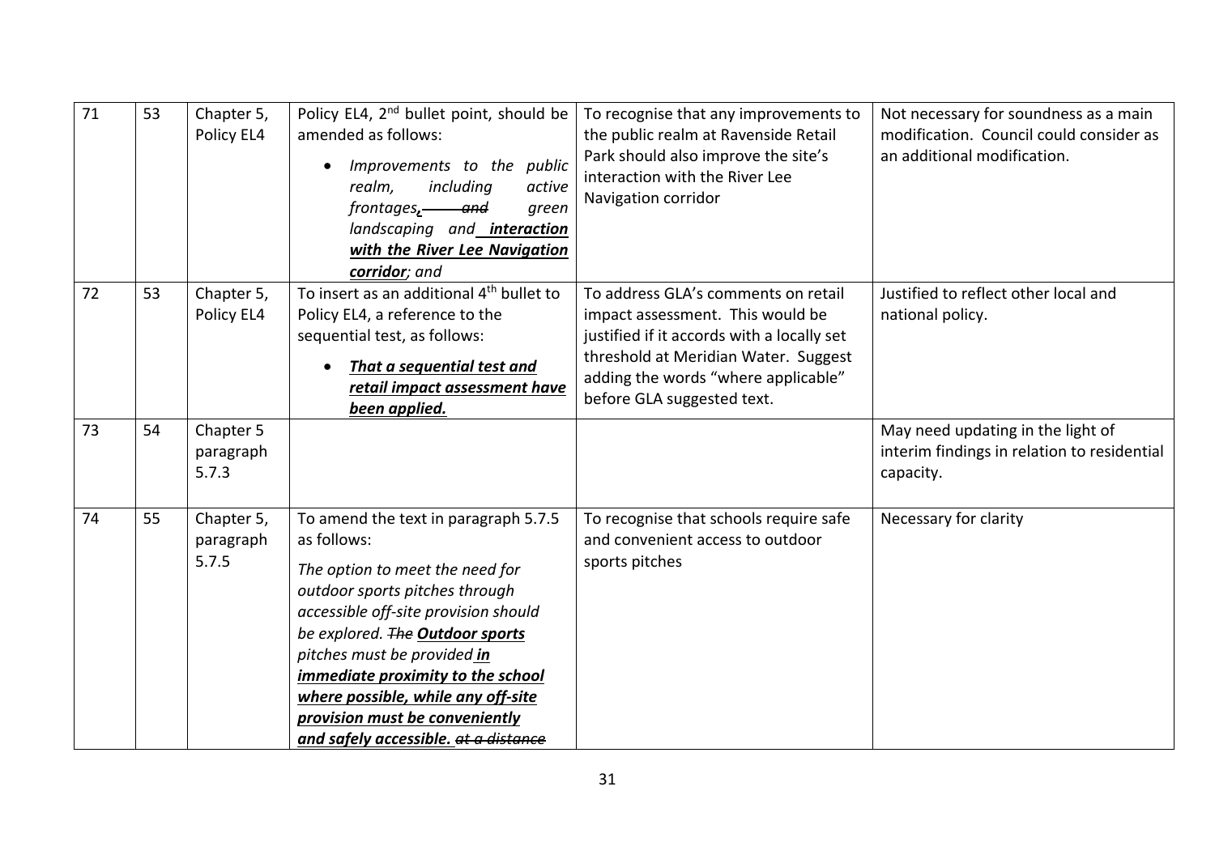| 71 | 53 | Chapter 5, Policy EL4 | Policy EL4, 2nd bullet point, should be amended as follows:<br>• *Improvements to the public realm, including active frontages~~, and~~ green landscaping and **interaction with the River Lee Navigation corridor**; and* | To recognise that any improvements to the public realm at Ravenside Retail Park should also improve the site's interaction with the River Lee Navigation corridor | Not necessary for soundness as a main modification. Council could consider as an additional modification. |
|---|---|---|---|---|---|
| 72 | 53 | Chapter 5, Policy EL4 | To insert as an additional 4th bullet to Policy EL4, a reference to the sequential test, as follows:<br>• ***That a sequential test and retail impact assessment have been applied.*** | To address GLA's comments on retail impact assessment. This would be justified if it accords with a locally set threshold at Meridian Water. Suggest adding the words "where applicable" before GLA suggested text. | Justified to reflect other local and national policy. |
| 73 | 54 | Chapter 5 paragraph 5.7.3 | | | May need updating in the light of interim findings in relation to residential capacity. |
| 74 | 55 | Chapter 5, paragraph 5.7.5 | To amend the text in paragraph 5.7.5 as follows:<br>*The option to meet the need for outdoor sports pitches through accessible off-site provision should be explored. ~~The~~ **Outdoor sports** pitches must be provided **in immediate proximity to the school where possible, while any off-site provision must be conveniently and safely accessible.** ~~at a distance~~* | To recognise that schools require safe and convenient access to outdoor sports pitches | Necessary for clarity |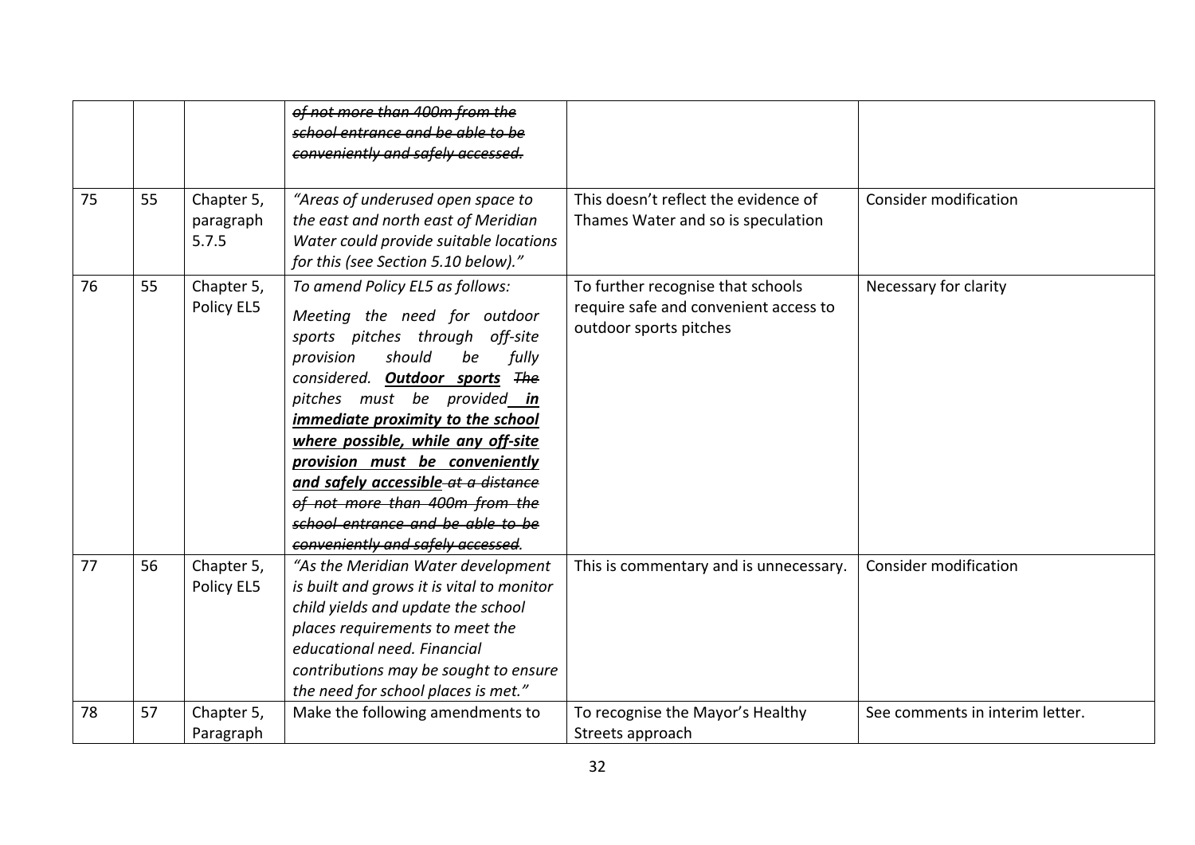|  |  |  |  |  |  |
|---|---|---|---|---|---|
|  |  |  | ~~*of not more than 400m from the school entrance and be able to be conveniently and safely accessed.*~~ |  |  |
| 75 | 55 | Chapter 5, paragraph 5.7.5 | *"Areas of underused open space to the east and north east of Meridian Water could provide suitable locations for this (see Section 5.10 below)."* | This doesn't reflect the evidence of Thames Water and so is speculation | Consider modification |
| 76 | 55 | Chapter 5, Policy EL5 | *To amend Policy EL5 as follows:* *Meeting the need for outdoor sports pitches through off-site provision should be fully considered.* ***Outdoor sports*** ~~*The*~~ *pitches must be provided* ***in immediate proximity to the school where possible, while any off-site provision must be conveniently and safely accessible*** ~~*at a distance of not more than 400m from the school entrance and be able to be conveniently and safely accessed*~~*.* | To further recognise that schools require safe and convenient access to outdoor sports pitches | Necessary for clarity |
| 77 | 56 | Chapter 5, Policy EL5 | *"As the Meridian Water development is built and grows it is vital to monitor child yields and update the school places requirements to meet the educational need. Financial contributions may be sought to ensure the need for school places is met."* | This is commentary and is unnecessary. | Consider modification |
| 78 | 57 | Chapter 5, Paragraph | Make the following amendments to | To recognise the Mayor's Healthy Streets approach | See comments in interim letter. |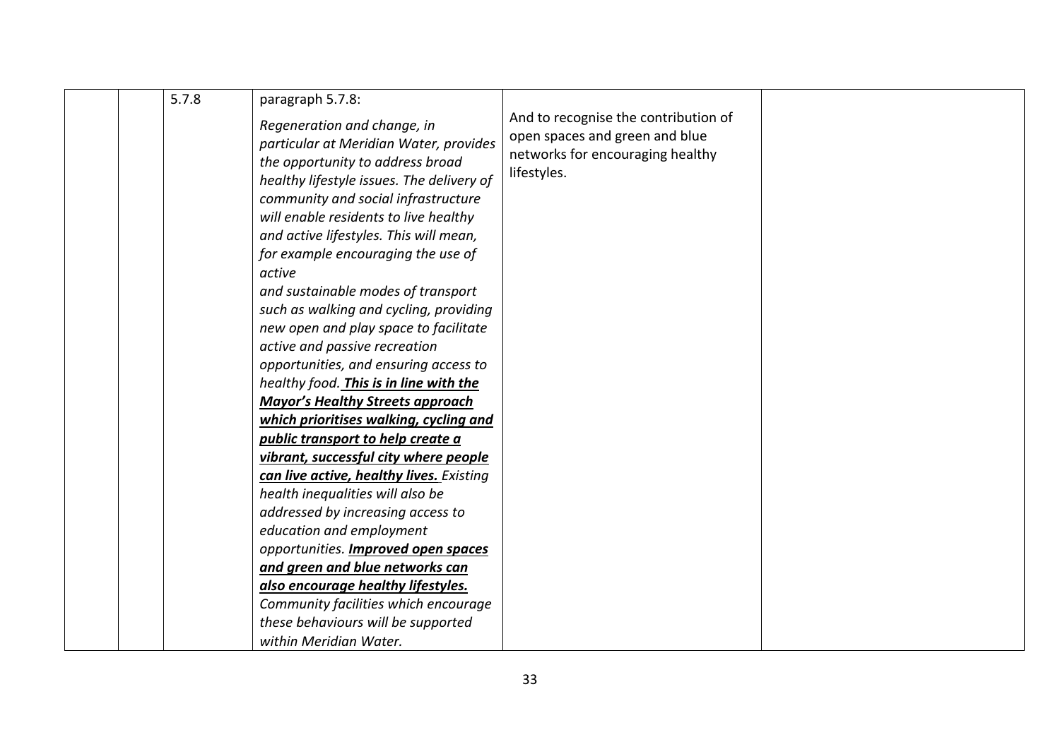|  |  | 5.7.8 | paragraph 5.7.8:<br><br>*Regeneration and change, in particular at Meridian Water, provides the opportunity to address broad healthy lifestyle issues. The delivery of community and social infrastructure will enable residents to live healthy and active lifestyles. This will mean, for example encouraging the use of active and sustainable modes of transport such as walking and cycling, providing new open and play space to facilitate active and passive recreation opportunities, and ensuring access to healthy food.* ***<u>This is in line with the Mayor's Healthy Streets approach which prioritises walking, cycling and public transport to help create a vibrant, successful city where people can live active, healthy lives.</u>*** *Existing health inequalities will also be addressed by increasing access to education and employment opportunities.* ***<u>Improved open spaces and green and blue networks can also encourage healthy lifestyles.</u>*** *Community facilities which encourage these behaviours will be supported within Meridian Water.* | And to recognise the contribution of open spaces and green and blue networks for encouraging healthy lifestyles. |  |
|---|---|---|---|---|---|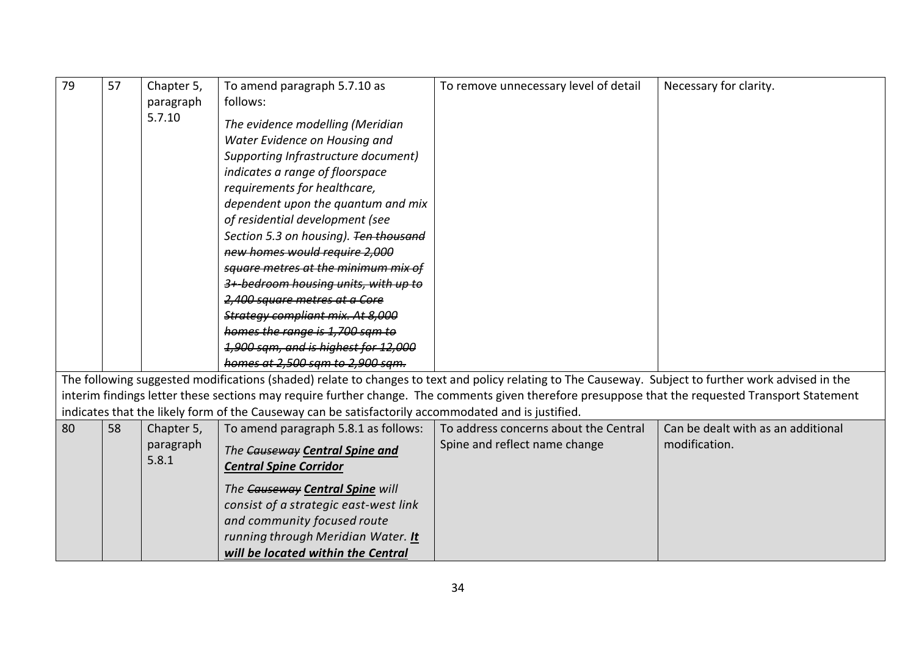| | | | | | |
|---|---|---|---|---|---|
| 79 | 57 | Chapter 5, paragraph 5.7.10 | To amend paragraph 5.7.10 as follows:<br><br>*The evidence modelling (Meridian Water Evidence on Housing and Supporting Infrastructure document) indicates a range of floorspace requirements for healthcare, dependent upon the quantum and mix of residential development (see Section 5.3 on housing). ~~Ten thousand new homes would require 2,000 square metres at the minimum mix of 3+ bedroom housing units, with up to 2,400 square metres at a Core Strategy compliant mix. At 8,000 homes the range is 1,700 sqm to 1,900 sqm, and is highest for 12,000 homes at 2,500 sqm to 2,900 sqm.~~* | To remove unnecessary level of detail | Necessary for clarity. |
| The following suggested modifications (shaded) relate to changes to text and policy relating to The Causeway. Subject to further work advised in the interim findings letter these sections may require further change. The comments given therefore presuppose that the requested Transport Statement indicates that the likely form of the Causeway can be satisfactorily accommodated and is justified. | | | | | |
| 80 | 58 | Chapter 5, paragraph 5.8.1 | To amend paragraph 5.8.1 as follows:<br><br>*The ~~Causeway~~ **Central Spine and Central Spine Corridor***<br><br>*The ~~Causeway~~ **Central Spine** will consist of a strategic east-west link and community focused route running through Meridian Water. **It will be located within the Central*** | To address concerns about the Central Spine and reflect name change | Can be dealt with as an additional modification. |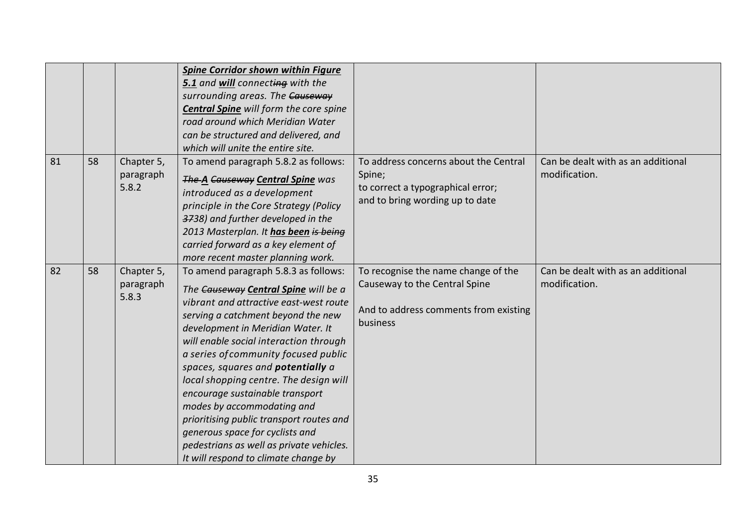| | | | | | |
|---|---|---|---|---|---|
| | | | ***Spine Corridor shown within Figure 5.1*** *and* ***will*** *connect~~ing~~ with the surrounding areas. The ~~Causeway~~* ***Central Spine*** *will form the core spine road around which Meridian Water can be structured and delivered, and which will unite the entire site.* | | |
| 81 | 58 | Chapter 5, paragraph 5.8.2 | To amend paragraph 5.8.2 as follows:<br>*~~The~~* ***A*** *~~Causeway~~* ***Central Spine*** *was introduced as a development principle in the Core Strategy (Policy ~~37~~38) and further developed in the 2013 Masterplan. It* ***has been*** *~~is being~~ carried forward as a key element of more recent master planning work.* | To address concerns about the Central Spine;<br>to correct a typographical error;<br>and to bring wording up to date | Can be dealt with as an additional modification. |
| 82 | 58 | Chapter 5, paragraph 5.8.3 | To amend paragraph 5.8.3 as follows:<br>*The ~~Causeway~~* ***Central Spine*** *will be a vibrant and attractive east-west route serving a catchment beyond the new development in Meridian Water. It will enable social interaction through a series of community focused public spaces, squares and* ***potentially*** *a local shopping centre. The design will encourage sustainable transport modes by accommodating and prioritising public transport routes and generous space for cyclists and pedestrians as well as private vehicles. It will respond to climate change by* | To recognise the name change of the Causeway to the Central Spine<br><br>And to address comments from existing business | Can be dealt with as an additional modification. |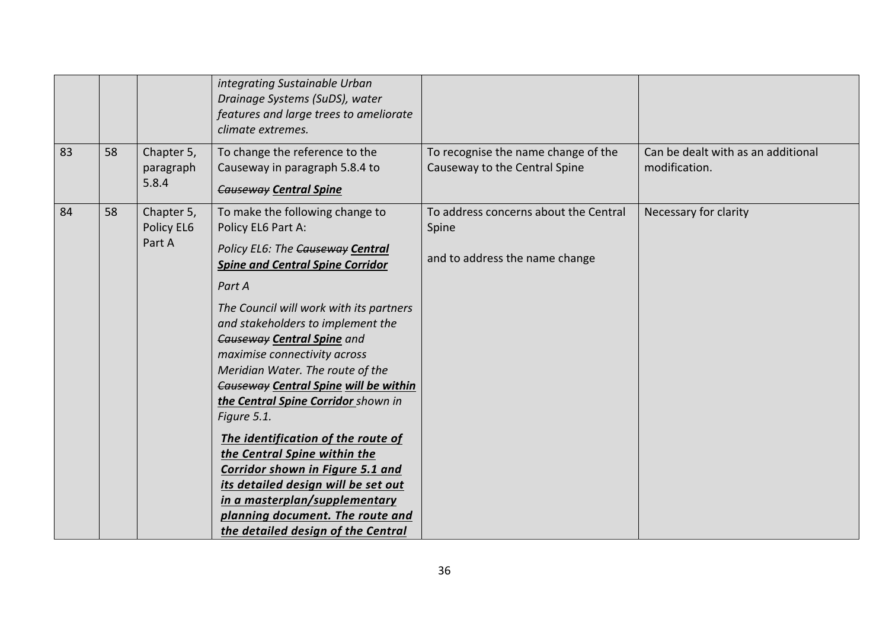| | | | | | |
|---|---|---|---|---|---|
| | | | *integrating Sustainable Urban Drainage Systems (SuDS), water features and large trees to ameliorate climate extremes.* | | |
| 83 | 58 | Chapter 5, paragraph 5.8.4 | To change the reference to the Causeway in paragraph 5.8.4 to<br><br>~~*Causeway*~~ ***<u>Central Spine</u>*** | To recognise the name change of the Causeway to the Central Spine | Can be dealt with as an additional modification. |
| 84 | 58 | Chapter 5, Policy EL6 Part A | To make the following change to Policy EL6 Part A:<br><br>*Policy EL6: The* ~~*Causeway*~~ ***<u>Central Spine and Central Spine Corridor</u>***<br><br>*Part A*<br><br>*The Council will work with its partners and stakeholders to implement the* ~~*Causeway*~~ ***<u>Central Spine</u>*** *and maximise connectivity across Meridian Water. The route of the* ~~*Causeway*~~ ***<u>Central Spine</u>*** ***<u>will be within the Central Spine Corridor</u>*** *shown in Figure 5.1.*<br><br>***<u>The identification of the route of the Central Spine within the Corridor shown in Figure 5.1 and its detailed design will be set out in a masterplan/supplementary planning document. The route and the detailed design of the Central</u>*** | To address concerns about the Central Spine<br><br>and to address the name change | Necessary for clarity |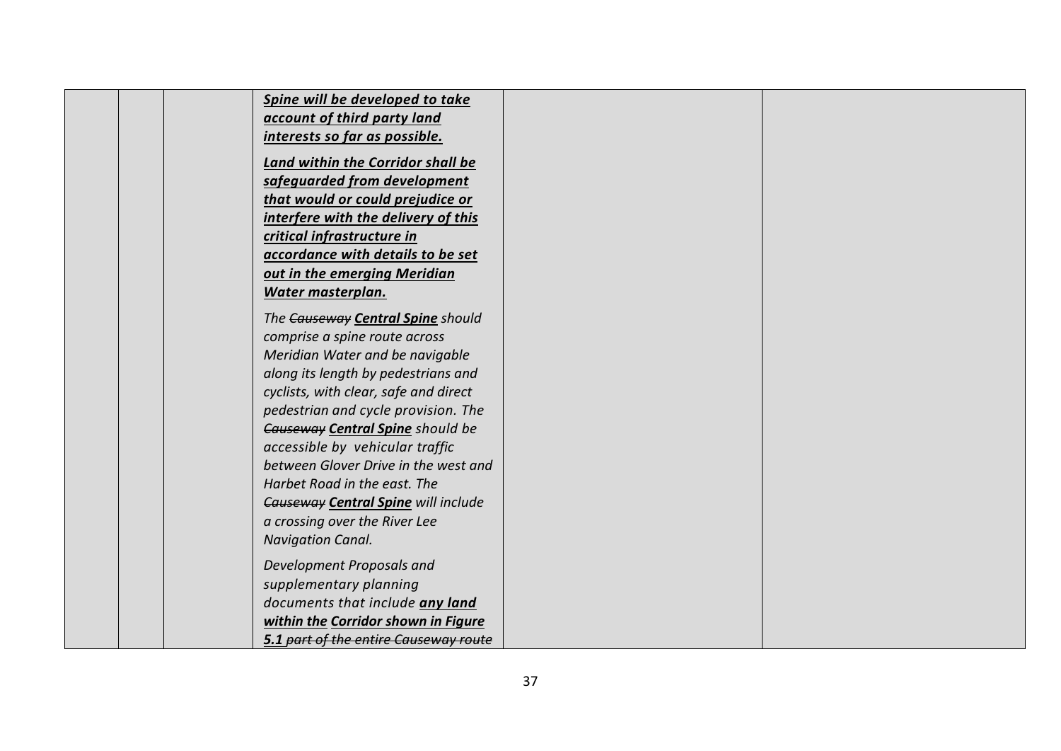|  |  |  | ***<u>Spine will be developed to take account of third party land interests so far as possible.</u>***<br><br>***<u>Land within the Corridor shall be safeguarded from development that would or could prejudice or interfere with the delivery of this critical infrastructure in accordance with details to be set out in the emerging Meridian Water masterplan.</u>***<br><br>*The ~~Causeway~~ **<u>Central Spine</u>** should comprise a spine route across Meridian Water and be navigable along its length by pedestrians and cyclists, with clear, safe and direct pedestrian and cycle provision. The ~~Causeway~~ **<u>Central Spine</u>** should be accessible by vehicular traffic between Glover Drive in the west and Harbet Road in the east. The ~~Causeway~~ **<u>Central Spine</u>** will include a crossing over the River Lee Navigation Canal.*<br><br>*Development Proposals and supplementary planning documents that include **<u>any land within the</u>** **<u>Corridor shown in Figure 5.1</u>** ~~part of the entire Causeway route~~* |  |  |
|---|---|---|---|---|---|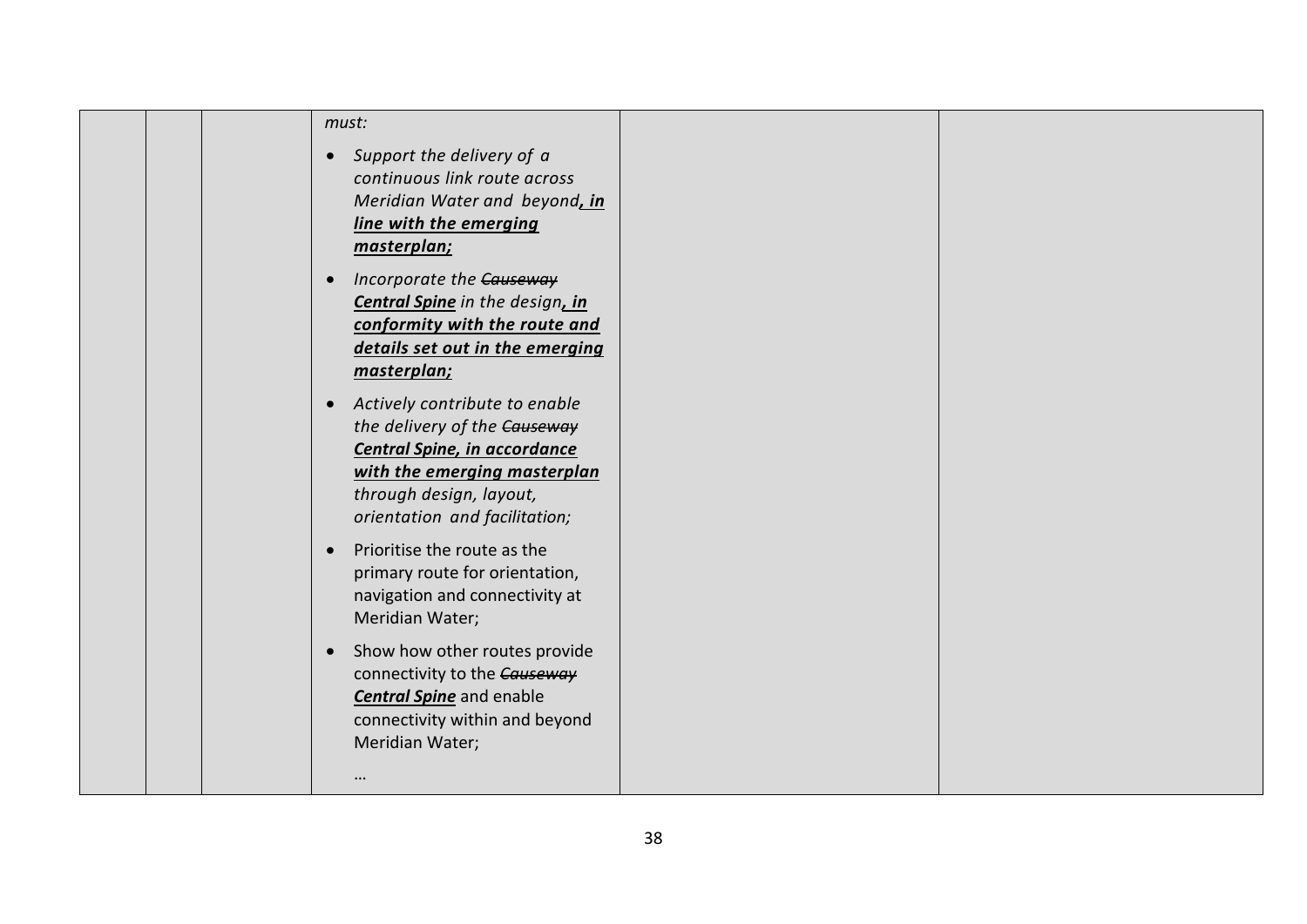| | | | *must:*<br><br>• *Support the delivery of a continuous link route across Meridian Water and beyond**<u>, in line with the emerging masterplan;</u>***<br><br>• *Incorporate the ~~Causeway~~ **<u>Central Spine</u>** in the design**<u>, in conformity with the route and details set out in the emerging masterplan;</u>***<br><br>• *Actively contribute to enable the delivery of the ~~Causeway~~ **<u>Central Spine, in accordance with the emerging masterplan</u>** through design, layout, orientation and facilitation;*<br><br>• Prioritise the route as the primary route for orientation, navigation and connectivity at Meridian Water;<br><br>• Show how other routes provide connectivity to the ~~*Causeway*~~ ***<u>Central Spine</u>*** and enable connectivity within and beyond Meridian Water;<br><br>… | | |
|---|---|---|---|---|---|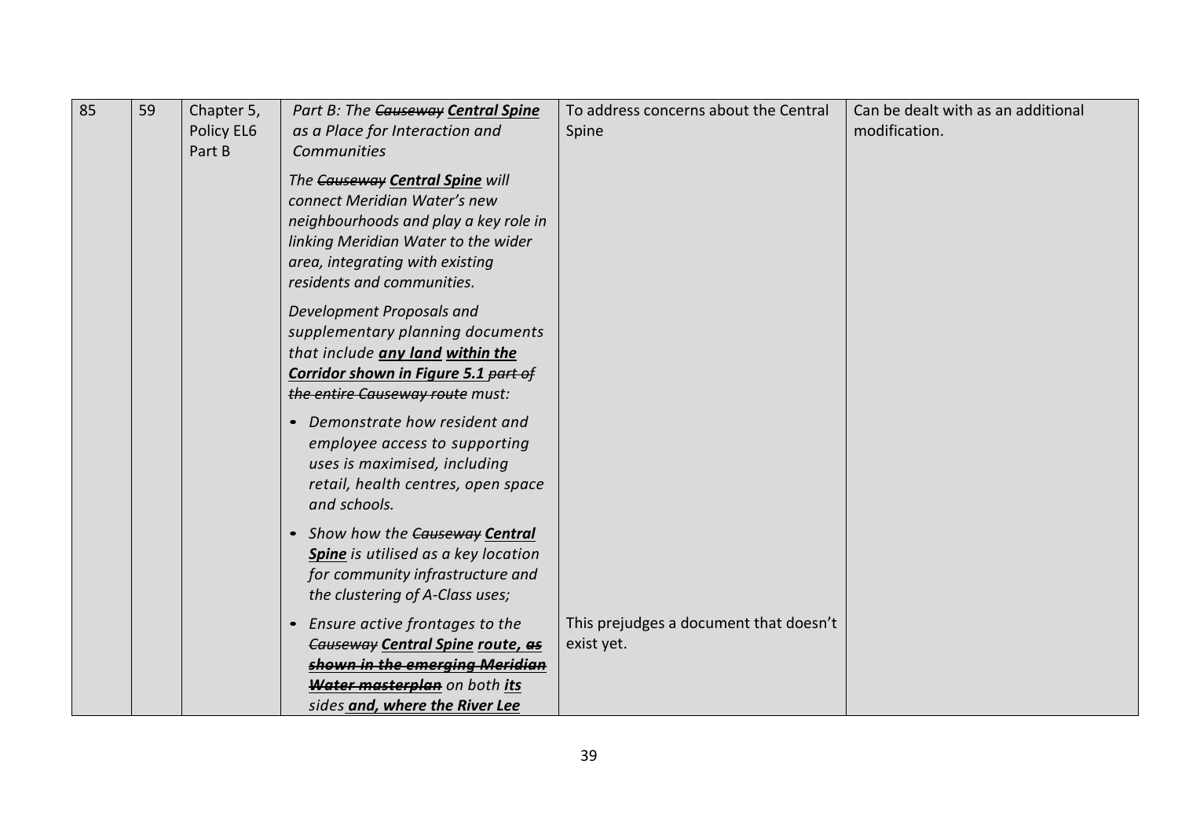| 85 | 59 | Chapter 5, Policy EL6 Part B | *Part B: The ~~Causeway~~ **Central Spine** as a Place for Interaction and Communities*<br><br>*The ~~Causeway~~ **Central Spine** will connect Meridian Water's new neighbourhoods and play a key role in linking Meridian Water to the wider area, integrating with existing residents and communities.*<br><br>*Development Proposals and supplementary planning documents that include **any land** **within the Corridor shown in Figure 5.1** ~~part of the entire Causeway route~~ must:*<br><br>• *Demonstrate how resident and employee access to supporting uses is maximised, including retail, health centres, open space and schools.*<br><br>• *Show how the ~~Causeway~~ **Central Spine** is utilised as a key location for community infrastructure and the clustering of A-Class uses;*<br><br>• *Ensure active frontages to the ~~Causeway~~ **Central Spine** **route,** ~~as shown in the emerging Meridian Water masterplan~~ on both **its** sides **and, where the River Lee*** | To address concerns about the Central Spine<br><br>This prejudges a document that doesn't exist yet. | Can be dealt with as an additional modification. |
|---|---|---|---|---|---|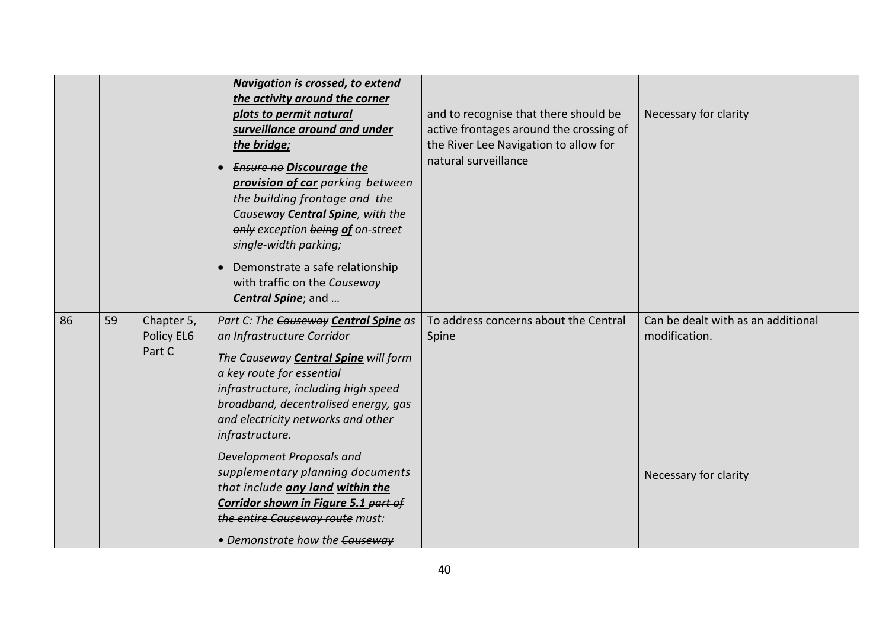| | | | | | |
|---|---|---|---|---|---|
| | | | ***Navigation is crossed, to extend the activity around the corner plots to permit natural surveillance around and under the bridge;*** <br>• *~~Ensure no~~* ***Discourage the provision of car*** *parking between the building frontage and the ~~Causeway~~* ***Central Spine****, with the ~~only~~ exception ~~being~~* ***of*** *on-street single-width parking;* <br>• Demonstrate a safe relationship with traffic on the ~~*Causeway*~~ ***Central Spine***; and … | and to recognise that there should be active frontages around the crossing of the River Lee Navigation to allow for natural surveillance | Necessary for clarity |
| 86 | 59 | Chapter 5, Policy EL6 Part C | *Part C: The ~~Causeway~~* ***Central Spine*** *as an Infrastructure Corridor* <br>*The ~~Causeway~~* ***Central Spine*** *will form a key route for essential infrastructure, including high speed broadband, decentralised energy, gas and electricity networks and other infrastructure.* <br>*Development Proposals and supplementary planning documents that include* ***any land within the Corridor shown in Figure 5.1*** *~~part of the entire Causeway route~~ must:* <br>*• Demonstrate how the ~~Causeway~~* | To address concerns about the Central Spine | Can be dealt with as an additional modification. <br><br>Necessary for clarity |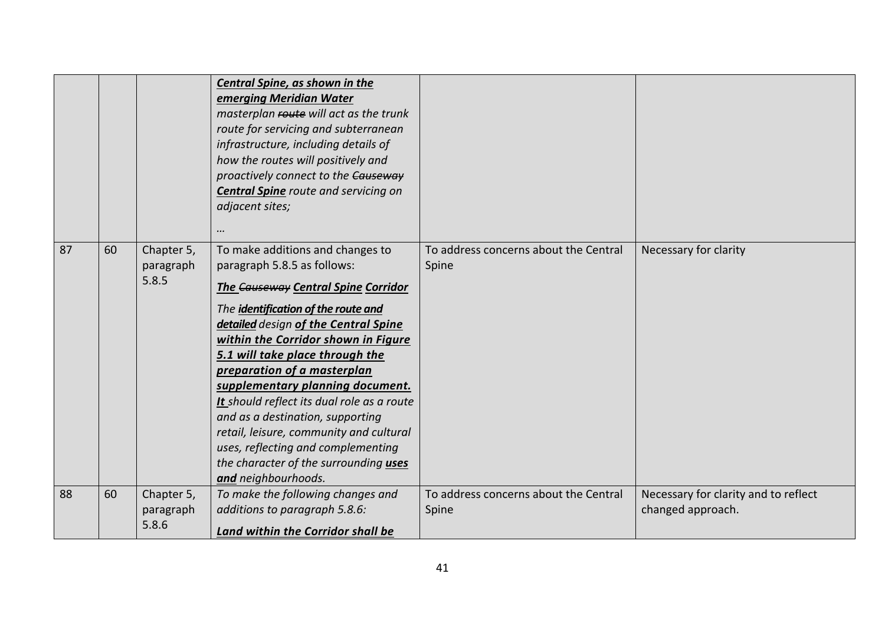| | | | | | |
|---|---|---|---|---|---|
| | | | ***Central Spine, as shown in the emerging Meridian Water*** *masterplan ~~route~~ will act as the trunk route for servicing and subterranean infrastructure, including details of how the routes will positively and proactively connect to the ~~Causeway~~* ***Central Spine*** *route and servicing on adjacent sites;*<br><br>*…* | | |
| 87 | 60 | Chapter 5, paragraph 5.8.5 | To make additions and changes to paragraph 5.8.5 as follows:<br><br>***The ~~Causeway~~ Central Spine Corridor***<br><br>*The* ***identification of the route and detailed*** *design* ***of the Central Spine within the Corridor shown in Figure 5.1 will take place through the preparation of a masterplan supplementary planning document. It*** *should reflect its dual role as a route and as a destination, supporting retail, leisure, community and cultural uses, reflecting and complementing the character of the surrounding* ***uses and*** *neighbourhoods.* | To address concerns about the Central Spine | Necessary for clarity |
| 88 | 60 | Chapter 5, paragraph 5.8.6 | *To make the following changes and additions to paragraph 5.8.6:*<br><br>***Land within the Corridor shall be*** | To address concerns about the Central Spine | Necessary for clarity and to reflect changed approach. |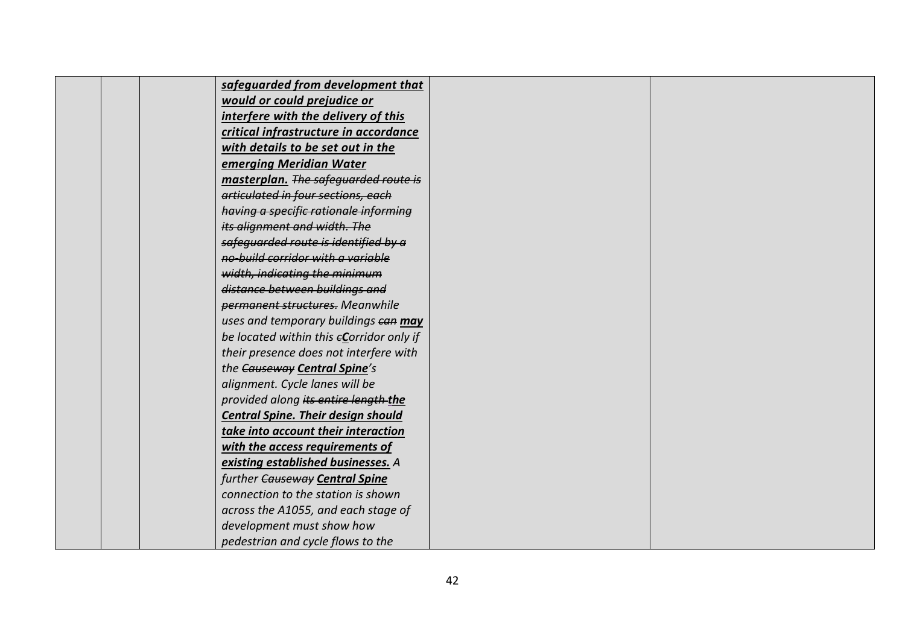|  |  |  | ***<u>safeguarded from development that would or could prejudice or interfere with the delivery of this critical infrastructure in accordance with details to be set out in the emerging Meridian Water masterplan.</u>*** *~~The safeguarded route is articulated in four sections, each having a specific rationale informing its alignment and width. The safeguarded route is identified by a no-build corridor with a variable width, indicating the minimum distance between buildings and permanent structures.~~ Meanwhile uses and temporary buildings ~~can~~* ***<u>may</u>*** *be located within this ~~c~~***<u>C</u>***orridor only if their presence does not interfere with the ~~Causeway~~* ***<u>Central Spine</u>****'s alignment. Cycle lanes will be provided along ~~its entire length~~* ***<u>the Central Spine. Their design should take into account their interaction with the access requirements of existing established businesses.</u>*** *A further ~~Causeway~~* ***<u>Central Spine</u>*** *connection to the station is shown across the A1055, and each stage of development must show how pedestrian and cycle flows to the* |  |  |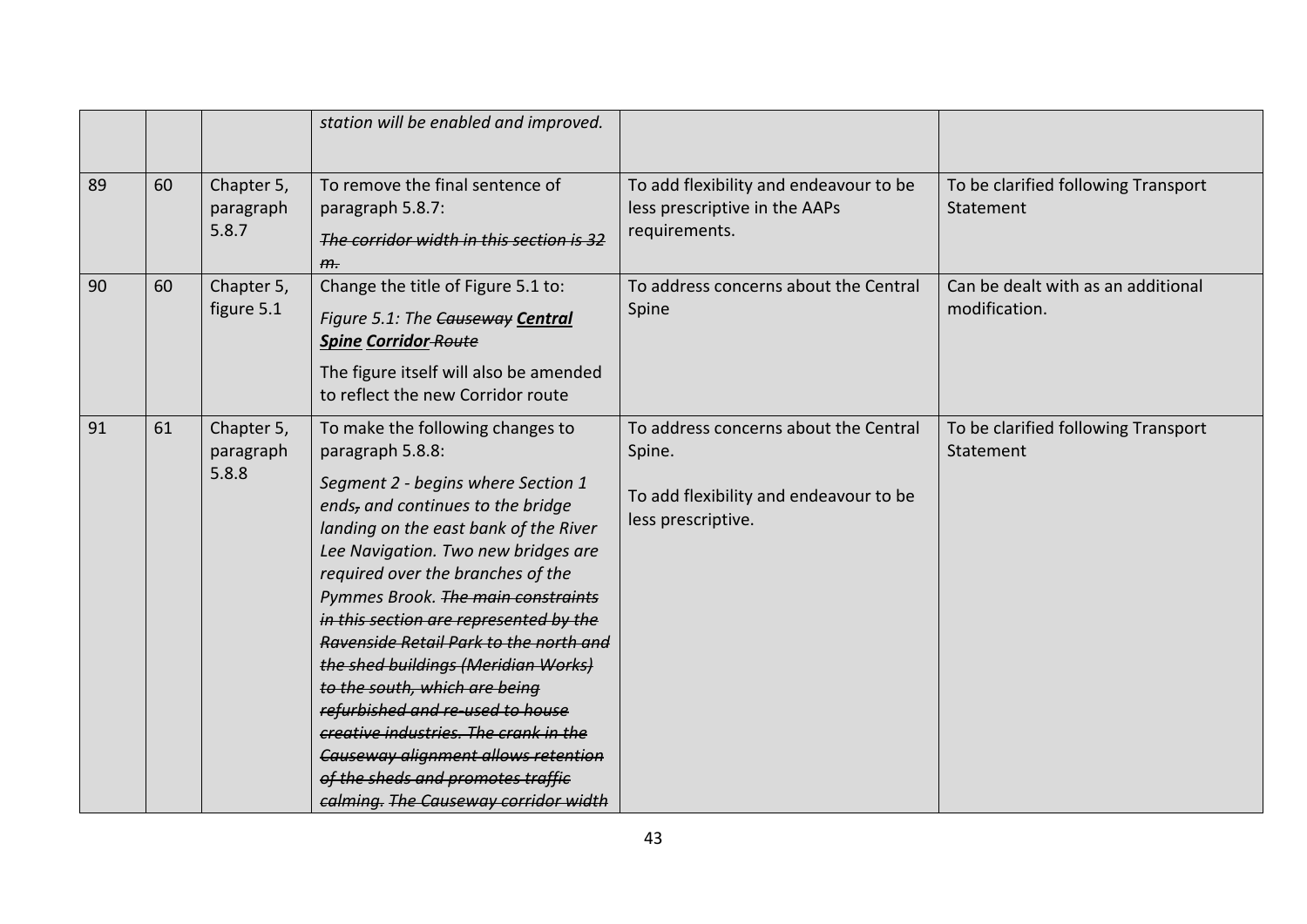| | | | | | |
|---|---|---|---|---|---|
| | | | *station will be enabled and improved.* | | |
| 89 | 60 | Chapter 5, paragraph 5.8.7 | To remove the final sentence of paragraph 5.8.7:<br>*~~The corridor width in this section is 32 m.~~* | To add flexibility and endeavour to be less prescriptive in the AAPs requirements. | To be clarified following Transport Statement |
| 90 | 60 | Chapter 5, figure 5.1 | Change the title of Figure 5.1 to:<br>*Figure 5.1: The ~~Causeway~~ **<u>Central Spine</u> <u>Corridor</u>** ~~Route~~*<br>The figure itself will also be amended to reflect the new Corridor route | To address concerns about the Central Spine | Can be dealt with as an additional modification. |
| 91 | 61 | Chapter 5, paragraph 5.8.8 | To make the following changes to paragraph 5.8.8:<br>*Segment 2 - begins where Section 1 ends~~,~~ and continues to the bridge landing on the east bank of the River Lee Navigation. Two new bridges are required over the branches of the Pymmes Brook. ~~The main constraints in this section are represented by the Ravenside Retail Park to the north and the shed buildings (Meridian Works) to the south, which are being refurbished and re-used to house creative industries. The crank in the Causeway alignment allows retention of the sheds and promotes traffic calming. The Causeway corridor width~~* | To address concerns about the Central Spine.<br>To add flexibility and endeavour to be less prescriptive. | To be clarified following Transport Statement |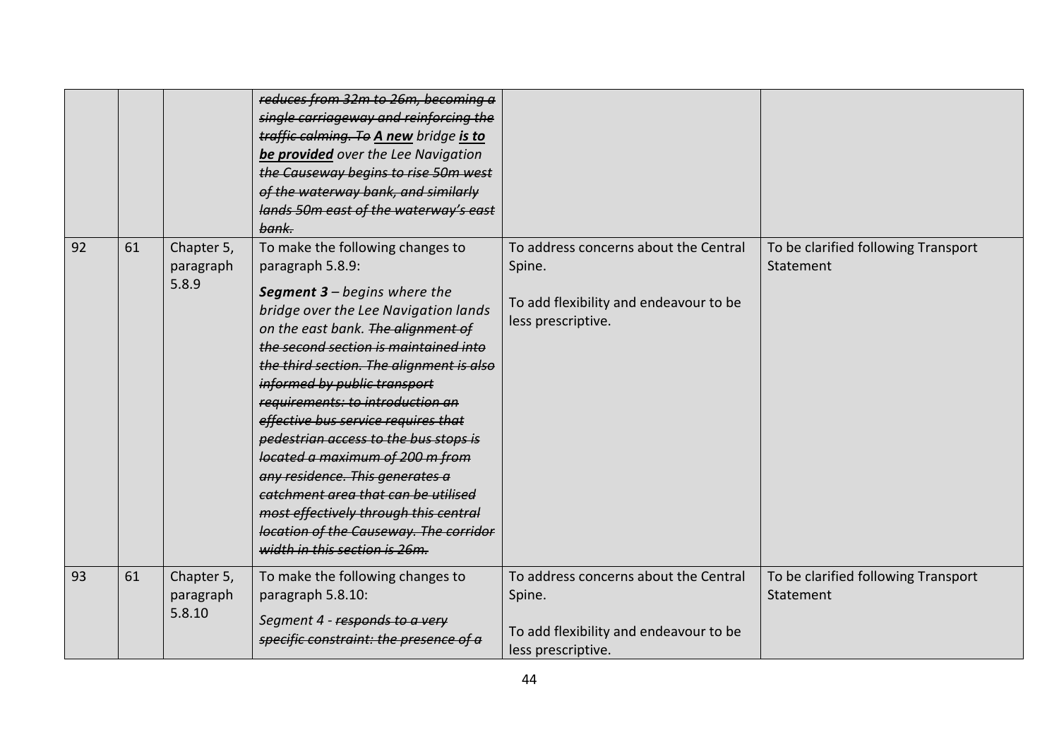| | | | | | |
|---|---|---|---|---|---|
| | | | *~~reduces from 32m to 26m, becoming a single carriageway and reinforcing the traffic calming. To~~* ***<u>A new</u>*** *bridge* ***<u>is to be provided</u>*** *over the Lee Navigation ~~the Causeway begins to rise 50m west of the waterway bank, and similarly lands 50m east of the waterway's east bank.~~* | | |
| 92 | 61 | Chapter 5, paragraph 5.8.9 | To make the following changes to paragraph 5.8.9:<br><br>***Segment 3*** *– begins where the bridge over the Lee Navigation lands on the east bank. ~~The alignment of the second section is maintained into the third section. The alignment is also informed by public transport requirements: to introduction an effective bus service requires that pedestrian access to the bus stops is located a maximum of 200 m from any residence. This generates a catchment area that can be utilised most effectively through this central location of the Causeway. The corridor width in this section is 26m.~~* | To address concerns about the Central Spine.<br><br>To add flexibility and endeavour to be less prescriptive. | To be clarified following Transport Statement |
| 93 | 61 | Chapter 5, paragraph 5.8.10 | To make the following changes to paragraph 5.8.10:<br><br>*Segment 4 - ~~responds to a very specific constraint: the presence of a~~* | To address concerns about the Central Spine.<br><br>To add flexibility and endeavour to be less prescriptive. | To be clarified following Transport Statement |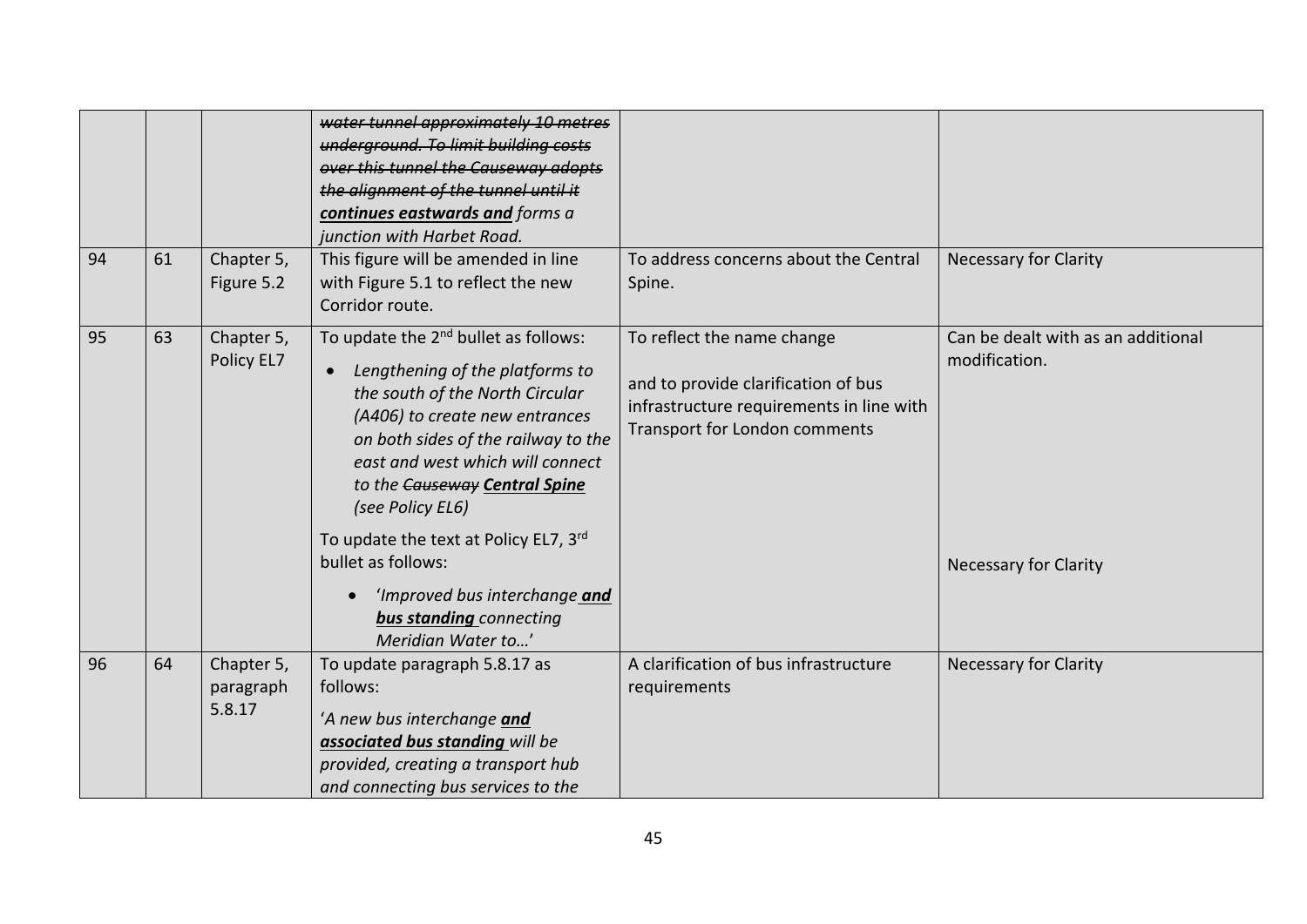| | | | | | |
|---|---|---|---|---|---|
| | | | ~~*water tunnel approximately 10 metres underground. To limit building costs over this tunnel the Causeway adopts the alignment of the tunnel until it*~~ ***continues eastwards and*** *forms a junction with Harbet Road.* | | |
| 94 | 61 | Chapter 5, Figure 5.2 | This figure will be amended in line with Figure 5.1 to reflect the new Corridor route. | To address concerns about the Central Spine. | Necessary for Clarity |
| 95 | 63 | Chapter 5, Policy EL7 | To update the 2nd bullet as follows:<br>• *Lengthening of the platforms to the south of the North Circular (A406) to create new entrances on both sides of the railway to the east and west which will connect to the* ~~*Causeway*~~ ***Central Spine*** *(see Policy EL6)*<br><br>To update the text at Policy EL7, 3rd bullet as follows:<br>• '*Improved bus interchange* ***and bus standing*** *connecting Meridian Water to…*' | To reflect the name change<br><br>and to provide clarification of bus infrastructure requirements in line with Transport for London comments | Can be dealt with as an additional modification.<br><br>Necessary for Clarity |
| 96 | 64 | Chapter 5, paragraph 5.8.17 | To update paragraph 5.8.17 as follows:<br>'*A new bus interchange* ***and associated bus standing*** *will be provided, creating a transport hub and connecting bus services to the* | A clarification of bus infrastructure requirements | Necessary for Clarity |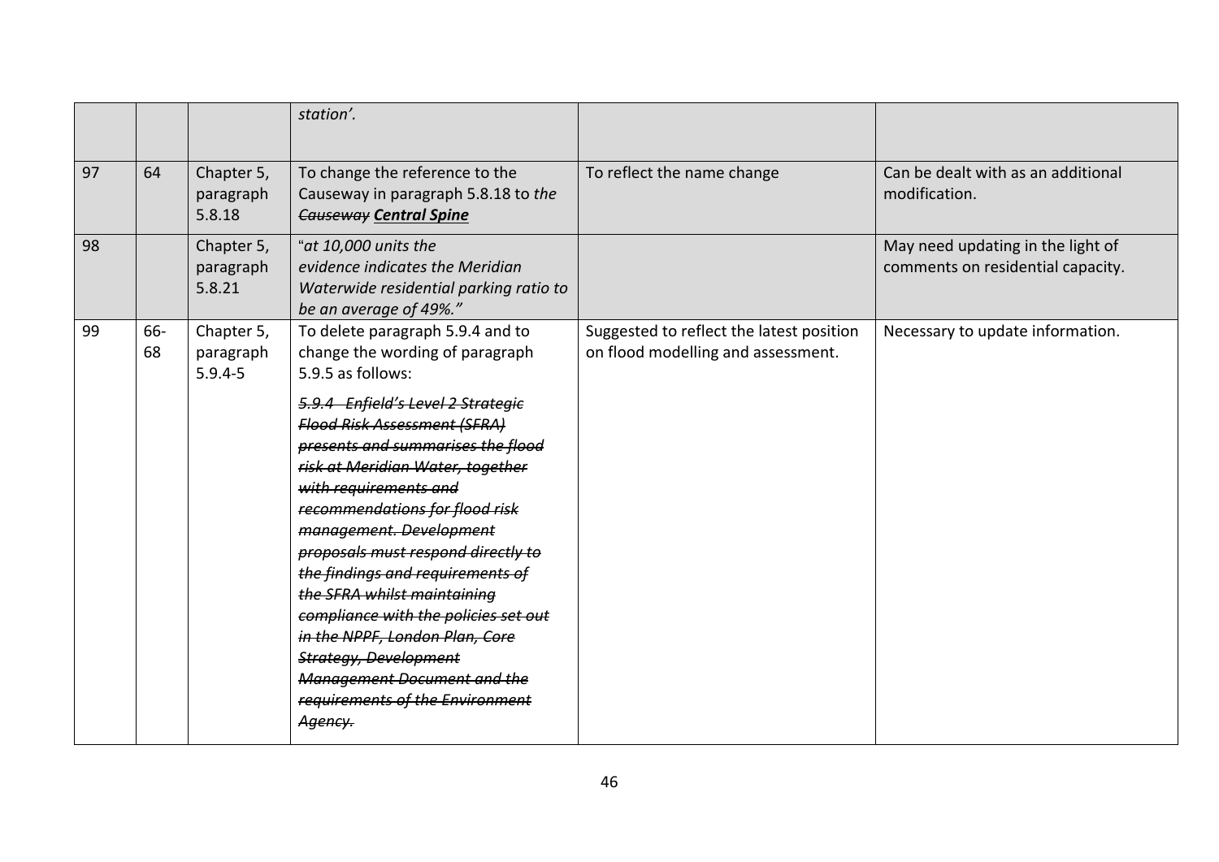| | | | | | |
|---|---|---|---|---|---|
| | | | *station'.* | | |
| 97 | 64 | Chapter 5, paragraph 5.8.18 | To change the reference to the Causeway in paragraph 5.8.18 to *the ~~Causeway~~ **Central Spine*** | To reflect the name change | Can be dealt with as an additional modification. |
| 98 | | Chapter 5, paragraph 5.8.21 | "*at 10,000 units the evidence indicates the Meridian Waterwide residential parking ratio to be an average of 49%.*" | | May need updating in the light of comments on residential capacity. |
| 99 | 66-68 | Chapter 5, paragraph 5.9.4-5 | To delete paragraph 5.9.4 and to change the wording of paragraph 5.9.5 as follows:<br><br>*~~5.9.4 Enfield's Level 2 Strategic Flood Risk Assessment (SFRA) presents and summarises the flood risk at Meridian Water, together with requirements and recommendations for flood risk management. Development proposals must respond directly to the findings and requirements of the SFRA whilst maintaining compliance with the policies set out in the NPPF, London Plan, Core Strategy, Development Management Document and the requirements of the Environment Agency.~~* | Suggested to reflect the latest position on flood modelling and assessment. | Necessary to update information. |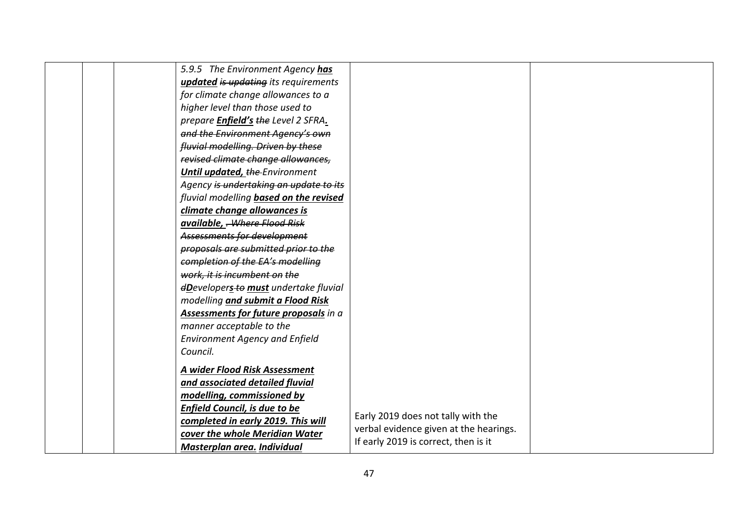|  |  |  | *5.9.5 The Environment Agency **<u>has updated</u>** ~~is updating~~ its requirements for climate change allowances to a higher level than those used to prepare **<u>Enfield's</u>** ~~the~~ Level 2 SFRA**<u>.</u>** ~~and the Environment Agency's own fluvial modelling. Driven by these revised climate change allowances,~~ **<u>Until updated,</u>** ~~the~~ Environment Agency ~~is undertaking an update to its~~ fluvial modelling **<u>based on the revised climate change allowances is available,</u>** ~~. Where Flood Risk Assessments for development proposals are submitted prior to the completion of the EA's modelling work, it is incumbent on the d~~**<u>D</u>**eveloper**<u>s</u>** ~~to~~ **<u>must</u>** undertake fluvial modelling **<u>and submit a Flood Risk Assessments for future proposals</u>** in a manner acceptable to the Environment Agency and Enfield Council.*<br><br>***<u>A wider Flood Risk Assessment and associated detailed fluvial modelling, commissioned by Enfield Council, is due to be completed in early 2019. This will cover the whole Meridian Water Masterplan area.</u>* *<u>Individual</u>*** | Early 2019 does not tally with the verbal evidence given at the hearings. If early 2019 is correct, then is it |  |
|---|---|---|---|---|---|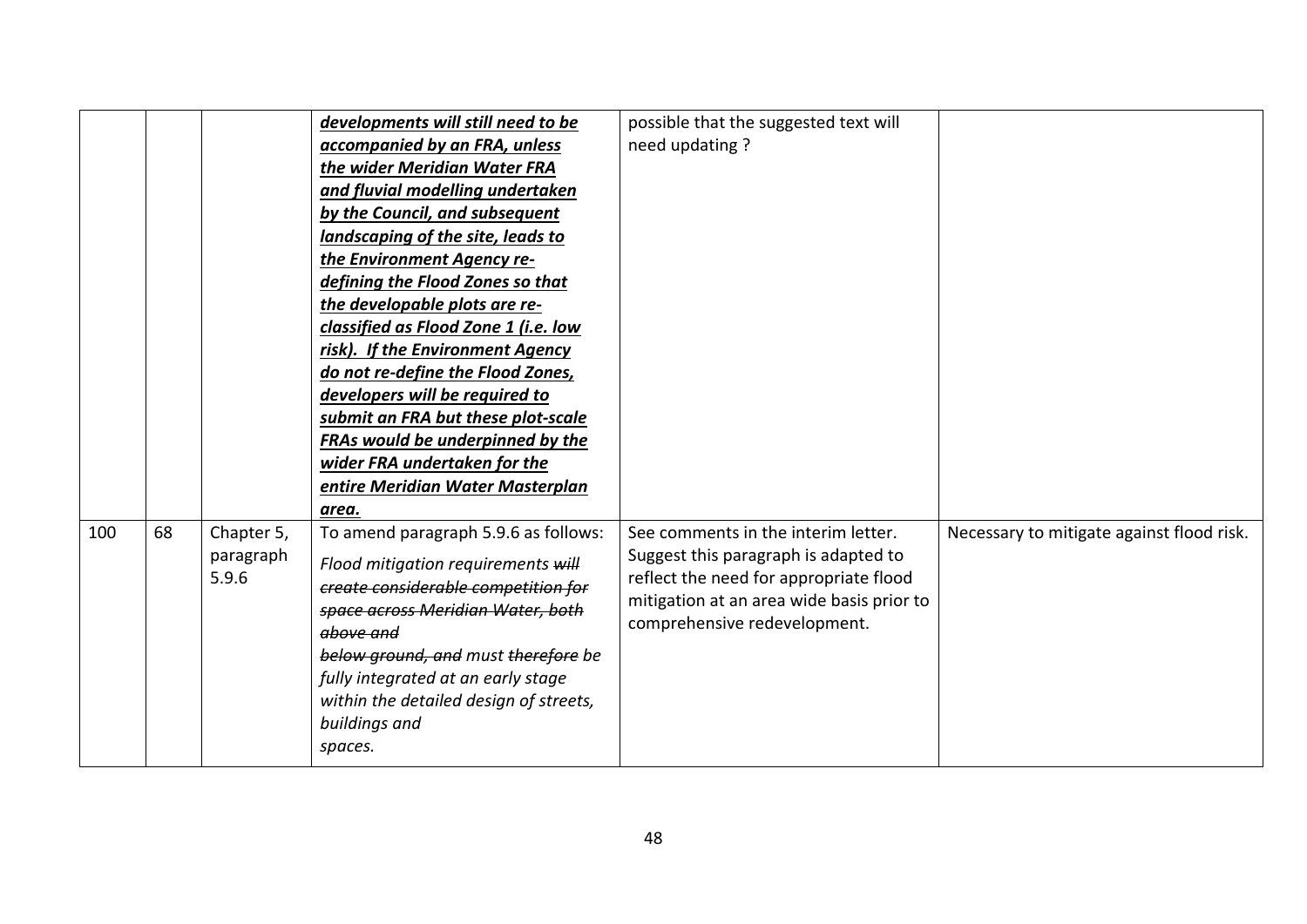| | | | | | |
|---|---|---|---|---|---|
| | | | ***<u>developments will still need to be accompanied by an FRA, unless the wider Meridian Water FRA and fluvial modelling undertaken by the Council, and subsequent landscaping of the site, leads to the Environment Agency re-defining the Flood Zones so that the developable plots are re-classified as Flood Zone 1 (i.e. low risk). If the Environment Agency do not re-define the Flood Zones, developers will be required to submit an FRA but these plot-scale FRAs would be underpinned by the wider FRA undertaken for the entire Meridian Water Masterplan area.</u>*** | possible that the suggested text will need updating ? | |
| 100 | 68 | Chapter 5, paragraph 5.9.6 | To amend paragraph 5.9.6 as follows:<br>*Flood mitigation requirements ~~will create considerable competition for space across Meridian Water, both above and below ground, and~~ must ~~therefore~~ be fully integrated at an early stage within the detailed design of streets, buildings and spaces.* | See comments in the interim letter. Suggest this paragraph is adapted to reflect the need for appropriate flood mitigation at an area wide basis prior to comprehensive redevelopment. | Necessary to mitigate against flood risk. |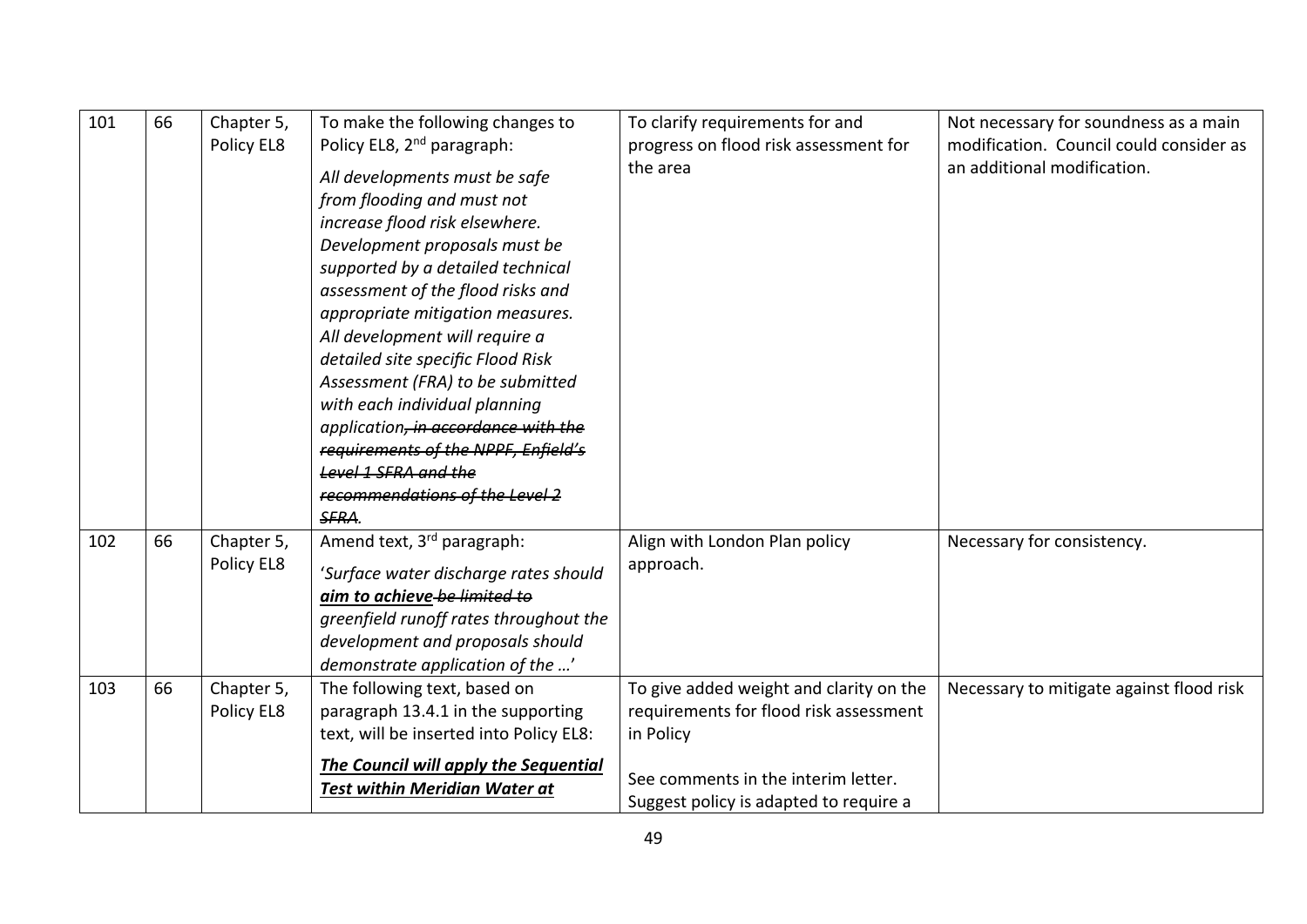| 101 | 66 | Chapter 5, Policy EL8 | To make the following changes to Policy EL8, 2nd paragraph:<br>*All developments must be safe from flooding and must not increase flood risk elsewhere. Development proposals must be supported by a detailed technical assessment of the flood risks and appropriate mitigation measures. All development will require a detailed site specific Flood Risk Assessment (FRA) to be submitted with each individual planning application~~, in accordance with the requirements of the NPPF, Enfield's Level 1 SFRA and the recommendations of the Level 2 SFRA~~.* | To clarify requirements for and progress on flood risk assessment for the area | Not necessary for soundness as a main modification. Council could consider as an additional modification. |
|---|---|---|---|---|---|
| 102 | 66 | Chapter 5, Policy EL8 | Amend text, 3rd paragraph:<br>'*Surface water discharge rates should **<u>aim to achieve</u>** ~~be limited to~~ greenfield runoff rates throughout the development and proposals should demonstrate application of the …*' | Align with London Plan policy approach. | Necessary for consistency. |
| 103 | 66 | Chapter 5, Policy EL8 | The following text, based on paragraph 13.4.1 in the supporting text, will be inserted into Policy EL8:<br>***<u>The Council will apply the Sequential Test within Meridian Water at</u>*** | To give added weight and clarity on the requirements for flood risk assessment in Policy<br><br>See comments in the interim letter. Suggest policy is adapted to require a | Necessary to mitigate against flood risk |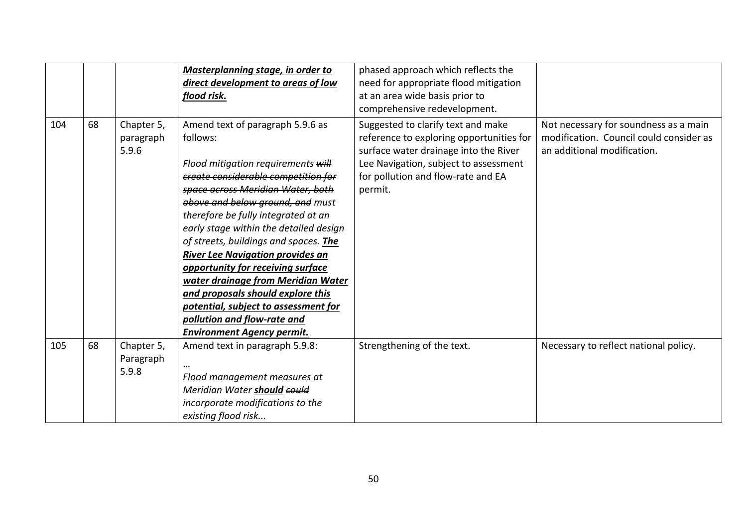| | | | | | |
|---|---|---|---|---|---|
| | | | ***<u>Masterplanning stage, in order to direct development to areas of low flood risk.</u>*** | phased approach which reflects the need for appropriate flood mitigation at an area wide basis prior to comprehensive redevelopment. | |
| 104 | 68 | Chapter 5, paragraph 5.9.6 | Amend text of paragraph 5.9.6 as follows:<br><br>*Flood mitigation requirements ~~will create considerable competition for space across Meridian Water, both above and below ground, and~~ must therefore be fully integrated at an early stage within the detailed design of streets, buildings and spaces.* ***<u>The River Lee Navigation provides an opportunity for receiving surface water drainage from Meridian Water and proposals should explore this potential, subject to assessment for pollution and flow-rate and Environment Agency permit.</u>*** | Suggested to clarify text and make reference to exploring opportunities for surface water drainage into the River Lee Navigation, subject to assessment for pollution and flow-rate and EA permit. | Not necessary for soundness as a main modification. Council could consider as an additional modification. |
| 105 | 68 | Chapter 5, Paragraph 5.9.8 | Amend text in paragraph 5.9.8:<br><br>…<br>*Flood management measures at Meridian Water* ***<u>should</u>*** *~~could~~ incorporate modifications to the existing flood risk...* | Strengthening of the text. | Necessary to reflect national policy. |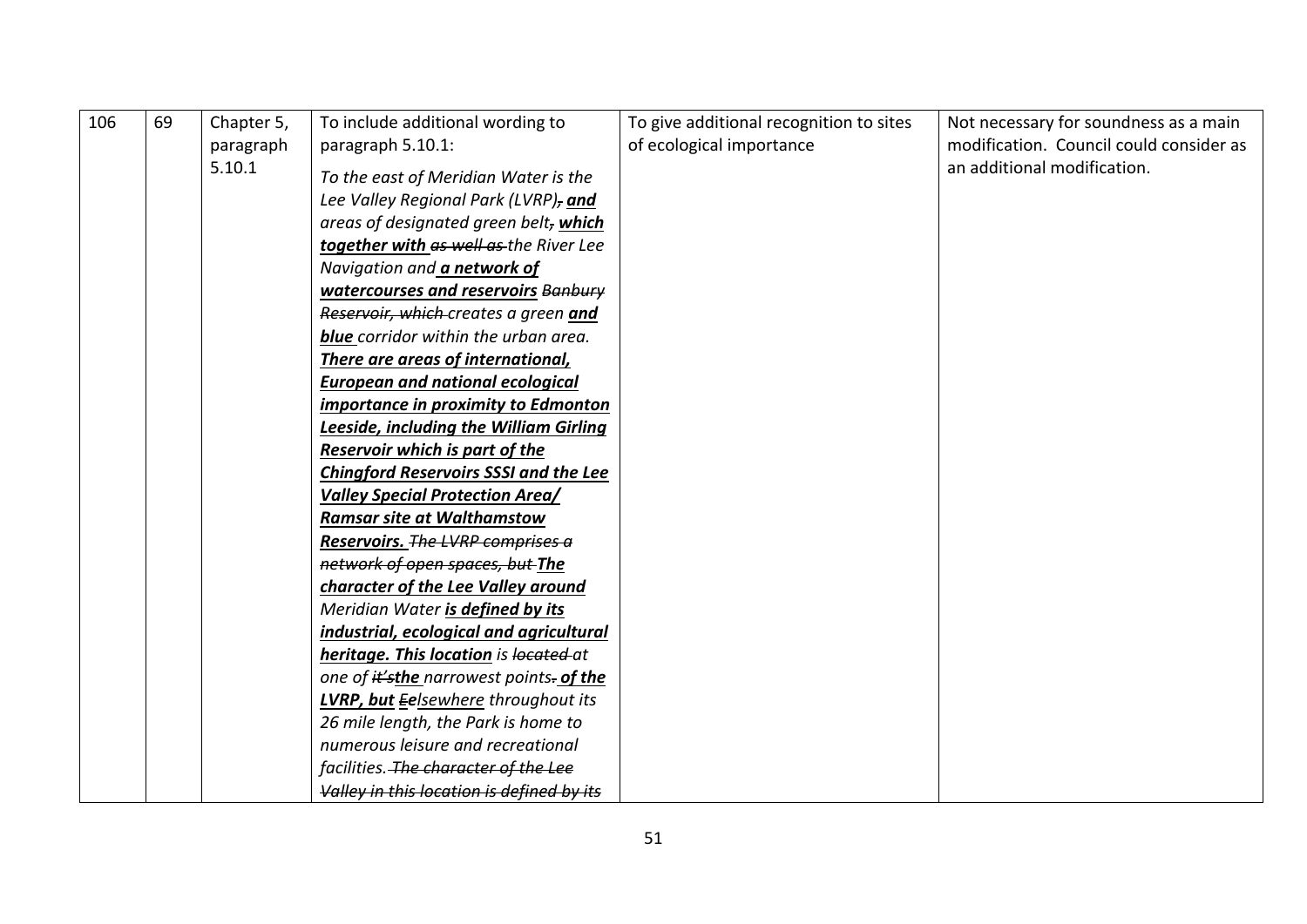| 106 | 69 | Chapter 5, paragraph 5.10.1 | To include additional wording to paragraph 5.10.1:<br><br>*To the east of Meridian Water is the Lee Valley Regional Park (LVRP)~~,~~ **and** areas of designated green belt~~,~~ **which together with** ~~as well as~~ the River Lee Navigation and **a network of watercourses and reservoirs** ~~Banbury Reservoir, which~~ creates a green **and blue** corridor within the urban area. **There are areas of international, European and national ecological importance in proximity to Edmonton Leeside, including the William Girling Reservoir which is part of the Chingford Reservoirs SSSI and the Lee Valley Special Protection Area/ Ramsar site at Walthamstow Reservoirs.** ~~The LVRP comprises a network of open spaces, but~~ **The character of the Lee Valley around** Meridian Water **is defined by its industrial, ecological and agricultural heritage. This location** is ~~located~~ at one of ~~it's~~**the** narrowest points~~.~~ **of the LVRP, but** ~~E~~**e**lsewhere throughout its 26 mile length, the Park is home to numerous leisure and recreational facilities. ~~The character of the Lee Valley in this location is defined by its~~* | To give additional recognition to sites of ecological importance | Not necessary for soundness as a main modification. Council could consider as an additional modification. |
|---|---|---|---|---|---|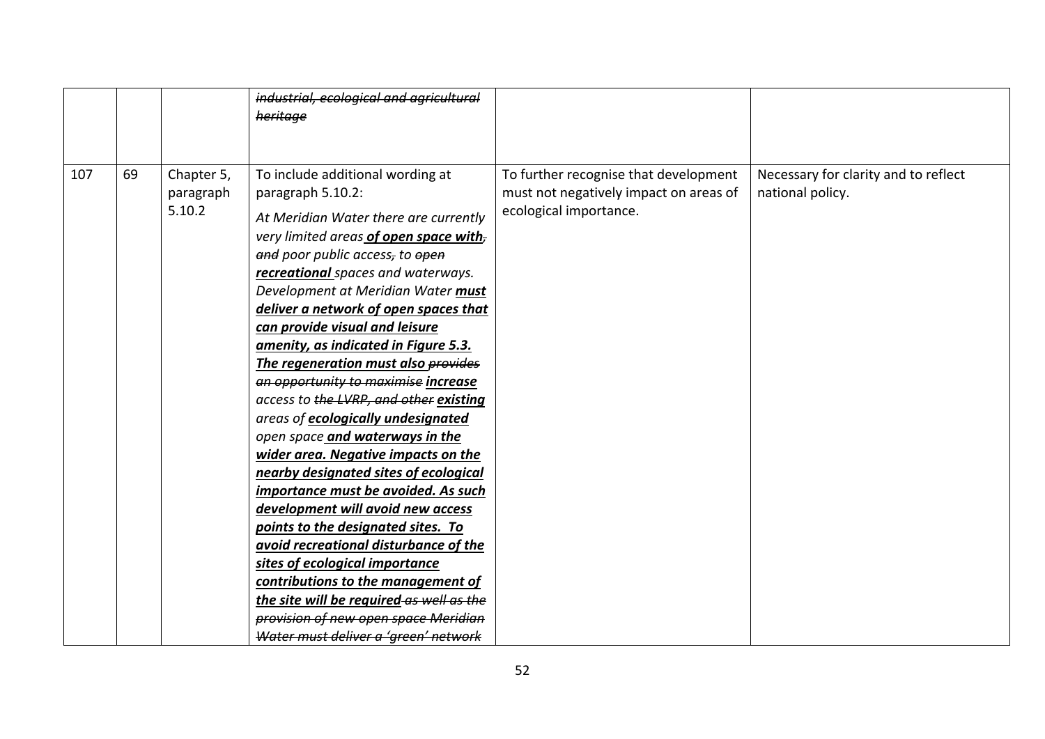|  |  |  |  |  |  |
|---|---|---|---|---|---|
|  |  |  | *~~industrial, ecological and agricultural heritage~~* |  |  |
| 107 | 69 | Chapter 5, paragraph 5.10.2 | To include additional wording at paragraph 5.10.2: *At Meridian Water there are currently very limited areas* ***<u>of open space with</u>****~~,~~ ~~and~~ poor public access~~,~~ to ~~open~~* ***<u>recreational</u>*** *spaces and waterways. Development at Meridian Water* ***<u>must deliver a network of open spaces that can provide visual and leisure amenity, as indicated in Figure 5.3. The regeneration must also</u>*** *~~provides an opportunity to maximise~~* ***<u>increase</u>*** *access to ~~the LVRP, and other~~* ***<u>existing</u>*** *areas of* ***<u>ecologically undesignated</u>*** *open space* ***<u>and waterways in the wider area. Negative impacts on the nearby designated sites of ecological importance must be avoided. As such development will avoid new access points to the designated sites. To avoid recreational disturbance of the sites of ecological importance contributions to the management of the site will be required</u>*** *~~as well as the provision of new open space Meridian Water must deliver a 'green' network~~* | To further recognise that development must not negatively impact on areas of ecological importance. | Necessary for clarity and to reflect national policy. |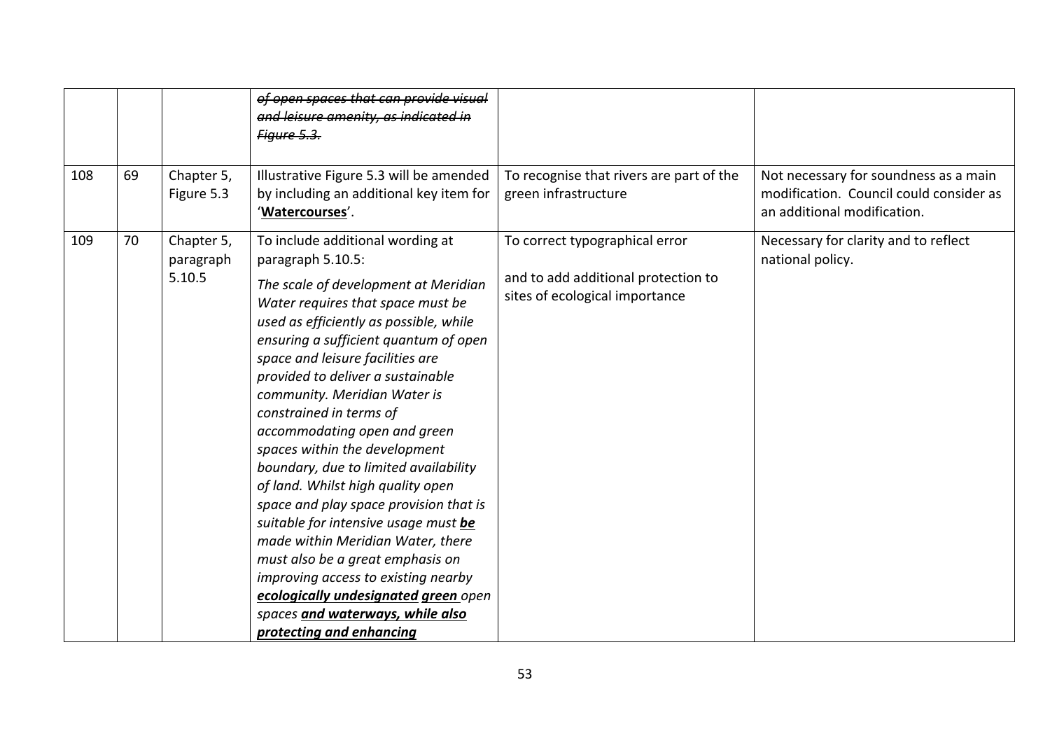| | | | | | |
|---|---|---|---|---|---|
| | | | ~~*of open spaces that can provide visual and leisure amenity, as indicated in Figure 5.3.*~~ | | |
| 108 | 69 | Chapter 5, Figure 5.3 | Illustrative Figure 5.3 will be amended by including an additional key item for '<u>**Watercourses**</u>'. | To recognise that rivers are part of the green infrastructure | Not necessary for soundness as a main modification. Council could consider as an additional modification. |
| 109 | 70 | Chapter 5, paragraph 5.10.5 | To include additional wording at paragraph 5.10.5:<br><br>*The scale of development at Meridian Water requires that space must be used as efficiently as possible, while ensuring a sufficient quantum of open space and leisure facilities are provided to deliver a sustainable community. Meridian Water is constrained in terms of accommodating open and green spaces within the development boundary, due to limited availability of land. Whilst high quality open space and play space provision that is suitable for intensive usage must* <u>***be***</u> *made within Meridian Water, there must also be a great emphasis on improving access to existing nearby* <u>***ecologically undesignated green***</u> *open spaces* <u>***and waterways, while also protecting and enhancing***</u> | To correct typographical error<br><br>and to add additional protection to sites of ecological importance | Necessary for clarity and to reflect national policy. |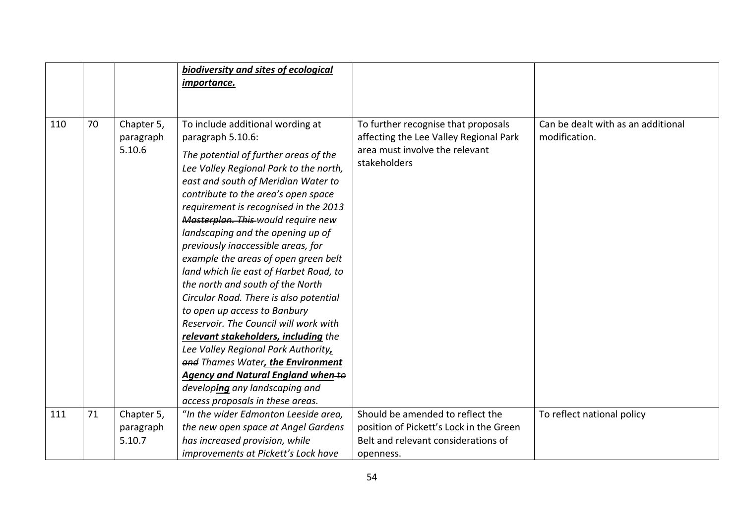| | | | | | |
|---|---|---|---|---|---|
| | | | ***biodiversity and sites of ecological importance.*** | | |
| 110 | 70 | Chapter 5, paragraph 5.10.6 | To include additional wording at paragraph 5.10.6: *The potential of further areas of the Lee Valley Regional Park to the north, east and south of Meridian Water to contribute to the area's open space requirement ~~is recognised in the 2013 Masterplan. This~~ would require new landscaping and the opening up of previously inaccessible areas, for example the areas of open green belt land which lie east of Harbet Road, to the north and south of the North Circular Road. There is also potential to open up access to Banbury Reservoir. The Council will work with* ***relevant stakeholders, including*** *the Lee Valley Regional Park Authority****,*** ~~*and*~~ *Thames Water****, the Environment Agency and Natural England when*** ~~*to*~~ *develop****ing*** *any landscaping and access proposals in these areas.* | To further recognise that proposals affecting the Lee Valley Regional Park area must involve the relevant stakeholders | Can be dealt with as an additional modification. |
| 111 | 71 | Chapter 5, paragraph 5.10.7 | "*In the wider Edmonton Leeside area, the new open space at Angel Gardens has increased provision, while improvements at Pickett's Lock have* | Should be amended to reflect the position of Pickett's Lock in the Green Belt and relevant considerations of openness. | To reflect national policy |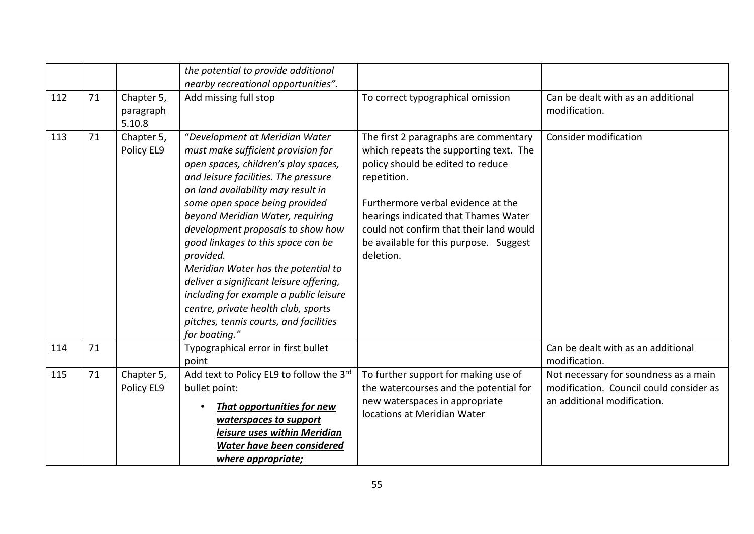| | | | | | |
|---|---|---|---|---|---|
| | | | *the potential to provide additional nearby recreational opportunities".* | | |
| 112 | 71 | Chapter 5, paragraph 5.10.8 | Add missing full stop | To correct typographical omission | Can be dealt with as an additional modification. |
| 113 | 71 | Chapter 5, Policy EL9 | "*Development at Meridian Water must make sufficient provision for open spaces, children's play spaces, and leisure facilities. The pressure on land availability may result in some open space being provided beyond Meridian Water, requiring development proposals to show how good linkages to this space can be provided.*<br>*Meridian Water has the potential to deliver a significant leisure offering, including for example a public leisure centre, private health club, sports pitches, tennis courts, and facilities for boating."* | The first 2 paragraphs are commentary which repeats the supporting text. The policy should be edited to reduce repetition.<br><br>Furthermore verbal evidence at the hearings indicated that Thames Water could not confirm that their land would be available for this purpose. Suggest deletion. | Consider modification |
| 114 | 71 | | Typographical error in first bullet point | | Can be dealt with as an additional modification. |
| 115 | 71 | Chapter 5, Policy EL9 | Add text to Policy EL9 to follow the 3rd bullet point:<br>• ***That opportunities for new waterspaces to support leisure uses within Meridian Water have been considered where appropriate;*** | To further support for making use of the watercourses and the potential for new waterspaces in appropriate locations at Meridian Water | Not necessary for soundness as a main modification. Council could consider as an additional modification. |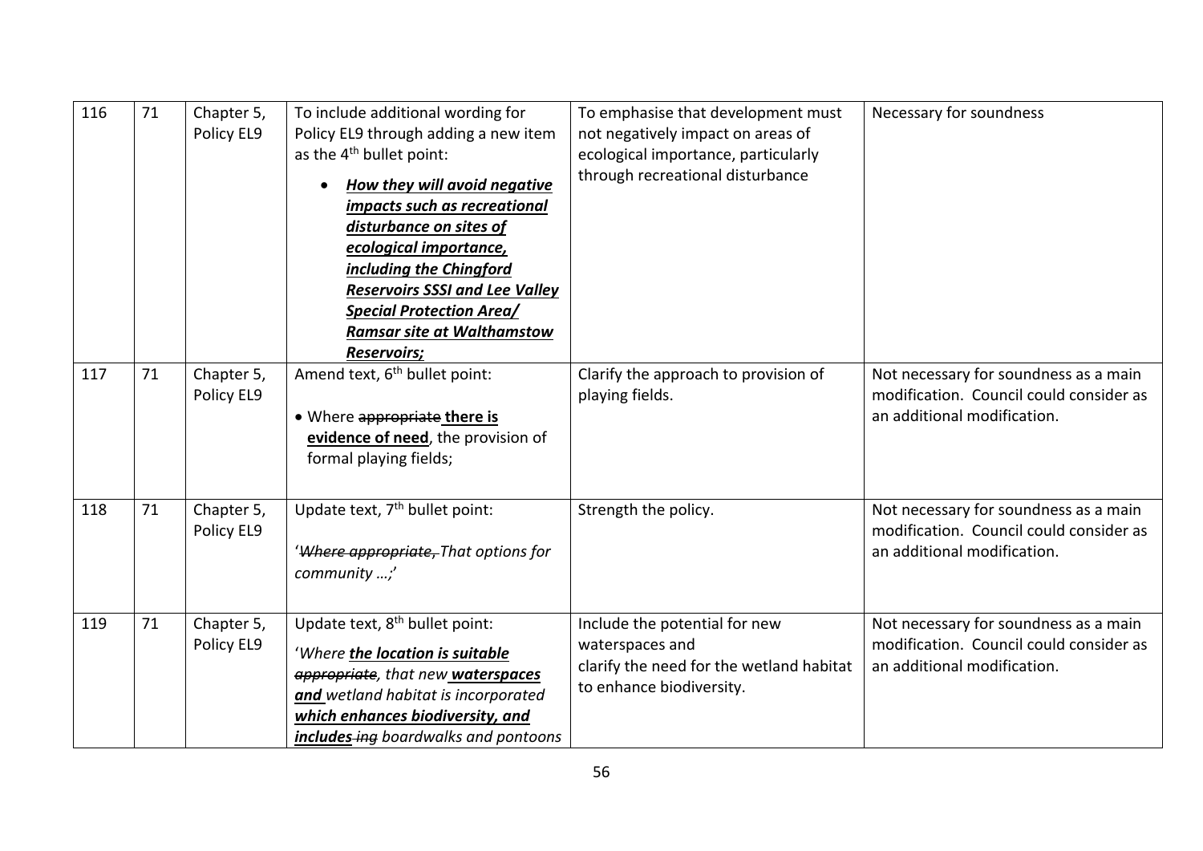| 116 | 71 | Chapter 5, Policy EL9 | To include additional wording for Policy EL9 through adding a new item as the 4th bullet point:<br>• ***<u>How they will avoid negative impacts such as recreational disturbance on sites of ecological importance, including the Chingford Reservoirs SSSI and Lee Valley Special Protection Area/ Ramsar site at Walthamstow Reservoirs;</u>*** | To emphasise that development must not negatively impact on areas of ecological importance, particularly through recreational disturbance | Necessary for soundness |
|---|---|---|---|---|---|
| 117 | 71 | Chapter 5, Policy EL9 | Amend text, 6th bullet point:<br>• Where ~~appropriate~~ **<u>there is evidence of need</u>**, the provision of formal playing fields; | Clarify the approach to provision of playing fields. | Not necessary for soundness as a main modification. Council could consider as an additional modification. |
| 118 | 71 | Chapter 5, Policy EL9 | Update text, 7th bullet point:<br>'*~~Where appropriate,~~ That options for community …;*' | Strength the policy. | Not necessary for soundness as a main modification. Council could consider as an additional modification. |
| 119 | 71 | Chapter 5, Policy EL9 | Update text, 8th bullet point:<br>'*Where **<u>the location is suitable</u>** ~~appropriate~~, that new **<u>waterspaces and</u>** wetland habitat is incorporated **<u>which enhances biodiversity, and includes</u>** ~~ing~~ boardwalks and pontoons* | Include the potential for new waterspaces and clarify the need for the wetland habitat to enhance biodiversity. | Not necessary for soundness as a main modification. Council could consider as an additional modification. |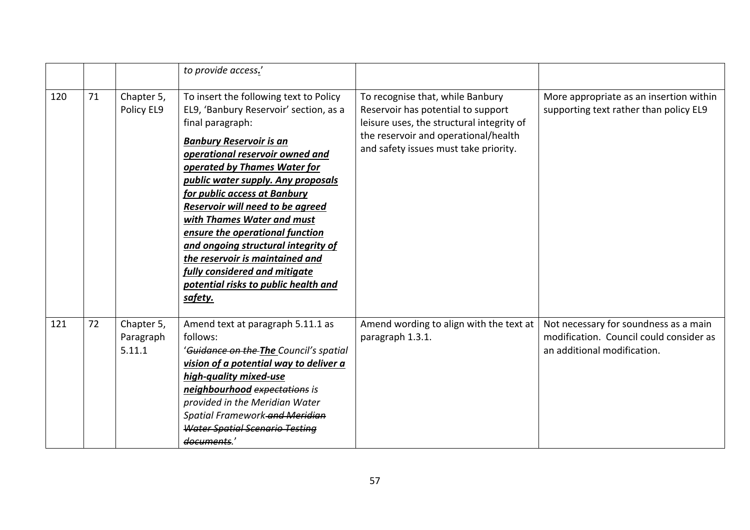| | | | | | |
|---|---|---|---|---|---|
| | | | *to provide access**.**'* | | |
| 120 | 71 | Chapter 5, Policy EL9 | To insert the following text to Policy EL9, 'Banbury Reservoir' section, as a final paragraph: ***<u>Banbury Reservoir is an operational reservoir owned and operated by Thames Water for public water supply. Any proposals for public access at Banbury Reservoir will need to be agreed with Thames Water and must ensure the operational function and ongoing structural integrity of the reservoir is maintained and fully considered and mitigate potential risks to public health and safety.</u>*** | To recognise that, while Banbury Reservoir has potential to support leisure uses, the structural integrity of the reservoir and operational/health and safety issues must take priority. | More appropriate as an insertion within supporting text rather than policy EL9 |
| 121 | 72 | Chapter 5, Paragraph 5.11.1 | Amend text at paragraph 5.11.1 as follows: '*~~Guidance on the~~ **<u>The</u>** Council's spatial **<u>vision of a potential way to deliver a high-quality mixed-use neighbourhood</u>** ~~expectations~~ is provided in the Meridian Water Spatial Framework ~~and Meridian Water Spatial Scenario Testing documents~~.*' | Amend wording to align with the text at paragraph 1.3.1. | Not necessary for soundness as a main modification. Council could consider as an additional modification. |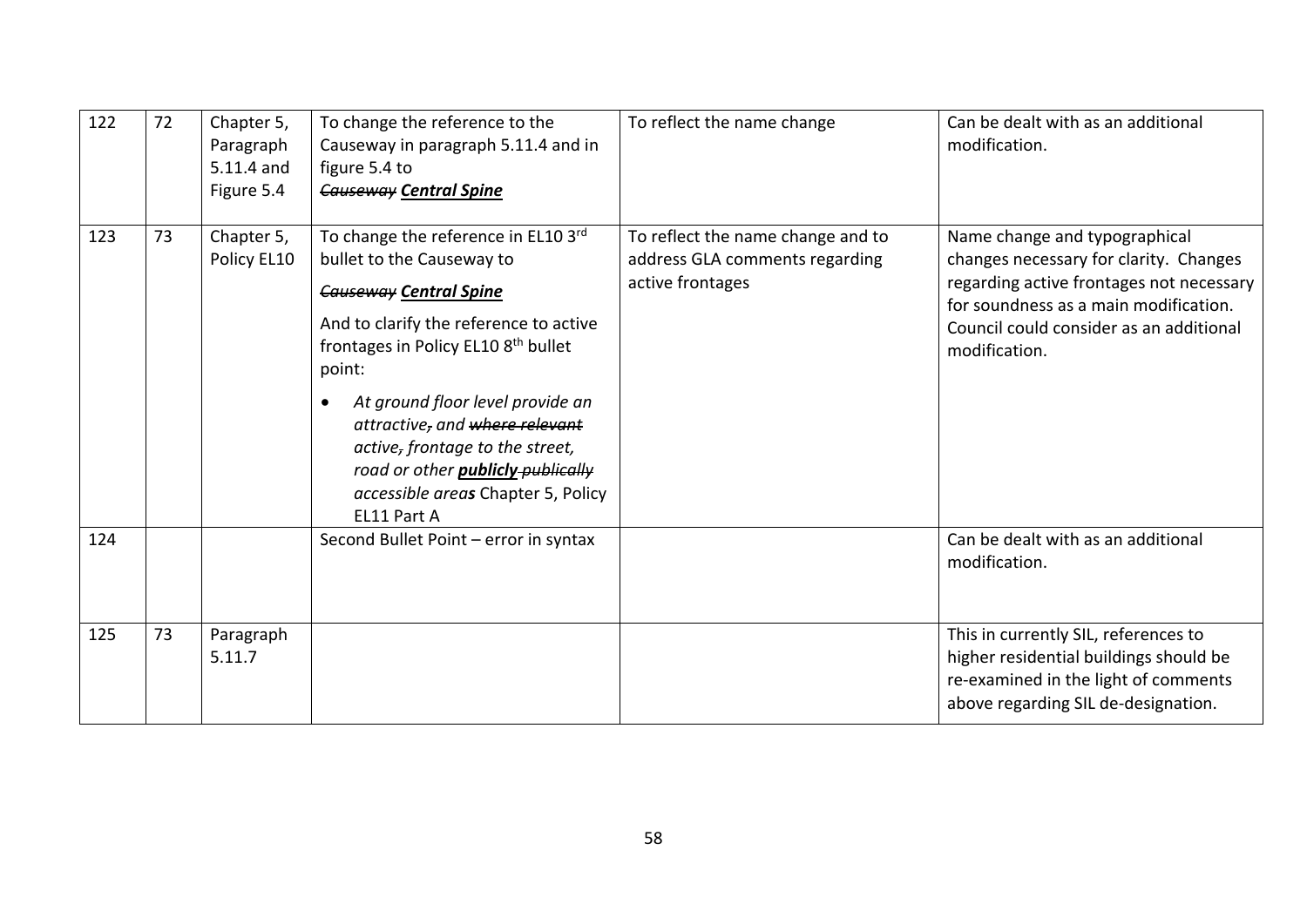| 122 | 72 | Chapter 5, Paragraph 5.11.4 and Figure 5.4 | To change the reference to the Causeway in paragraph 5.11.4 and in figure 5.4 to ~~*Causeway*~~ ***<u>Central Spine</u>*** | To reflect the name change | Can be dealt with as an additional modification. |
|---|---|---|---|---|---|
| 123 | 73 | Chapter 5, Policy EL10 | To change the reference in EL10 3rd bullet to the Causeway to ~~*Causeway*~~ ***<u>Central Spine</u>*** And to clarify the reference to active frontages in Policy EL10 8th bullet point: • *At ground floor level provide an attractive~~,~~ and ~~where relevant~~ active~~,~~ frontage to the street, road or other* ***<u>publicly</u>*** ~~*publically*~~ *accessible area**s*** Chapter 5, Policy EL11 Part A | To reflect the name change and to address GLA comments regarding active frontages | Name change and typographical changes necessary for clarity. Changes regarding active frontages not necessary for soundness as a main modification. Council could consider as an additional modification. |
| 124 | | | Second Bullet Point – error in syntax | | Can be dealt with as an additional modification. |
| 125 | 73 | Paragraph 5.11.7 | | | This in currently SIL, references to higher residential buildings should be re-examined in the light of comments above regarding SIL de-designation. |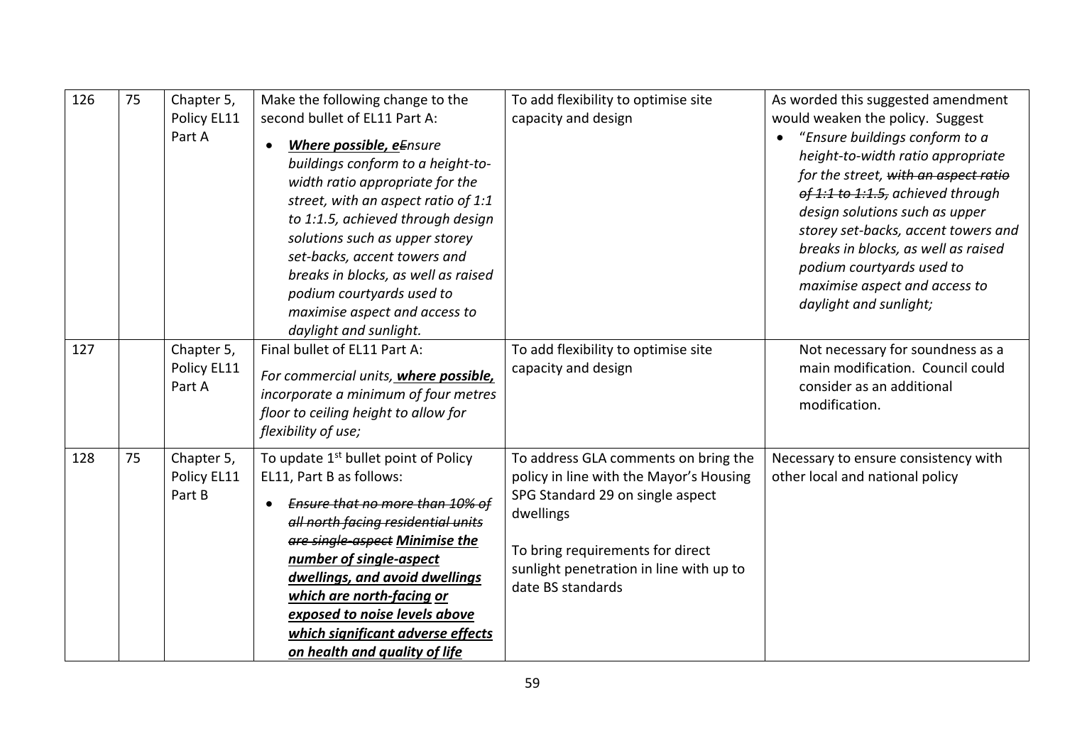| 126 | 75 | Chapter 5, Policy EL11 Part A | Make the following change to the second bullet of EL11 Part A:<br>• ***<u>Where possible, e</u>~~E~~nsure** buildings conform to a height-to-width ratio appropriate for the street, with an aspect ratio of 1:1 to 1:1.5, achieved through design solutions such as upper storey set-backs, accent towers and breaks in blocks, as well as raised podium courtyards used to maximise aspect and access to daylight and sunlight.* | To add flexibility to optimise site capacity and design | As worded this suggested amendment would weaken the policy. Suggest<br>• "*Ensure buildings conform to a height-to-width ratio appropriate for the street, ~~with an aspect ratio of 1:1 to 1:1.5,~~ achieved through design solutions such as upper storey set-backs, accent towers and breaks in blocks, as well as raised podium courtyards used to maximise aspect and access to daylight and sunlight;* |
|---|---|---|---|---|---|
| 127 | | Chapter 5, Policy EL11 Part A | Final bullet of EL11 Part A:<br>*For commercial units, **<u>where possible,</u>** incorporate a minimum of four metres floor to ceiling height to allow for flexibility of use;* | To add flexibility to optimise site capacity and design | Not necessary for soundness as a main modification. Council could consider as an additional modification. |
| 128 | 75 | Chapter 5, Policy EL11 Part B | To update 1st bullet point of Policy EL11, Part B as follows:<br>• ***~~Ensure that no more than 10% of all north facing residential units are single-aspect~~ <u>Minimise the number of single-aspect dwellings, and avoid dwellings which are north-facing or exposed to noise levels above which significant adverse effects on health and quality of life</u>*** | To address GLA comments on bring the policy in line with the Mayor's Housing SPG Standard 29 on single aspect dwellings<br><br>To bring requirements for direct sunlight penetration in line with up to date BS standards | Necessary to ensure consistency with other local and national policy |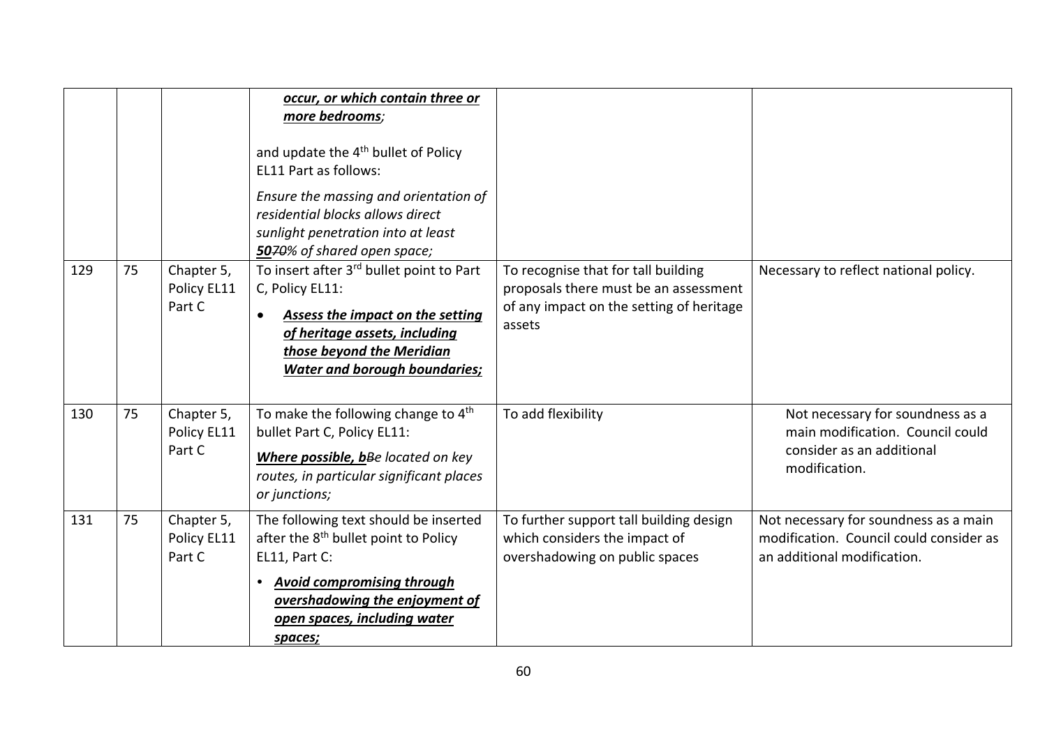| | | | | | |
|---|---|---|---|---|---|
| | | | ***occur, or which contain three or more bedrooms;***<br><br>and update the 4th bullet of Policy EL11 Part as follows:<br><br>*Ensure the massing and orientation of residential blocks allows direct sunlight penetration into at least* ***50****~~70~~% of shared open space;* | | |
| 129 | 75 | Chapter 5, Policy EL11 Part C | To insert after 3rd bullet point to Part C, Policy EL11:<br><br>• ***Assess the impact on the setting of heritage assets, including those beyond the Meridian Water and borough boundaries;*** | To recognise that for tall building proposals there must be an assessment of any impact on the setting of heritage assets | Necessary to reflect national policy. |
| 130 | 75 | Chapter 5, Policy EL11 Part C | To make the following change to 4th bullet Part C, Policy EL11:<br><br>***Where possible, b****~~B~~e located on key routes, in particular significant places or junctions;* | To add flexibility | Not necessary for soundness as a main modification. Council could consider as an additional modification. |
| 131 | 75 | Chapter 5, Policy EL11 Part C | The following text should be inserted after the 8th bullet point to Policy EL11, Part C:<br><br>• ***Avoid compromising through overshadowing the enjoyment of open spaces, including water spaces;*** | To further support tall building design which considers the impact of overshadowing on public spaces | Not necessary for soundness as a main modification. Council could consider as an additional modification. |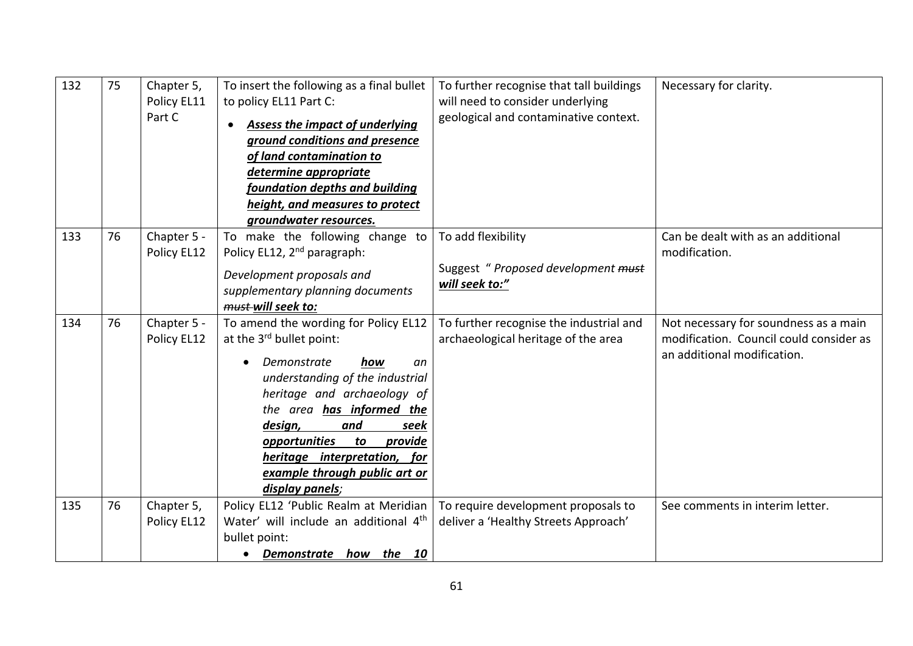| 132 | 75 | Chapter 5, Policy EL11 Part C | To insert the following as a final bullet to policy EL11 Part C: <br>• ***<u>Assess the impact of underlying ground conditions and presence of land contamination to determine appropriate foundation depths and building height, and measures to protect groundwater resources.</u>*** | To further recognise that tall buildings will need to consider underlying geological and contaminative context. | Necessary for clarity. |
|---|---|---|---|---|---|
| 133 | 76 | Chapter 5 - Policy EL12 | To make the following change to Policy EL12, 2[nd] paragraph: <br>*Development proposals and supplementary planning documents ~~must~~* ***<u>will seek to:</u>*** | To add flexibility <br><br>Suggest " *Proposed development ~~must~~* ***<u>will seek to:"</u>*** | Can be dealt with as an additional modification. |
| 134 | 76 | Chapter 5 - Policy EL12 | To amend the wording for Policy EL12 at the 3[rd] bullet point: <br>• *Demonstrate* ***<u>how</u>*** *an understanding of the industrial heritage and archaeology of the area* ***<u>has informed the design, and seek opportunities to provide heritage interpretation, for example through public art or display panels</u>****;* | To further recognise the industrial and archaeological heritage of the area | Not necessary for soundness as a main modification. Council could consider as an additional modification. |
| 135 | 76 | Chapter 5, Policy EL12 | Policy EL12 'Public Realm at Meridian Water' will include an additional 4[th] bullet point: <br>• ***<u>Demonstrate how the 10</u>*** | To require development proposals to deliver a 'Healthy Streets Approach' | See comments in interim letter. |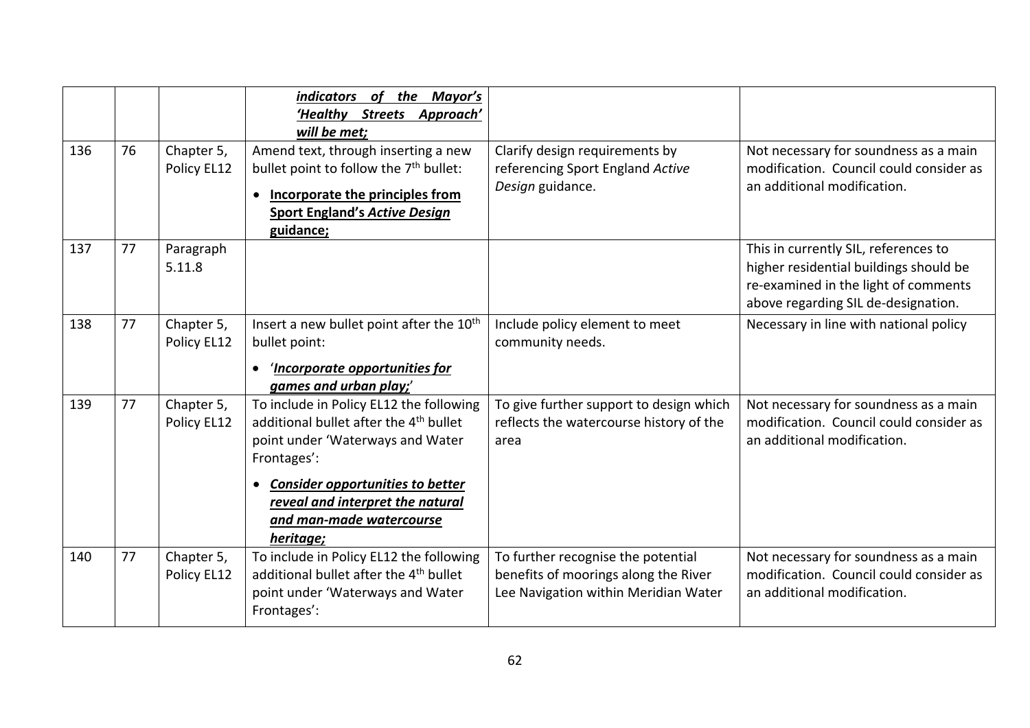| | | | | | |
|---|---|---|---|---|---|
| | | | ***<u>indicators of the Mayor's 'Healthy Streets Approach' will be met;</u>*** | | |
| 136 | 76 | Chapter 5, Policy EL12 | Amend text, through inserting a new bullet point to follow the 7th bullet: • **<u>Incorporate the principles from Sport England's *Active Design* guidance;</u>** | Clarify design requirements by referencing Sport England *Active Design* guidance. | Not necessary for soundness as a main modification. Council could consider as an additional modification. |
| 137 | 77 | Paragraph 5.11.8 | | | This in currently SIL, references to higher residential buildings should be re-examined in the light of comments above regarding SIL de-designation. |
| 138 | 77 | Chapter 5, Policy EL12 | Insert a new bullet point after the 10th bullet point: • '***<u>Incorporate opportunities for games and urban play;</u>***' | Include policy element to meet community needs. | Necessary in line with national policy |
| 139 | 77 | Chapter 5, Policy EL12 | To include in Policy EL12 the following additional bullet after the 4th bullet point under 'Waterways and Water Frontages': • ***<u>Consider opportunities to better reveal and interpret the natural and man-made watercourse heritage;</u>*** | To give further support to design which reflects the watercourse history of the area | Not necessary for soundness as a main modification. Council could consider as an additional modification. |
| 140 | 77 | Chapter 5, Policy EL12 | To include in Policy EL12 the following additional bullet after the 4th bullet point under 'Waterways and Water Frontages': | To further recognise the potential benefits of moorings along the River Lee Navigation within Meridian Water | Not necessary for soundness as a main modification. Council could consider as an additional modification. |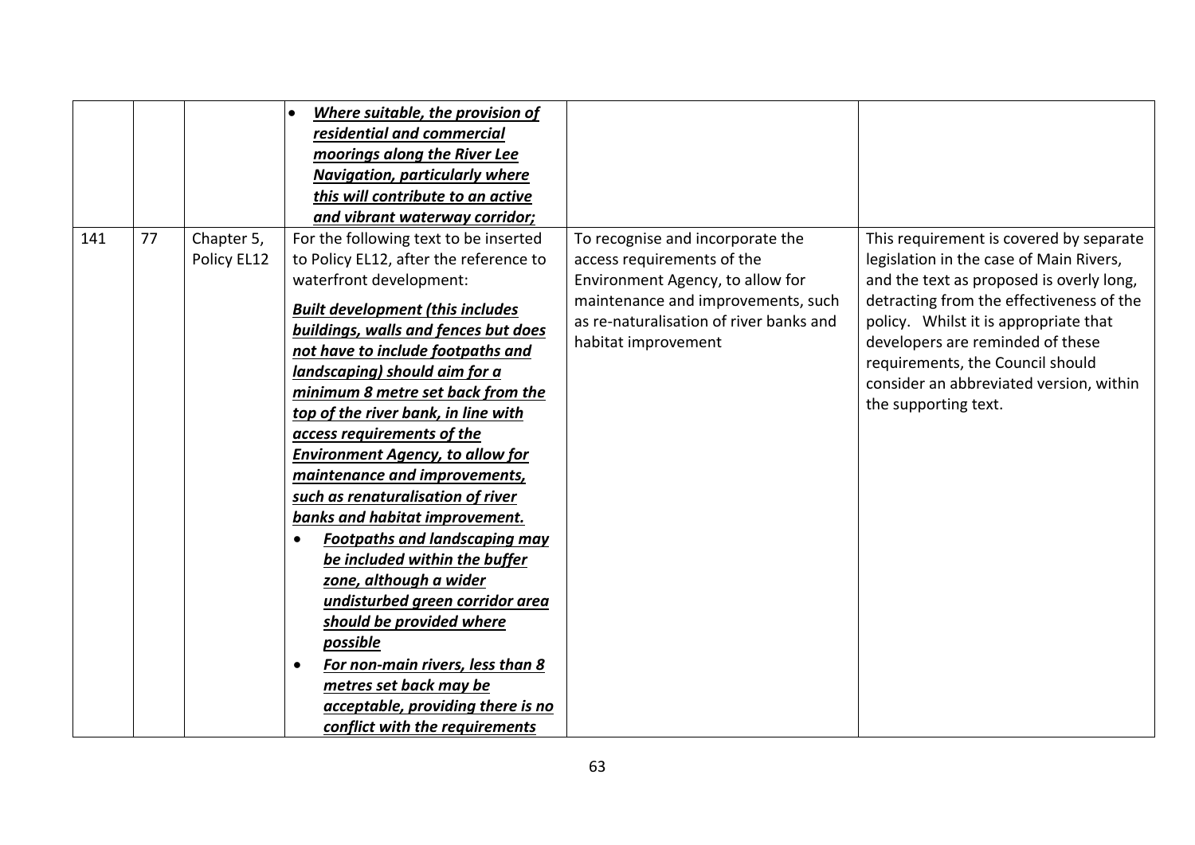| | | | | | |
|---|---|---|---|---|---|
| | | | • ***<u>Where suitable, the provision of residential and commercial moorings along the River Lee Navigation, particularly where this will contribute to an active and vibrant waterway corridor;</u>*** | | |
| 141 | 77 | Chapter 5, Policy EL12 | For the following text to be inserted to Policy EL12, after the reference to waterfront development:<br><br>***<u>Built development (this includes buildings, walls and fences but does not have to include footpaths and landscaping) should aim for a minimum 8 metre set back from the top of the river bank, in line with access requirements of the Environment Agency, to allow for maintenance and improvements, such as renaturalisation of river banks and habitat improvement.</u>***<br>• ***<u>Footpaths and landscaping may be included within the buffer zone, although a wider undisturbed green corridor area should be provided where possible</u>***<br>• ***<u>For non-main rivers, less than 8 metres set back may be acceptable, providing there is no conflict with the requirements</u>*** | To recognise and incorporate the access requirements of the Environment Agency, to allow for maintenance and improvements, such as re-naturalisation of river banks and habitat improvement | This requirement is covered by separate legislation in the case of Main Rivers, and the text as proposed is overly long, detracting from the effectiveness of the policy. Whilst it is appropriate that developers are reminded of these requirements, the Council should consider an abbreviated version, within the supporting text. |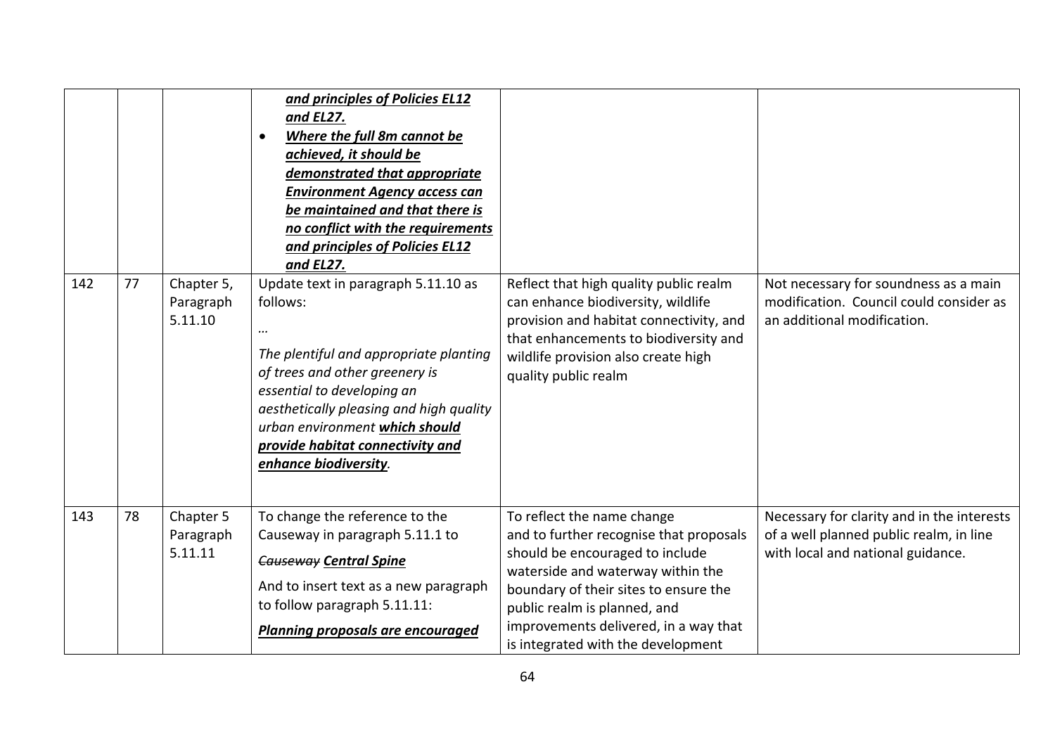| | | | | | |
|---|---|---|---|---|---|
| | | | ***and principles of Policies EL12 and EL27.*** <br> • ***Where the full 8m cannot be achieved, it should be demonstrated that appropriate Environment Agency access can be maintained and that there is no conflict with the requirements and principles of Policies EL12 and EL27.*** | | |
| 142 | 77 | Chapter 5, Paragraph 5.11.10 | Update text in paragraph 5.11.10 as follows: <br> … <br> *The plentiful and appropriate planting of trees and other greenery is essential to developing an aesthetically pleasing and high quality urban environment* ***which should provide habitat connectivity and enhance biodiversity****.* | Reflect that high quality public realm can enhance biodiversity, wildlife provision and habitat connectivity, and that enhancements to biodiversity and wildlife provision also create high quality public realm | Not necessary for soundness as a main modification. Council could consider as an additional modification. |
| 143 | 78 | Chapter 5 Paragraph 5.11.11 | To change the reference to the Causeway in paragraph 5.11.1 to <br> ~~*Causeway*~~ ***Central Spine*** <br> And to insert text as a new paragraph to follow paragraph 5.11.11: <br> ***Planning proposals are encouraged*** | To reflect the name change and to further recognise that proposals should be encouraged to include waterside and waterway within the boundary of their sites to ensure the public realm is planned, and improvements delivered, in a way that is integrated with the development | Necessary for clarity and in the interests of a well planned public realm, in line with local and national guidance. |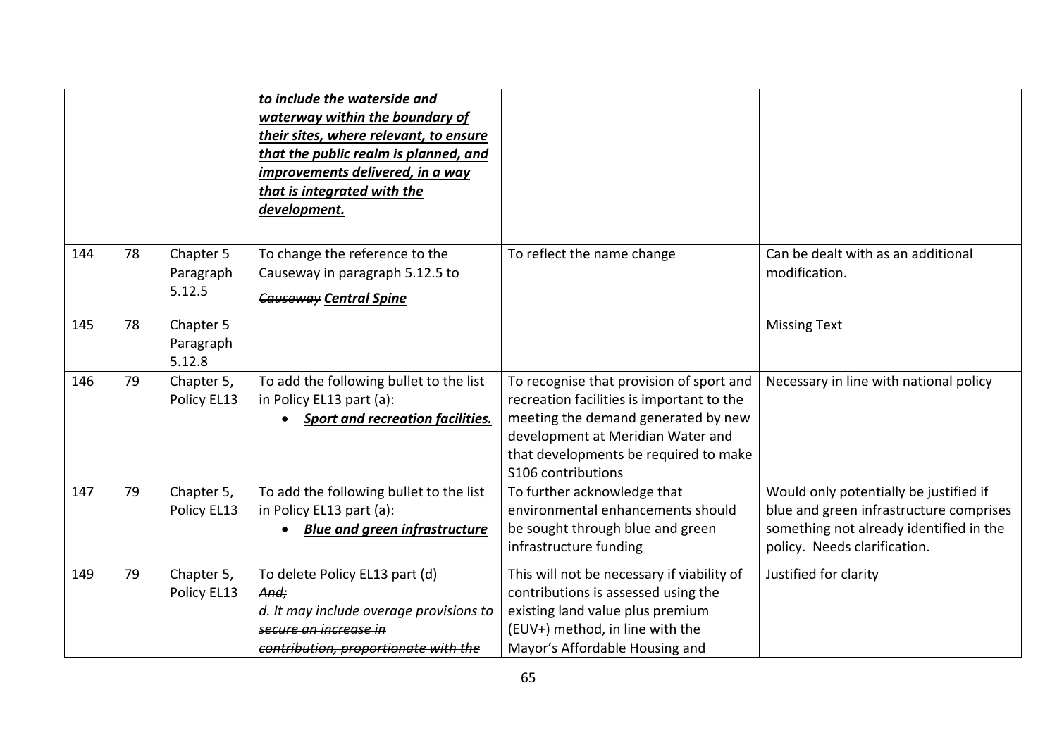| | | | | | |
|---|---|---|---|---|---|
| | | | ***<u>to include the waterside and waterway within the boundary of their sites, where relevant, to ensure that the public realm is planned, and improvements delivered, in a way that is integrated with the development.</u>*** | | |
| 144 | 78 | Chapter 5 Paragraph 5.12.5 | To change the reference to the Causeway in paragraph 5.12.5 to ***~~Causeway~~ Central Spine*** | To reflect the name change | Can be dealt with as an additional modification. |
| 145 | 78 | Chapter 5 Paragraph 5.12.8 | | | Missing Text |
| 146 | 79 | Chapter 5, Policy EL13 | To add the following bullet to the list in Policy EL13 part (a): <br>• ***<u>Sport and recreation facilities.</u>*** | To recognise that provision of sport and recreation facilities is important to the meeting the demand generated by new development at Meridian Water and that developments be required to make S106 contributions | Necessary in line with national policy |
| 147 | 79 | Chapter 5, Policy EL13 | To add the following bullet to the list in Policy EL13 part (a): <br>• ***<u>Blue and green infrastructure</u>*** | To further acknowledge that environmental enhancements should be sought through blue and green infrastructure funding | Would only potentially be justified if blue and green infrastructure comprises something not already identified in the policy. Needs clarification. |
| 149 | 79 | Chapter 5, Policy EL13 | To delete Policy EL13 part (d) *~~And;~~* <br>*~~d. It may include overage provisions to secure an increase in contribution, proportionate with the~~* | This will not be necessary if viability of contributions is assessed using the existing land value plus premium (EUV+) method, in line with the Mayor's Affordable Housing and | Justified for clarity |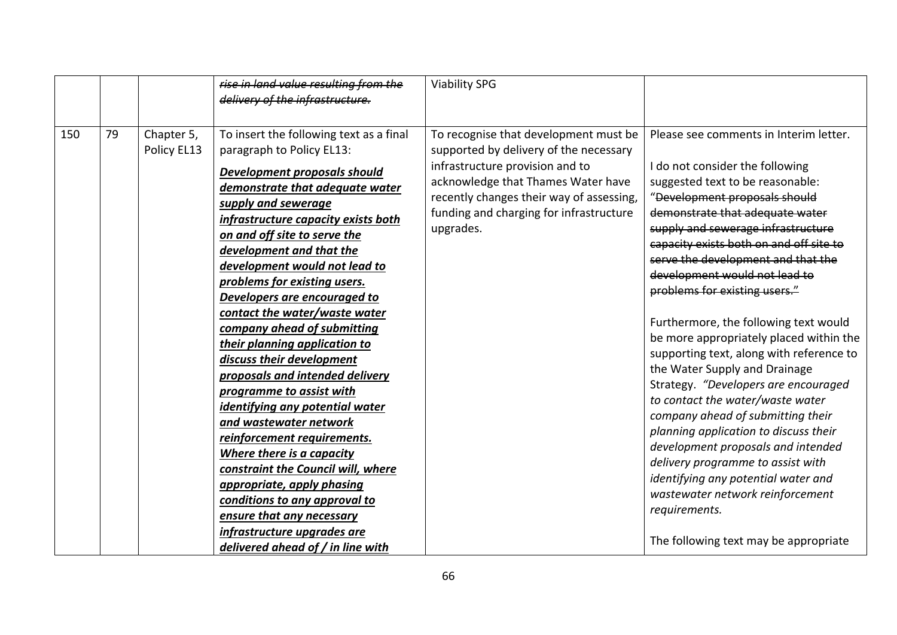| | | | | | |
|---|---|---|---|---|---|
| | | | ~~*rise in land value resulting from the delivery of the infrastructure.*~~ | Viability SPG | |
| 150 | 79 | Chapter 5, Policy EL13 | To insert the following text as a final paragraph to Policy EL13:<br><br>***<u>Development proposals should demonstrate that adequate water supply and sewerage infrastructure capacity exists both on and off site to serve the development and that the development would not lead to problems for existing users. Developers are encouraged to contact the water/waste water company ahead of submitting their planning application to discuss their development proposals and intended delivery programme to assist with identifying any potential water and wastewater network reinforcement requirements. Where there is a capacity constraint the Council will, where appropriate, apply phasing conditions to any approval to ensure that any necessary infrastructure upgrades are delivered ahead of / in line with</u>*** | To recognise that development must be supported by delivery of the necessary infrastructure provision and to acknowledge that Thames Water have recently changes their way of assessing, funding and charging for infrastructure upgrades. | Please see comments in Interim letter.<br><br>I do not consider the following suggested text to be reasonable: "~~Development proposals should demonstrate that adequate water supply and sewerage infrastructure capacity exists both on and off site to serve the development and that the development would not lead to problems for existing users.~~"<br><br>Furthermore, the following text would be more appropriately placed within the supporting text, along with reference to the Water Supply and Drainage Strategy. *"Developers are encouraged to contact the water/waste water company ahead of submitting their planning application to discuss their development proposals and intended delivery programme to assist with identifying any potential water and wastewater network reinforcement requirements.*<br><br>The following text may be appropriate |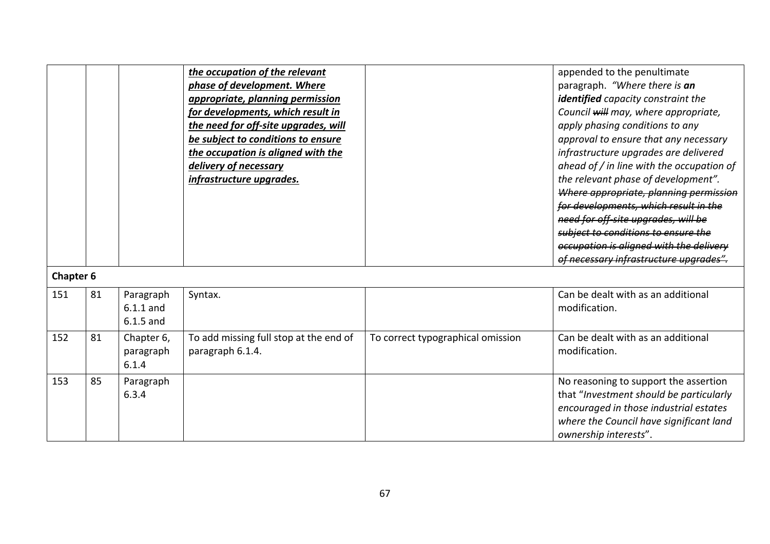|  |  |  |  |  |  |
|---|---|---|---|---|---|
|  |  |  | ***<u>the occupation of the relevant phase of development. Where appropriate, planning permission for developments, which result in the need for off-site upgrades, will be subject to conditions to ensure the occupation is aligned with the delivery of necessary infrastructure upgrades.</u>*** |  | appended to the penultimate paragraph. *"Where there is **an identified** capacity constraint the Council ~~will~~ may, where appropriate, apply phasing conditions to any approval to ensure that any necessary infrastructure upgrades are delivered ahead of / in line with the occupation of the relevant phase of development". ~~Where appropriate, planning permission for developments, which result in the need for off-site upgrades, will be subject to conditions to ensure the occupation is aligned with the delivery of necessary infrastructure upgrades".~~* |
| **Chapter 6** |  |  |  |  |  |
| 151 | 81 | Paragraph 6.1.1 and 6.1.5 and | Syntax. |  | Can be dealt with as an additional modification. |
| 152 | 81 | Chapter 6, paragraph 6.1.4 | To add missing full stop at the end of paragraph 6.1.4. | To correct typographical omission | Can be dealt with as an additional modification. |
| 153 | 85 | Paragraph 6.3.4 |  |  | No reasoning to support the assertion that "*Investment should be particularly encouraged in those industrial estates where the Council have significant land ownership interests*". |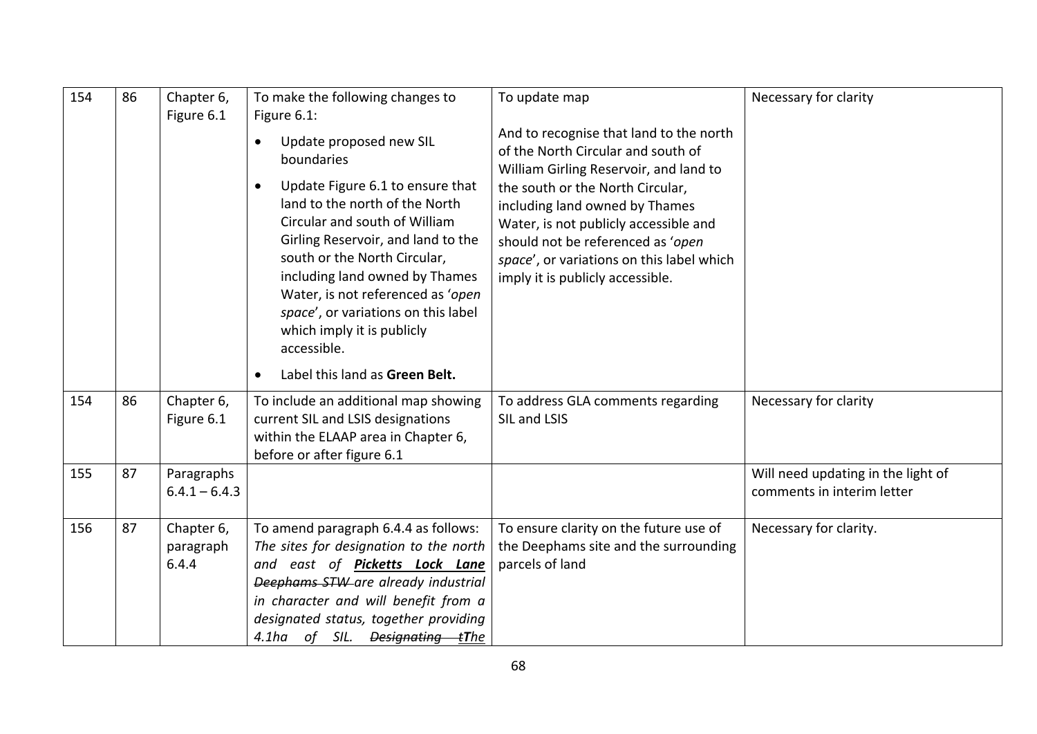| 154 | 86 | Chapter 6, Figure 6.1 | To make the following changes to Figure 6.1:<br>• Update proposed new SIL boundaries<br>• Update Figure 6.1 to ensure that land to the north of the North Circular and south of William Girling Reservoir, and land to the south or the North Circular, including land owned by Thames Water, is not referenced as '*open space*', or variations on this label which imply it is publicly accessible.<br>• Label this land as **Green Belt.** | To update map<br><br>And to recognise that land to the north of the North Circular and south of William Girling Reservoir, and land to the south or the North Circular, including land owned by Thames Water, is not publicly accessible and should not be referenced as '*open space*', or variations on this label which imply it is publicly accessible. | Necessary for clarity |
|---|---|---|---|---|---|
| 154 | 86 | Chapter 6, Figure 6.1 | To include an additional map showing current SIL and LSIS designations within the ELAAP area in Chapter 6, before or after figure 6.1 | To address GLA comments regarding SIL and LSIS | Necessary for clarity |
| 155 | 87 | Paragraphs 6.4.1 – 6.4.3 | | | Will need updating in the light of comments in interim letter |
| 156 | 87 | Chapter 6, paragraph 6.4.4 | To amend paragraph 6.4.4 as follows: *The sites for designation to the north and east of* ***<u>Picketts Lock Lane</u>*** *~~Deephams STW~~ are already industrial in character and will benefit from a designated status, together providing 4.1ha of SIL. ~~Designating~~ ~~t~~**<u>T</u>**<u>he</u>* | To ensure clarity on the future use of the Deephams site and the surrounding parcels of land | Necessary for clarity. |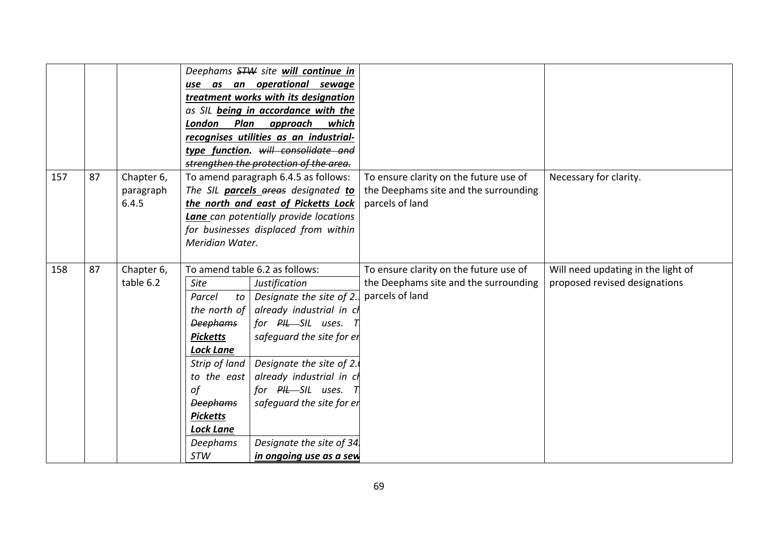|  |  |  |  |  |  |
|---|---|---|---|---|---|
|  |  |  | *Deephams ~~STW~~ site **will continue in use as an operational sewage treatment works with its designation** as SIL **being in accordance with the London Plan approach which recognises utilities as an industrial-type function.** ~~will consolidate and strengthen the protection of the area.~~* |  |  |
| 157 | 87 | Chapter 6, paragraph 6.4.5 | To amend paragraph 6.4.5 as follows: *The SIL **parcels** ~~areas~~ designated **to the north and east of Picketts Lock Lane** can potentially provide locations for businesses displaced from within Meridian Water.* | To ensure clarity on the future use of the Deephams site and the surrounding parcels of land | Necessary for clarity. |
| 158 | 87 | Chapter 6, table 6.2 | To amend table 6.2 as follows:<br>*Site* — *Justification*<br>*Parcel to the north of ~~Deephams~~ **Picketts Lock Lane*** — *Designate the site of 2… already industrial in ch… for ~~PIL~~ SIL uses. T… safeguard the site for en…*<br>*Strip of land to the east of ~~Deephams~~ **Picketts Lock Lane*** — *Designate the site of 2.… already industrial in ch… for ~~PIL~~ SIL uses. T… safeguard the site for en…*<br>*Deephams STW* — *Designate the site of 34… **in ongoing use as a sew…*** | To ensure clarity on the future use of the Deephams site and the surrounding parcels of land | Will need updating in the light of proposed revised designations |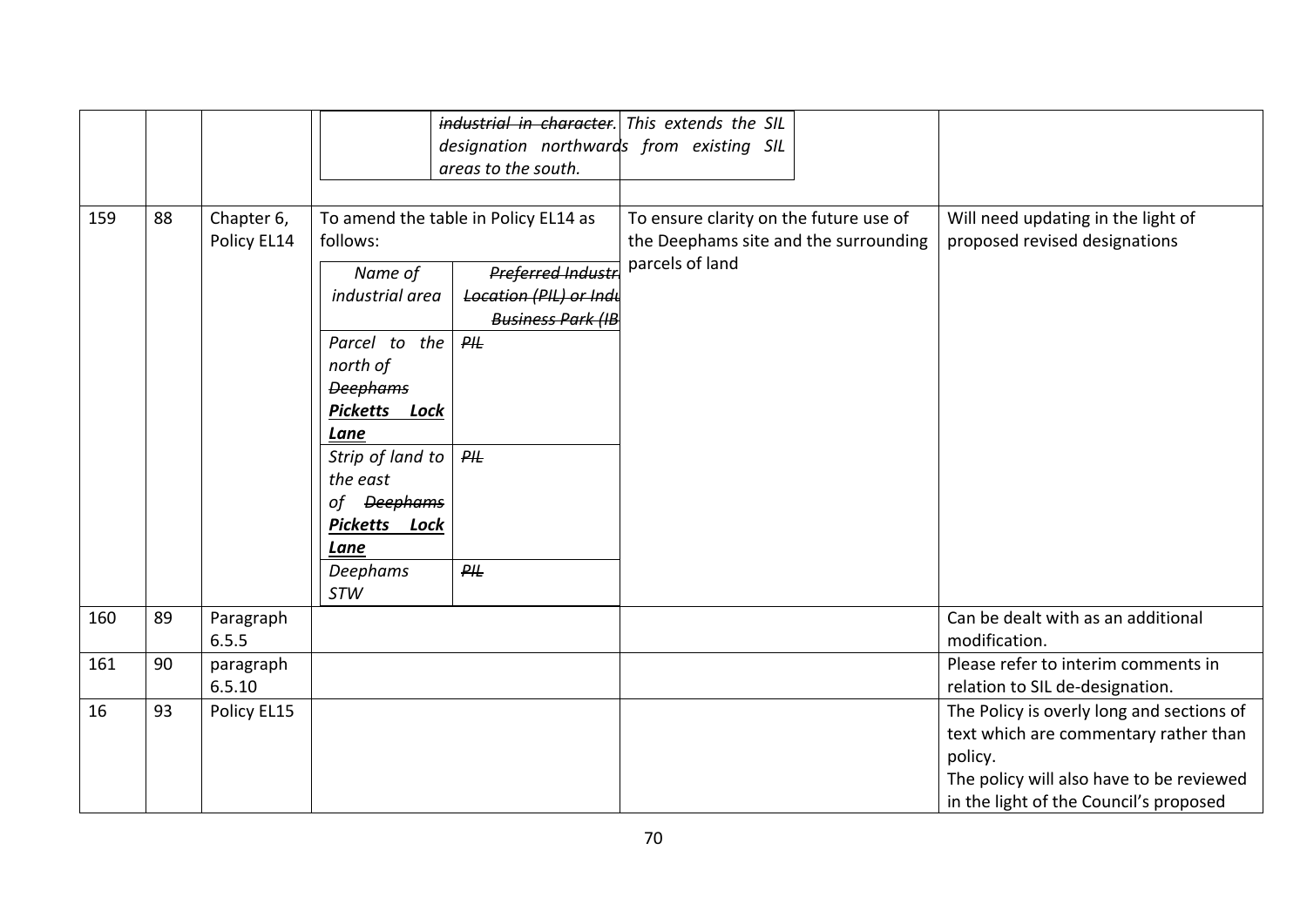| | | | | | |
|---|---|---|---|---|---|
| | | | ~~industrial in character~~. This extends the SIL designation northwards from existing SIL areas to the south. | | |
| 159 | 88 | Chapter 6, Policy EL14 | To amend the table in Policy EL14 as follows:<br><br>*Name of industrial area* \| ~~*Preferred Industrial Location (PIL) or Industrial Business Park (IBP)*~~<br>*Parcel to the north of ~~Deephams~~ **Picketts Lock Lane*** \| ~~*PIL*~~<br>*Strip of land to the east of ~~Deephams~~ **Picketts Lock Lane*** \| ~~*PIL*~~<br>*Deephams STW* \| ~~*PIL*~~ | To ensure clarity on the future use of the Deephams site and the surrounding parcels of land | Will need updating in the light of proposed revised designations |
| 160 | 89 | Paragraph 6.5.5 | | | Can be dealt with as an additional modification. |
| 161 | 90 | paragraph 6.5.10 | | | Please refer to interim comments in relation to SIL de-designation. |
| 16 | 93 | Policy EL15 | | | The Policy is overly long and sections of text which are commentary rather than policy.<br>The policy will also have to be reviewed in the light of the Council's proposed |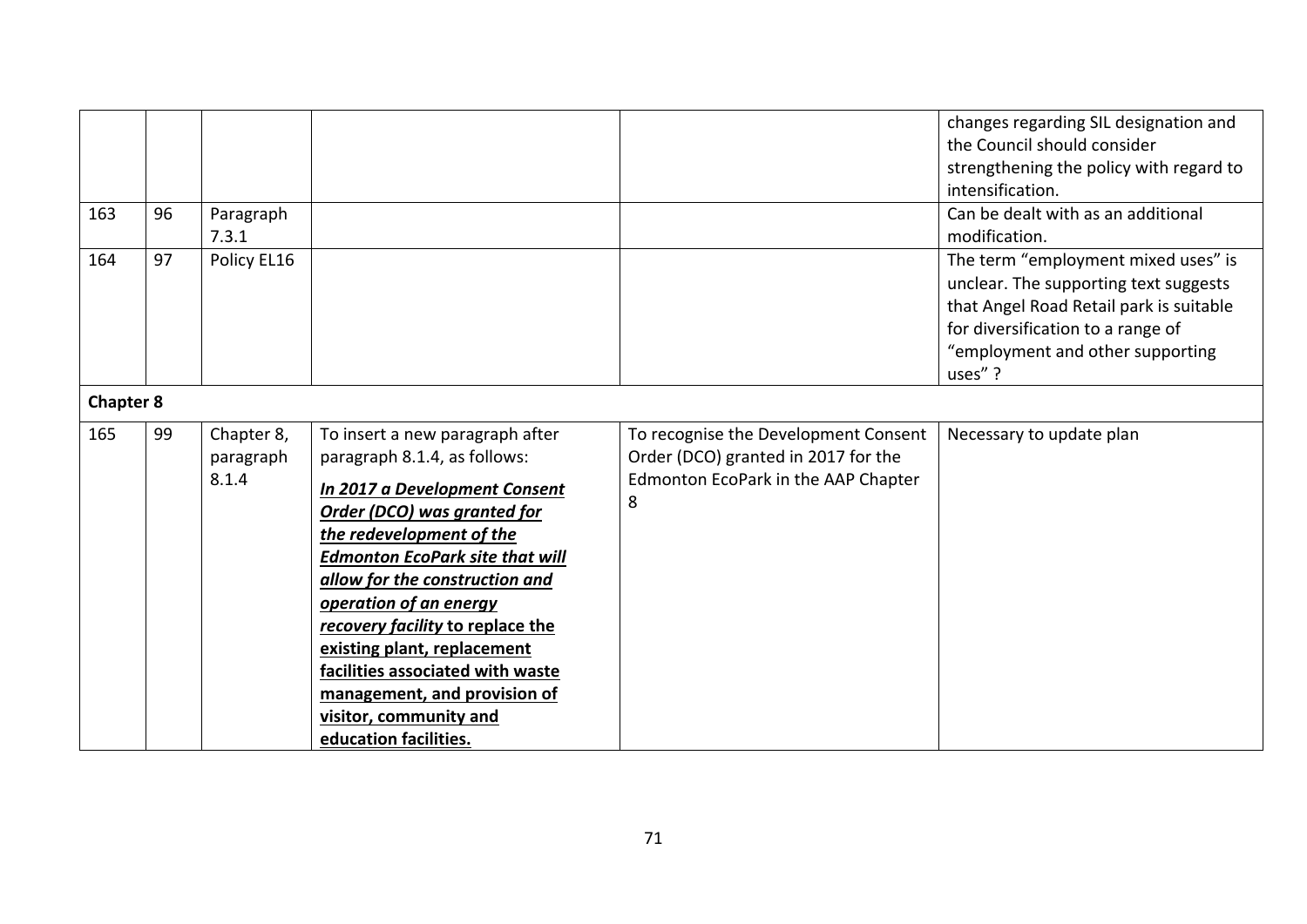|  |  |  |  |  | changes regarding SIL designation and the Council should consider strengthening the policy with regard to intensification. |
| --- | --- | --- | --- | --- | --- |
| 163 | 96 | Paragraph 7.3.1 |  |  | Can be dealt with as an additional modification. |
| 164 | 97 | Policy EL16 |  |  | The term "employment mixed uses" is unclear. The supporting text suggests that Angel Road Retail park is suitable for diversification to a range of "employment and other supporting uses" ? |
| **Chapter 8** |  |  |  |  |  |
| 165 | 99 | Chapter 8, paragraph 8.1.4 | To insert a new paragraph after paragraph 8.1.4, as follows: ***In 2017 a Development Consent Order (DCO) was granted for the redevelopment of the Edmonton EcoPark site that will allow for the construction and operation of an energy recovery facility* to replace the existing plant, replacement facilities associated with waste management, and provision of visitor, community and education facilities.** | To recognise the Development Consent Order (DCO) granted in 2017 for the Edmonton EcoPark in the AAP Chapter 8 | Necessary to update plan |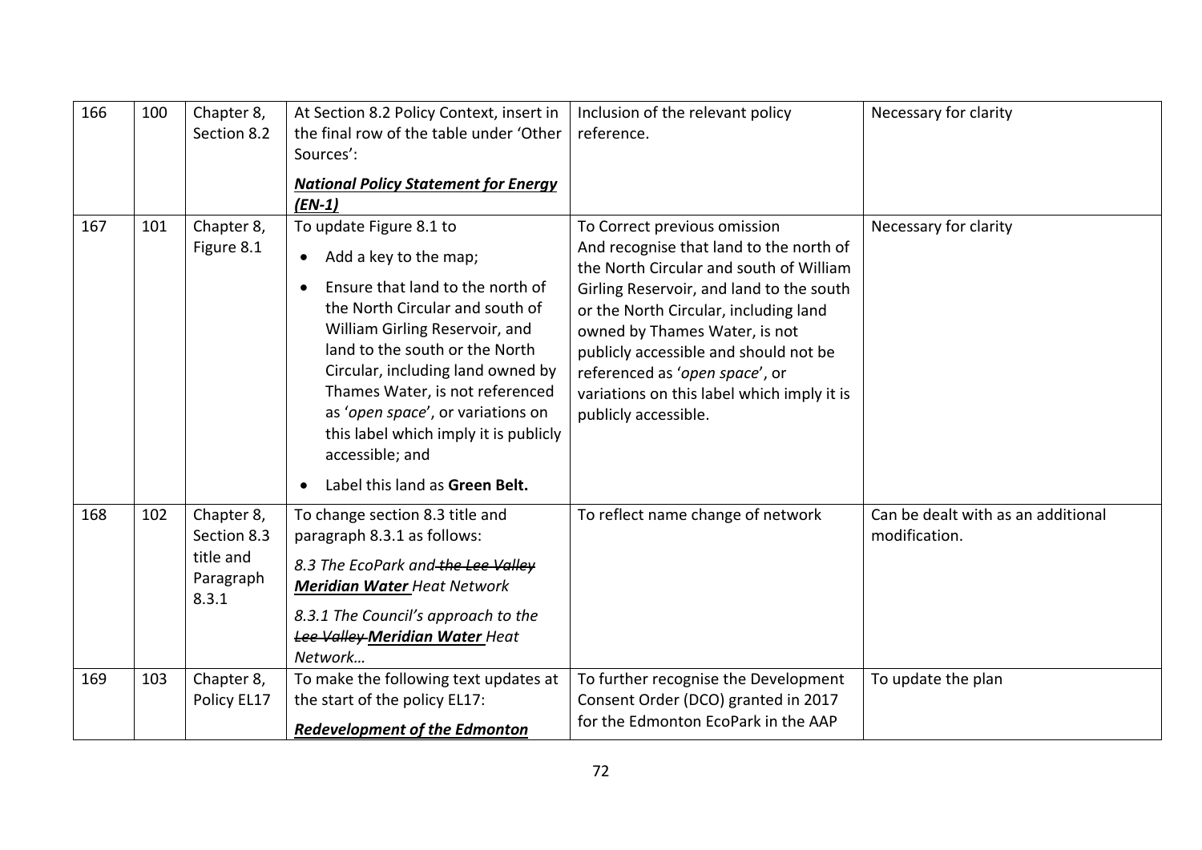| 166 | 100 | Chapter 8, Section 8.2 | At Section 8.2 Policy Context, insert in the final row of the table under 'Other Sources':<br><br>***<u>National Policy Statement for Energy (EN-1)</u>*** | Inclusion of the relevant policy reference. | Necessary for clarity |
|---|---|---|---|---|---|
| 167 | 101 | Chapter 8, Figure 8.1 | To update Figure 8.1 to<br><br>• Add a key to the map;<br>• Ensure that land to the north of the North Circular and south of William Girling Reservoir, and land to the south or the North Circular, including land owned by Thames Water, is not referenced as '*open space*', or variations on this label which imply it is publicly accessible; and<br>• Label this land as **Green Belt.** | To Correct previous omission And recognise that land to the north of the North Circular and south of William Girling Reservoir, and land to the south or the North Circular, including land owned by Thames Water, is not publicly accessible and should not be referenced as '*open space*', or variations on this label which imply it is publicly accessible. | Necessary for clarity |
| 168 | 102 | Chapter 8, Section 8.3 title and Paragraph 8.3.1 | To change section 8.3 title and paragraph 8.3.1 as follows:<br><br>*8.3 The EcoPark and ~~the Lee Valley~~ **<u>Meridian Water</u>** Heat Network*<br><br>*8.3.1 The Council's approach to the ~~Lee Valley~~ **<u>Meridian Water</u>** Heat Network…* | To reflect name change of network | Can be dealt with as an additional modification. |
| 169 | 103 | Chapter 8, Policy EL17 | To make the following text updates at the start of the policy EL17:<br><br>***<u>Redevelopment of the Edmonton</u>*** | To further recognise the Development Consent Order (DCO) granted in 2017 for the Edmonton EcoPark in the AAP | To update the plan |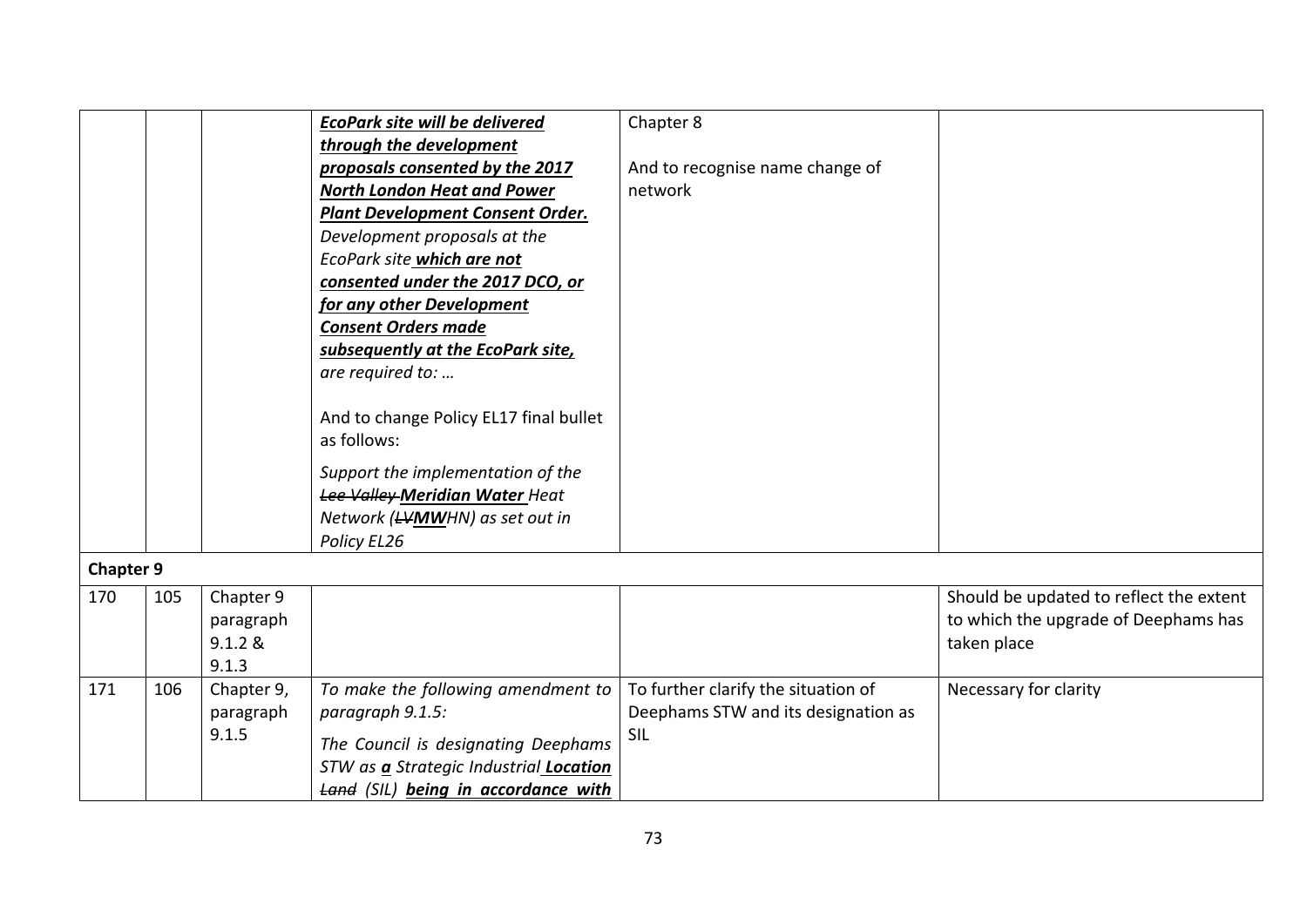|  |  |  |  |  |  |
|---|---|---|---|---|---|
|  |  |  | ***EcoPark site will be delivered through the development proposals consented by the 2017 North London Heat and Power Plant Development Consent Order.*** *Development proposals at the EcoPark site* ***which are not consented under the 2017 DCO, or for any other Development Consent Orders made subsequently at the EcoPark site,*** *are required to: …*<br><br>And to change Policy EL17 final bullet as follows:<br><br>*Support the implementation of the ~~Lee Valley~~* ***Meridian Water*** *Heat Network (~~LV~~**MW**HN) as set out in Policy EL26* | Chapter 8<br><br>And to recognise name change of network |  |
| **Chapter 9** |  |  |  |  |  |
| 170 | 105 | Chapter 9 paragraph 9.1.2 & 9.1.3 |  |  | Should be updated to reflect the extent to which the upgrade of Deephams has taken place |
| 171 | 106 | Chapter 9, paragraph 9.1.5 | *To make the following amendment to paragraph 9.1.5:*<br><br>*The Council is designating Deephams STW as* ***a*** *Strategic Industrial* ***Location*** *~~Land~~ (SIL)* ***being in accordance with*** | To further clarify the situation of Deephams STW and its designation as SIL | Necessary for clarity |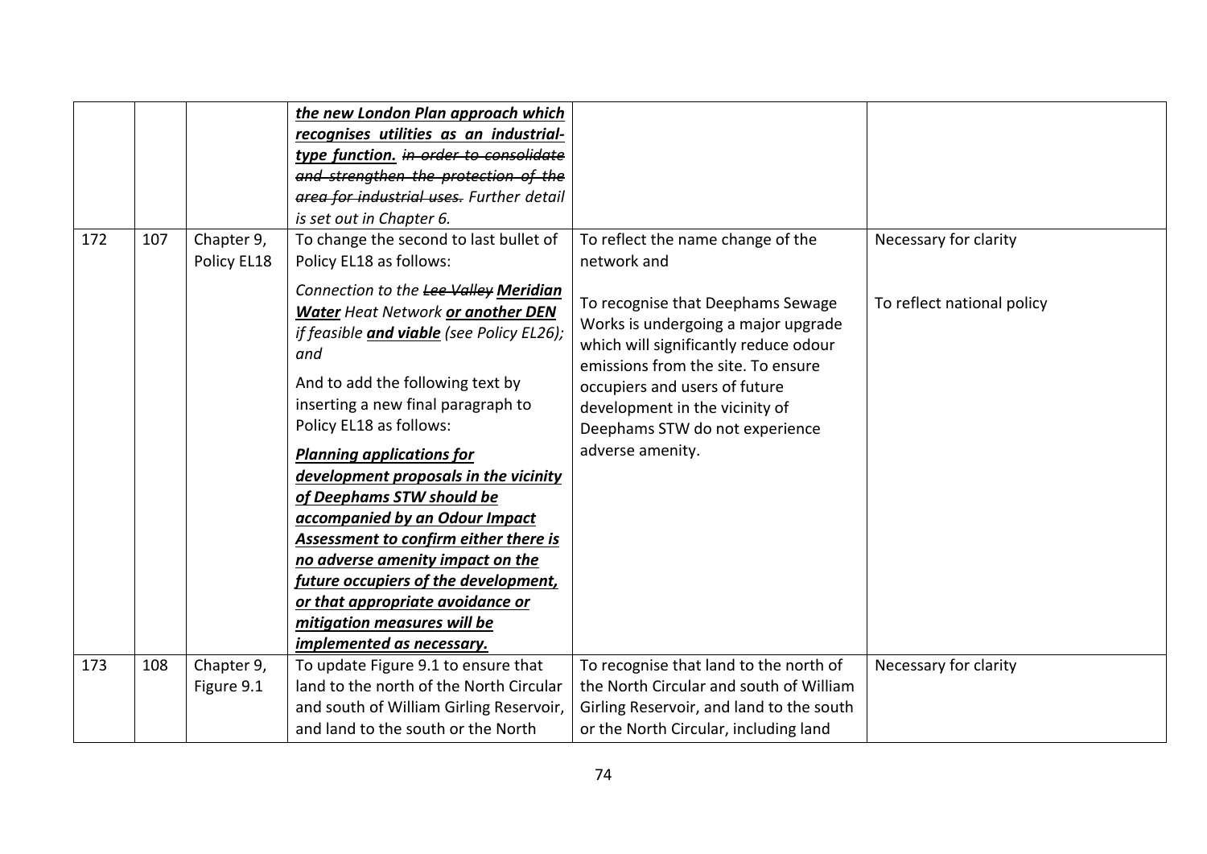| | | | | | |
|---|---|---|---|---|---|
| | | | ***the new London Plan approach which recognises utilities as an industrial-type function.*** *~~in order to consolidate and strengthen the protection of the area for industrial uses.~~ Further detail is set out in Chapter 6.* | | |
| 172 | 107 | Chapter 9, Policy EL18 | To change the second to last bullet of Policy EL18 as follows:<br><br>*Connection to the ~~Lee Valley~~* ***Meridian Water*** *Heat Network* ***or another DEN*** *if feasible* ***and viable*** *(see Policy EL26); and*<br><br>And to add the following text by inserting a new final paragraph to Policy EL18 as follows:<br><br>***Planning applications for development proposals in the vicinity of Deephams STW should be accompanied by an Odour Impact Assessment to confirm either there is no adverse amenity impact on the future occupiers of the development, or that appropriate avoidance or mitigation measures will be implemented as necessary.*** | To reflect the name change of the network and<br><br>To recognise that Deephams Sewage Works is undergoing a major upgrade which will significantly reduce odour emissions from the site. To ensure occupiers and users of future development in the vicinity of Deephams STW do not experience adverse amenity. | Necessary for clarity<br><br>To reflect national policy |
| 173 | 108 | Chapter 9, Figure 9.1 | To update Figure 9.1 to ensure that land to the north of the North Circular and south of William Girling Reservoir, and land to the south or the North | To recognise that land to the north of the North Circular and south of William Girling Reservoir, and land to the south or the North Circular, including land | Necessary for clarity |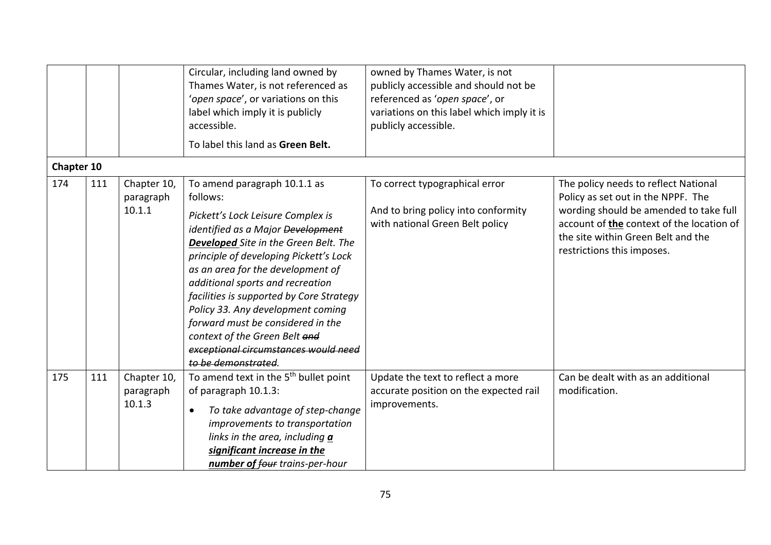| | | | Circular, including land owned by Thames Water, is not referenced as '*open space*', or variations on this label which imply it is publicly accessible.<br><br>To label this land as **Green Belt.** | owned by Thames Water, is not publicly accessible and should not be referenced as '*open space*', or variations on this label which imply it is publicly accessible. | |
|---|---|---|---|---|---|
| **Chapter 10** | | | | | |
| 174 | 111 | Chapter 10, paragraph 10.1.1 | To amend paragraph 10.1.1 as follows:<br><br>*Pickett's Lock Leisure Complex is identified as a Major ~~Development~~ **<u>Developed</u>** Site in the Green Belt. The principle of developing Pickett's Lock as an area for the development of additional sports and recreation facilities is supported by Core Strategy Policy 33. Any development coming forward must be considered in the context of the Green Belt ~~and exceptional circumstances would need to be demonstrated~~.* | To correct typographical error<br><br>And to bring policy into conformity with national Green Belt policy | The policy needs to reflect National Policy as set out in the NPPF. The wording should be amended to take full account of **<u>the</u>** context of the location of the site within Green Belt and the restrictions this imposes. |
| 175 | 111 | Chapter 10, paragraph 10.1.3 | To amend text in the 5th bullet point of paragraph 10.1.3:<br><br>• *To take advantage of step-change improvements to transportation links in the area, including **<u>a significant increase in the number of</u>** ~~four~~ trains-per-hour* | Update the text to reflect a more accurate position on the expected rail improvements. | Can be dealt with as an additional modification. |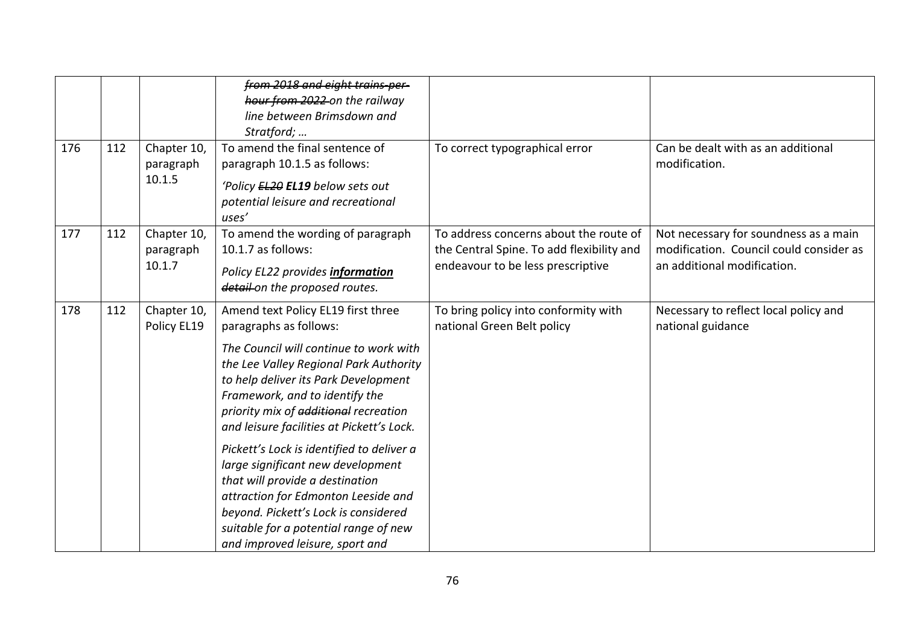| | | | | | |
|---|---|---|---|---|---|
| | | | *~~from 2018 and eight trains-per-hour from 2022~~ on the railway line between Brimsdown and Stratford; …* | | |
| 176 | 112 | Chapter 10, paragraph 10.1.5 | To amend the final sentence of paragraph 10.1.5 as follows:<br><br>*'Policy ~~EL20~~ **EL19** below sets out potential leisure and recreational uses'* | To correct typographical error | Can be dealt with as an additional modification. |
| 177 | 112 | Chapter 10, paragraph 10.1.7 | To amend the wording of paragraph 10.1.7 as follows:<br><br>*Policy EL22 provides **information** ~~detail~~ on the proposed routes.* | To address concerns about the route of the Central Spine. To add flexibility and endeavour to be less prescriptive | Not necessary for soundness as a main modification. Council could consider as an additional modification. |
| 178 | 112 | Chapter 10, Policy EL19 | Amend text Policy EL19 first three paragraphs as follows:<br><br>*The Council will continue to work with the Lee Valley Regional Park Authority to help deliver its Park Development Framework, and to identify the priority mix of ~~additional~~ recreation and leisure facilities at Pickett's Lock.*<br><br>*Pickett's Lock is identified to deliver a large significant new development that will provide a destination attraction for Edmonton Leeside and beyond. Pickett's Lock is considered suitable for a potential range of new and improved leisure, sport and* | To bring policy into conformity with national Green Belt policy | Necessary to reflect local policy and national guidance |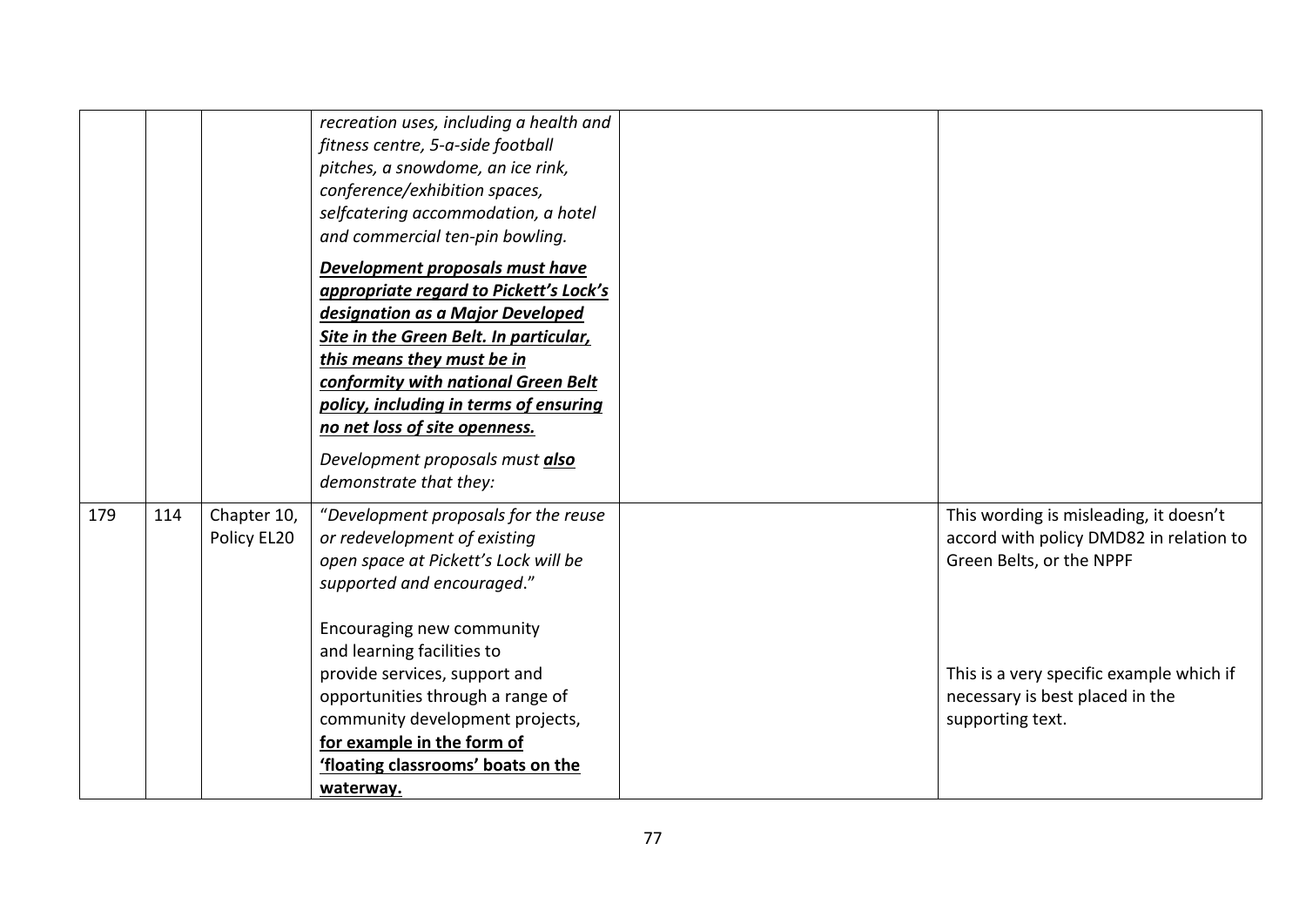| | | | | | |
|---|---|---|---|---|---|
| | | | *recreation uses, including a health and fitness centre, 5-a-side football pitches, a snowdome, an ice rink, conference/exhibition spaces, selfcatering accommodation, a hotel and commercial ten-pin bowling.*<br><br>***Development proposals must have appropriate regard to Pickett's Lock's designation as a Major Developed Site in the Green Belt. In particular, this means they must be in conformity with national Green Belt policy, including in terms of ensuring no net loss of site openness.***<br><br>*Development proposals must* ***also*** *demonstrate that they:* | | |
| 179 | 114 | Chapter 10, Policy EL20 | "*Development proposals for the reuse or redevelopment of existing open space at Pickett's Lock will be supported and encouraged*."<br><br>Encouraging new community and learning facilities to provide services, support and opportunities through a range of community development projects, **for example in the form of 'floating classrooms' boats on the waterway.** | | This wording is misleading, it doesn't accord with policy DMD82 in relation to Green Belts, or the NPPF<br><br>This is a very specific example which if necessary is best placed in the supporting text. |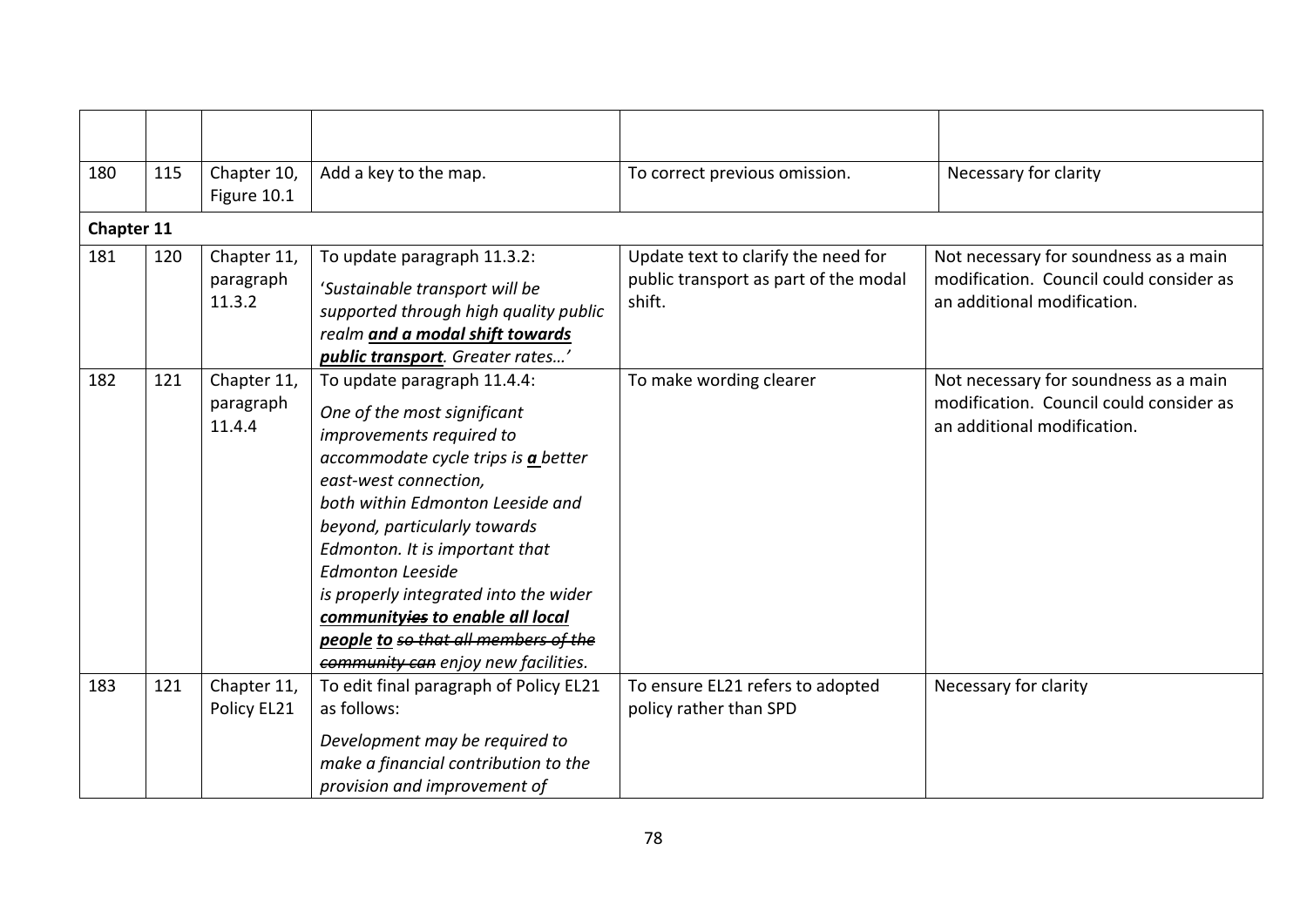| | | | | | |
|---|---|---|---|---|---|
| 180 | 115 | Chapter 10, Figure 10.1 | Add a key to the map. | To correct previous omission. | Necessary for clarity |
| **Chapter 11** | | | | | |
| 181 | 120 | Chapter 11, paragraph 11.3.2 | To update paragraph 11.3.2:<br>'*Sustainable transport will be supported through high quality public realm* ***and a modal shift towards public transport****. Greater rates…'* | Update text to clarify the need for public transport as part of the modal shift. | Not necessary for soundness as a main modification. Council could consider as an additional modification. |
| 182 | 121 | Chapter 11, paragraph 11.4.4 | To update paragraph 11.4.4:<br>*One of the most significant improvements required to accommodate cycle trips is* ***a*** *better east-west connection, both within Edmonton Leeside and beyond, particularly towards Edmonton. It is important that Edmonton Leeside is properly integrated into the wider* ***communityies to enable all local people to*** *~~so that all members of the community can~~ enjoy new facilities.* | To make wording clearer | Not necessary for soundness as a main modification. Council could consider as an additional modification. |
| 183 | 121 | Chapter 11, Policy EL21 | To edit final paragraph of Policy EL21 as follows:<br>*Development may be required to make a financial contribution to the provision and improvement of* | To ensure EL21 refers to adopted policy rather than SPD | Necessary for clarity |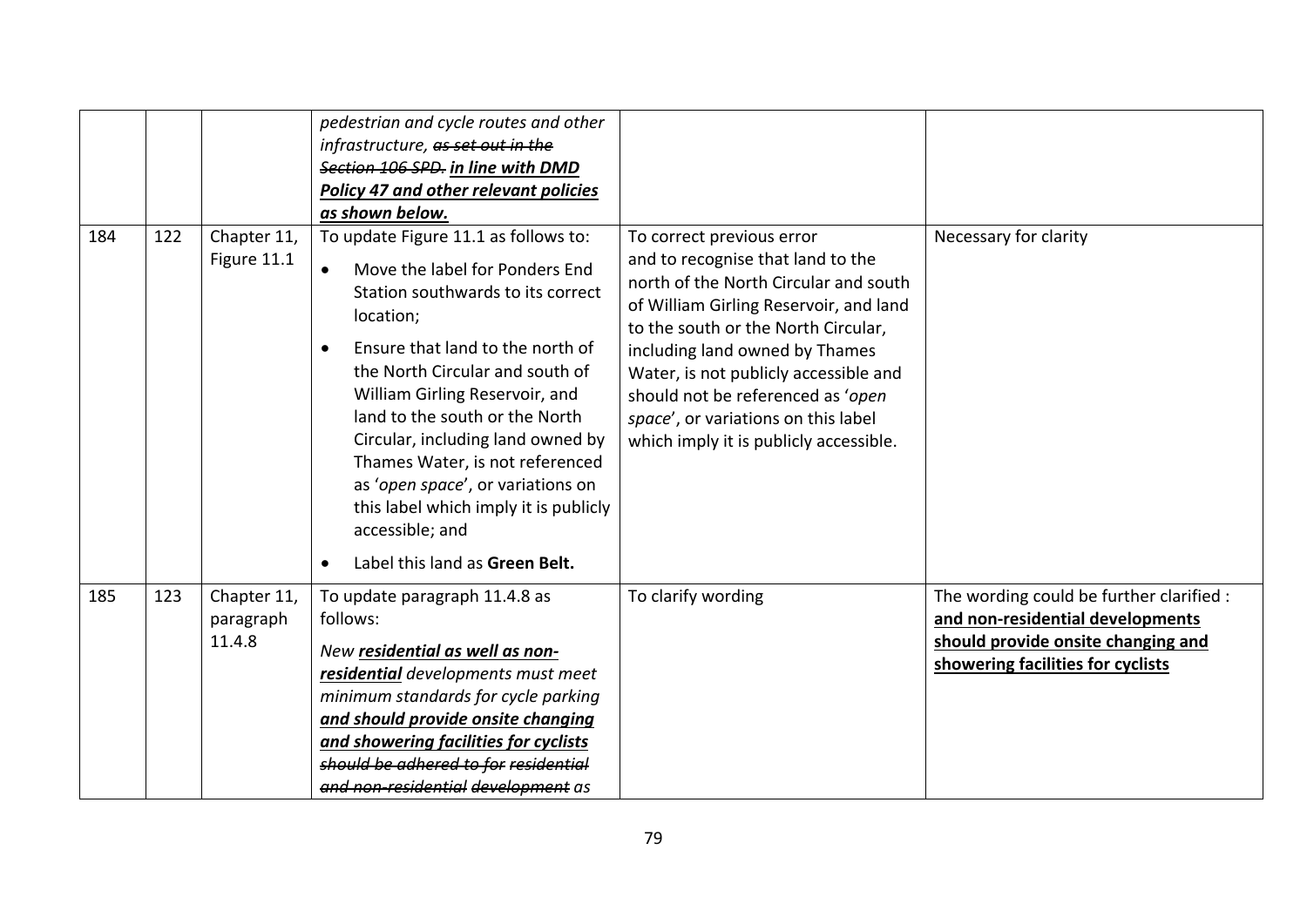| | | | | | |
|---|---|---|---|---|---|
| | | | *pedestrian and cycle routes and other infrastructure, ~~as set out in the Section 106 SPD.~~ **<u>in line with DMD Policy 47 and other relevant policies as shown below.</u>*** | | |
| 184 | 122 | Chapter 11, Figure 11.1 | To update Figure 11.1 as follows to:<br>• Move the label for Ponders End Station southwards to its correct location;<br>• Ensure that land to the north of the North Circular and south of William Girling Reservoir, and land to the south or the North Circular, including land owned by Thames Water, is not referenced as '*open space*', or variations on this label which imply it is publicly accessible; and<br>• Label this land as **Green Belt.** | To correct previous error and to recognise that land to the north of the North Circular and south of William Girling Reservoir, and land to the south or the North Circular, including land owned by Thames Water, is not publicly accessible and should not be referenced as '*open space*', or variations on this label which imply it is publicly accessible. | Necessary for clarity |
| 185 | 123 | Chapter 11, paragraph 11.4.8 | To update paragraph 11.4.8 as follows:<br>*New **<u>residential as well as non-residential</u>** developments must meet minimum standards for cycle parking **<u>and should provide onsite changing and showering facilities for cyclists</u>** ~~should be adhered to for~~ ~~residential and non-residential~~ ~~development~~ as* | To clarify wording | The wording could be further clarified :<br>**<u>and non-residential developments should provide onsite changing and showering facilities for cyclists</u>** |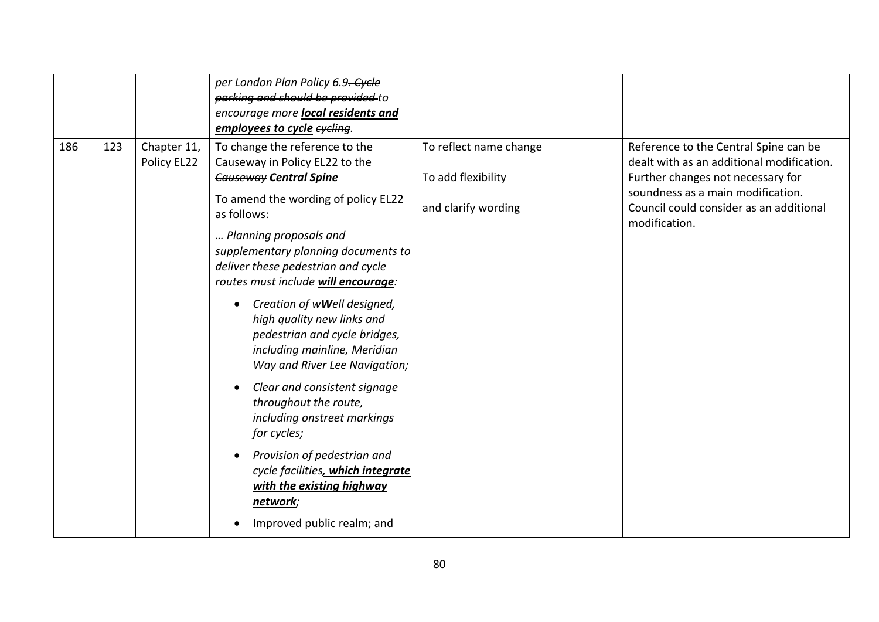| | | | | | |
|---|---|---|---|---|---|
| | | | *per London Plan Policy 6.9~~. Cycle parking and should be provided~~ to encourage more **<u>local residents and employees to cycle</u>** ~~cycling~~.* | | |
| 186 | 123 | Chapter 11, Policy EL22 | To change the reference to the Causeway in Policy EL22 to the ~~*Causeway*~~ ***<u>Central Spine</u>***<br><br>To amend the wording of policy EL22 as follows:<br><br>*… Planning proposals and supplementary planning documents to deliver these pedestrian and cycle routes ~~must include~~ **<u>will encourage</u>**:*<br><br>• *~~Creation of w~~**W**ell designed, high quality new links and pedestrian and cycle bridges, including mainline, Meridian Way and River Lee Navigation;*<br><br>• *Clear and consistent signage throughout the route, including onstreet markings for cycles;*<br><br>• *Provision of pedestrian and cycle facilities**<u>, which integrate with the existing highway network</u>**;*<br><br>• Improved public realm; and | To reflect name change<br><br>To add flexibility<br><br>and clarify wording | Reference to the Central Spine can be dealt with as an additional modification. Further changes not necessary for soundness as a main modification. Council could consider as an additional modification. |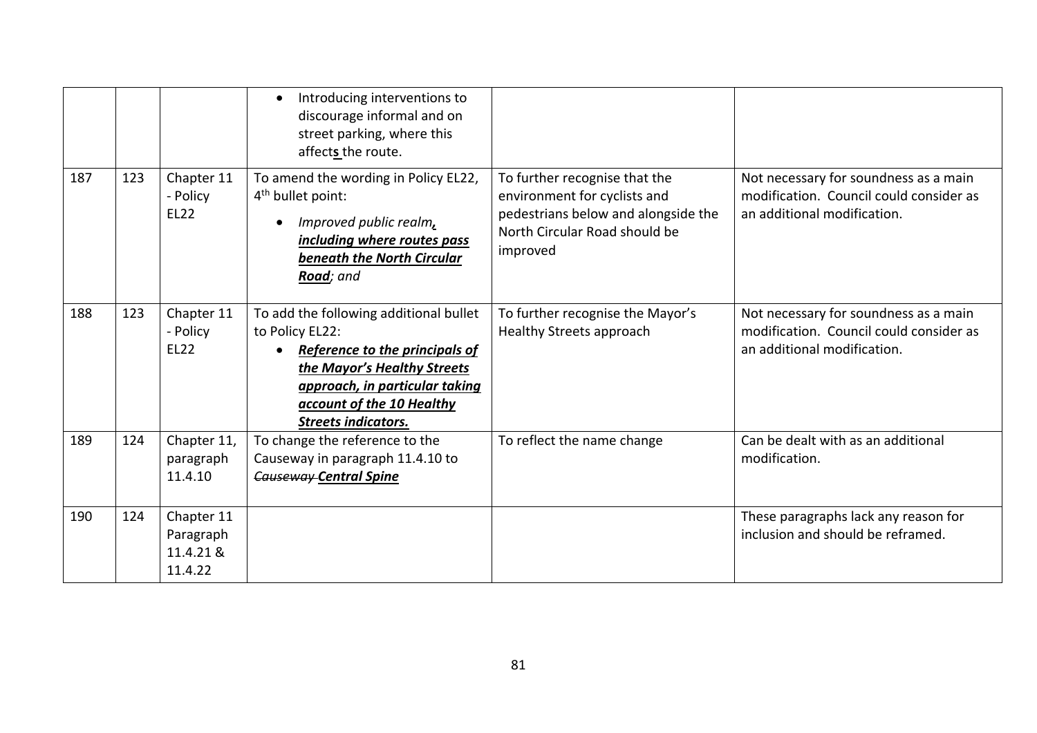| | | | | | |
|---|---|---|---|---|---|
| | | | • Introducing interventions to discourage informal and on street parking, where this affect**s** the route. | | |
| 187 | 123 | Chapter 11 - Policy EL22 | To amend the wording in Policy EL22, 4th bullet point:<br>• *Improved public realm**, including where routes pass beneath the North Circular Road**; and* | To further recognise that the environment for cyclists and pedestrians below and alongside the North Circular Road should be improved | Not necessary for soundness as a main modification. Council could consider as an additional modification. |
| 188 | 123 | Chapter 11 - Policy EL22 | To add the following additional bullet to Policy EL22:<br>• ***Reference to the principals of the Mayor's Healthy Streets approach, in particular taking account of the 10 Healthy Streets indicators.*** | To further recognise the Mayor's Healthy Streets approach | Not necessary for soundness as a main modification. Council could consider as an additional modification. |
| 189 | 124 | Chapter 11, paragraph 11.4.10 | To change the reference to the Causeway in paragraph 11.4.10 to ~~*Causeway*~~ ***Central Spine*** | To reflect the name change | Can be dealt with as an additional modification. |
| 190 | 124 | Chapter 11 Paragraph 11.4.21 & 11.4.22 | | | These paragraphs lack any reason for inclusion and should be reframed. |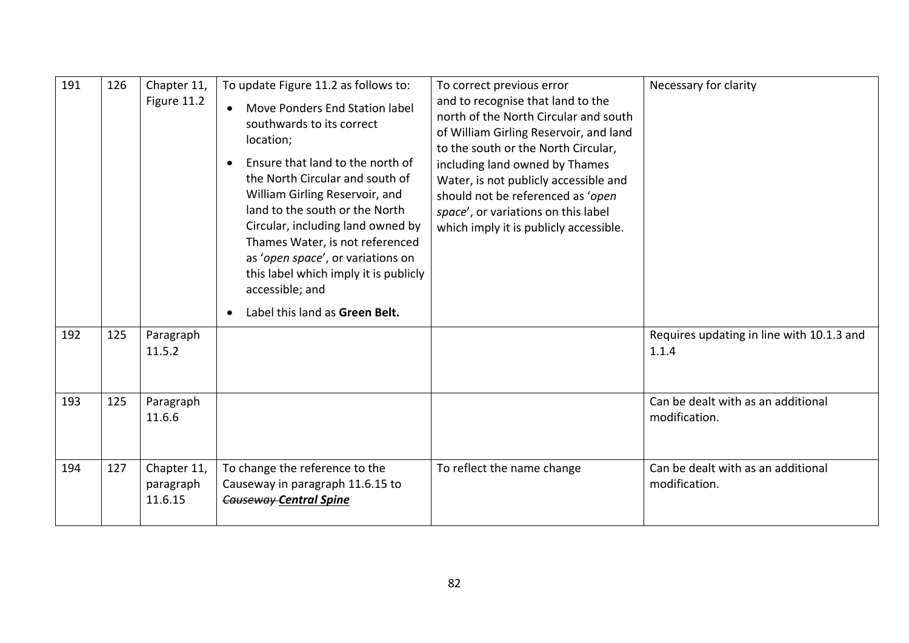| 191 | 126 | Chapter 11, Figure 11.2 | To update Figure 11.2 as follows to:<br>• Move Ponders End Station label southwards to its correct location;<br>• Ensure that land to the north of the North Circular and south of William Girling Reservoir, and land to the south or the North Circular, including land owned by Thames Water, is not referenced as '*open space*', or variations on this label which imply it is publicly accessible; and<br>• Label this land as **Green Belt.** | To correct previous error and to recognise that land to the north of the North Circular and south of William Girling Reservoir, and land to the south or the North Circular, including land owned by Thames Water, is not publicly accessible and should not be referenced as '*open space*', or variations on this label which imply it is publicly accessible. | Necessary for clarity |
|---|---|---|---|---|---|
| 192 | 125 | Paragraph 11.5.2 | | | Requires updating in line with 10.1.3 and 1.1.4 |
| 193 | 125 | Paragraph 11.6.6 | | | Can be dealt with as an additional modification. |
| 194 | 127 | Chapter 11, paragraph 11.6.15 | To change the reference to the Causeway in paragraph 11.6.15 to ~~Causeway~~ ***Central Spine*** | To reflect the name change | Can be dealt with as an additional modification. |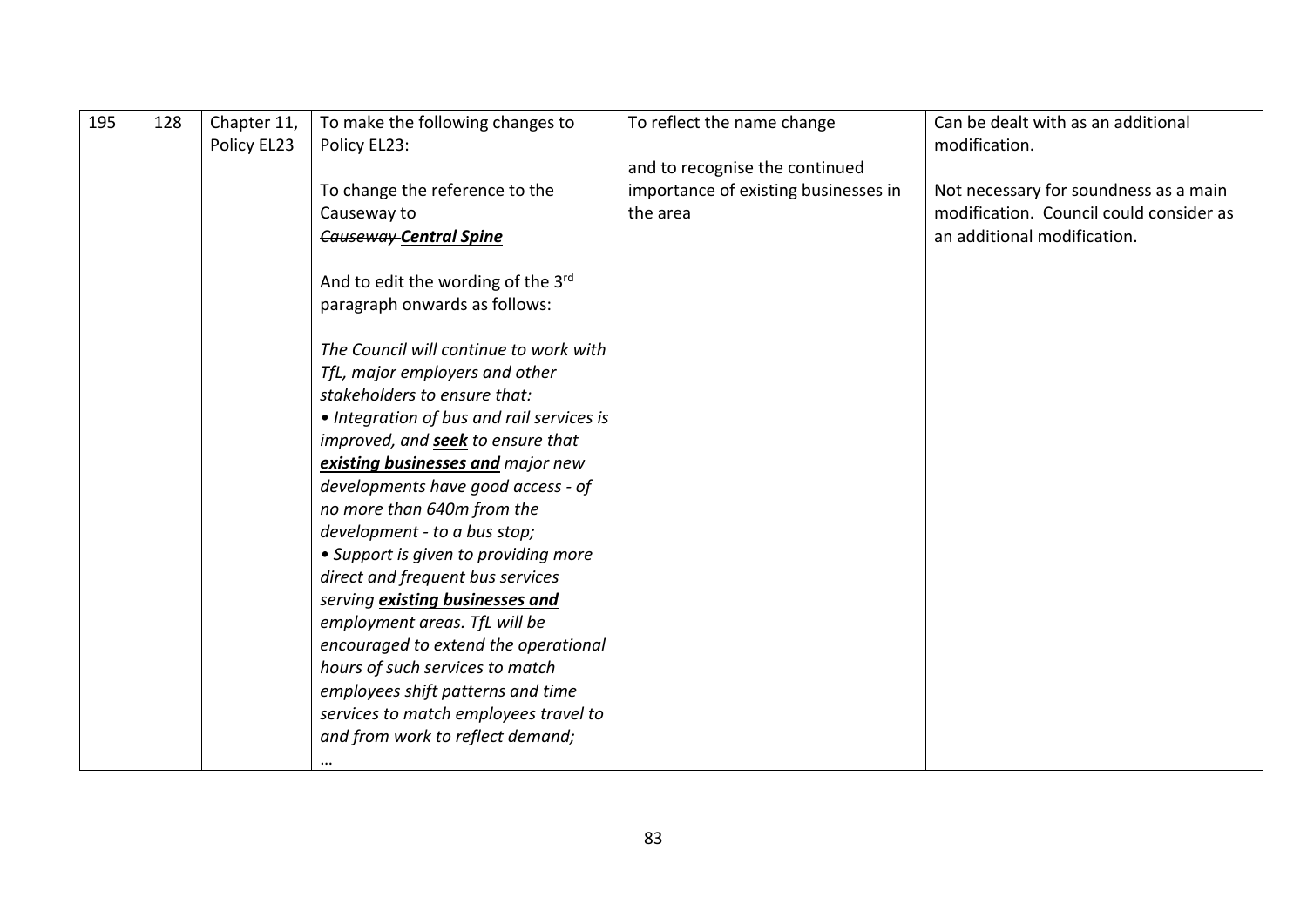| 195 | 128 | Chapter 11, Policy EL23 | To make the following changes to Policy EL23:<br><br>To change the reference to the Causeway to<br>~~Causeway~~ ***Central Spine***<br><br>And to edit the wording of the 3rd paragraph onwards as follows:<br><br>*The Council will continue to work with TfL, major employers and other stakeholders to ensure that:*<br>*• Integration of bus and rail services is improved, and **seek** to ensure that **existing businesses and** major new developments have good access - of no more than 640m from the development - to a bus stop;*<br>*• Support is given to providing more direct and frequent bus services serving **existing businesses and** employment areas. TfL will be encouraged to extend the operational hours of such services to match employees shift patterns and time services to match employees travel to and from work to reflect demand;*<br>… | To reflect the name change<br><br>and to recognise the continued importance of existing businesses in the area | Can be dealt with as an additional modification.<br><br>Not necessary for soundness as a main modification. Council could consider as an additional modification. |
|---|---|---|---|---|---|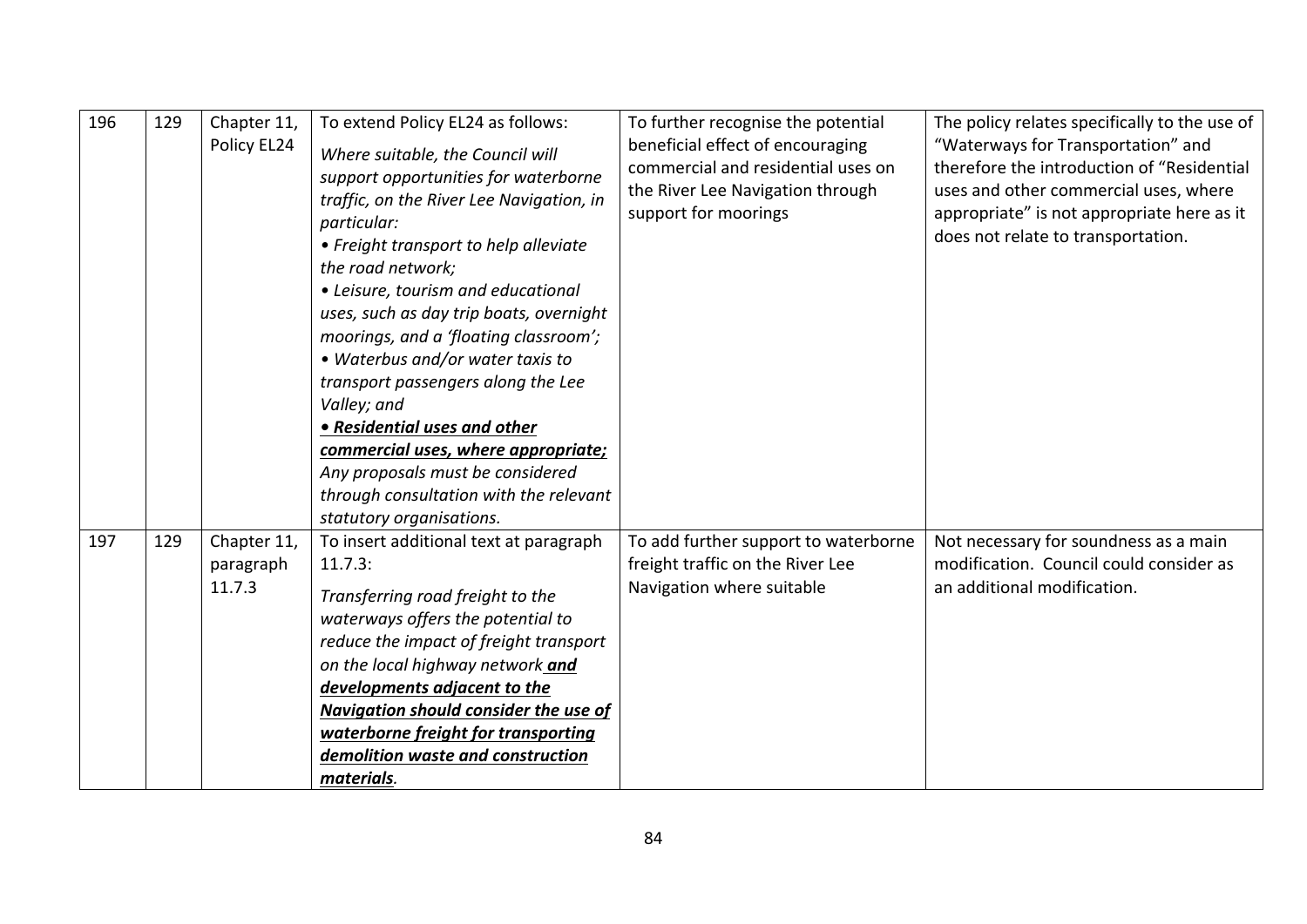| 196 | 129 | Chapter 11, Policy EL24 | To extend Policy EL24 as follows:<br>*Where suitable, the Council will support opportunities for waterborne traffic, on the River Lee Navigation, in particular:*<br>*• Freight transport to help alleviate the road network;*<br>*• Leisure, tourism and educational uses, such as day trip boats, overnight moorings, and a 'floating classroom';*<br>*• Waterbus and/or water taxis to transport passengers along the Lee Valley; and*<br>***• Residential uses and other commercial uses, where appropriate;***<br>*Any proposals must be considered through consultation with the relevant statutory organisations.* | To further recognise the potential beneficial effect of encouraging commercial and residential uses on the River Lee Navigation through support for moorings | The policy relates specifically to the use of "Waterways for Transportation" and therefore the introduction of "Residential uses and other commercial uses, where appropriate" is not appropriate here as it does not relate to transportation. |
|---|---|---|---|---|---|
| 197 | 129 | Chapter 11, paragraph 11.7.3 | To insert additional text at paragraph 11.7.3:<br>*Transferring road freight to the waterways offers the potential to reduce the impact of freight transport on the local highway network **and developments adjacent to the Navigation should consider the use of waterborne freight for transporting demolition waste and construction materials**.* | To add further support to waterborne freight traffic on the River Lee Navigation where suitable | Not necessary for soundness as a main modification. Council could consider as an additional modification. |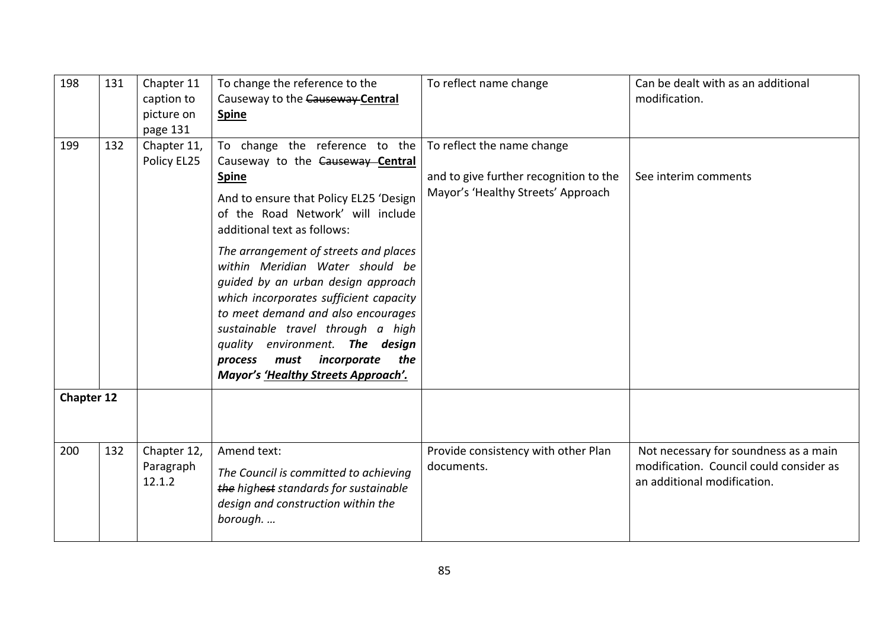| 198 | 131 | Chapter 11 caption to picture on page 131 | To change the reference to the Causeway to the ~~Causeway~~ **<u>Central Spine</u>** | To reflect name change | Can be dealt with as an additional modification. |
|---|---|---|---|---|---|
| 199 | 132 | Chapter 11, Policy EL25 | To change the reference to the Causeway to the ~~Causeway~~ **<u>Central Spine</u>**<br><br>And to ensure that Policy EL25 'Design of the Road Network' will include additional text as follows:<br><br>*The arrangement of streets and places within Meridian Water should be guided by an urban design approach which incorporates sufficient capacity to meet demand and also encourages sustainable travel through a high quality environment.* ***The design process must incorporate the Mayor's <u>'Healthy Streets Approach'.</u>*** | To reflect the name change<br><br>and to give further recognition to the Mayor's 'Healthy Streets' Approach | See interim comments |
| **Chapter 12** | | | | | |
| 200 | 132 | Chapter 12, Paragraph 12.1.2 | Amend text:<br><br>*The Council is committed to achieving ~~the~~ high~~est~~ standards for sustainable design and construction within the borough. …* | Provide consistency with other Plan documents. | Not necessary for soundness as a main modification. Council could consider as an additional modification. |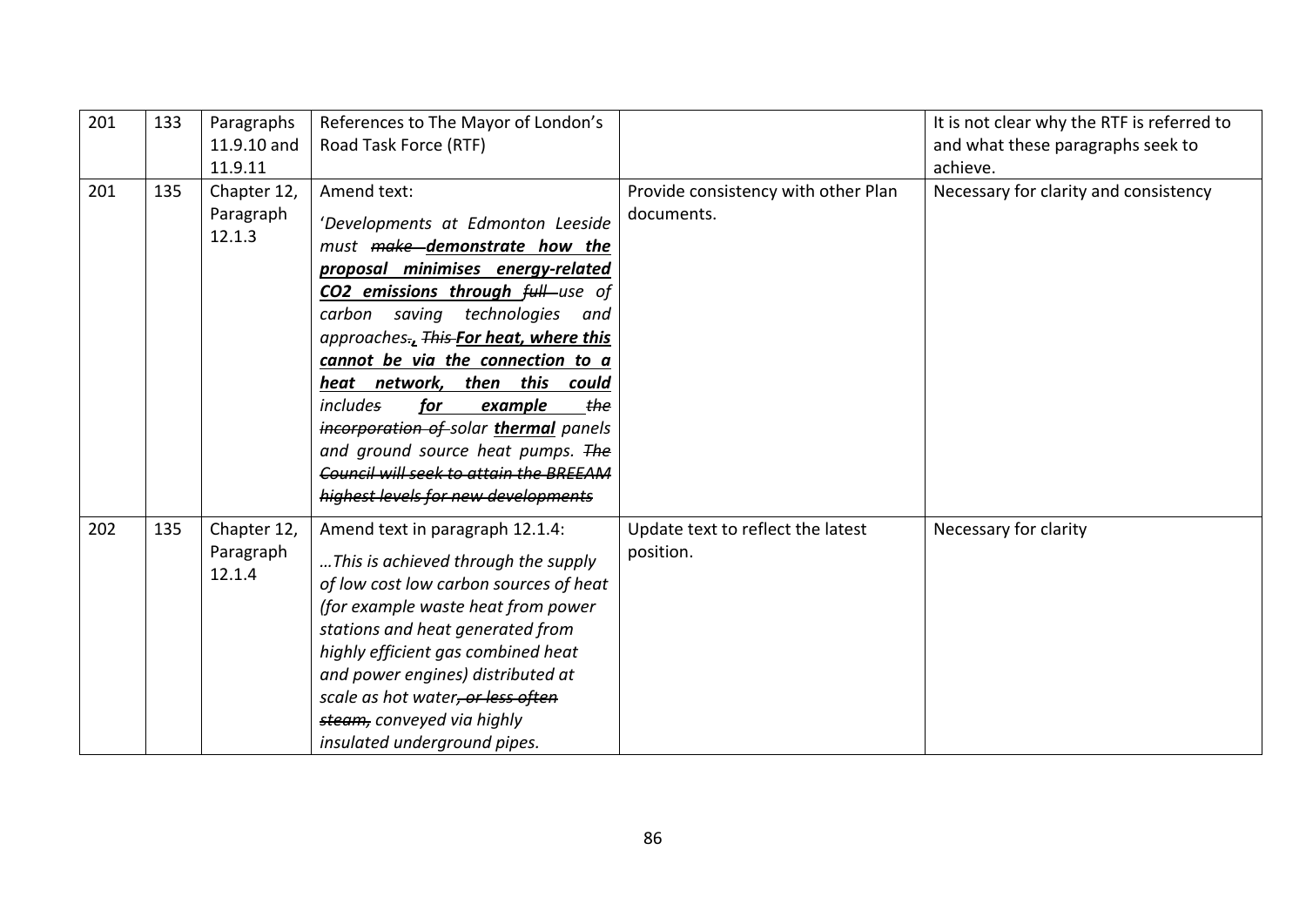| 201 | 133 | Paragraphs 11.9.10 and 11.9.11 | References to The Mayor of London's Road Task Force (RTF) | | It is not clear why the RTF is referred to and what these paragraphs seek to achieve. |
|---|---|---|---|---|---|
| 201 | 135 | Chapter 12, Paragraph 12.1.3 | Amend text: 'Developments at Edmonton Leeside must ~~make~~ **demonstrate how the proposal minimises energy-related $CO_2$ emissions through** ~~full~~ use of carbon saving technologies and approaches~~.~~**,** ~~This~~ **For heat, where this cannot be via the connection to a heat network, then this could** include~~s~~ **for example** ~~the incorporation of~~ solar **thermal** panels and ground source heat pumps. ~~The Council will seek to attain the BREEAM highest levels for new developments~~ | Provide consistency with other Plan documents. | Necessary for clarity and consistency |
| 202 | 135 | Chapter 12, Paragraph 12.1.4 | Amend text in paragraph 12.1.4: *…This is achieved through the supply of low cost low carbon sources of heat (for example waste heat from power stations and heat generated from highly efficient gas combined heat and power engines) distributed at scale as hot water~~, or less often steam,~~ conveyed via highly insulated underground pipes.* | Update text to reflect the latest position. | Necessary for clarity |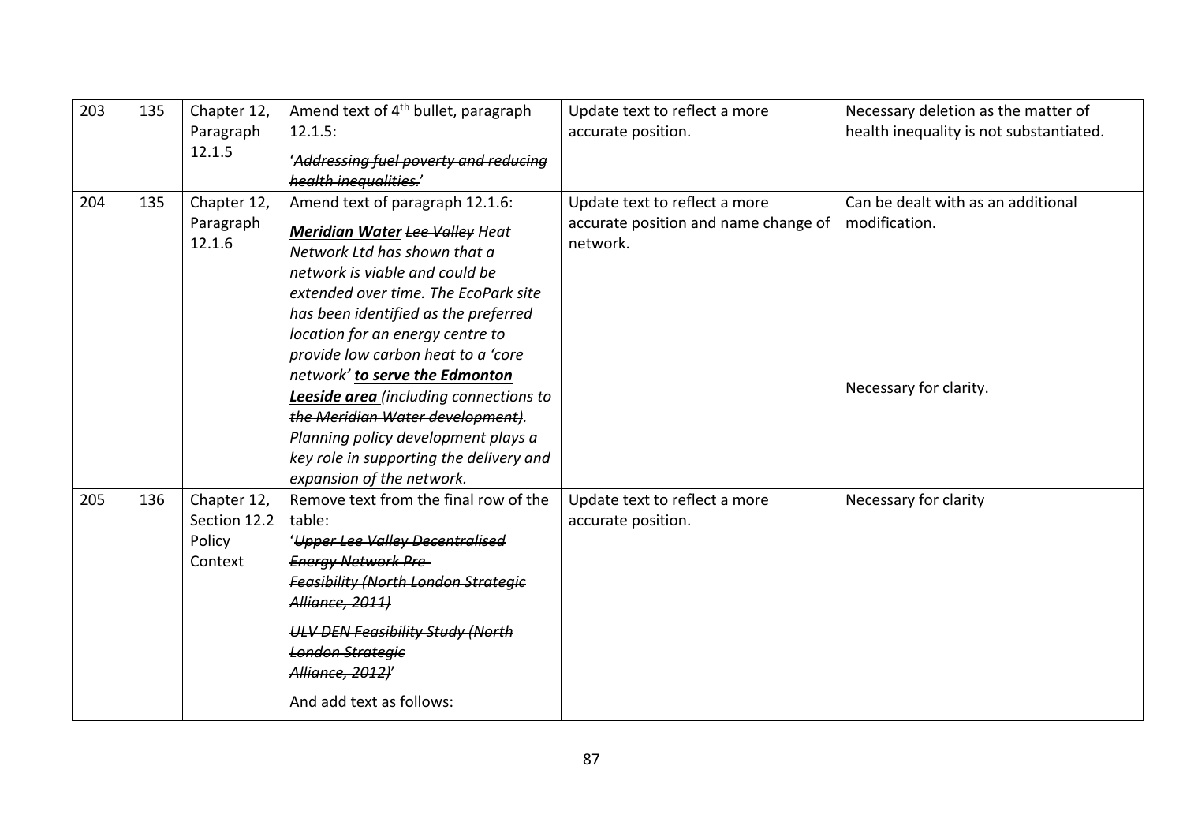| 203 | 135 | Chapter 12, Paragraph 12.1.5 | Amend text of 4th bullet, paragraph 12.1.5:<br><br>'~~*Addressing fuel poverty and reducing health inequalities.*~~' | Update text to reflect a more accurate position. | Necessary deletion as the matter of health inequality is not substantiated. |
|---|---|---|---|---|---|
| 204 | 135 | Chapter 12, Paragraph 12.1.6 | Amend text of paragraph 12.1.6:<br><br>***<u>Meridian Water</u>*** ~~*Lee Valley*~~ *Heat Network Ltd has shown that a network is viable and could be extended over time. The EcoPark site has been identified as the preferred location for an energy centre to provide low carbon heat to a 'core network'* ***<u>to serve the Edmonton Leeside area</u>*** ~~*(including connections to the Meridian Water development)*~~*. Planning policy development plays a key role in supporting the delivery and expansion of the network.* | Update text to reflect a more accurate position and name change of network. | Can be dealt with as an additional modification.<br><br>Necessary for clarity. |
| 205 | 136 | Chapter 12, Section 12.2 Policy Context | Remove text from the final row of the table:<br>'~~*Upper Lee Valley Decentralised Energy Network Pre-Feasibility (North London Strategic Alliance, 2011)*~~<br><br>~~*ULV DEN Feasibility Study (North London Strategic Alliance, 2012)*~~'<br><br>And add text as follows: | Update text to reflect a more accurate position. | Necessary for clarity |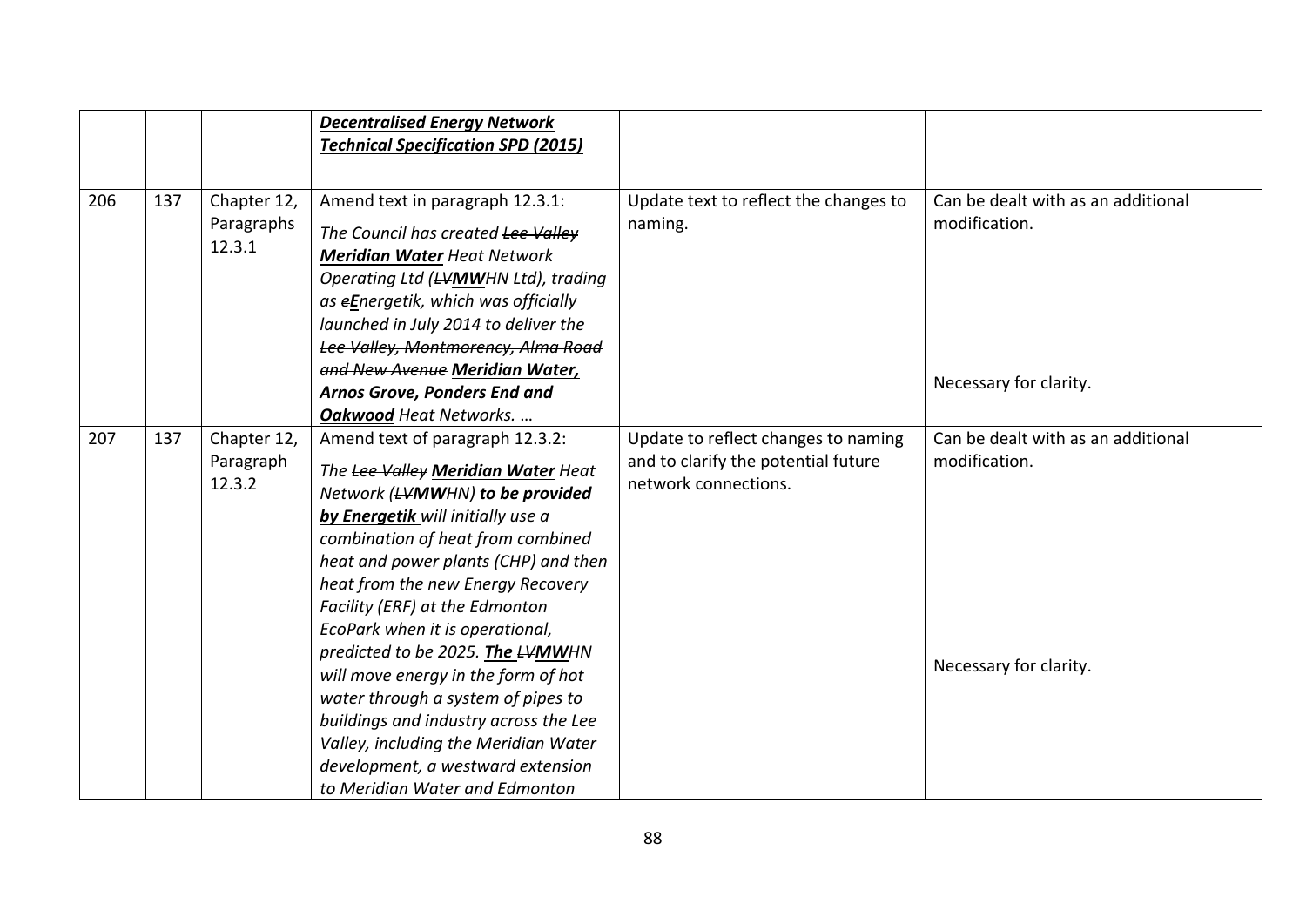| | | | | | |
|---|---|---|---|---|---|
| | | | ***Decentralised Energy Network Technical Specification SPD (2015)*** | | |
| 206 | 137 | Chapter 12, Paragraphs 12.3.1 | Amend text in paragraph 12.3.1: *The Council has created ~~Lee Valley~~ **Meridian Water** Heat Network Operating Ltd (~~LV~~**MW**HN Ltd), trading as ~~e~~**E**nergetik, which was officially launched in July 2014 to deliver the ~~Lee Valley, Montmorency, Alma Road and New Avenue~~ **Meridian Water, Arnos Grove, Ponders End and Oakwood** Heat Networks. …* | Update text to reflect the changes to naming. | Can be dealt with as an additional modification. Necessary for clarity. |
| 207 | 137 | Chapter 12, Paragraph 12.3.2 | Amend text of paragraph 12.3.2: *The ~~Lee Valley~~ **Meridian Water** Heat Network (~~LV~~**MW**HN) **to be provided by Energetik** will initially use a combination of heat from combined heat and power plants (CHP) and then heat from the new Energy Recovery Facility (ERF) at the Edmonton EcoPark when it is operational, predicted to be 2025. **The** ~~LV~~**MW**HN will move energy in the form of hot water through a system of pipes to buildings and industry across the Lee Valley, including the Meridian Water development, a westward extension to Meridian Water and Edmonton* | Update to reflect changes to naming and to clarify the potential future network connections. | Can be dealt with as an additional modification. Necessary for clarity. |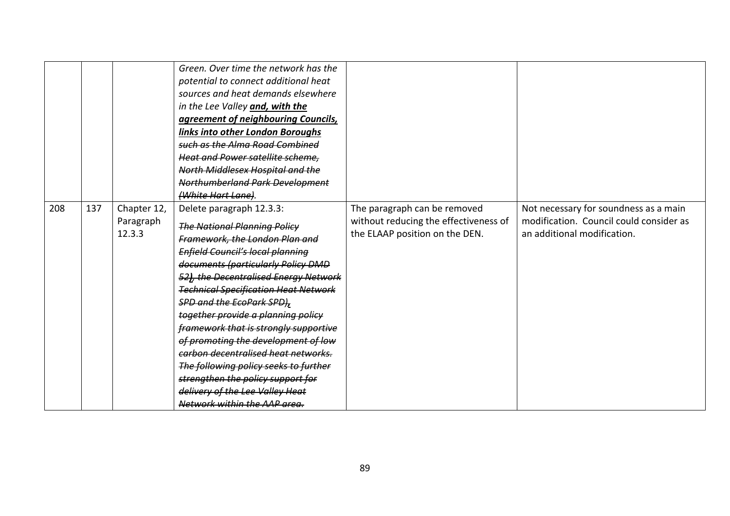|  |  |  |  |  |  |
|---|---|---|---|---|---|
|  |  |  | *Green. Over time the network has the potential to connect additional heat sources and heat demands elsewhere in the Lee Valley* ***<u>and, with the agreement of neighbouring Councils, links into other London Boroughs</u>*** *~~such as the Alma Road Combined Heat and Power satellite scheme, North Middlesex Hospital and the Northumberland Park Development (White Hart Lane)~~.* |  |  |
| 208 | 137 | Chapter 12, Paragraph 12.3.3 | Delete paragraph 12.3.3:<br>*~~The National Planning Policy Framework, the London Plan and Enfield Council's local planning documents (particularly Policy DMD 52~~*~~**<u>)</u>**~~*~~, the Decentralised Energy Network Technical Specification Heat Network SPD and the EcoPark SPD)~~*~~**<u>,</u>**~~ *~~together provide a planning policy framework that is strongly supportive of promoting the development of low carbon decentralised heat networks. The following policy seeks to further strengthen the policy support for delivery of the Lee Valley Heat Network within the AAP area.~~* | The paragraph can be removed without reducing the effectiveness of the ELAAP position on the DEN. | Not necessary for soundness as a main modification. Council could consider as an additional modification. |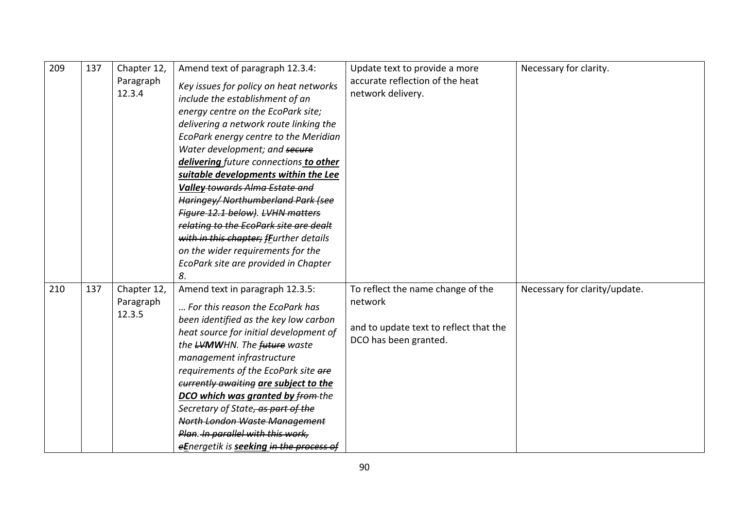| 209 | 137 | Chapter 12, Paragraph 12.3.4 | Amend text of paragraph 12.3.4:<br>*Key issues for policy on heat networks include the establishment of an energy centre on the EcoPark site; delivering a network route linking the EcoPark energy centre to the Meridian Water development; and* ~~*secure*~~ ***delivering*** *future connections* ***to other suitable developments within the Lee Valley*** ~~*towards Alma Estate and Haringey/ Northumberland Park (see Figure 12.1 below). LVHN matters relating to the EcoPark site are dealt with in this chapter; f*~~***F****urther details on the wider requirements for the EcoPark site are provided in Chapter 8.* | Update text to provide a more accurate reflection of the heat network delivery. | Necessary for clarity. |
|---|---|---|---|---|---|
| 210 | 137 | Chapter 12, Paragraph 12.3.5 | Amend text in paragraph 12.3.5:<br>*… For this reason the EcoPark has been identified as the key low carbon heat source for initial development of the* ~~*LV*~~***MW****HN. The* ~~*future*~~ *waste management infrastructure requirements of the EcoPark site* ~~*are currently awaiting*~~ ***are subject to the DCO which was granted by*** ~~*from*~~ *the Secretary of State*~~*, as part of the North London Waste Management Plan*~~*.* ~~*In parallel with this work, e*~~***E****nergetik is* ***seeking*** ~~*in the process of*~~ | To reflect the name change of the network<br><br>and to update text to reflect that the DCO has been granted. | Necessary for clarity/update. |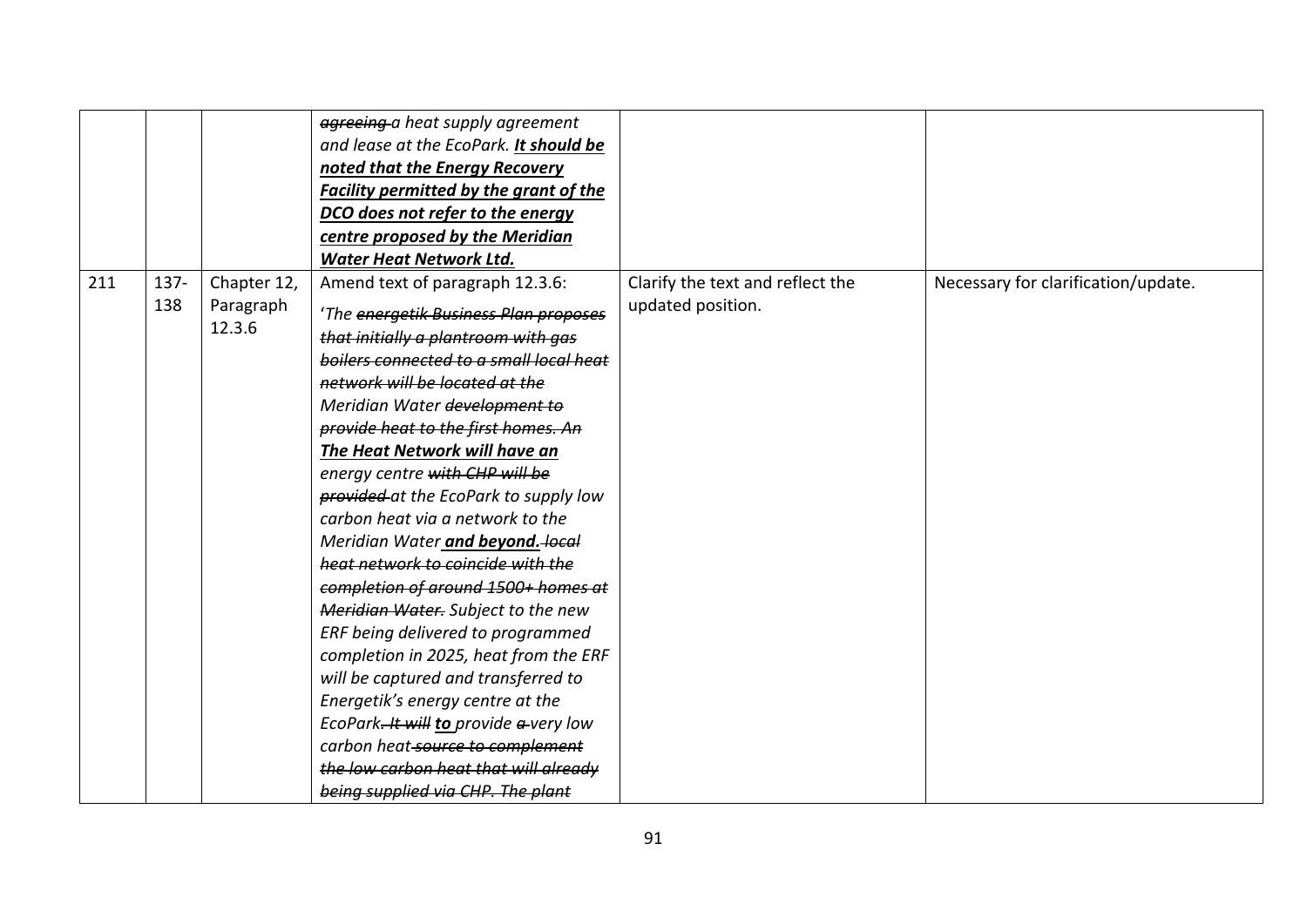| | | | | | |
|---|---|---|---|---|---|
| | | | ~~*agreeing*~~ *a heat supply agreement and lease at the EcoPark.* ***<u>It should be noted that the Energy Recovery Facility permitted by the grant of the DCO does not refer to the energy centre proposed by the Meridian Water Heat Network Ltd.</u>*** | | |
| 211 | 137-138 | Chapter 12, Paragraph 12.3.6 | Amend text of paragraph 12.3.6:<br>'*The* ~~*energetik Business Plan proposes that initially a plantroom with gas boilers connected to a small local heat network will be located at the*~~ *Meridian Water* ~~*development to provide heat to the first homes. An*~~ ***<u>The Heat Network will have an</u>*** *energy centre* ~~*with CHP will be provided*~~ *at the EcoPark to supply low carbon heat via a network to the Meridian Water* ***<u>and beyond.</u>*** ~~*local heat network to coincide with the completion of around 1500+ homes at Meridian Water.*~~ *Subject to the new ERF being delivered to programmed completion in 2025, heat from the ERF will be captured and transferred to Energetik's energy centre at the EcoPark*~~*. It will*~~ ***<u>to</u>*** *provide* ~~*a*~~ *very low carbon heat* ~~*source to complement the low carbon heat that will already being supplied via CHP. The plant*~~ | Clarify the text and reflect the updated position. | Necessary for clarification/update. |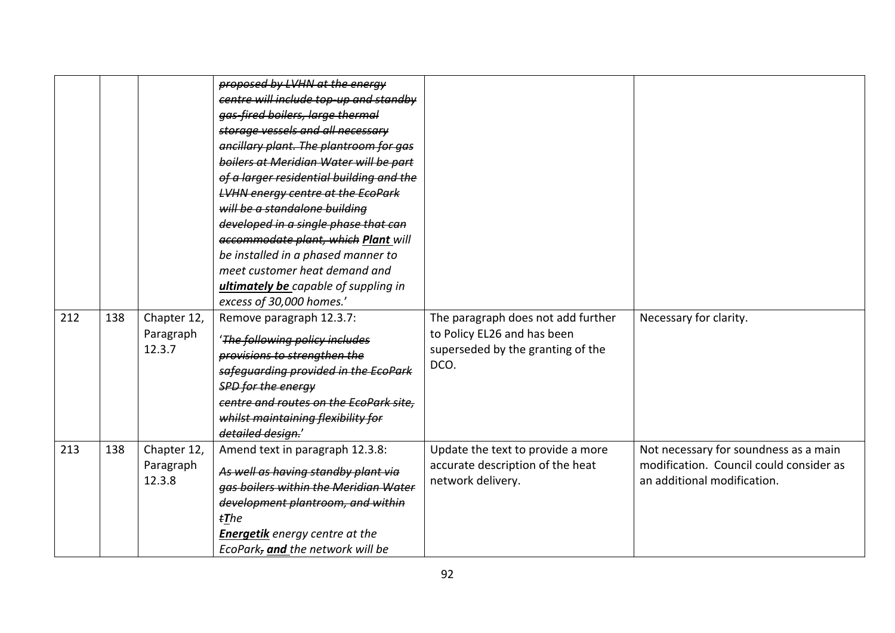| | | | | | |
|---|---|---|---|---|---|
| | | | ~~*proposed by LVHN at the energy centre will include top-up and standby gas-fired boilers, large thermal storage vessels and all necessary ancillary plant. The plantroom for gas boilers at Meridian Water will be part of a larger residential building and the LVHN energy centre at the EcoPark will be a standalone building developed in a single phase that can accommodate plant, which*~~ ***<u>Plant</u>*** *will be installed in a phased manner to meet customer heat demand and* ***<u>ultimately be</u>*** *capable of suppling in excess of 30,000 homes.*' | | |
| 212 | 138 | Chapter 12, Paragraph 12.3.7 | Remove paragraph 12.3.7:<br>'~~*The following policy includes provisions to strengthen the safeguarding provided in the EcoPark SPD for the energy centre and routes on the EcoPark site, whilst maintaining flexibility for detailed design.*~~' | The paragraph does not add further to Policy EL26 and has been superseded by the granting of the DCO. | Necessary for clarity. |
| 213 | 138 | Chapter 12, Paragraph 12.3.8 | Amend text in paragraph 12.3.8:<br>~~*As well as having standby plant via gas boilers within the Meridian Water development plantroom, and within t*~~***<u>T</u>****he* ***<u>Energetik</u>*** *energy centre at the EcoPark*~~*,*~~ ***<u>and</u>*** *the network will be* | Update the text to provide a more accurate description of the heat network delivery. | Not necessary for soundness as a main modification. Council could consider as an additional modification. |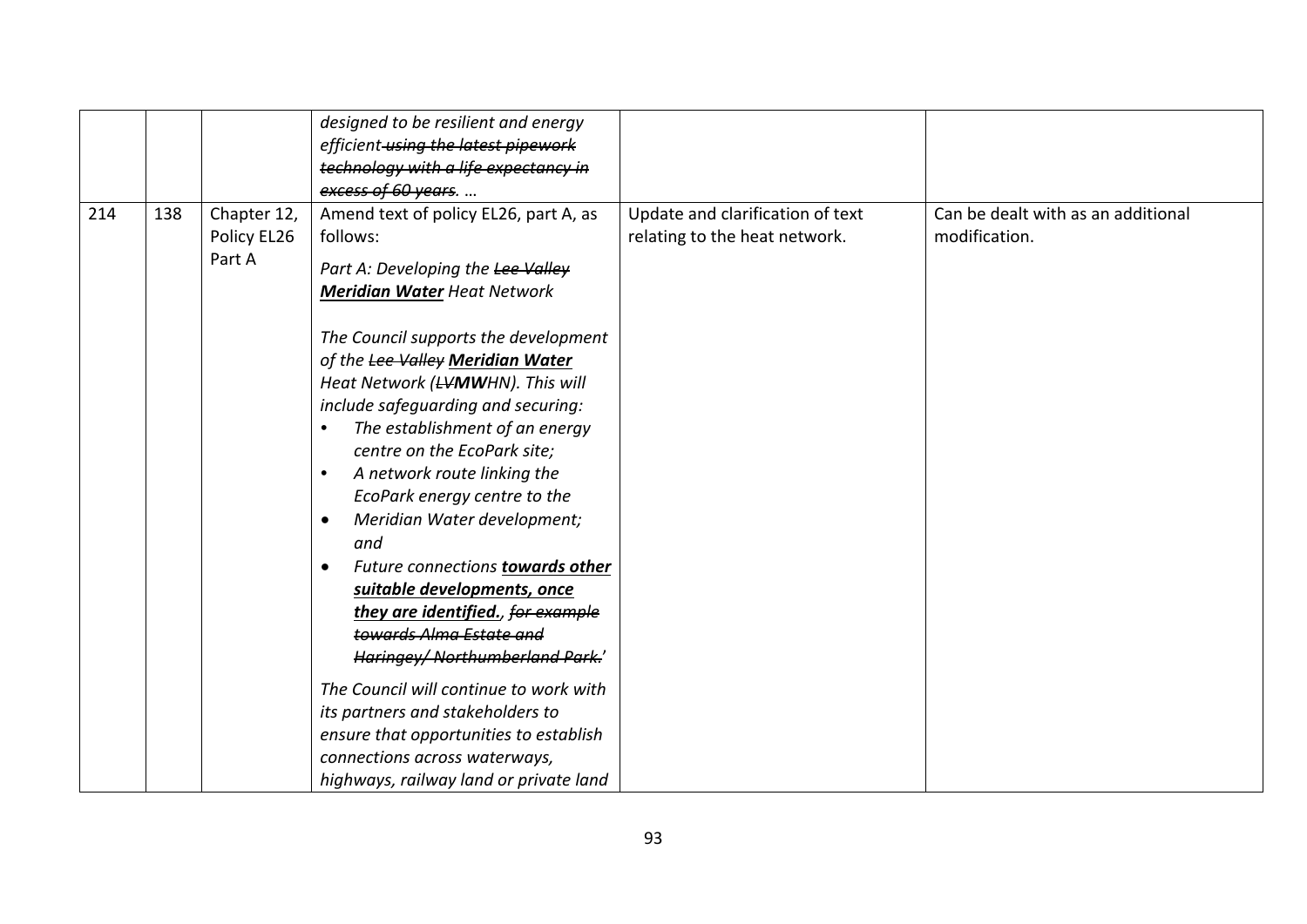| | | | | | |
|---|---|---|---|---|---|
| | | | *designed to be resilient and energy efficient ~~using the latest pipework technology with a life expectancy in excess of 60 years~~. …* | | |
| 214 | 138 | Chapter 12, Policy EL26 Part A | Amend text of policy EL26, part A, as follows:<br><br>*Part A: Developing the ~~Lee Valley~~ **Meridian Water** Heat Network*<br><br>*The Council supports the development of the ~~Lee Valley~~ **Meridian Water** Heat Network (~~LV~~**MW**HN). This will include safeguarding and securing:*<br>• *The establishment of an energy centre on the EcoPark site;*<br>• *A network route linking the EcoPark energy centre to the*<br>• *Meridian Water development; and*<br>• *Future connections **towards other suitable developments, once they are identified.**, ~~for example towards Alma Estate and Haringey/ Northumberland Park.~~'*<br><br>*The Council will continue to work with its partners and stakeholders to ensure that opportunities to establish connections across waterways, highways, railway land or private land* | Update and clarification of text relating to the heat network. | Can be dealt with as an additional modification. |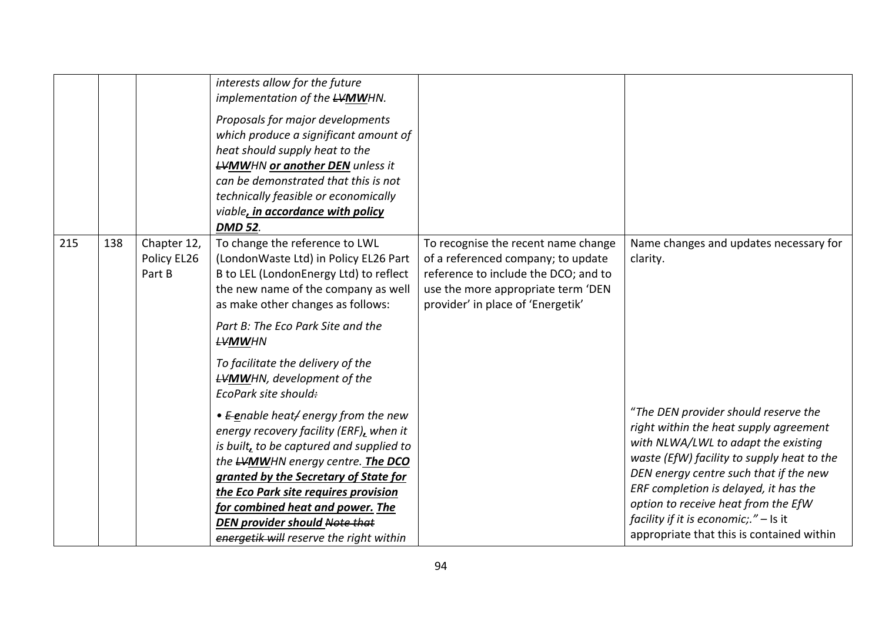| | | | | | |
|---|---|---|---|---|---|
| | | | *interests allow for the future implementation of the ~~LV~~**MW**HN.*<br><br>*Proposals for major developments which produce a significant amount of heat should supply heat to the ~~LV~~**MW**HN **or another DEN** unless it can be demonstrated that this is not technically feasible or economically viable**, in accordance with policy DMD 52**.* | | |
| 215 | 138 | Chapter 12, Policy EL26 Part B | To change the reference to LWL (LondonWaste Ltd) in Policy EL26 Part B to LEL (LondonEnergy Ltd) to reflect the new name of the company as well as make other changes as follows:<br><br>*Part B: The Eco Park Site and the ~~LV~~**MW**HN*<br><br>*To facilitate the delivery of the ~~LV~~**MW**HN, development of the EcoPark site should~~:~~*<br><br>*• ~~E~~ **e**nable heat~~/~~ energy from the new energy recovery facility (ERF)**,** when it is built**,** to be captured and supplied to the ~~LV~~**MW**HN energy centre. **The DCO granted by the Secretary of State for the Eco Park site requires provision for combined heat and power. The DEN provider should** ~~Note that energetik will~~ reserve the right within* | To recognise the recent name change of a referenced company; to update reference to include the DCO; and to use the more appropriate term 'DEN provider' in place of 'Energetik' | Name changes and updates necessary for clarity.<br><br>"*The DEN provider should reserve the right within the heat supply agreement with NLWA/LWL to adapt the existing waste (EfW) facility to supply heat to the DEN energy centre such that if the new ERF completion is delayed, it has the option to receive heat from the EfW facility if it is economic;.*" – Is it appropriate that this is contained within |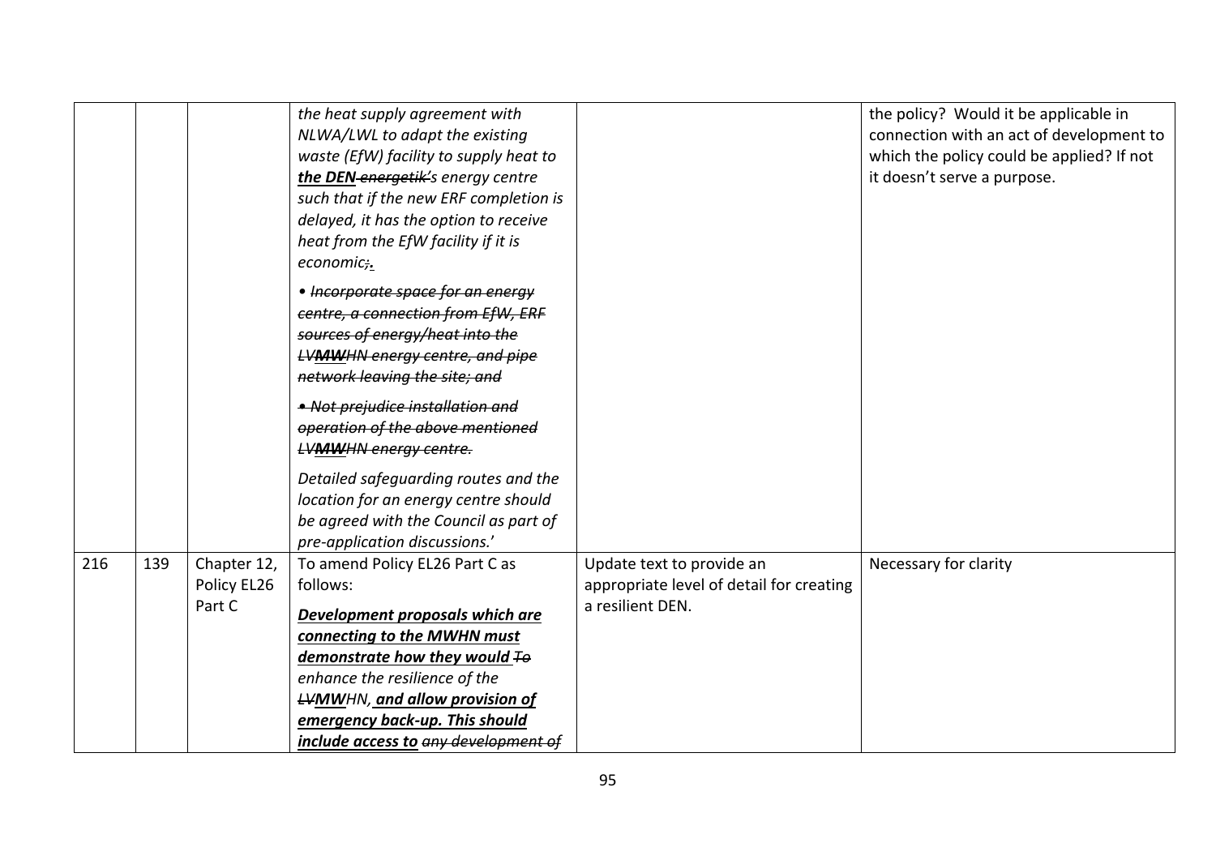| | | | | | |
|---|---|---|---|---|---|
| | | | *the heat supply agreement with NLWA/LWL to adapt the existing waste (EfW) facility to supply heat to* ***the DEN*** *~~energetik's~~ energy centre such that if the new ERF completion is delayed, it has the option to receive heat from the EfW facility if it is economic~~;~~**.***<br><br>*~~• Incorporate space for an energy centre, a connection from EfW, ERF sources of energy/heat into the LV~~**~~MW~~**~~HN energy centre, and pipe network leaving the site; and~~*<br><br>*~~• Not prejudice installation and operation of the above mentioned LV~~**~~MW~~**~~HN energy centre.~~*<br><br>*Detailed safeguarding routes and the location for an energy centre should be agreed with the Council as part of pre-application discussions.'* | | the policy? Would it be applicable in connection with an act of development to which the policy could be applied? If not it doesn't serve a purpose. |
| 216 | 139 | Chapter 12, Policy EL26 Part C | To amend Policy EL26 Part C as follows:<br><br>***Development proposals which are connecting to the MWHN must demonstrate how they would*** *~~To~~ enhance the resilience of the ~~LV~~**MW**HN,* ***and allow provision of emergency back-up. This should include access to*** *~~any development of~~* | Update text to provide an appropriate level of detail for creating a resilient DEN. | Necessary for clarity |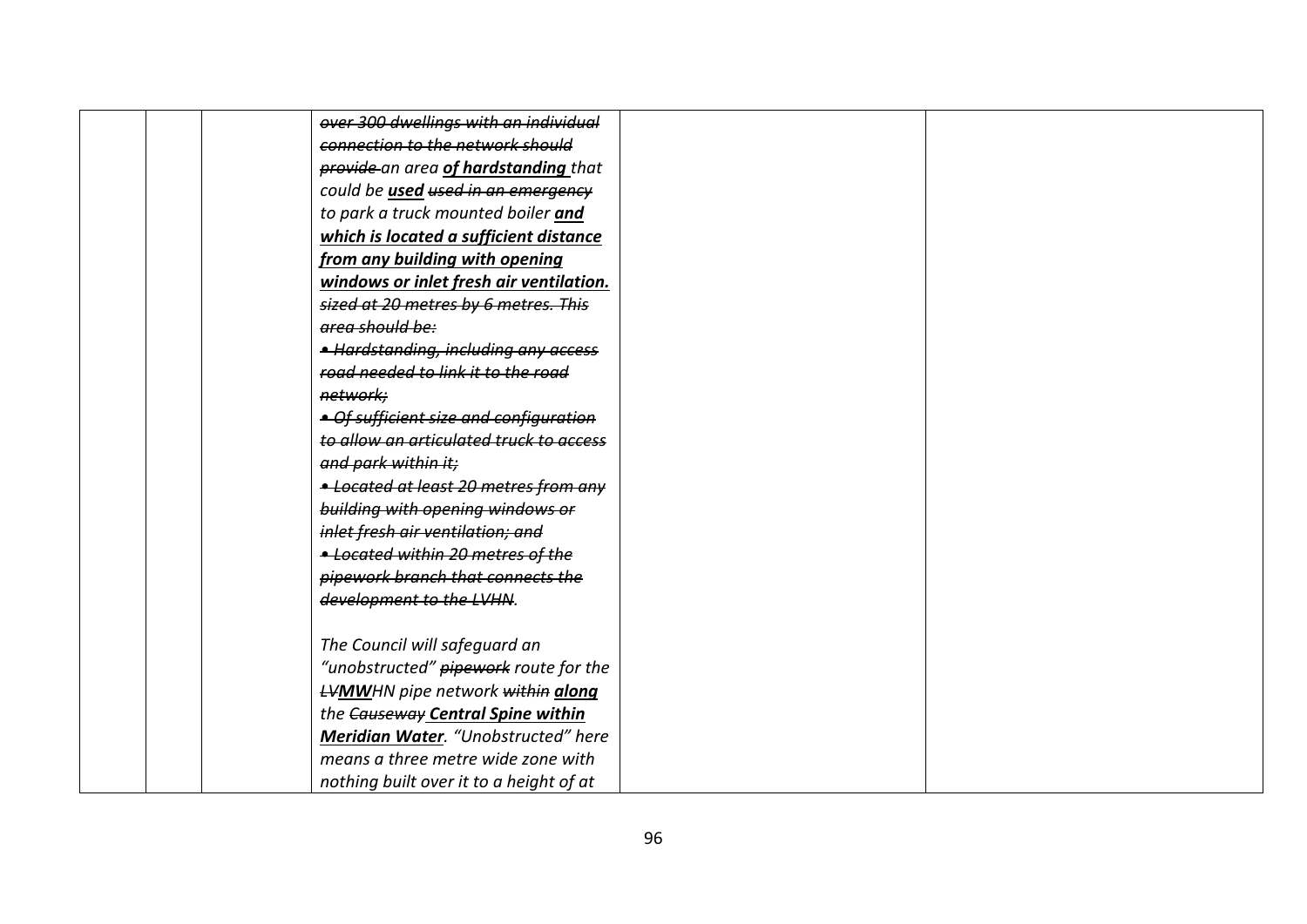|  |  |  | ~~over 300 dwellings with an individual connection to the network should provide~~ an area **of hardstanding** that could be **used** ~~used in an emergency~~ to park a truck mounted boiler **and which is located a sufficient distance from any building with opening windows or inlet fresh air ventilation.** ~~sized at 20 metres by 6 metres. This area should be:~~<br>~~• Hardstanding, including any access road needed to link it to the road network;~~<br>~~• Of sufficient size and configuration to allow an articulated truck to access and park within it;~~<br>~~• Located at least 20 metres from any building with opening windows or inlet fresh air ventilation; and~~<br>~~• Located within 20 metres of the pipework branch that connects the development to the LVHN~~.<br><br>The Council will safeguard an "unobstructed" ~~pipework~~ route for the ~~LV~~**MW**HN pipe network ~~within~~ **along** the ~~Causeway~~ **Central Spine within Meridian Water**. "Unobstructed" here means a three metre wide zone with nothing built over it to a height of at |  |  |
|---|---|---|---|---|---|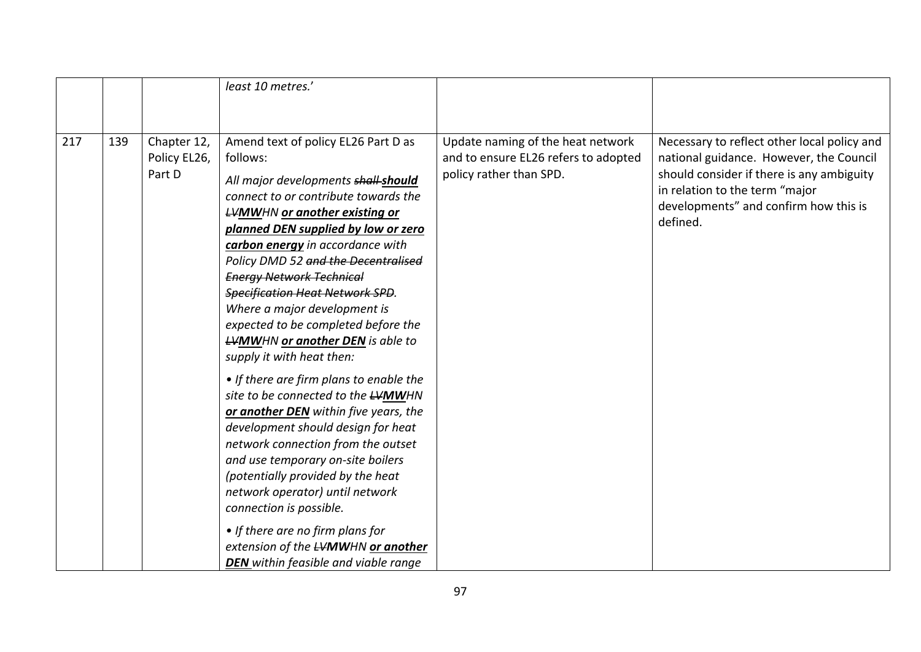| | | | | | |
|---|---|---|---|---|---|
| | | | *least 10 metres.'* | | |
| 217 | 139 | Chapter 12, Policy EL26, Part D | Amend text of policy EL26 Part D as follows:<br><br>*All major developments ~~shall~~ **should** connect to or contribute towards the ~~LV~~**MW**HN **or another existing or planned DEN supplied by low or zero carbon energy** in accordance with Policy DMD 52 ~~and the Decentralised Energy Network Technical Specification Heat Network SPD~~. Where a major development is expected to be completed before the ~~LV~~**MW**HN **or another DEN** is able to supply it with heat then:*<br><br>*• If there are firm plans to enable the site to be connected to the ~~LV~~**MW**HN **or another DEN** within five years, the development should design for heat network connection from the outset and use temporary on-site boilers (potentially provided by the heat network operator) until network connection is possible.*<br><br>*• If there are no firm plans for extension of the ~~LV~~**MW**HN **or another DEN** within feasible and viable range* | Update naming of the heat network and to ensure EL26 refers to adopted policy rather than SPD. | Necessary to reflect other local policy and national guidance. However, the Council should consider if there is any ambiguity in relation to the term "major developments" and confirm how this is defined. |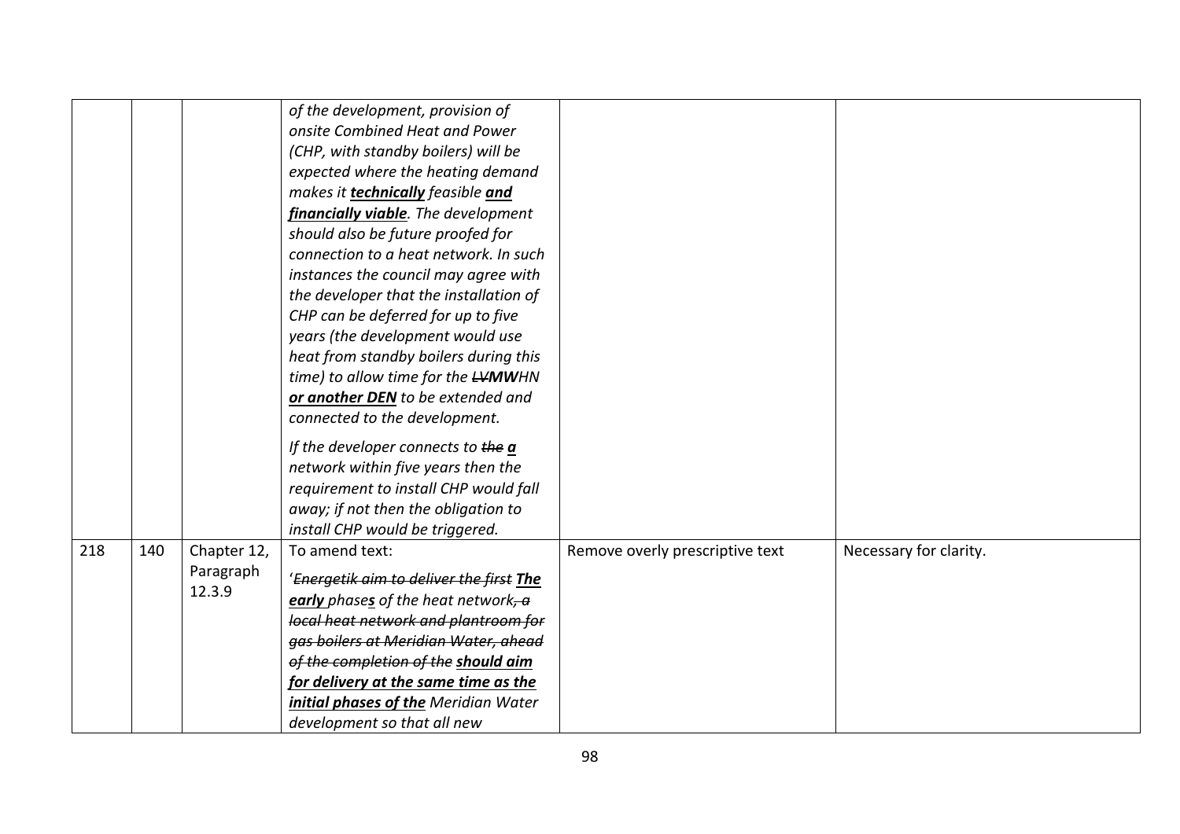| | | | | | |
|---|---|---|---|---|---|
| | | | *of the development, provision of onsite Combined Heat and Power (CHP, with standby boilers) will be expected where the heating demand makes it **technically** feasible **and financially viable**. The development should also be future proofed for connection to a heat network. In such instances the council may agree with the developer that the installation of CHP can be deferred for up to five years (the development would use heat from standby boilers during this time) to allow time for the ~~LV~~**MW**HN **or another DEN** to be extended and connected to the development.*<br><br>*If the developer connects to ~~the~~ **a** network within five years then the requirement to install CHP would fall away; if not then the obligation to install CHP would be triggered.* | | |
| 218 | 140 | Chapter 12, Paragraph 12.3.9 | To amend text:<br><br>'*~~Energetik aim to deliver the first~~ **The early** phase**s** of the heat network~~, a local heat network and plantroom for gas boilers at Meridian Water, ahead of the completion of the~~ **should aim for delivery at the same time as the initial phases of the** Meridian Water development so that all new* | Remove overly prescriptive text | Necessary for clarity. |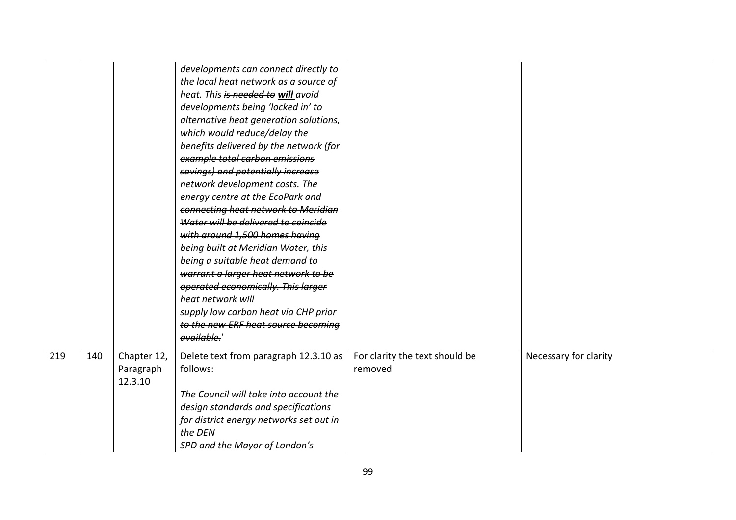| | | | | | |
|---|---|---|---|---|---|
| | | | *developments can connect directly to the local heat network as a source of heat. This ~~is needed to~~ **will** avoid developments being 'locked in' to alternative heat generation solutions, which would reduce/delay the benefits delivered by the network ~~(for example total carbon emissions savings) and potentially increase network development costs. The energy centre at the EcoPark and connecting heat network to Meridian Water will be delivered to coincide with around 1,500 homes having being built at Meridian Water, this being a suitable heat demand to warrant a larger heat network to be operated economically. This larger heat network will supply low carbon heat via CHP prior to the new ERF heat source becoming available.~~'* | | |
| 219 | 140 | Chapter 12, Paragraph 12.3.10 | Delete text from paragraph 12.3.10 as follows:<br><br>*The Council will take into account the design standards and specifications for district energy networks set out in the DEN SPD and the Mayor of London's* | For clarity the text should be removed | Necessary for clarity |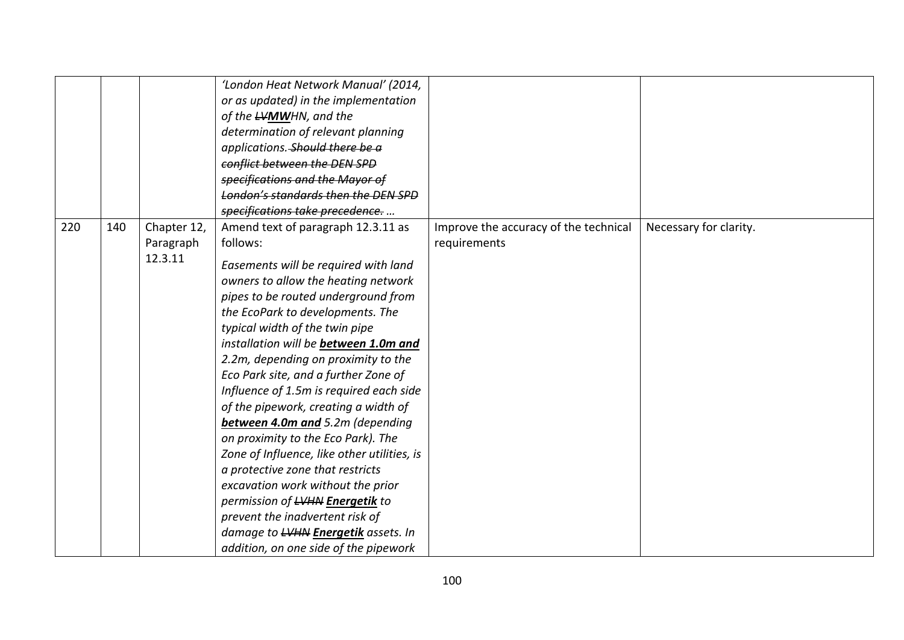| | | | | | |
|---|---|---|---|---|---|
| | | | *'London Heat Network Manual' (2014, or as updated) in the implementation of the ~~LV~~**MW**HN, and the determination of relevant planning applications. ~~Should there be a conflict between the DEN SPD specifications and the Mayor of London's standards then the DEN SPD specifications take precedence.~~ …* | | |
| 220 | 140 | Chapter 12, Paragraph 12.3.11 | Amend text of paragraph 12.3.11 as follows:<br><br>*Easements will be required with land owners to allow the heating network pipes to be routed underground from the EcoPark to developments. The typical width of the twin pipe installation will be* ***between 1.0m and*** *2.2m, depending on proximity to the Eco Park site, and a further Zone of Influence of 1.5m is required each side of the pipework, creating a width of* ***between 4.0m and*** *5.2m (depending on proximity to the Eco Park). The Zone of Influence, like other utilities, is a protective zone that restricts excavation work without the prior permission of ~~LVHN~~* ***Energetik*** *to prevent the inadvertent risk of damage to ~~LVHN~~* ***Energetik*** *assets. In addition, on one side of the pipework* | Improve the accuracy of the technical requirements | Necessary for clarity. |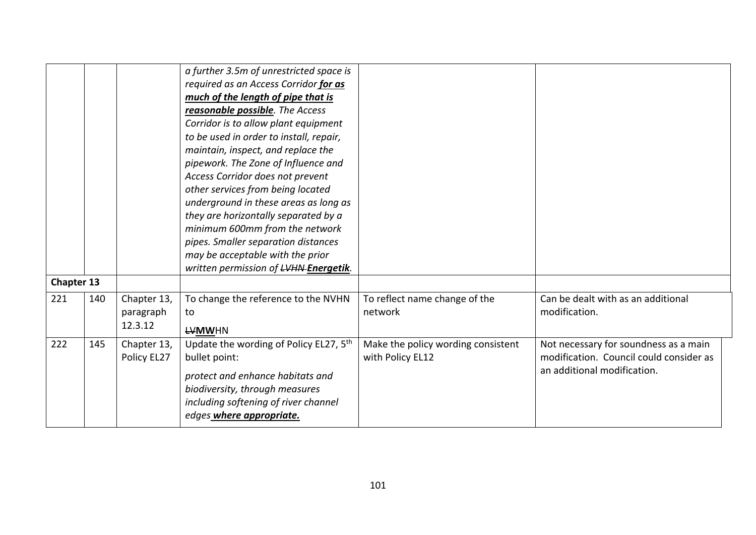| | | | | | |
|---|---|---|---|---|---|
| | | | *a further 3.5m of unrestricted space is required as an Access Corridor* ***<u>for as much of the length of pipe that is reasonable possible</u>****. The Access Corridor is to allow plant equipment to be used in order to install, repair, maintain, inspect, and replace the pipework. The Zone of Influence and Access Corridor does not prevent other services from being located underground in these areas as long as they are horizontally separated by a minimum 600mm from the network pipes. Smaller separation distances may be acceptable with the prior written permission of ~~LVHN~~* ***<u>Energetik</u>****.* | | |
| **Chapter 13** | | | | | |
| 221 | 140 | Chapter 13, paragraph 12.3.12 | To change the reference to the NVHN to<br>~~LV~~**<u>MW</u>**HN | To reflect name change of the network | Can be dealt with as an additional modification. |
| 222 | 145 | Chapter 13, Policy EL27 | Update the wording of Policy EL27, 5th bullet point:<br>*protect and enhance habitats and biodiversity, through measures including softening of river channel edges* ***<u>where appropriate.</u>*** | Make the policy wording consistent with Policy EL12 | Not necessary for soundness as a main modification. Council could consider as an additional modification. |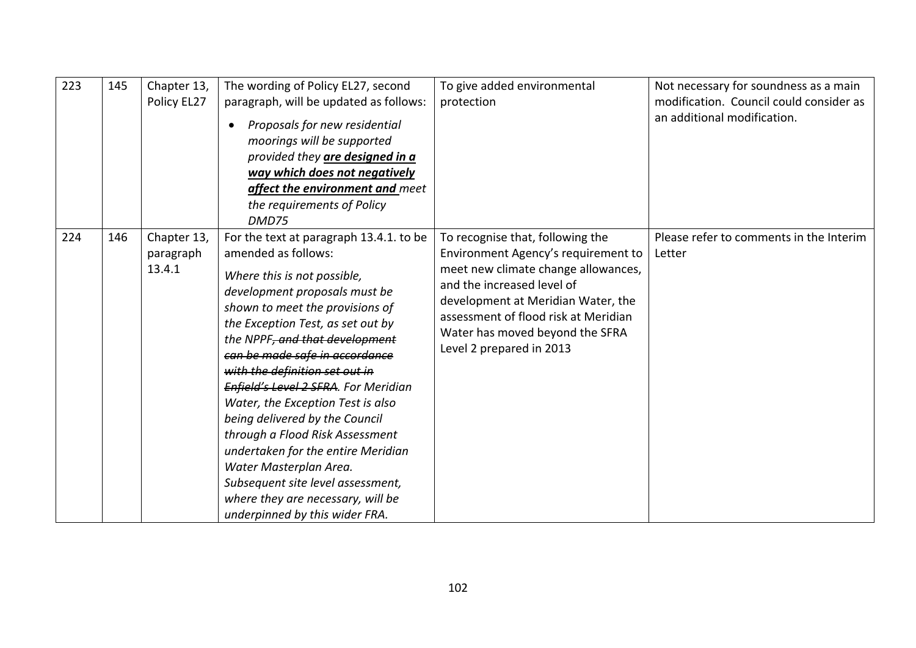| 223 | 145 | Chapter 13, Policy EL27 | The wording of Policy EL27, second paragraph, will be updated as follows:<br>• *Proposals for new residential moorings will be supported provided they **<u>are designed in a way which does not negatively affect the environment and</u>** meet the requirements of Policy DMD75* | To give added environmental protection | Not necessary for soundness as a main modification. Council could consider as an additional modification. |
|---|---|---|---|---|---|
| 224 | 146 | Chapter 13, paragraph 13.4.1 | For the text at paragraph 13.4.1. to be amended as follows:<br>*Where this is not possible, development proposals must be shown to meet the provisions of the Exception Test, as set out by the NPPF~~, and that development can be made safe in accordance with the definition set out in Enfield's Level 2 SFRA~~. For Meridian Water, the Exception Test is also being delivered by the Council through a Flood Risk Assessment undertaken for the entire Meridian Water Masterplan Area. Subsequent site level assessment, where they are necessary, will be underpinned by this wider FRA.* | To recognise that, following the Environment Agency's requirement to meet new climate change allowances, and the increased level of development at Meridian Water, the assessment of flood risk at Meridian Water has moved beyond the SFRA Level 2 prepared in 2013 | Please refer to comments in the Interim Letter |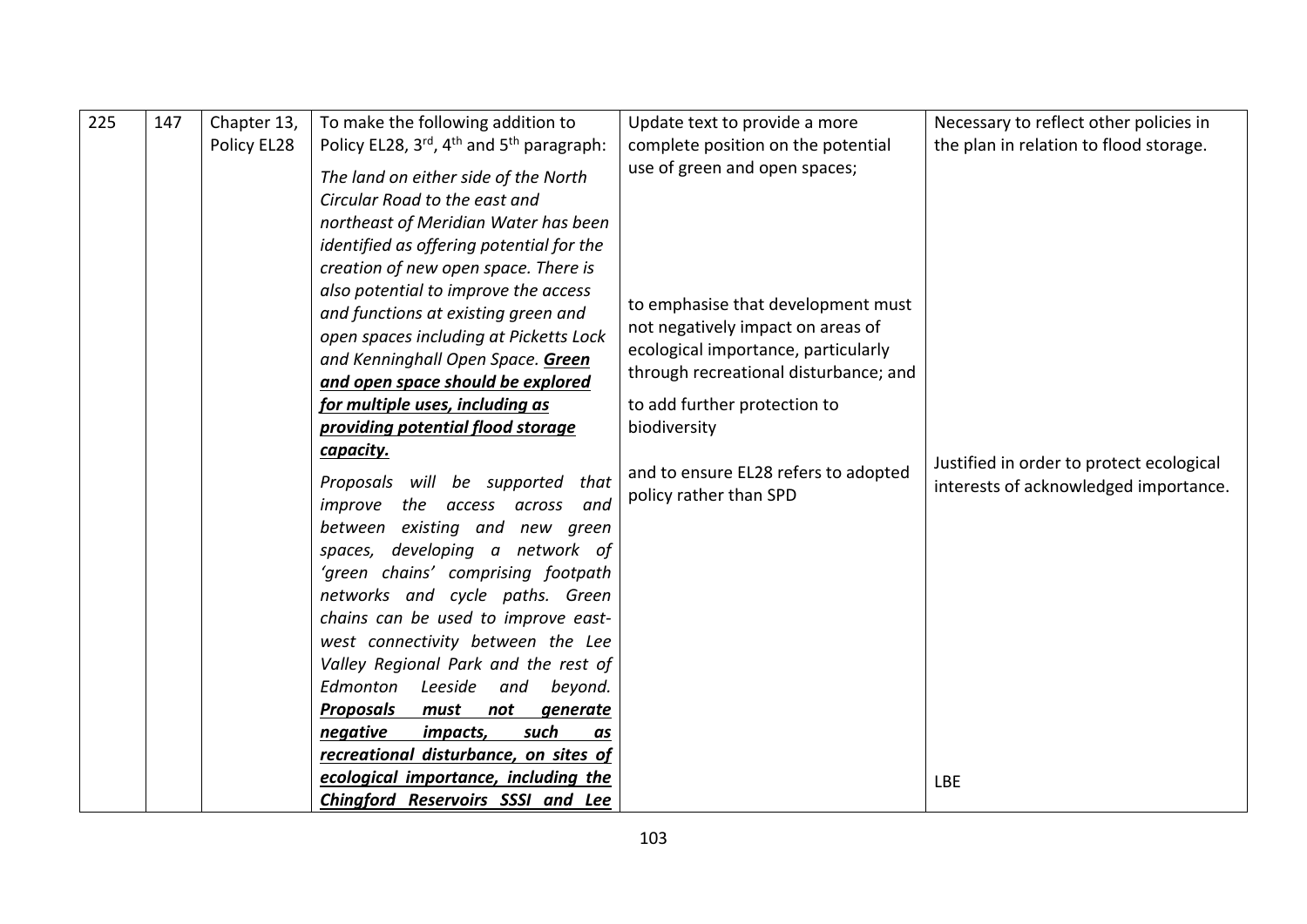| 225 | 147 | Chapter 13, Policy EL28 | To make the following addition to Policy EL28, 3rd, 4th and 5th paragraph:<br><br>*The land on either side of the North Circular Road to the east and northeast of Meridian Water has been identified as offering potential for the creation of new open space. There is also potential to improve the access and functions at existing green and open spaces including at Picketts Lock and Kenninghall Open Space.* ***<u>Green and open space should be explored for multiple uses, including as providing potential flood storage capacity.</u>***<br><br>*Proposals will be supported that improve the access across and between existing and new green spaces, developing a network of 'green chains' comprising footpath networks and cycle paths. Green chains can be used to improve east-west connectivity between the Lee Valley Regional Park and the rest of Edmonton Leeside and beyond.* ***<u>Proposals must not generate negative impacts, such as recreational disturbance, on sites of ecological importance, including the Chingford Reservoirs SSSI and Lee</u>*** | Update text to provide a more complete position on the potential use of green and open spaces;<br><br>to emphasise that development must not negatively impact on areas of ecological importance, particularly through recreational disturbance; and<br><br>to add further protection to biodiversity<br><br>and to ensure EL28 refers to adopted policy rather than SPD | Necessary to reflect other policies in the plan in relation to flood storage.<br><br>Justified in order to protect ecological interests of acknowledged importance.<br><br>LBE |
|---|---|---|---|---|---|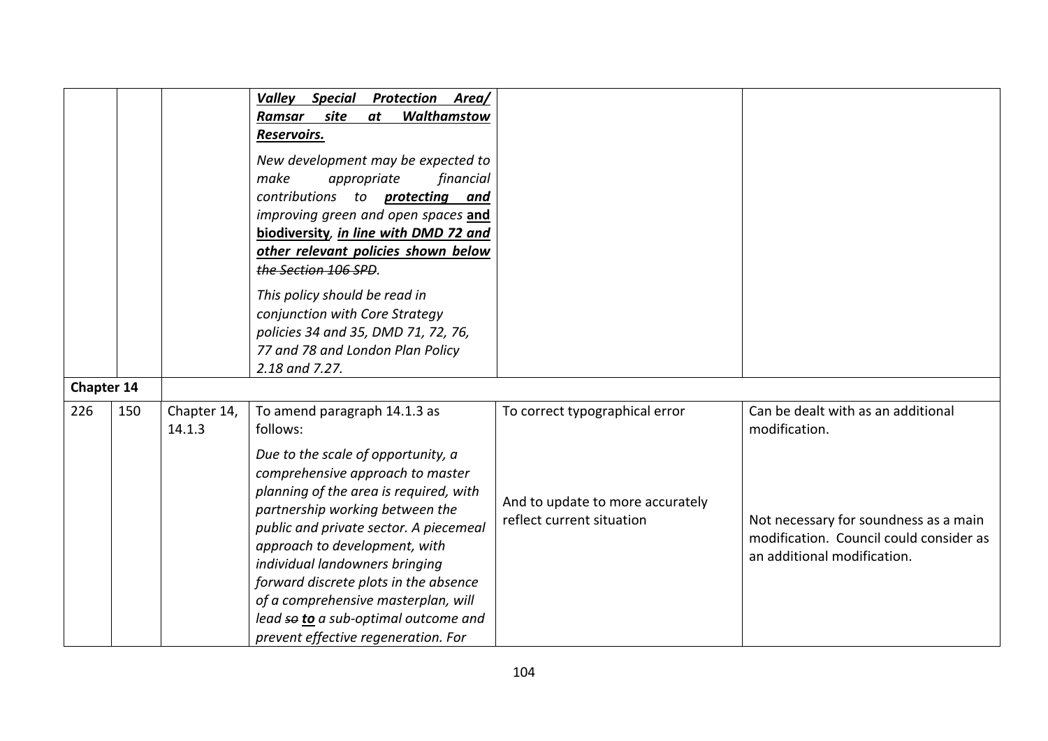| | | | | | |
|---|---|---|---|---|---|
| | | | ***Valley Special Protection Area/ Ramsar site at Walthamstow Reservoirs.***<br><br>*New development may be expected to make appropriate financial contributions to* ***protecting and*** *improving green and open spaces* **and biodiversity**, ***in line with DMD 72 and other relevant policies shown below*** *~~the Section 106 SPD~~.*<br><br>*This policy should be read in conjunction with Core Strategy policies 34 and 35, DMD 71, 72, 76, 77 and 78 and London Plan Policy 2.18 and 7.27.* | | |
| **Chapter 14** | | | | | |
| 226 | 150 | Chapter 14, 14.1.3 | To amend paragraph 14.1.3 as follows:<br><br>*Due to the scale of opportunity, a comprehensive approach to master planning of the area is required, with partnership working between the public and private sector. A piecemeal approach to development, with individual landowners bringing forward discrete plots in the absence of a comprehensive masterplan, will lead ~~so~~* ***to*** *a sub-optimal outcome and prevent effective regeneration. For* | To correct typographical error<br><br>And to update to more accurately reflect current situation | Can be dealt with as an additional modification.<br><br>Not necessary for soundness as a main modification. Council could consider as an additional modification. |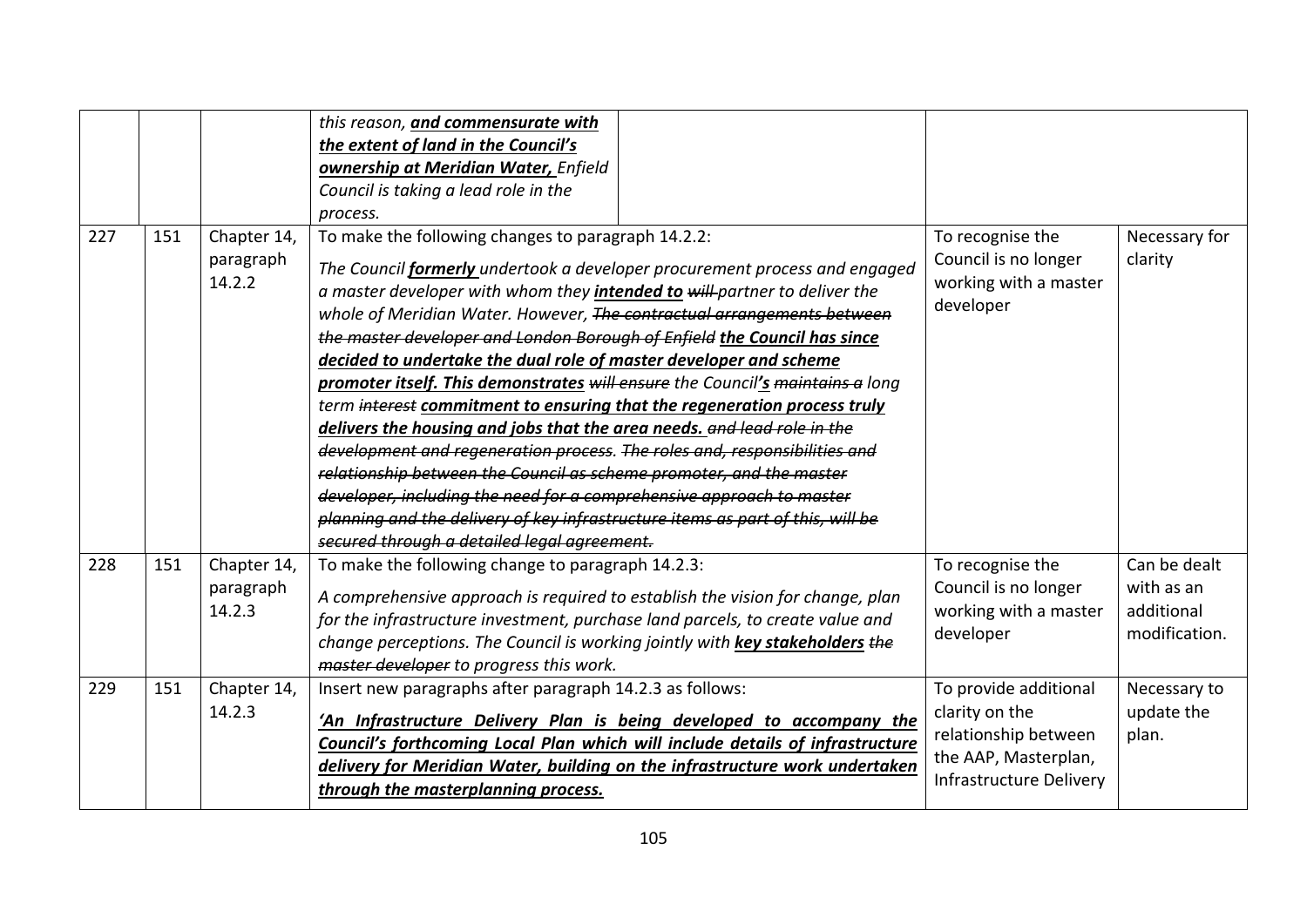| | | | | | |
|---|---|---|---|---|---|
| | | | *this reason, **<u>and commensurate with the extent of land in the Council's ownership at Meridian Water,</u>** Enfield Council is taking a lead role in the process.* | | |
| 227 | 151 | Chapter 14, paragraph 14.2.2 | To make the following changes to paragraph 14.2.2:<br><br>*The Council **<u>formerly</u>** undertook a developer procurement process and engaged a master developer with whom they **<u>intended to</u>** ~~will~~ partner to deliver the whole of Meridian Water. However, ~~The contractual arrangements between the master developer and London Borough of Enfield~~ **<u>the Council has since decided to undertake the dual role of master developer and scheme promoter itself. This demonstrates</u>** ~~will ensure~~ the Council**<u>'s</u>** ~~maintains a~~ long term ~~interest~~ **<u>commitment to ensuring that the regeneration process truly delivers the housing and jobs that the area needs.</u>** ~~and lead role in the development and regeneration process. The roles and, responsibilities and relationship between the Council as scheme promoter, and the master developer, including the need for a comprehensive approach to master planning and the delivery of key infrastructure items as part of this, will be secured through a detailed legal agreement.~~* | To recognise the Council is no longer working with a master developer | Necessary for clarity |
| 228 | 151 | Chapter 14, paragraph 14.2.3 | To make the following change to paragraph 14.2.3:<br><br>*A comprehensive approach is required to establish the vision for change, plan for the infrastructure investment, purchase land parcels, to create value and change perceptions. The Council is working jointly with **<u>key stakeholders</u>** ~~the master developer~~ to progress this work.* | To recognise the Council is no longer working with a master developer | Can be dealt with as an additional modification. |
| 229 | 151 | Chapter 14, 14.2.3 | Insert new paragraphs after paragraph 14.2.3 as follows:<br><br>***<u>'An Infrastructure Delivery Plan is being developed to accompany the Council's forthcoming Local Plan which will include details of infrastructure delivery for Meridian Water, building on the infrastructure work undertaken through the masterplanning process.</u>*** | To provide additional clarity on the relationship between the AAP, Masterplan, Infrastructure Delivery | Necessary to update the plan. |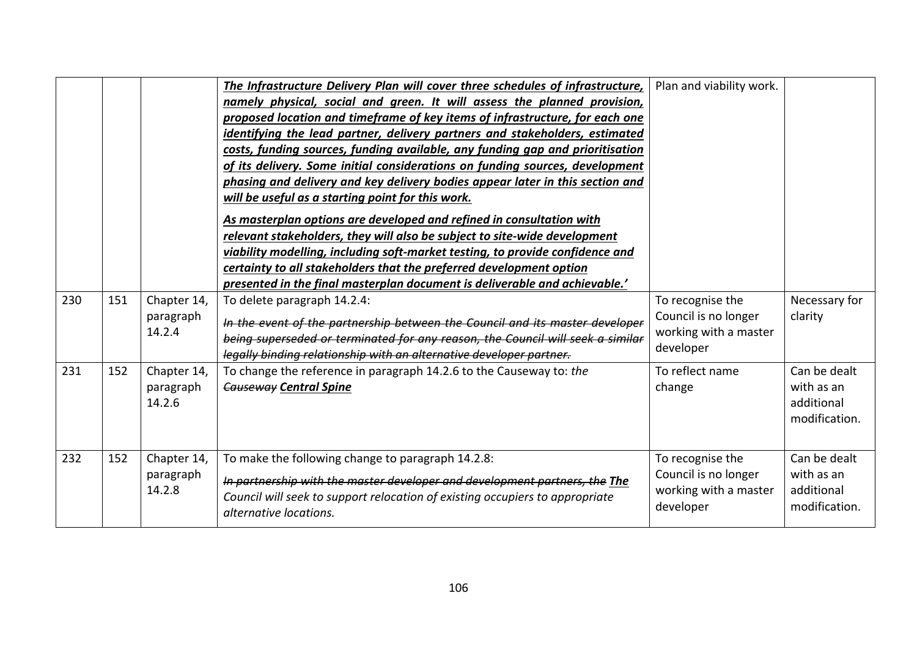| | | | | | |
|---|---|---|---|---|---|
| | | | ***The Infrastructure Delivery Plan will cover three schedules of infrastructure, namely physical, social and green. It will assess the planned provision, proposed location and timeframe of key items of infrastructure, for each one identifying the lead partner, delivery partners and stakeholders, estimated costs, funding sources, funding available, any funding gap and prioritisation of its delivery. Some initial considerations on funding sources, development phasing and delivery and key delivery bodies appear later in this section and will be useful as a starting point for this work.***<br><br>***As masterplan options are developed and refined in consultation with relevant stakeholders, they will also be subject to site-wide development viability modelling, including soft-market testing, to provide confidence and certainty to all stakeholders that the preferred development option presented in the final masterplan document is deliverable and achievable.'*** | Plan and viability work. | |
| 230 | 151 | Chapter 14, paragraph 14.2.4 | To delete paragraph 14.2.4:<br><br>~~*In the event of the partnership between the Council and its master developer being superseded or terminated for any reason, the Council will seek a similar legally binding relationship with an alternative developer partner.*~~ | To recognise the Council is no longer working with a master developer | Necessary for clarity |
| 231 | 152 | Chapter 14, paragraph 14.2.6 | To change the reference in paragraph 14.2.6 to the Causeway to: *the* ~~*Causeway*~~ ***Central Spine*** | To reflect name change | Can be dealt with as an additional modification. |
| 232 | 152 | Chapter 14, paragraph 14.2.8 | To make the following change to paragraph 14.2.8:<br><br>~~*In partnership with the master developer and development partners, the*~~ ***The*** *Council will seek to support relocation of existing occupiers to appropriate alternative locations.* | To recognise the Council is no longer working with a master developer | Can be dealt with as an additional modification. |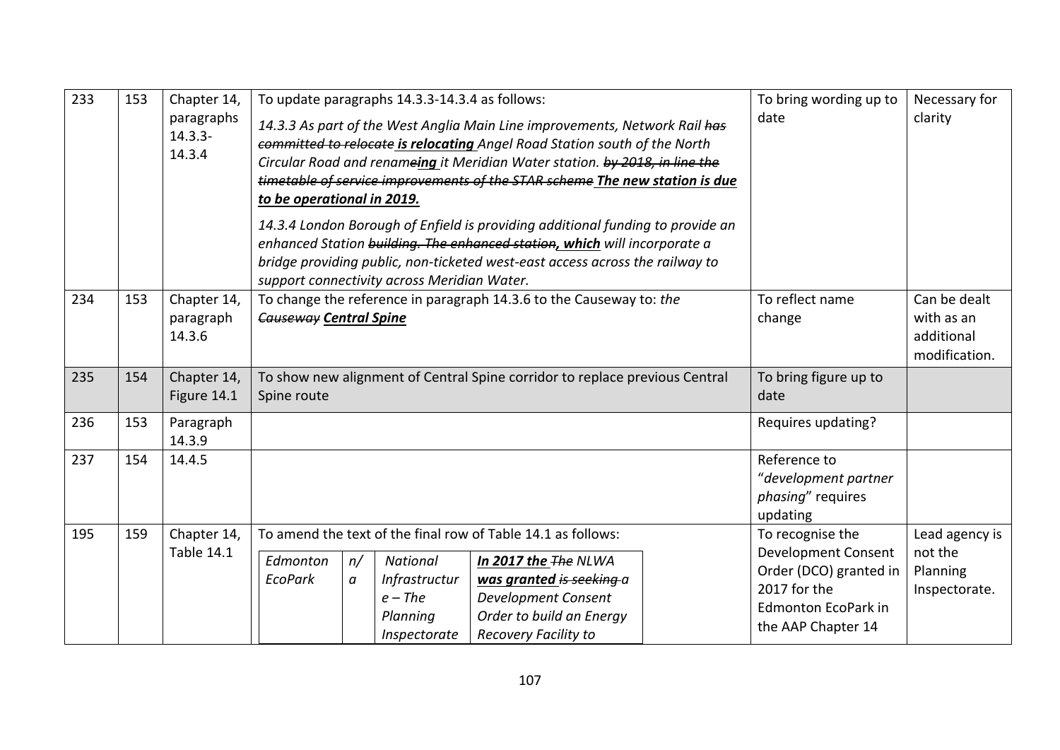| 233 | 153 | Chapter 14, paragraphs 14.3.3-14.3.4 | To update paragraphs 14.3.3-14.3.4 as follows:<br><br>*14.3.3 As part of the West Anglia Main Line improvements, Network Rail ~~has committed to relocate~~ **<u>is relocating</u>** Angel Road Station south of the North Circular Road and rename~~e~~**<u>ing</u>** it Meridian Water station. ~~by 2018, in line the timetable of service improvements of the STAR scheme~~ **<u>The new station is due to be operational in 2019.</u>***<br><br>*14.3.4 London Borough of Enfield is providing additional funding to provide an enhanced Station ~~building. The enhanced station~~**<u>, which</u>** will incorporate a bridge providing public, non-ticketed west-east access across the railway to support connectivity across Meridian Water.* | To bring wording up to date | Necessary for clarity |
|---|---|---|---|---|---|
| 234 | 153 | Chapter 14, paragraph 14.3.6 | To change the reference in paragraph 14.3.6 to the Causeway to: *the ~~Causeway~~ **<u>Central Spine</u>*** | To reflect name change | Can be dealt with as an additional modification. |
| 235 | 154 | Chapter 14, Figure 14.1 | To show new alignment of Central Spine corridor to replace previous Central Spine route | To bring figure up to date | |
| 236 | 153 | Paragraph 14.3.9 | | Requires updating? | |
| 237 | 154 | 14.4.5 | | Reference to "*development partner phasing*" requires updating | |
| 195 | 159 | Chapter 14, Table 14.1 | To amend the text of the final row of Table 14.1 as follows:<br><br>*Edmonton EcoPark* \| *n/a* \| *National Infrastructure – The Planning Inspectorate* \| ***<u>In 2017 the</u>*** *~~The~~ NLWA* ***<u>was granted</u>*** *~~is seeking a~~ Development Consent Order to build an Energy Recovery Facility to* | To recognise the Development Consent Order (DCO) granted in 2017 for the Edmonton EcoPark in the AAP Chapter 14 | Lead agency is not the Planning Inspectorate. |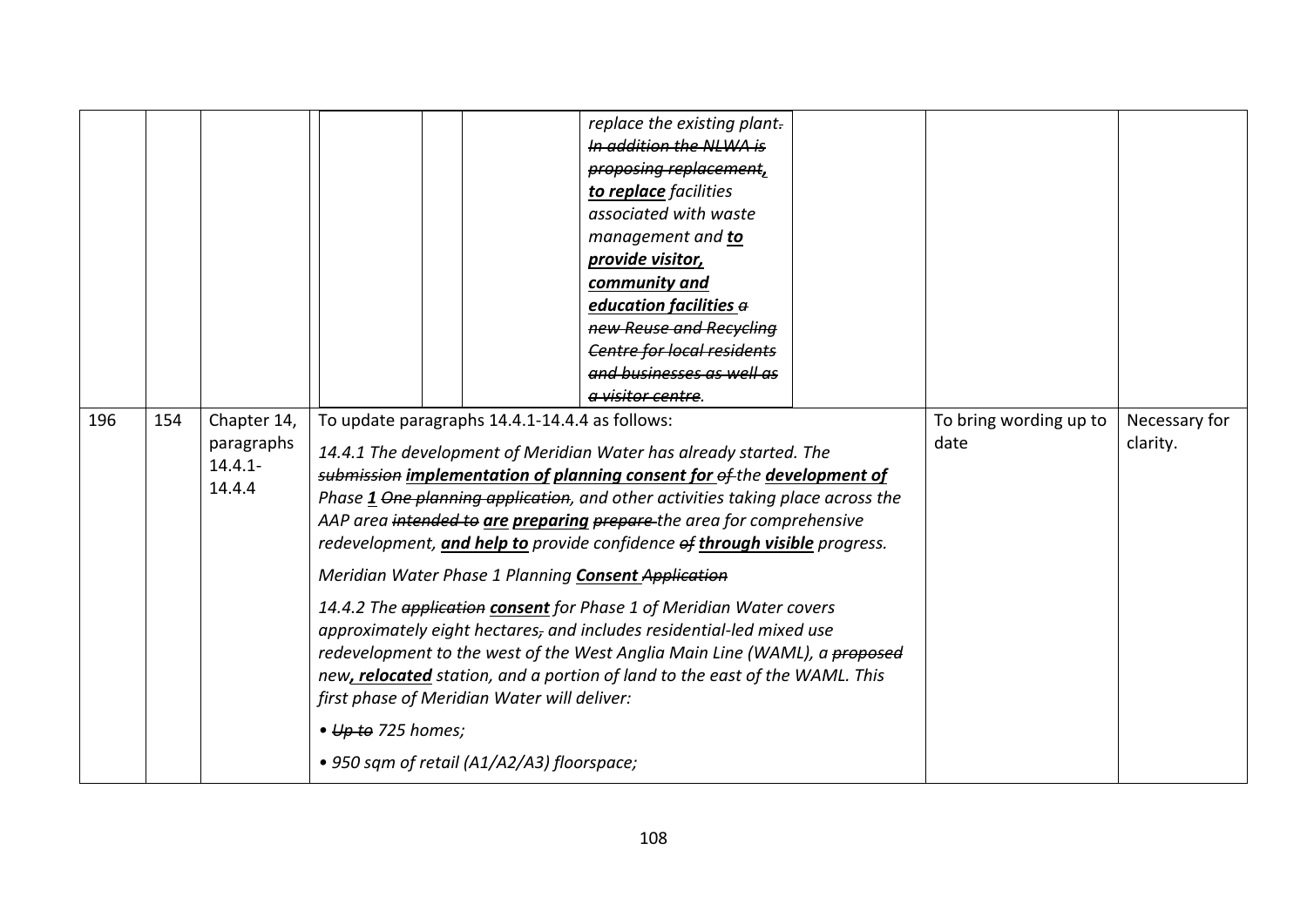| | | | | | |
|---|---|---|---|---|---|
| | | | *replace the existing plant~~.~~ ~~In addition the NLWA is proposing replacement~~**,** **to replace** facilities associated with waste management and **to provide visitor, community and education facilities** ~~a new Reuse and Recycling Centre for local residents and businesses as well as a visitor centre~~.* | | |
| 196 | 154 | Chapter 14, paragraphs 14.4.1-14.4.4 | To update paragraphs 14.4.1-14.4.4 as follows:<br><br>*14.4.1 The development of Meridian Water has already started. The ~~submission~~ **implementation of planning consent for** ~~of~~ the **development of** Phase **1** ~~One planning application~~, and other activities taking place across the AAP area ~~intended to~~ **are preparing** ~~prepare~~ the area for comprehensive redevelopment, **and help to** provide confidence ~~of~~ **through visible** progress.*<br><br>*Meridian Water Phase 1 Planning **Consent** ~~Application~~*<br><br>*14.4.2 The ~~application~~ **consent** for Phase 1 of Meridian Water covers approximately eight hectares~~,~~ and includes residential-led mixed use redevelopment to the west of the West Anglia Main Line (WAML), a ~~proposed~~ new**, relocated** station, and a portion of land to the east of the WAML. This first phase of Meridian Water will deliver:*<br><br>*• ~~Up to~~ 725 homes;*<br><br>*• 950 sqm of retail (A1/A2/A3) floorspace;* | To bring wording up to date | Necessary for clarity. |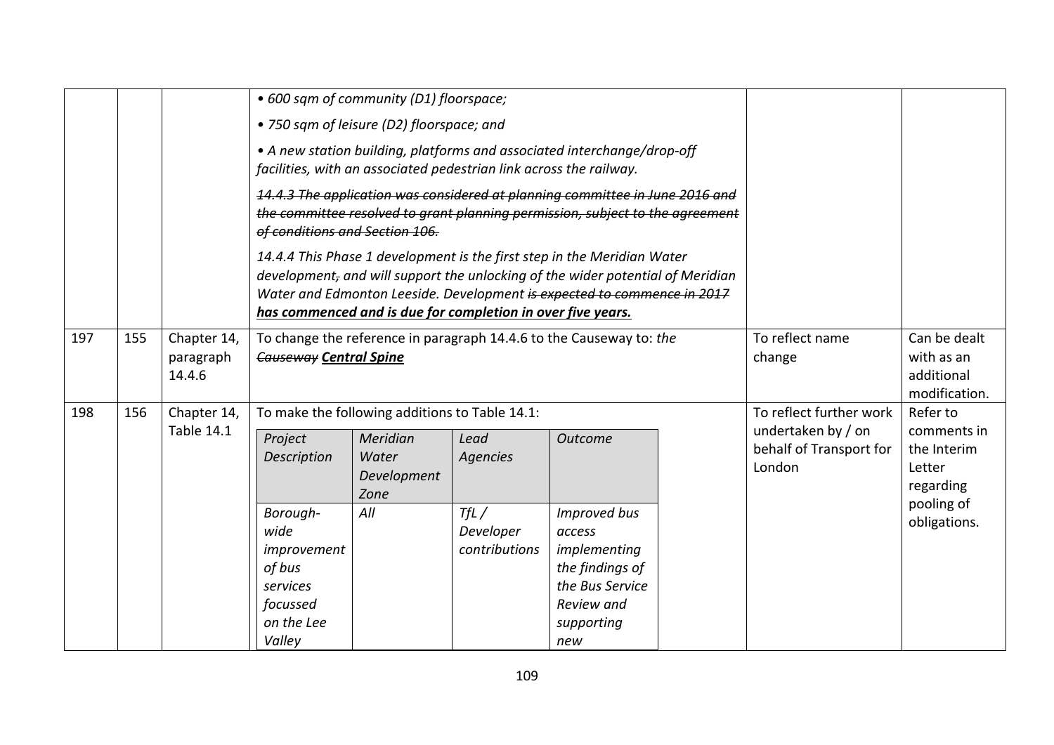| | | | | | |
|---|---|---|---|---|---|
| | | | *• 600 sqm of community (D1) floorspace;*<br><br>*• 750 sqm of leisure (D2) floorspace; and*<br><br>*• A new station building, platforms and associated interchange/drop-off facilities, with an associated pedestrian link across the railway.*<br><br>~~*14.4.3 The application was considered at planning committee in June 2016 and the committee resolved to grant planning permission, subject to the agreement of conditions and Section 106.*~~<br><br>*14.4.4 This Phase 1 development is the first step in the Meridian Water development~~,~~ and will support the unlocking of the wider potential of Meridian Water and Edmonton Leeside. Development ~~is expected to commence in 2017~~* ***<u>has commenced and is due for completion in over five years.</u>*** | | |
| 197 | 155 | Chapter 14, paragraph 14.4.6 | To change the reference in paragraph 14.4.6 to the Causeway to: *the ~~Causeway~~* ***<u>Central Spine</u>*** | To reflect name change | Can be dealt with as an additional modification. |
| 198 | 156 | Chapter 14, Table 14.1 | To make the following additions to Table 14.1:<br><br>*Project Description* / *Meridian Water Development Zone* / *Lead Agencies* / *Outcome*<br><br>*Borough-wide improvement of bus services focussed on the Lee Valley* / *All* / *TfL / Developer contributions* / *Improved bus access implementing the findings of the Bus Service Review and supporting new* | To reflect further work undertaken by / on behalf of Transport for London | Refer to comments in the Interim Letter regarding pooling of obligations. |

Nested table within row 198:

| *Project Description* | *Meridian Water Development Zone* | *Lead Agencies* | *Outcome* |
|---|---|---|---|
| *Borough-wide improvement of bus services focussed on the Lee Valley* | *All* | *TfL / Developer contributions* | *Improved bus access implementing the findings of the Bus Service Review and supporting new* |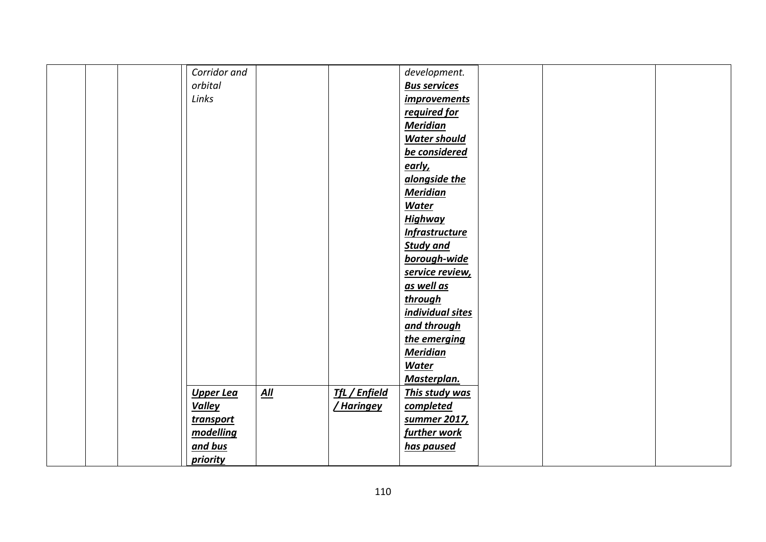| | | | | | | | | | |
|---|---|---|---|---|---|---|---|---|---|
| | | | *Corridor and orbital Links* | | | *development.* ***<u>Bus services improvements required for Meridian Water should be considered early, alongside the Meridian Water Highway Infrastructure Study and borough-wide service review, as well as through individual sites and through the emerging Meridian Water Masterplan.</u>*** | | | |
| | | | ***<u>Upper Lea Valley transport modelling and bus priority</u>*** | ***<u>All</u>*** | ***<u>TfL / Enfield / Haringey</u>*** | ***<u>This study was completed summer 2017, further work has paused</u>*** | | | |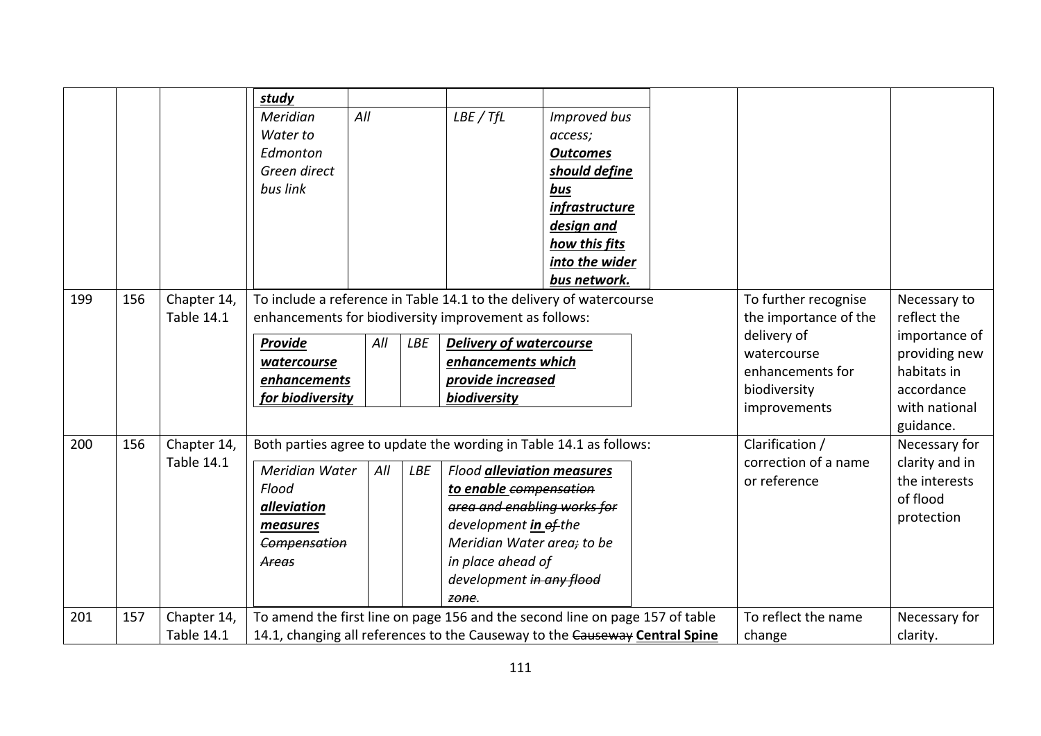| | | | | | |
|---|---|---|---|---|---|
| | | | ***study***<br>*Meridian Water to Edmonton Green direct bus link* \| *All* \| *LBE / TfL* \| *Improved bus access;* ***Outcomes should define bus infrastructure design and how this fits into the wider bus network.*** | | |
| 199 | 156 | Chapter 14, Table 14.1 | To include a reference in Table 14.1 to the delivery of watercourse enhancements for biodiversity improvement as follows:<br>***Provide watercourse enhancements for biodiversity*** \| *All* \| *LBE* \| ***Delivery of watercourse enhancements which provide increased biodiversity*** | To further recognise the importance of the delivery of watercourse enhancements for biodiversity improvements | Necessary to reflect the importance of providing new habitats in accordance with national guidance. |
| 200 | 156 | Chapter 14, Table 14.1 | Both parties agree to update the wording in Table 14.1 as follows:<br>*Meridian Water Flood* ***alleviation measures*** *~~Compensation Areas~~* \| *All* \| *LBE* \| *Flood* ***alleviation measures to enable*** *~~compensation area and enabling works for~~ development* ***in*** *~~of~~ the Meridian Water area~~;~~ to be in place ahead of development ~~in any flood zone~~.* | Clarification / correction of a name or reference | Necessary for clarity and in the interests of flood protection |
| 201 | 157 | Chapter 14, Table 14.1 | To amend the first line on page 156 and the second line on page 157 of table 14.1, changing all references to the Causeway to the ~~Causeway~~ **Central Spine** | To reflect the name change | Necessary for clarity. |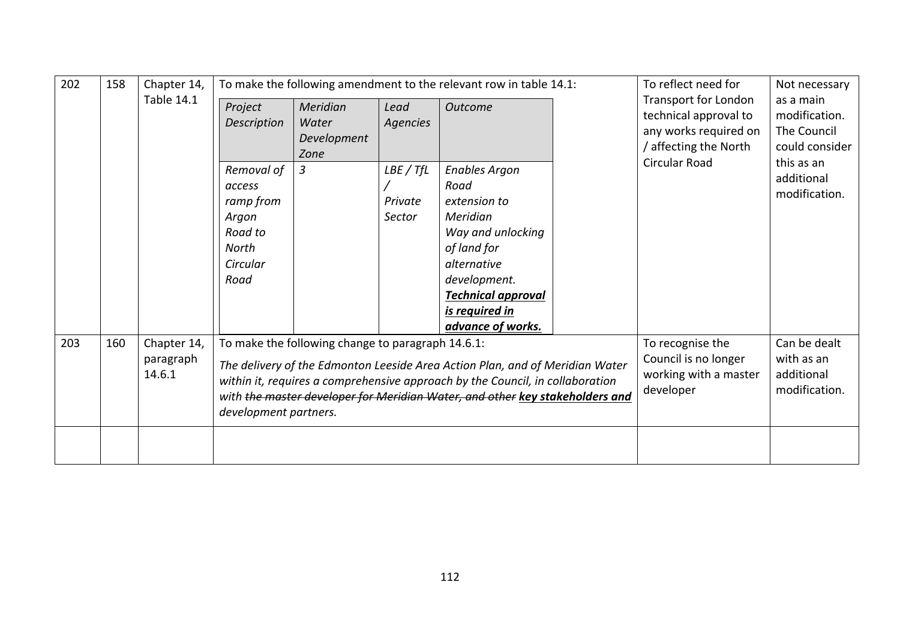| | | | | | |
|---|---|---|---|---|---|
| 202 | 158 | Chapter 14, Table 14.1 | To make the following amendment to the relevant row in table 14.1:<br><br>*Project Description*: *Removal of access ramp from Argon Road to North Circular Road*<br>*Meridian Water Development Zone*: *3*<br>*Lead Agencies*: *LBE / TfL / Private Sector*<br>*Outcome*: *Enables Argon Road extension to Meridian Way and unlocking of land for alternative development.* ***<u>Technical approval is required in advance of works.</u>*** | To reflect need for Transport for London technical approval to any works required on / affecting the North Circular Road | Not necessary as a main modification. The Council could consider this as an additional modification. |
| 203 | 160 | Chapter 14, paragraph 14.6.1 | To make the following change to paragraph 14.6.1:<br><br>*The delivery of the Edmonton Leeside Area Action Plan, and of Meridian Water within it, requires a comprehensive approach by the Council, in collaboration with ~~the master developer for Meridian Water, and other~~* ***<u>key stakeholders and</u>*** *development partners.* | To recognise the Council is no longer working with a master developer | Can be dealt with as an additional modification. |
| | | | | | |